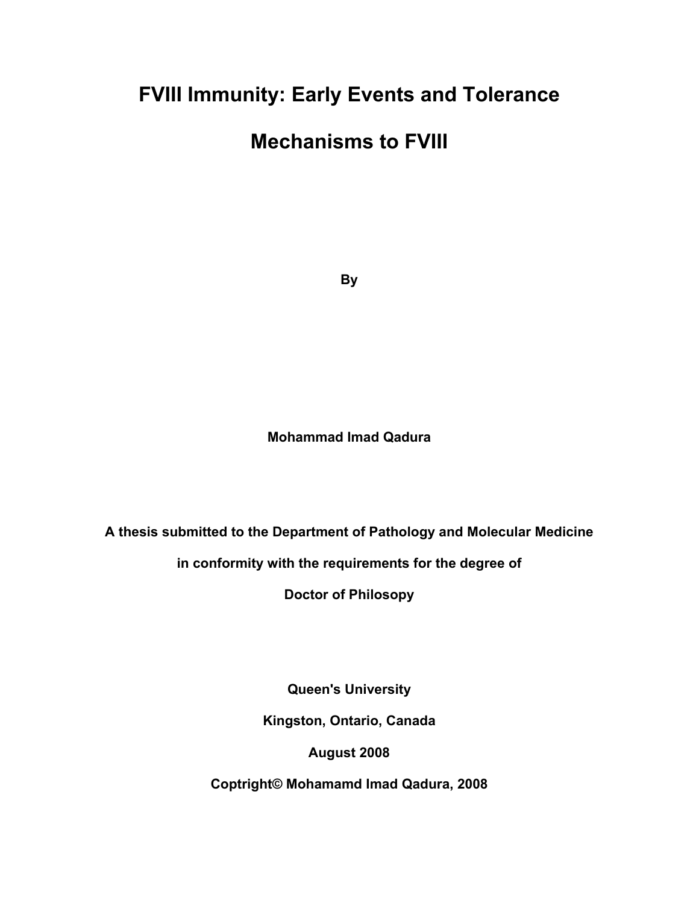# FVIII Immunity: Early Events and Tolerance Mechanisms to FVIII

**By**

**Mohammad Imad Qadura**

**A thesis submitted to the Department of Pathology and Molecular Medicine**

**in conformity with the requirements for the degree of**

**Doctor of Philosopy**

**Queen's University**

**Kingston, Ontario, Canada**

**August 2008**

**Coptright© Mohamamd Imad Qadura, 2008**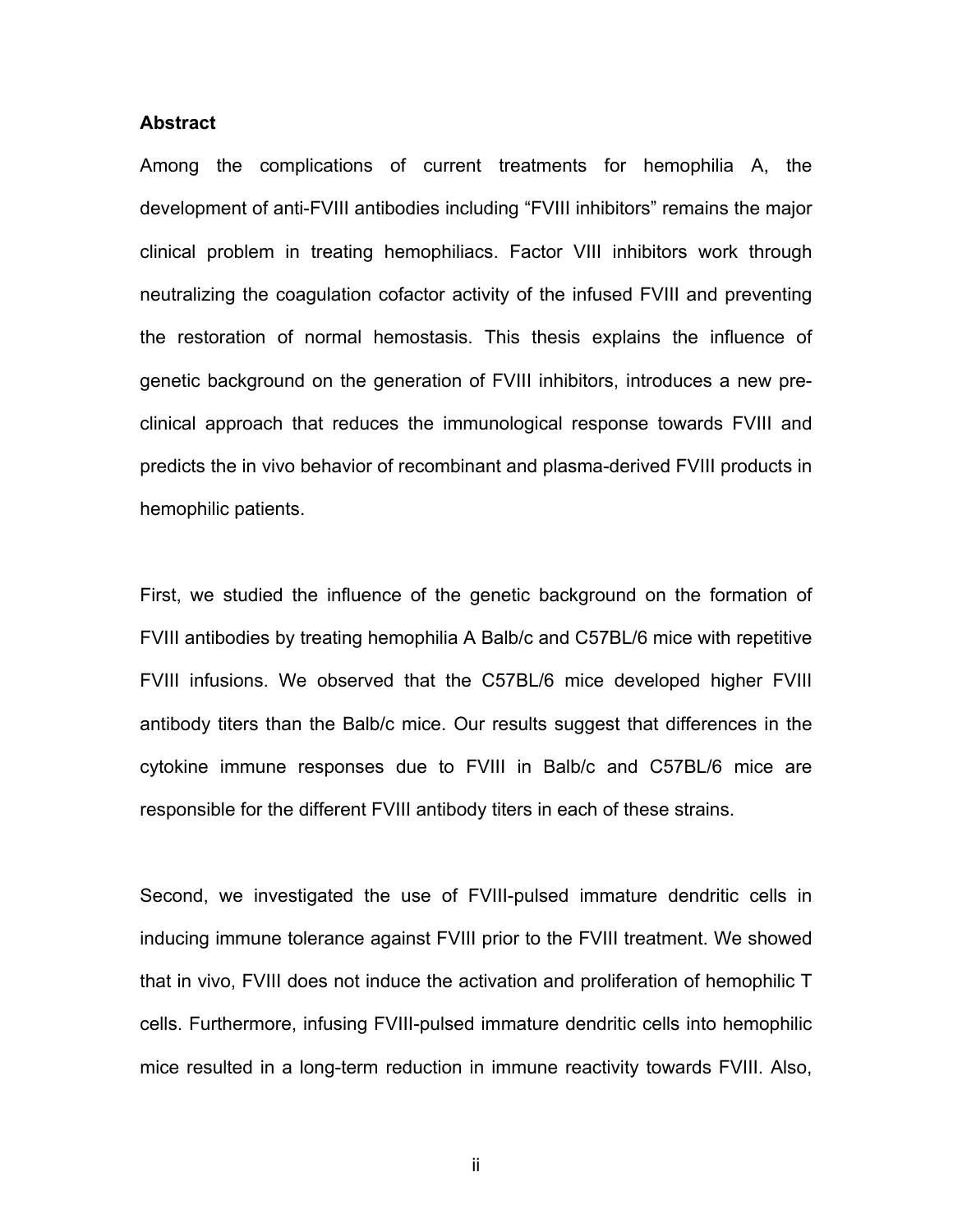**Abstract**

Among the complications of current treatments for hemophilia A, the development of anti-FVIII antibodies including "FVIII inhibitors" remains the major clinical problem in treating hemophiliacs. Factor VIII inhibitors work through neutralizing the coagulation cofactor activity of the infused FVIII and preventing the restoration of normal hemostasis. This thesis explains the influence of genetic background on the generation of FVIII inhibitors, introduces a new pre-clinical approach that reduces the immunological response towards FVIII and predicts the in vivo behavior of recombinant and plasma-derived FVIII products in hemophilic patients.

First, we studied the influence of the genetic background on the formation of FVIII antibodies by treating hemophilia A Balb/c and C57BL/6 mice with repetitive FVIII infusions. We observed that the C57BL/6 mice developed higher FVIII antibody titers than the Balb/c mice. Our results suggest that differences in the cytokine immune responses due to FVIII in Balb/c and C57BL/6 mice are responsible for the different FVIII antibody titers in each of these strains.

Second, we investigated the use of FVIII-pulsed immature dendritic cells in inducing immune tolerance against FVIII prior to the FVIII treatment. We showed that in vivo, FVIII does not induce the activation and proliferation of hemophilic T cells. Furthermore, infusing FVIII-pulsed immature dendritic cells into hemophilic mice resulted in a long-term reduction in immune reactivity towards FVIII. Also,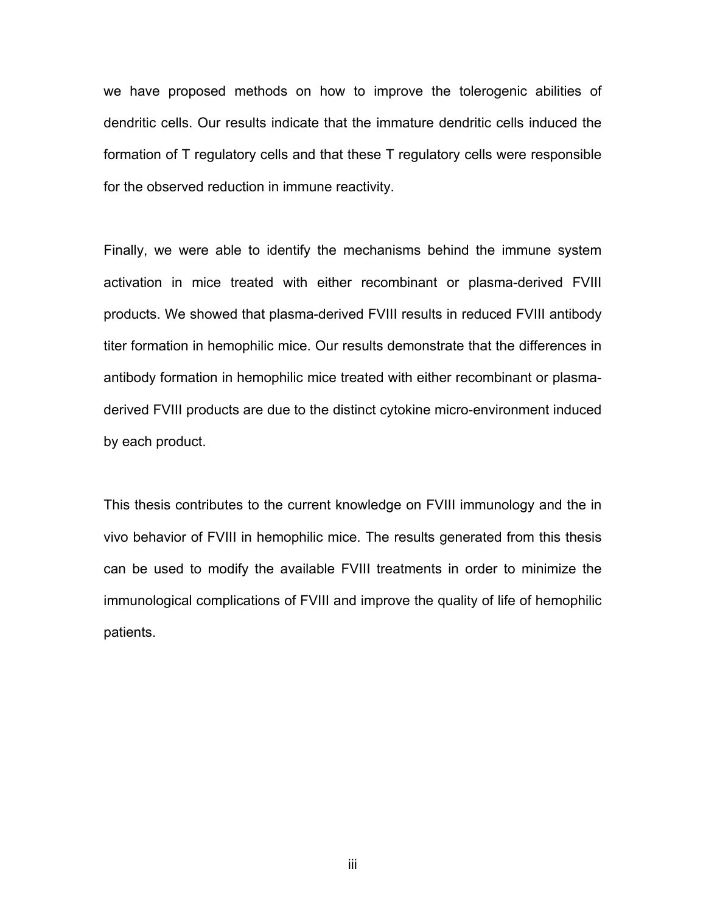we have proposed methods on how to improve the tolerogenic abilities of dendritic cells. Our results indicate that the immature dendritic cells induced the formation of T regulatory cells and that these T regulatory cells were responsible for the observed reduction in immune reactivity.

Finally, we were able to identify the mechanisms behind the immune system activation in mice treated with either recombinant or plasma-derived FVIII products. We showed that plasma-derived FVIII results in reduced FVIII antibody titer formation in hemophilic mice. Our results demonstrate that the differences in antibody formation in hemophilic mice treated with either recombinant or plasma-derived FVIII products are due to the distinct cytokine micro-environment induced by each product.

This thesis contributes to the current knowledge on FVIII immunology and the in vivo behavior of FVIII in hemophilic mice. The results generated from this thesis can be used to modify the available FVIII treatments in order to minimize the immunological complications of FVIII and improve the quality of life of hemophilic patients.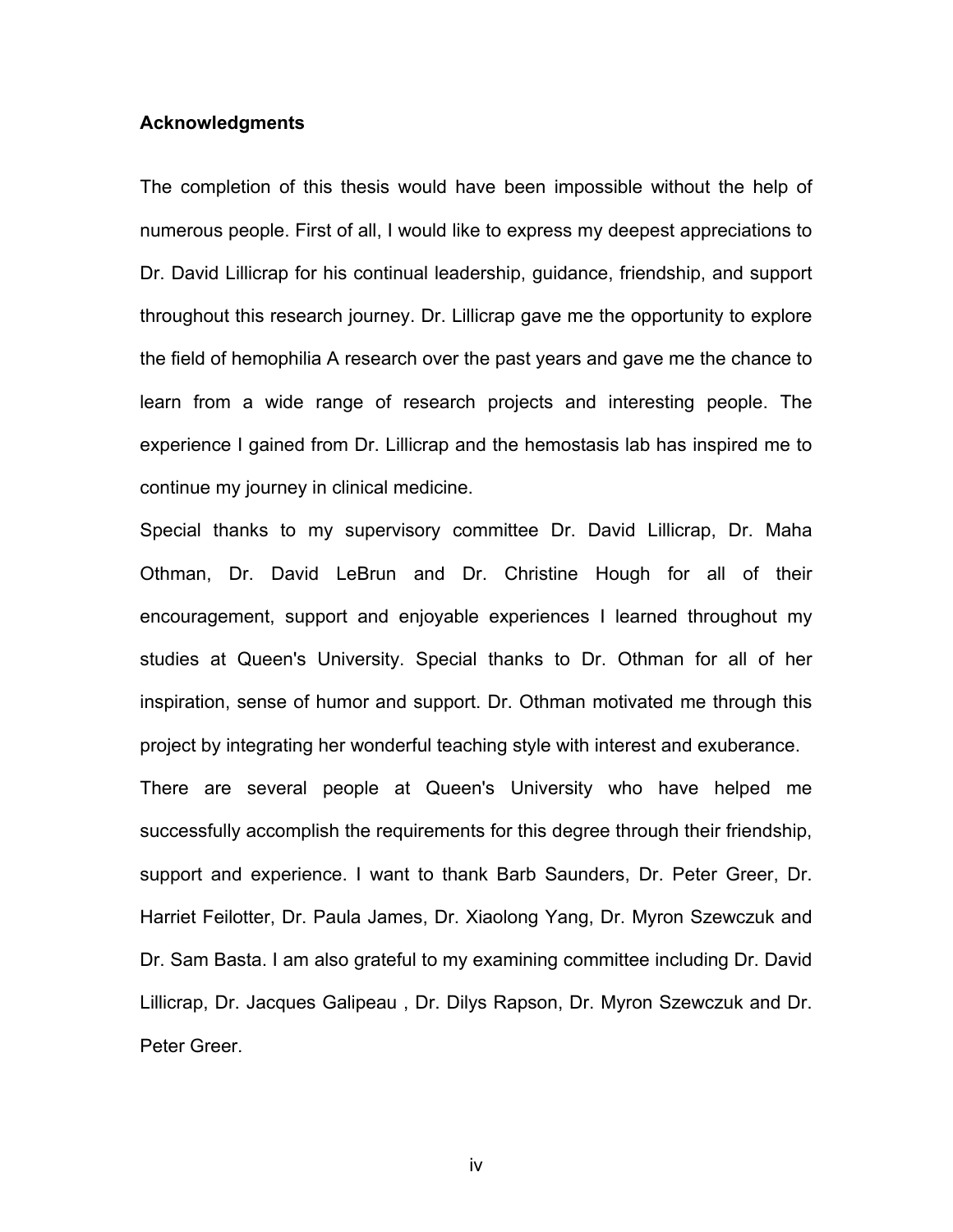**Acknowledgments**

The completion of this thesis would have been impossible without the help of numerous people. First of all, I would like to express my deepest appreciations to Dr. David Lillicrap for his continual leadership, guidance, friendship, and support throughout this research journey. Dr. Lillicrap gave me the opportunity to explore the field of hemophilia A research over the past years and gave me the chance to learn from a wide range of research projects and interesting people. The experience I gained from Dr. Lillicrap and the hemostasis lab has inspired me to continue my journey in clinical medicine.

Special thanks to my supervisory committee Dr. David Lillicrap, Dr. Maha Othman, Dr. David LeBrun and Dr. Christine Hough for all of their encouragement, support and enjoyable experiences I learned throughout my studies at Queen's University. Special thanks to Dr. Othman for all of her inspiration, sense of humor and support. Dr. Othman motivated me through this project by integrating her wonderful teaching style with interest and exuberance.

There are several people at Queen's University who have helped me successfully accomplish the requirements for this degree through their friendship, support and experience. I want to thank Barb Saunders, Dr. Peter Greer, Dr. Harriet Feilotter, Dr. Paula James, Dr. Xiaolong Yang, Dr. Myron Szewczuk and Dr. Sam Basta. I am also grateful to my examining committee including Dr. David Lillicrap, Dr. Jacques Galipeau , Dr. Dilys Rapson, Dr. Myron Szewczuk and Dr. Peter Greer.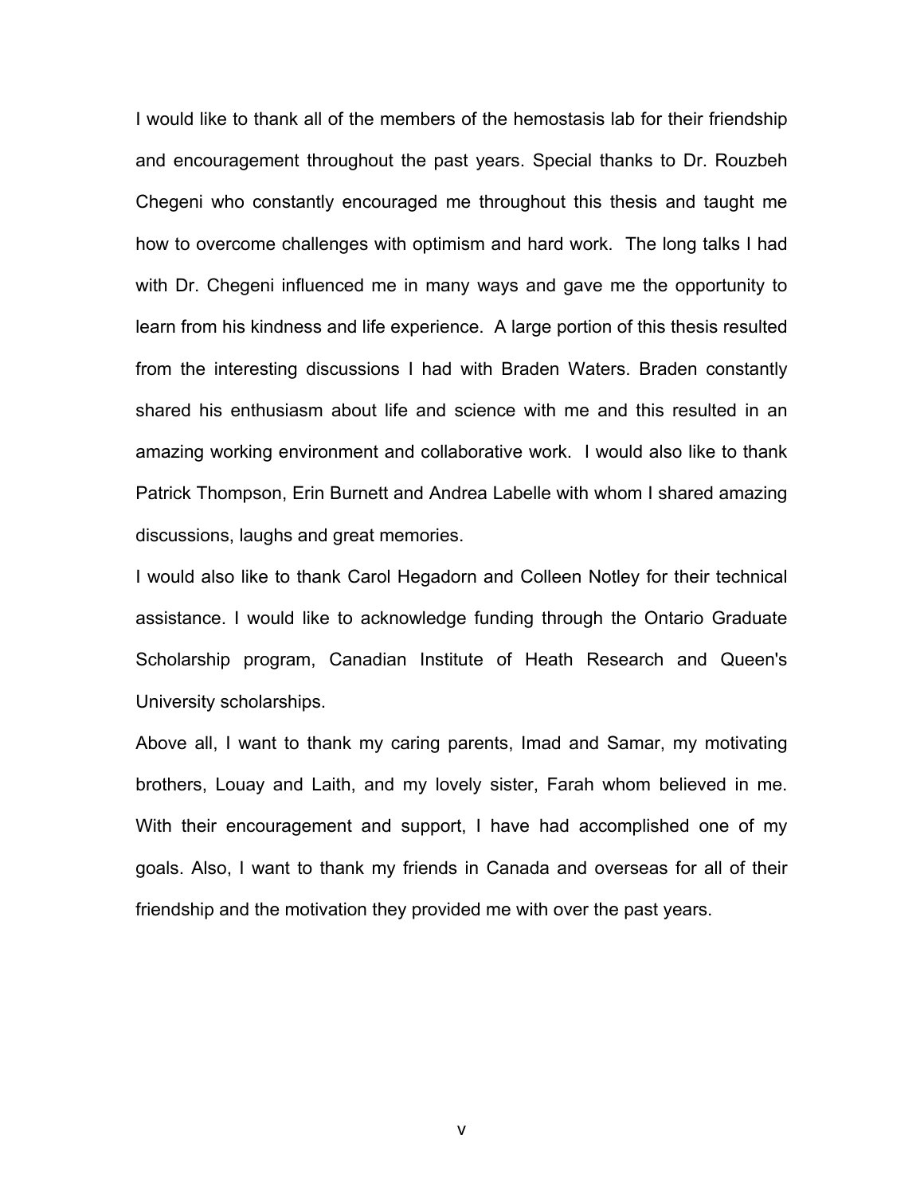I would like to thank all of the members of the hemostasis lab for their friendship and encouragement throughout the past years. Special thanks to Dr. Rouzbeh Chegeni who constantly encouraged me throughout this thesis and taught me how to overcome challenges with optimism and hard work. The long talks I had with Dr. Chegeni influenced me in many ways and gave me the opportunity to learn from his kindness and life experience. A large portion of this thesis resulted from the interesting discussions I had with Braden Waters. Braden constantly shared his enthusiasm about life and science with me and this resulted in an amazing working environment and collaborative work. I would also like to thank Patrick Thompson, Erin Burnett and Andrea Labelle with whom I shared amazing discussions, laughs and great memories.

I would also like to thank Carol Hegadorn and Colleen Notley for their technical assistance. I would like to acknowledge funding through the Ontario Graduate Scholarship program, Canadian Institute of Heath Research and Queen's University scholarships.

Above all, I want to thank my caring parents, Imad and Samar, my motivating brothers, Louay and Laith, and my lovely sister, Farah whom believed in me. With their encouragement and support, I have had accomplished one of my goals. Also, I want to thank my friends in Canada and overseas for all of their friendship and the motivation they provided me with over the past years.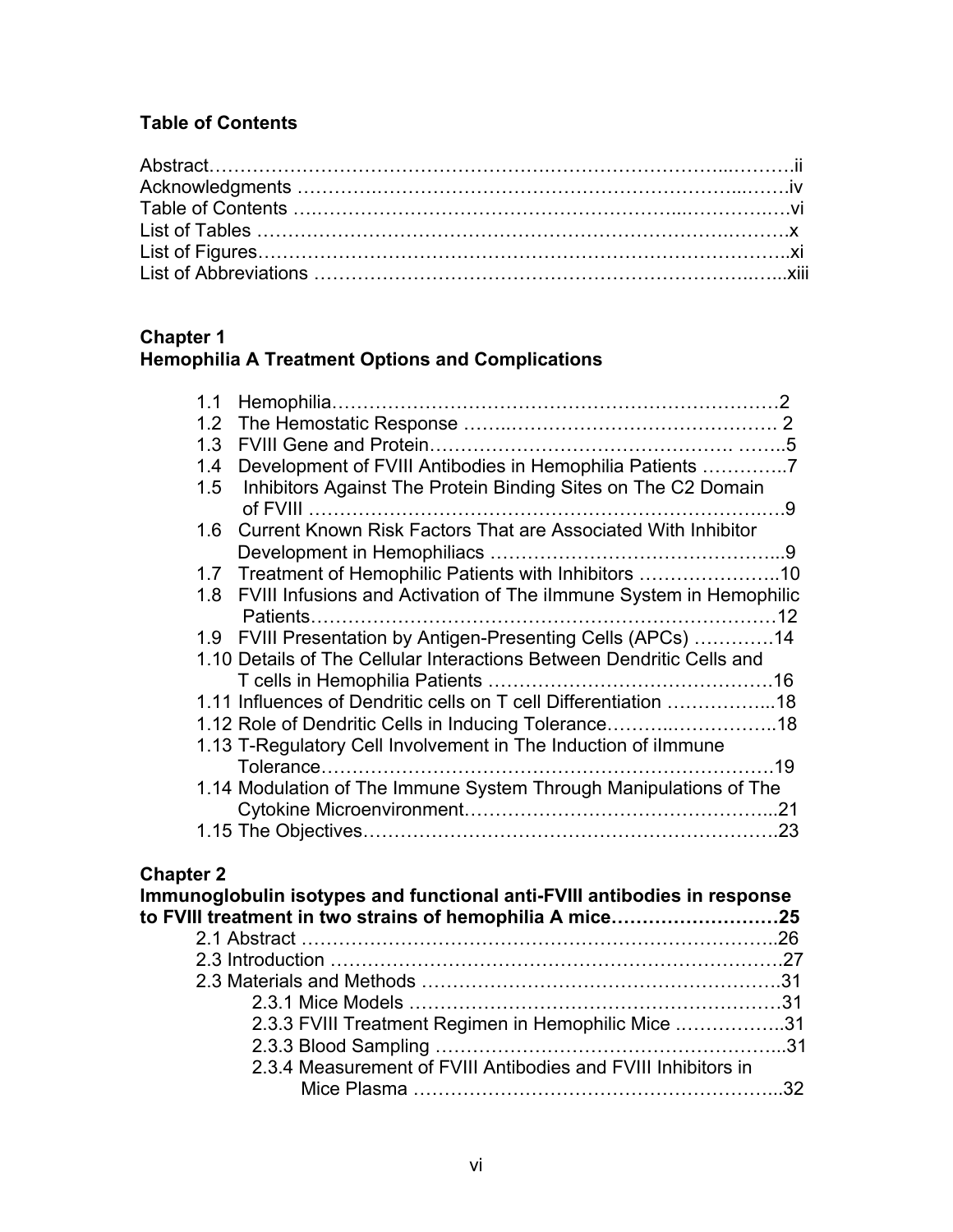## Table of Contents

Abstract……………………………………………………………………………..……….ii
Acknowledgments ………..………………………………………………………..……..iv
Table of Contents ….………………………………………………...…………….….vi
List of Tables ………………………………………………………………….……….x
List of Figures………………………………………………………………………….xi
List of Abbreviations ………………………………………………………….…...xiii

**Chapter 1**
**Hemophilia A Treatment Options and Complications**

1.1 Hemophilia………………………………………………………………2
1.2 The Hemostatic Response …….…………………………………….… 2
1.3 FVIII Gene and Protein…………………………………………. ……..5
1.4 Development of FVIII Antibodies in Hemophilia Patients …………..7
1.5 Inhibitors Against The Protein Binding Sites on The C2 Domain of FVIII ……………………………………………………………….…9
1.6 Current Known Risk Factors That are Associated With Inhibitor Development in Hemophiliacs ………………………………………...9
1.7 Treatment of Hemophilic Patients with Inhibitors …………………..10
1.8 FVIII Infusions and Activation of The iImmune System in Hemophilic Patients…………………………………………………………………12
1.9 FVIII Presentation by Antigen-Presenting Cells (APCs) ………….14
1.10 Details of The Cellular Interactions Between Dendritic Cells and T cells in Hemophilia Patients ……………………………………….16
1.11 Influences of Dendritic cells on T cell Differentiation ……………...18
1.12 Role of Dendritic Cells in Inducing Tolerance………..……………..18
1.13 T-Regulatory Cell Involvement in The Induction of iImmune Tolerance……………………………………………………………19
1.14 Modulation of The Immune System Through Manipulations of The Cytokine Microenvironment…………………………………………...21
1.15 The Objectives………………………………………………………….23

**Chapter 2**
**Immunoglobulin isotypes and functional anti-FVIII antibodies in response to FVIII treatment in two strains of hemophilia A mice………………………25**

2.1 Abstract …………………………………………………………………..26
2.3 Introduction ……………………………………………………………….27
2.3 Materials and Methods …………………………………………………….31
2.3.1 Mice Models ……………………………………………………31
2.3.3 FVIII Treatment Regimen in Hemophilic Mice ……………...31
2.3.3 Blood Sampling ………………………………………………...31
2.3.4 Measurement of FVIII Antibodies and FVIII Inhibitors in Mice Plasma …………………………………………………...32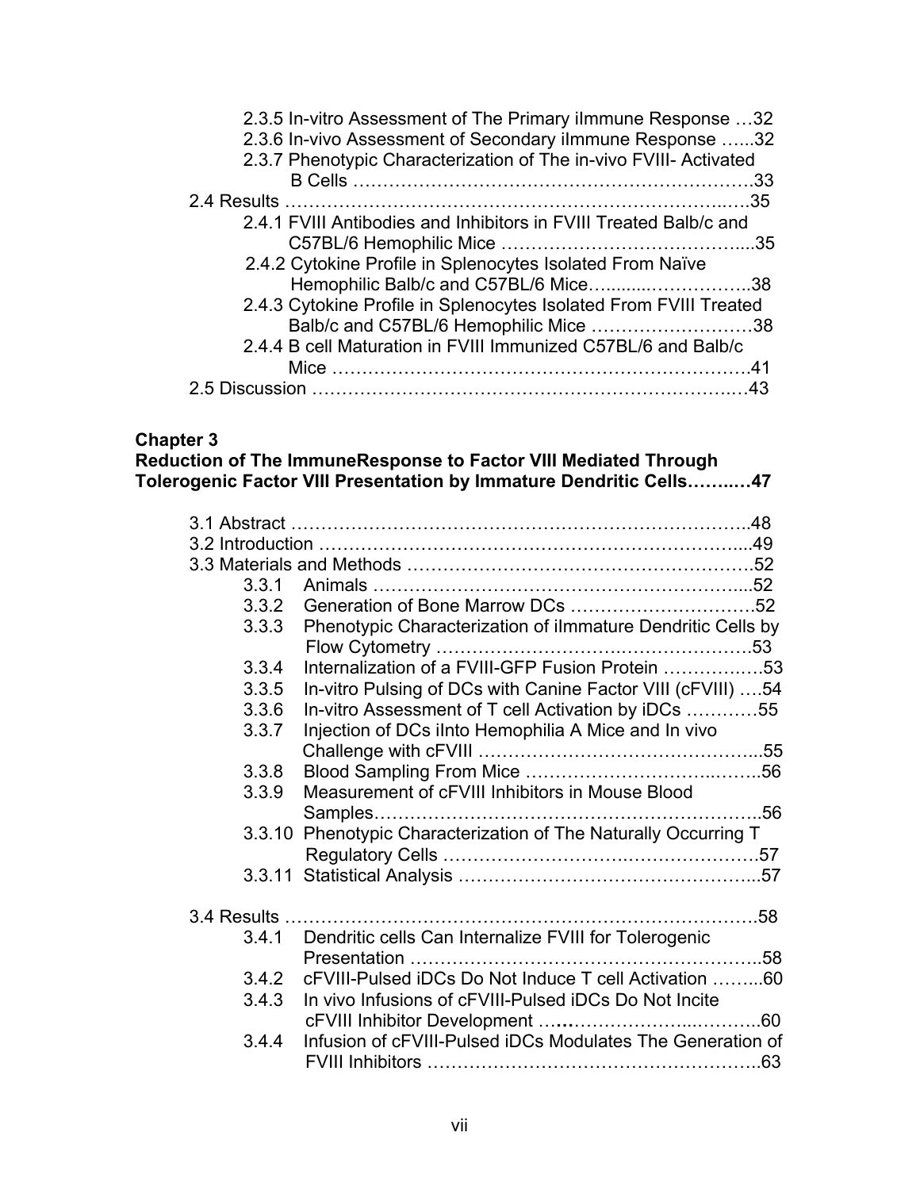2.3.5 In-vitro Assessment of The Primary iImmune Response …32
2.3.6 In-vivo Assessment of Secondary iImmune Response …...32
2.3.7 Phenotypic Characterization of The in-vivo FVIII- Activated B Cells ………………………………………………………….33

2.4 Results ……………………………………………………………….35
2.4.1 FVIII Antibodies and Inhibitors in FVIII Treated Balb/c and C57BL/6 Hemophilic Mice …………………………………...35
2.4.2 Cytokine Profile in Splenocytes Isolated From Naïve Hemophilic Balb/c and C57BL/6 Mice………………………..38
2.4.3 Cytokine Profile in Splenocytes Isolated From FVIII Treated Balb/c and C57BL/6 Hemophilic Mice ………………………38
2.4.4 B cell Maturation in FVIII Immunized C57BL/6 and Balb/c Mice ……………………………………………………………41

2.5 Discussion ……………………………………………………………43

**Chapter 3**
**Reduction of The ImmuneResponse to Factor VIII Mediated Through Tolerogenic Factor VIII Presentation by Immature Dendritic Cells……..…47**

3.1 Abstract …………………………………………………………………..48
3.2 Introduction …………………………………………………………….....49
3.3 Materials and Methods ………………………………………………….52
3.3.1 Animals ………………………………………………………....52
3.3.2 Generation of Bone Marrow DCs ………………………….52
3.3.3 Phenotypic Characterization of iImmature Dendritic Cells by Flow Cytometry ……………………………………………….53
3.3.4 Internalization of a FVIII-GFP Fusion Protein …………….53
3.3.5 In-vitro Pulsing of DCs with Canine Factor VIII (cFVIII) ….54
3.3.6 In-vitro Assessment of T cell Activation by iDCs …………55
3.3.7 Injection of DCs iInto Hemophilia A Mice and In vivo Challenge with cFVIII ………………………………………...55
3.3.8 Blood Sampling From Mice ………………………………..56
3.3.9 Measurement of cFVIII Inhibitors in Mouse Blood Samples……………………………………………………..56
3.3.10 Phenotypic Characterization of The Naturally Occurring T Regulatory Cells ………………………………………….57
3.3.11 Statistical Analysis ……………………………………………...57

3.4 Results ……………………………………………………………………….58
3.4.1 Dendritic cells Can Internalize FVIII for Tolerogenic Presentation ………………………………………………..58
3.4.2 cFVIII-Pulsed iDCs Do Not Induce T cell Activation ……...60
3.4.3 In vivo Infusions of cFVIII-Pulsed iDCs Do Not Incite cFVIII Inhibitor Development ……………………………..60
3.4.4 Infusion of cFVIII-Pulsed iDCs Modulates The Generation of FVIII Inhibitors ………………………………………………63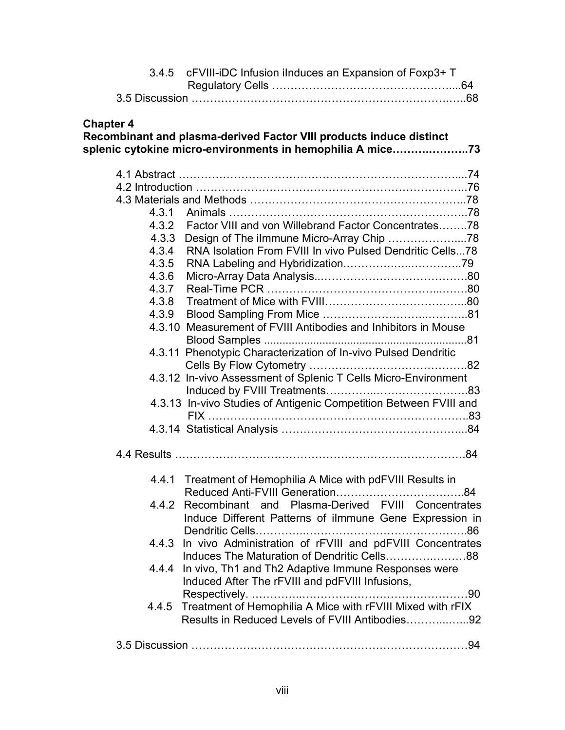3.4.5 cFVIII-iDC Infusion iInduces an Expansion of Foxp3+ T Regulatory Cells ....................................................64

3.5 Discussion .......................................................................68

**Chapter 4**
**Recombinant and plasma-derived Factor VIII products induce distinct splenic cytokine micro-environments in hemophilia A mice.....................73**

4.1 Abstract ..........................................................................74
4.2 Introduction ......................................................................76
4.3 Materials and Methods ..........................................................78
- 4.3.1 Animals ........................................................................78
- 4.3.2 Factor VIII and von Willebrand Factor Concentrates........78
- 4.3.3 Design of The iImmune Micro-Array Chip .....................78
- 4.3.4 RNA Isolation From FVIII In vivo Pulsed Dendritic Cells...78
- 4.3.5 RNA Labeling and Hybridization...................................79
- 4.3.6 Micro-Array Data Analysis............................................80
- 4.3.7 Real-Time PCR ..........................................................80
- 4.3.8 Treatment of Mice with FVIII.......................................80
- 4.3.9 Blood Sampling From Mice .........................................81
- 4.3.10 Measurement of FVIII Antibodies and Inhibitors in Mouse Blood Samples ..............................................................81
- 4.3.11 Phenotypic Characterization of In-vivo Pulsed Dendritic Cells By Flow Cytometry ..............................................82
- 4.3.12 In-vivo Assessment of Splenic T Cells Micro-Environment Induced by FVIII Treatments.........................................83
- 4.3.13 In-vivo Studies of Antigenic Competition Between FVIII and FIX ..............................................................................83
- 4.3.14 Statistical Analysis ...................................................84

4.4 Results ............................................................................84

- 4.4.1 Treatment of Hemophilia A Mice with pdFVIII Results in Reduced Anti-FVIII Generation......................................84
- 4.4.2 Recombinant and Plasma-Derived FVIII Concentrates Induce Different Patterns of iImmune Gene Expression in Dendritic Cells.............................................................86
- 4.4.3 In vivo Administration of rFVIII and pdFVIII Concentrates Induces The Maturation of Dendritic Cells.........................88
- 4.4.4 In vivo, Th1 and Th2 Adaptive Immune Responses were Induced After The rFVIII and pdFVIII Infusions, Respectively. ...........................................................90
- 4.4.5 Treatment of Hemophilia A Mice with rFVIII Mixed with rFIX Results in Reduced Levels of FVIII Antibodies...............92

3.5 Discussion .......................................................................94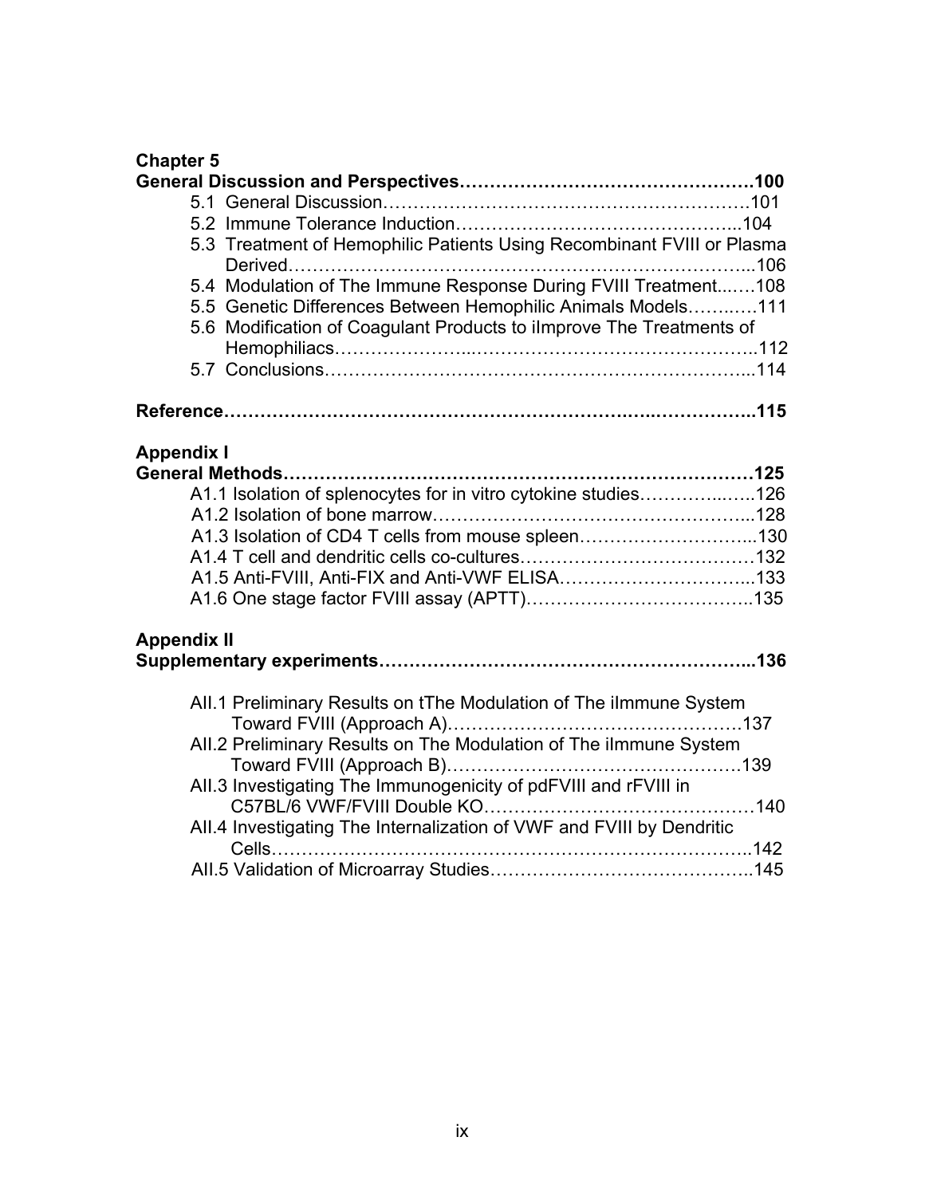**Chapter 5**
**General Discussion and Perspectives………………………………………….100**

5.1 General Discussion…………………………………………………….101
5.2 Immune Tolerance Induction……………………………………….....104
5.3 Treatment of Hemophilic Patients Using Recombinant FVIII or Plasma Derived……………………………………………………………………...106
5.4 Modulation of The Immune Response During FVIII Treatment...….108
5.5 Genetic Differences Between Hemophilic Animals Models……..….111
5.6 Modification of Coagulant Products to iImprove The Treatments of Hemophiliacs…………………...……………………….……………..112
5.7 Conclusions…………………………………………………………...114

**Reference……………………………………………………….…...……………..115**

**Appendix I**
**General Methods……………………………………………………………………125**

A1.1 Isolation of splenocytes for in vitro cytokine studies………….....…..126
A1.2 Isolation of bone marrow……………………………………………...128
A1.3 Isolation of CD4 T cells from mouse spleen………………………...130
A1.4 T cell and dendritic cells co-cultures…………………………………132
A1.5 Anti-FVIII, Anti-FIX and Anti-VWF ELISA…………………………...133
A1.6 One stage factor FVIII assay (APTT)……………….………………..135

**Appendix II**
**Supplementary experiments……………………………………………………...136**

AII.1 Preliminary Results on tThe Modulation of The iImmune System Toward FVIII (Approach A)…………………………………………137
AII.2 Preliminary Results on The Modulation of The iImmune System Toward FVIII (Approach B)…………………………………………139
AII.3 Investigating The Immunogenicity of pdFVIII and rFVIII in C57BL/6 VWF/FVIII Double KO………………………………………140
AII.4 Investigating The Internalization of VWF and FVIII by Dendritic Cells…………………………………………………………………..142
AII.5 Validation of Microarray Studies……………………………………..145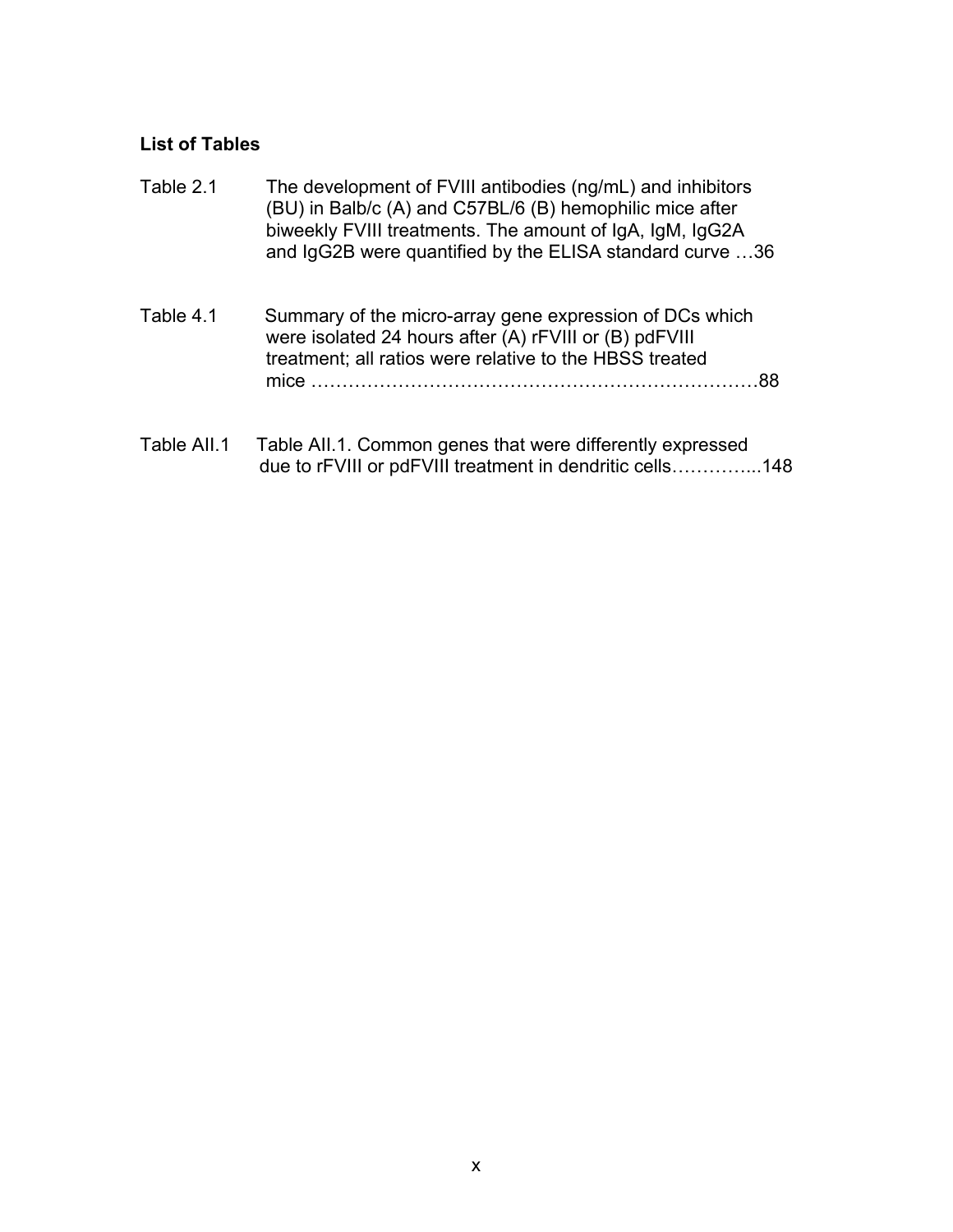**List of Tables**

Table 2.1 The development of FVIII antibodies (ng/mL) and inhibitors (BU) in Balb/c (A) and C57BL/6 (B) hemophilic mice after biweekly FVIII treatments. The amount of IgA, IgM, IgG2A and IgG2B were quantified by the ELISA standard curve …36

Table 4.1 Summary of the micro-array gene expression of DCs which were isolated 24 hours after (A) rFVIII or (B) pdFVIII treatment; all ratios were relative to the HBSS treated mice ………………………………………………………………88

Table AII.1 Table AII.1. Common genes that were differently expressed due to rFVIII or pdFVIII treatment in dendritic cells…………...148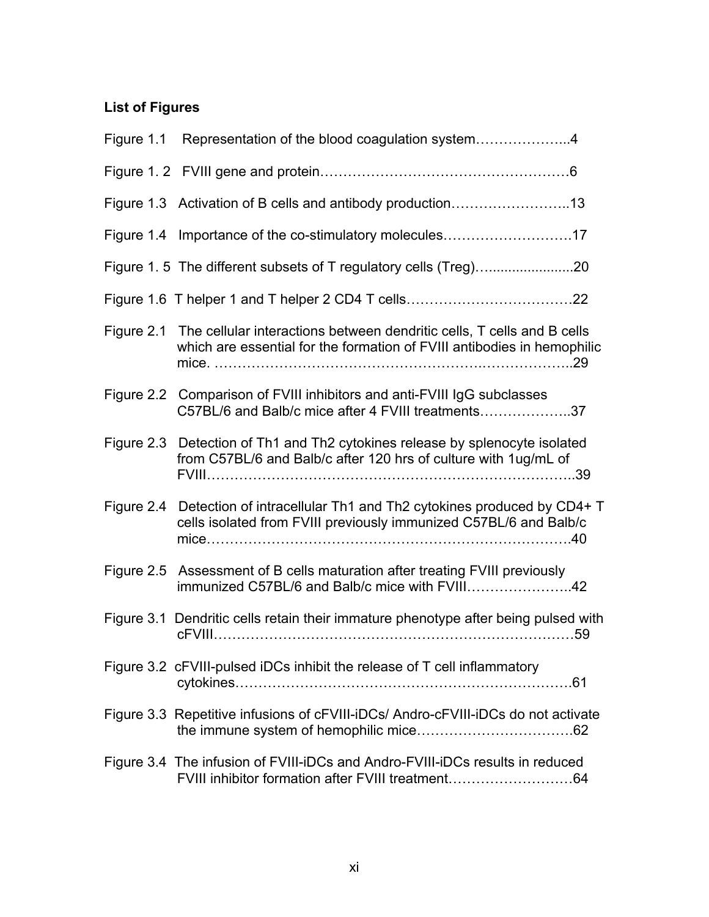**List of Figures**

Figure 1.1 Representation of the blood coagulation system………………...4

Figure 1. 2 FVIII gene and protein……………………………………………6

Figure 1.3 Activation of B cells and antibody production……………………..13

Figure 1.4 Importance of the co-stimulatory molecules……………………….17

Figure 1. 5 The different subsets of T regulatory cells (Treg)…......................20

Figure 1.6 T helper 1 and T helper 2 CD4 T cells……………………………22

Figure 2.1 The cellular interactions between dendritic cells, T cells and B cells which are essential for the formation of FVIII antibodies in hemophilic mice. …………………………………………….………………..29

Figure 2.2 Comparison of FVIII inhibitors and anti-FVIII IgG subclasses C57BL/6 and Balb/c mice after 4 FVIII treatments………………..37

Figure 2.3 Detection of Th1 and Th2 cytokines release by splenocyte isolated from C57BL/6 and Balb/c after 120 hrs of culture with 1ug/mL of FVIII…………………………………………………………………..39

Figure 2.4 Detection of intracellular Th1 and Th2 cytokines produced by CD4+ T cells isolated from FVIII previously immunized C57BL/6 and Balb/c mice……………………………………………………………………40

Figure 2.5 Assessment of B cells maturation after treating FVIII previously immunized C57BL/6 and Balb/c mice with FVIII…………………..42

Figure 3.1 Dendritic cells retain their immature phenotype after being pulsed with cFVIII…………………………………………………………………59

Figure 3.2 cFVIII-pulsed iDCs inhibit the release of T cell inflammatory cytokines……………………………………………………………….61

Figure 3.3 Repetitive infusions of cFVIII-iDCs/ Andro-cFVIII-iDCs do not activate the immune system of hemophilic mice…………………………….62

Figure 3.4 The infusion of FVIII-iDCs and Andro-FVIII-iDCs results in reduced FVIII inhibitor formation after FVIII treatment………………………64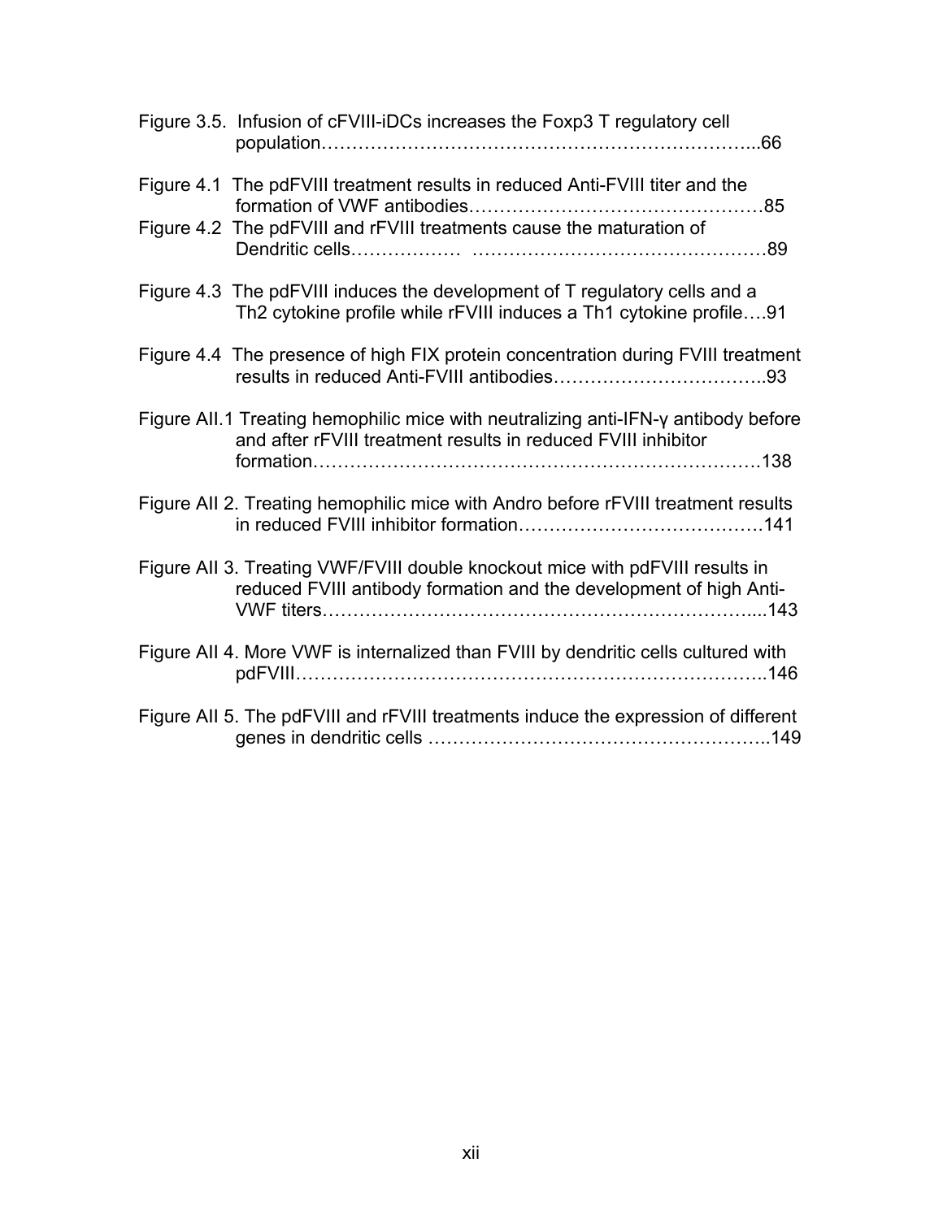Figure 3.5. Infusion of cFVIII-iDCs increases the Foxp3 T regulatory cell population…………………………………………………………...66

Figure 4.1 The pdFVIII treatment results in reduced Anti-FVIII titer and the formation of VWF antibodies…………………………………………85

Figure 4.2 The pdFVIII and rFVIII treatments cause the maturation of Dendritic cells……………… …………………………………………89

Figure 4.3 The pdFVIII induces the development of T regulatory cells and a Th2 cytokine profile while rFVIII induces a Th1 cytokine profile….91

Figure 4.4 The presence of high FIX protein concentration during FVIII treatment results in reduced Anti-FVIII antibodies……………………………..93

Figure AII.1 Treating hemophilic mice with neutralizing anti-IFN-γ antibody before and after rFVIII treatment results in reduced FVIII inhibitor formation……………………………………………………………138

Figure AII 2. Treating hemophilic mice with Andro before rFVIII treatment results in reduced FVIII inhibitor formation………………………………….141

Figure AII 3. Treating VWF/FVIII double knockout mice with pdFVIII results in reduced FVIII antibody formation and the development of high Anti-VWF titers…………………………………………………………....143

Figure AII 4. More VWF is internalized than FVIII by dendritic cells cultured with pdFVIII………………………………………………………………..146

Figure AII 5. The pdFVIII and rFVIII treatments induce the expression of different genes in dendritic cells ……………………………………………..149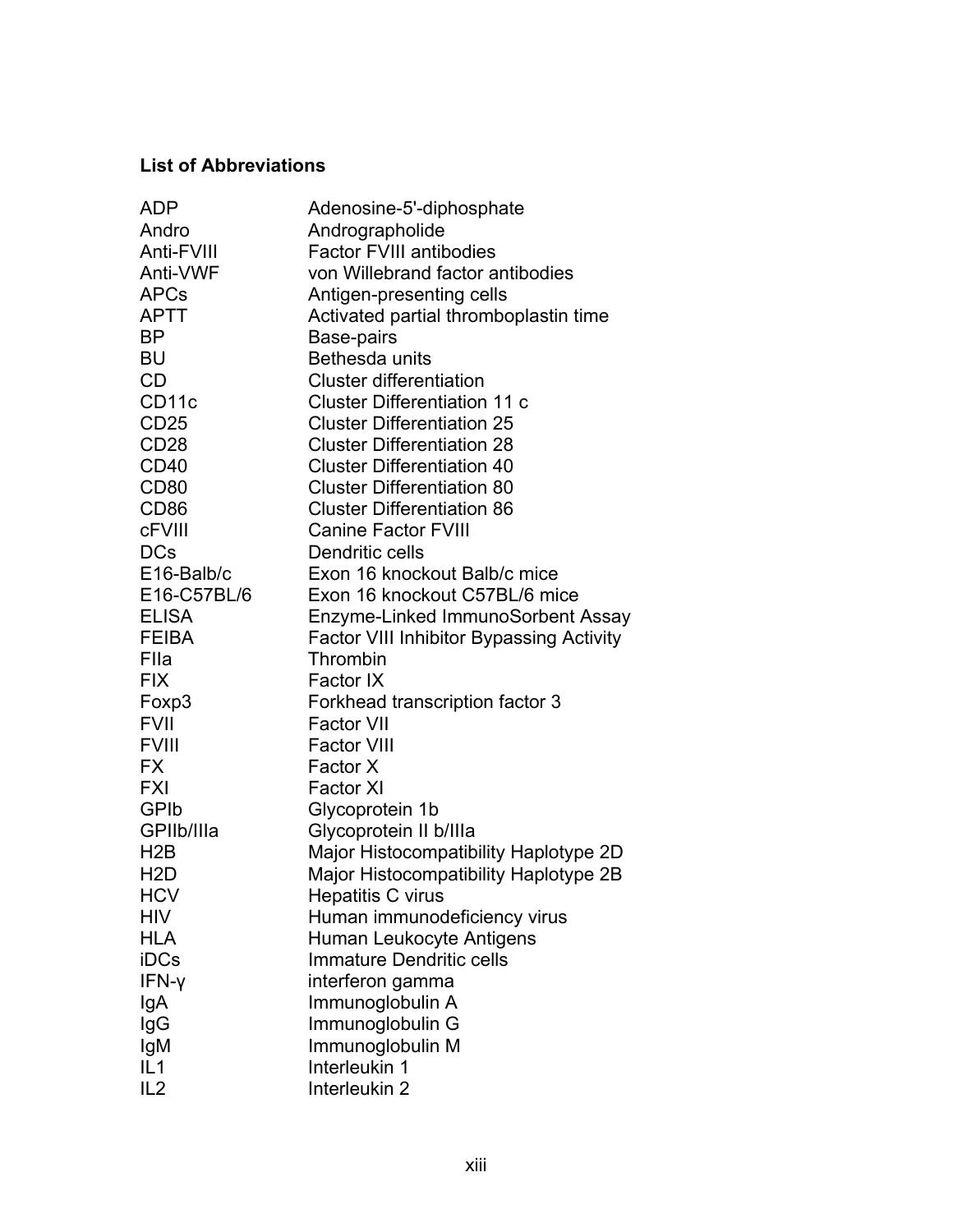**List of Abbreviations**

| | |
|---|---|
| ADP | Adenosine-5'-diphosphate |
| Andro | Andrographolide |
| Anti-FVIII | Factor FVIII antibodies |
| Anti-VWF | von Willebrand factor antibodies |
| APCs | Antigen-presenting cells |
| APTT | Activated partial thromboplastin time |
| BP | Base-pairs |
| BU | Bethesda units |
| CD | Cluster differentiation |
| CD11c | Cluster Differentiation 11 c |
| CD25 | Cluster Differentiation 25 |
| CD28 | Cluster Differentiation 28 |
| CD40 | Cluster Differentiation 40 |
| CD80 | Cluster Differentiation 80 |
| CD86 | Cluster Differentiation 86 |
| cFVIII | Canine Factor FVIII |
| DCs | Dendritic cells |
| E16-Balb/c | Exon 16 knockout Balb/c mice |
| E16-C57BL/6 | Exon 16 knockout C57BL/6 mice |
| ELISA | Enzyme-Linked ImmunoSorbent Assay |
| FEIBA | Factor VIII Inhibitor Bypassing Activity |
| FIIa | Thrombin |
| FIX | Factor IX |
| Foxp3 | Forkhead transcription factor 3 |
| FVII | Factor VII |
| FVIII | Factor VIII |
| FX | Factor X |
| FXI | Factor XI |
| GPIb | Glycoprotein 1b |
| GPIIb/IIIa | Glycoprotein II b/IIIa |
| H2B | Major Histocompatibility Haplotype 2D |
| H2D | Major Histocompatibility Haplotype 2B |
| HCV | Hepatitis C virus |
| HIV | Human immunodeficiency virus |
| HLA | Human Leukocyte Antigens |
| iDCs | Immature Dendritic cells |
| IFN-γ | interferon gamma |
| IgA | Immunoglobulin A |
| IgG | Immunoglobulin G |
| IgM | Immunoglobulin M |
| IL1 | Interleukin 1 |
| IL2 | Interleukin 2 |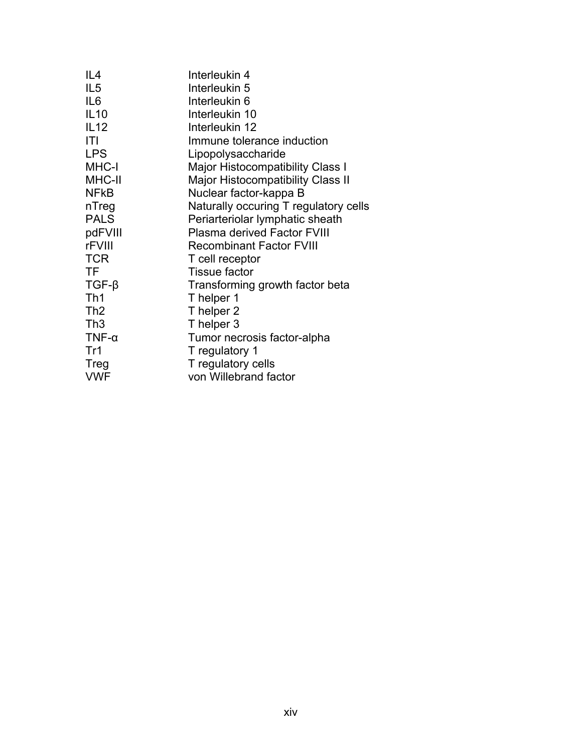| | |
|---|---|
| IL4 | Interleukin 4 |
| IL5 | Interleukin 5 |
| IL6 | Interleukin 6 |
| IL10 | Interleukin 10 |
| IL12 | Interleukin 12 |
| ITI | Immune tolerance induction |
| LPS | Lipopolysaccharide |
| MHC-I | Major Histocompatibility Class I |
| MHC-II | Major Histocompatibility Class II |
| NFkB | Nuclear factor-kappa B |
| nTreg | Naturally occuring T regulatory cells |
| PALS | Periarteriolar lymphatic sheath |
| pdFVIII | Plasma derived Factor FVIII |
| rFVIII | Recombinant Factor FVIII |
| TCR | T cell receptor |
| TF | Tissue factor |
| TGF-β | Transforming growth factor beta |
| Th1 | T helper 1 |
| Th2 | T helper 2 |
| Th3 | T helper 3 |
| TNF-α | Tumor necrosis factor-alpha |
| Tr1 | T regulatory 1 |
| Treg | T regulatory cells |
| VWF | von Willebrand factor |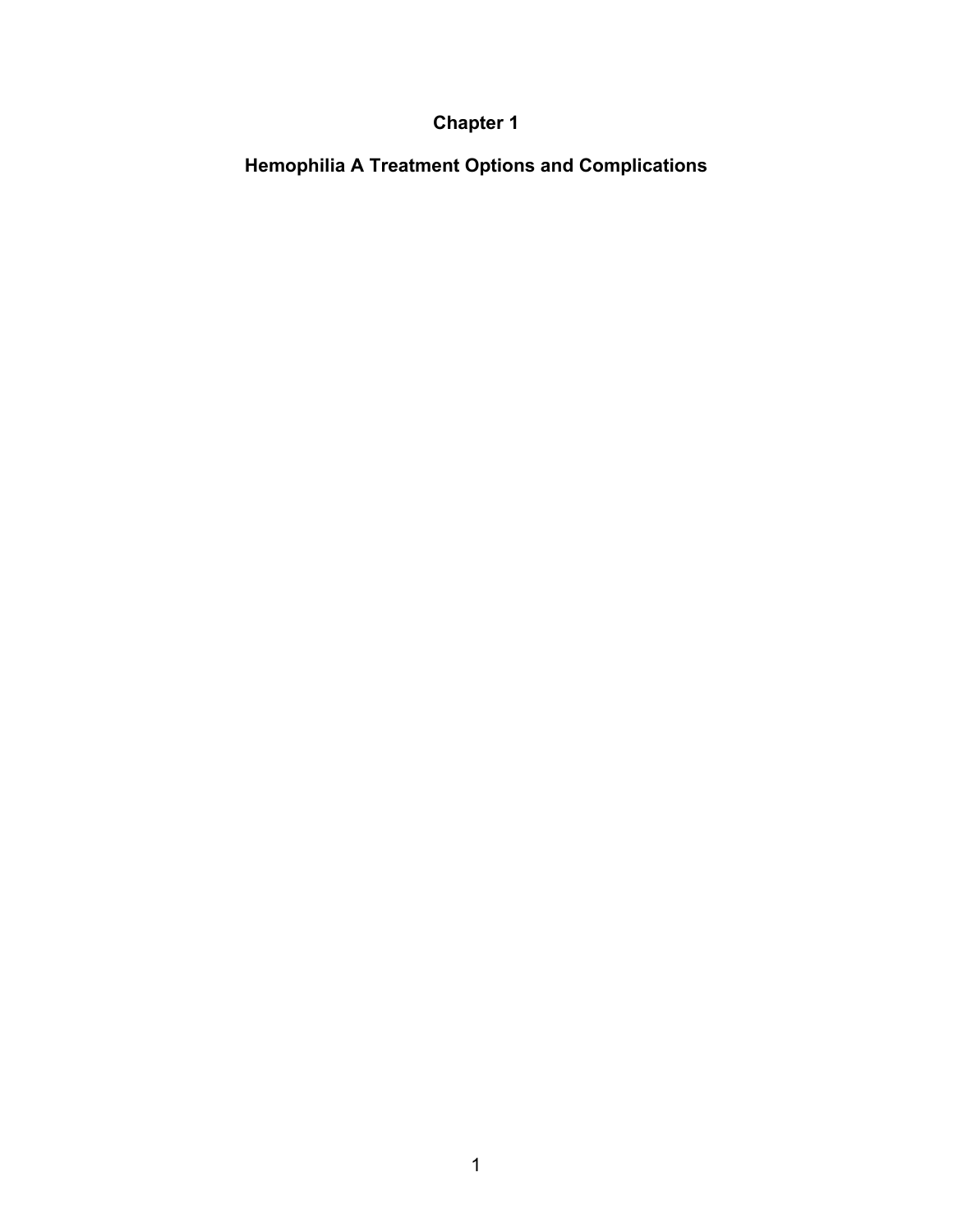# Chapter 1

## Hemophilia A Treatment Options and Complications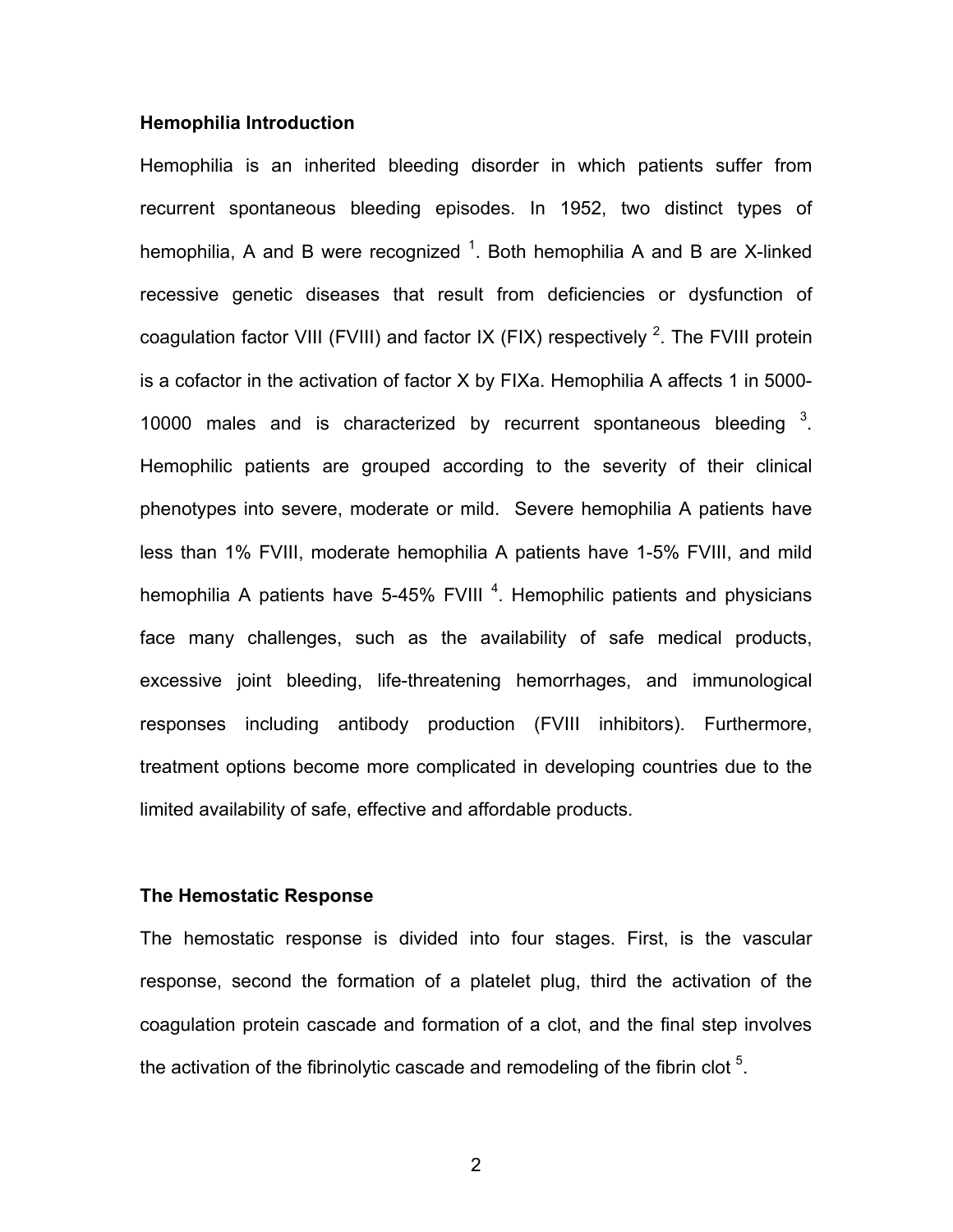### Hemophilia Introduction

Hemophilia is an inherited bleeding disorder in which patients suffer from recurrent spontaneous bleeding episodes. In 1952, two distinct types of hemophilia, A and B were recognized [1]. Both hemophilia A and B are X-linked recessive genetic diseases that result from deficiencies or dysfunction of coagulation factor VIII (FVIII) and factor IX (FIX) respectively [2]. The FVIII protein is a cofactor in the activation of factor X by FIXa. Hemophilia A affects 1 in 5000-10000 males and is characterized by recurrent spontaneous bleeding [3]. Hemophilic patients are grouped according to the severity of their clinical phenotypes into severe, moderate or mild. Severe hemophilia A patients have less than 1% FVIII, moderate hemophilia A patients have 1-5% FVIII, and mild hemophilia A patients have 5-45% FVIII [4]. Hemophilic patients and physicians face many challenges, such as the availability of safe medical products, excessive joint bleeding, life-threatening hemorrhages, and immunological responses including antibody production (FVIII inhibitors). Furthermore, treatment options become more complicated in developing countries due to the limited availability of safe, effective and affordable products.

### The Hemostatic Response

The hemostatic response is divided into four stages. First, is the vascular response, second the formation of a platelet plug, third the activation of the coagulation protein cascade and formation of a clot, and the final step involves the activation of the fibrinolytic cascade and remodeling of the fibrin clot [5].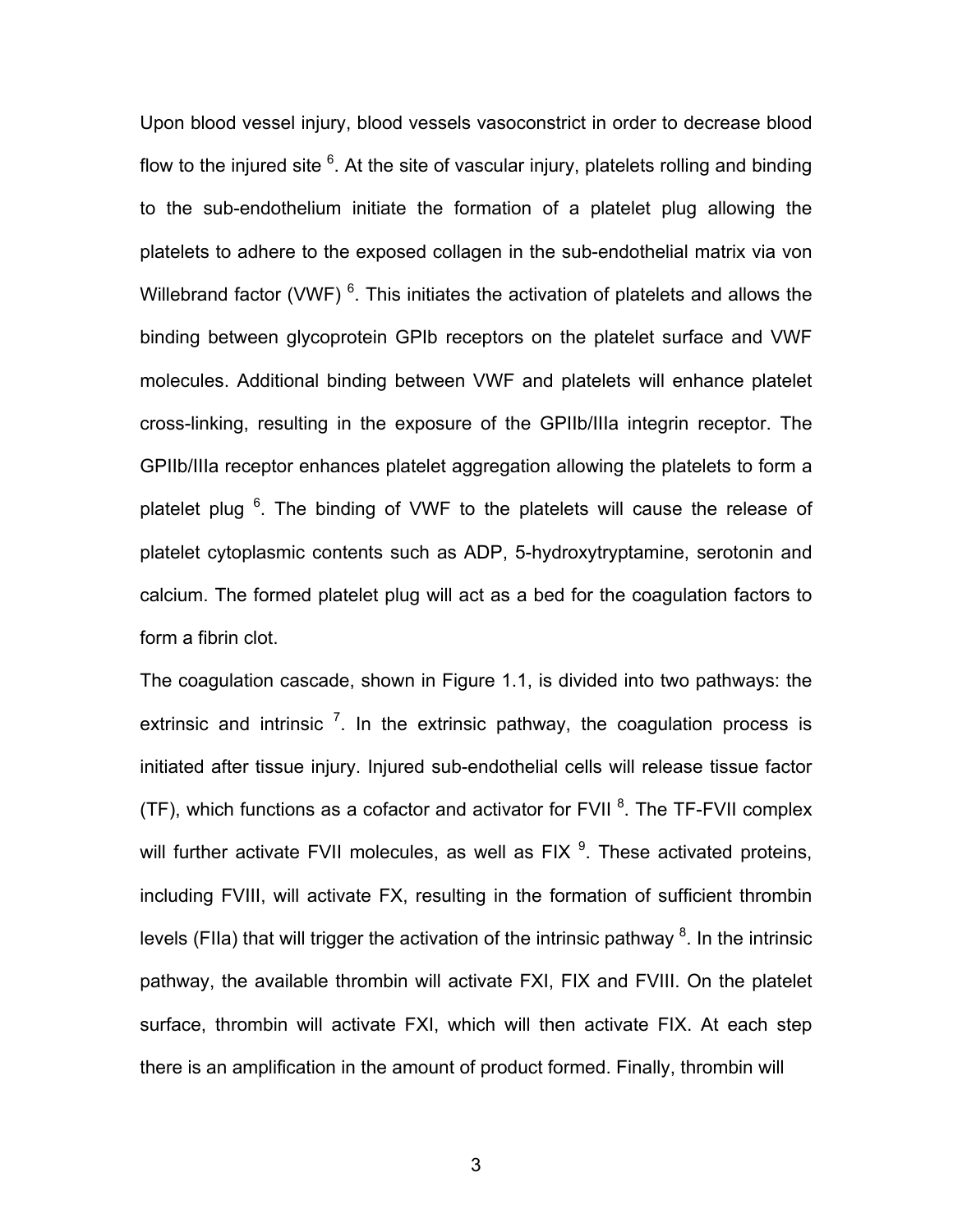Upon blood vessel injury, blood vessels vasoconstrict in order to decrease blood flow to the injured site [6]. At the site of vascular injury, platelets rolling and binding to the sub-endothelium initiate the formation of a platelet plug allowing the platelets to adhere to the exposed collagen in the sub-endothelial matrix via von Willebrand factor (VWF) [6]. This initiates the activation of platelets and allows the binding between glycoprotein GPIb receptors on the platelet surface and VWF molecules. Additional binding between VWF and platelets will enhance platelet cross-linking, resulting in the exposure of the GPIIb/IIIa integrin receptor. The GPIIb/IIIa receptor enhances platelet aggregation allowing the platelets to form a platelet plug [6]. The binding of VWF to the platelets will cause the release of platelet cytoplasmic contents such as ADP, 5-hydroxytryptamine, serotonin and calcium. The formed platelet plug will act as a bed for the coagulation factors to form a fibrin clot.

The coagulation cascade, shown in Figure 1.1, is divided into two pathways: the extrinsic and intrinsic [7]. In the extrinsic pathway, the coagulation process is initiated after tissue injury. Injured sub-endothelial cells will release tissue factor (TF), which functions as a cofactor and activator for FVII [8]. The TF-FVII complex will further activate FVII molecules, as well as FIX [9]. These activated proteins, including FVIII, will activate FX, resulting in the formation of sufficient thrombin levels (FIIa) that will trigger the activation of the intrinsic pathway [8]. In the intrinsic pathway, the available thrombin will activate FXI, FIX and FVIII. On the platelet surface, thrombin will activate FXI, which will then activate FIX. At each step there is an amplification in the amount of product formed. Finally, thrombin will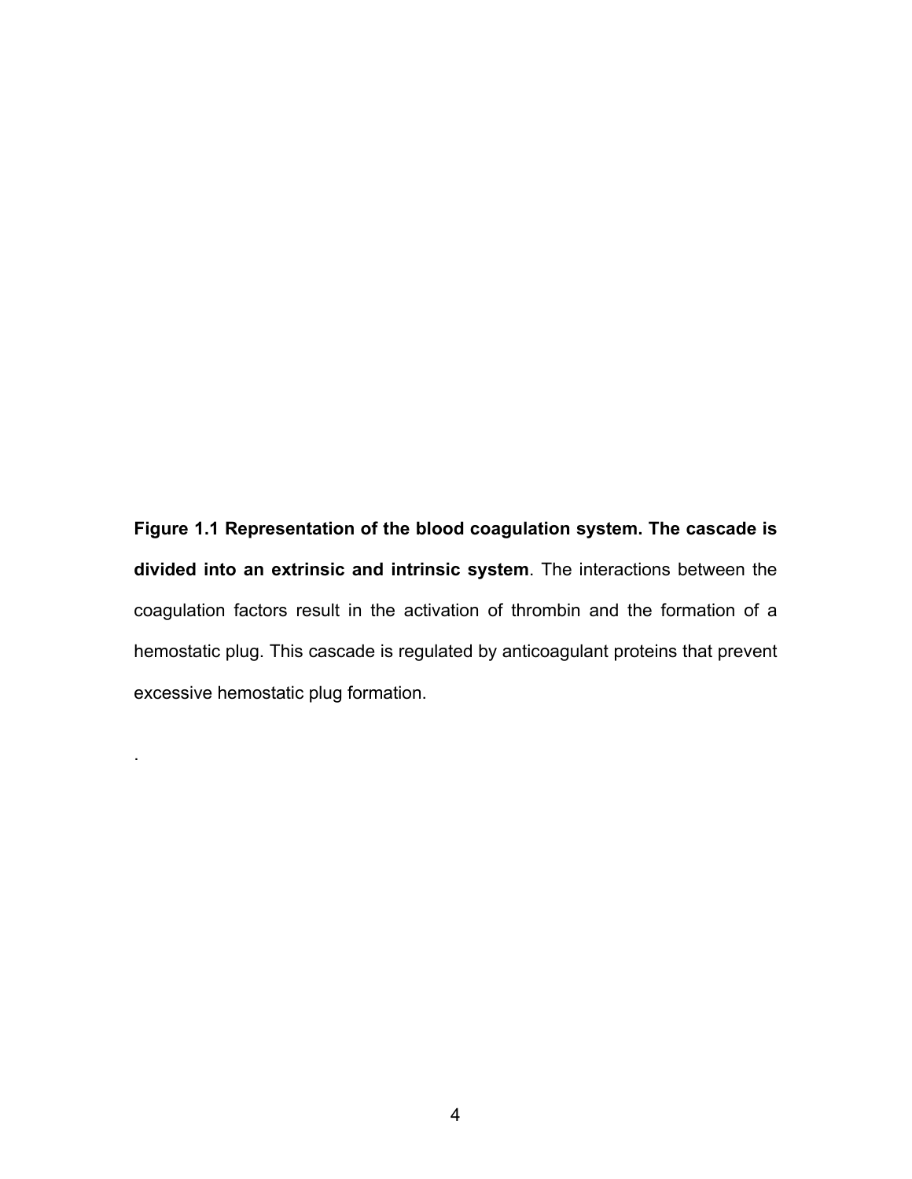**Figure 1.1 Representation of the blood coagulation system. The cascade is divided into an extrinsic and intrinsic system**. The interactions between the coagulation factors result in the activation of thrombin and the formation of a hemostatic plug. This cascade is regulated by anticoagulant proteins that prevent excessive hemostatic plug formation.

.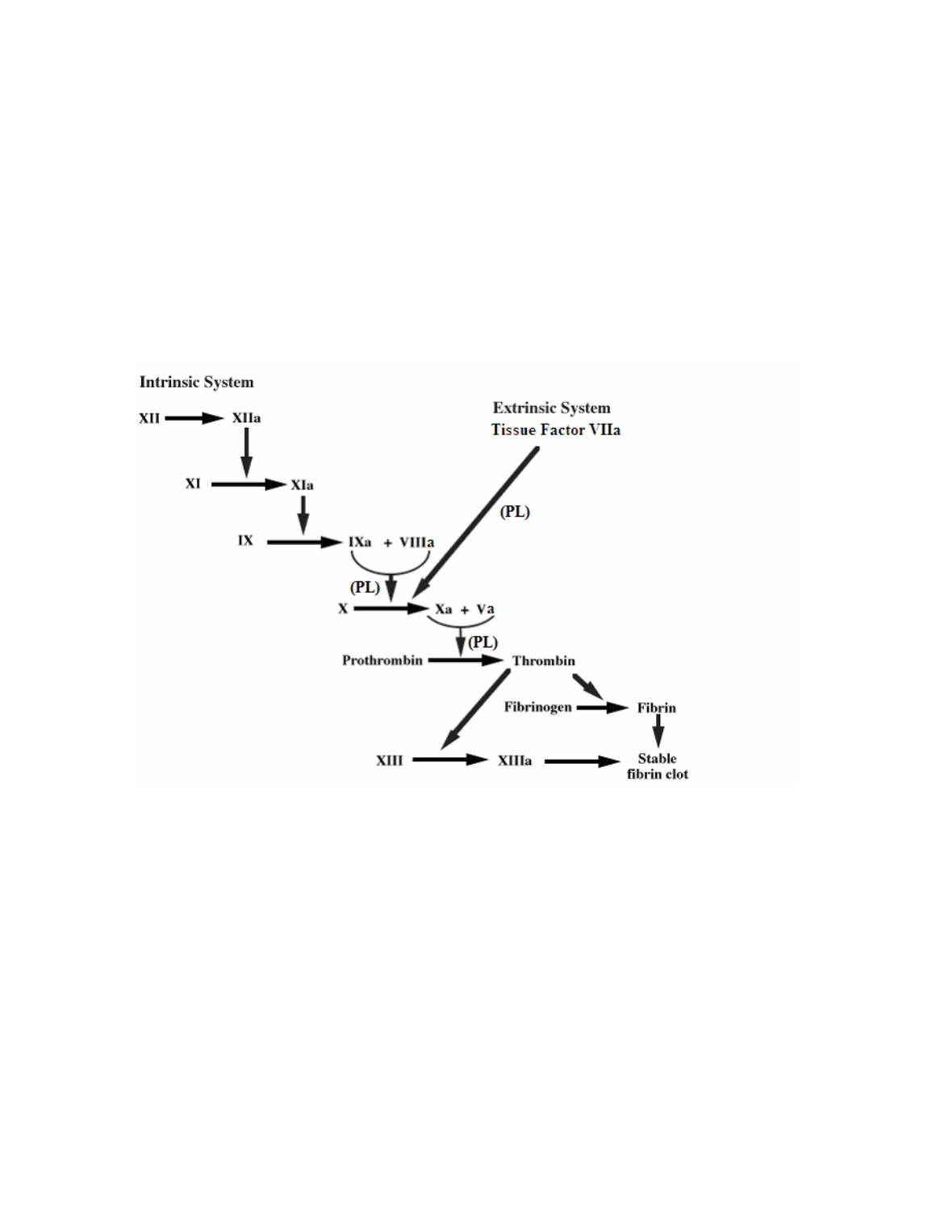Intrinsic System

XII → XIIa

XI → XIa

IX → IXa + VIIIa

Extrinsic System
Tissue Factor VIIa

(PL)

(PL)

X → Xa + Va

(PL)

Prothrombin → Thrombin

Fibrinogen → Fibrin

XIII → XIIIa → Stable fibrin clot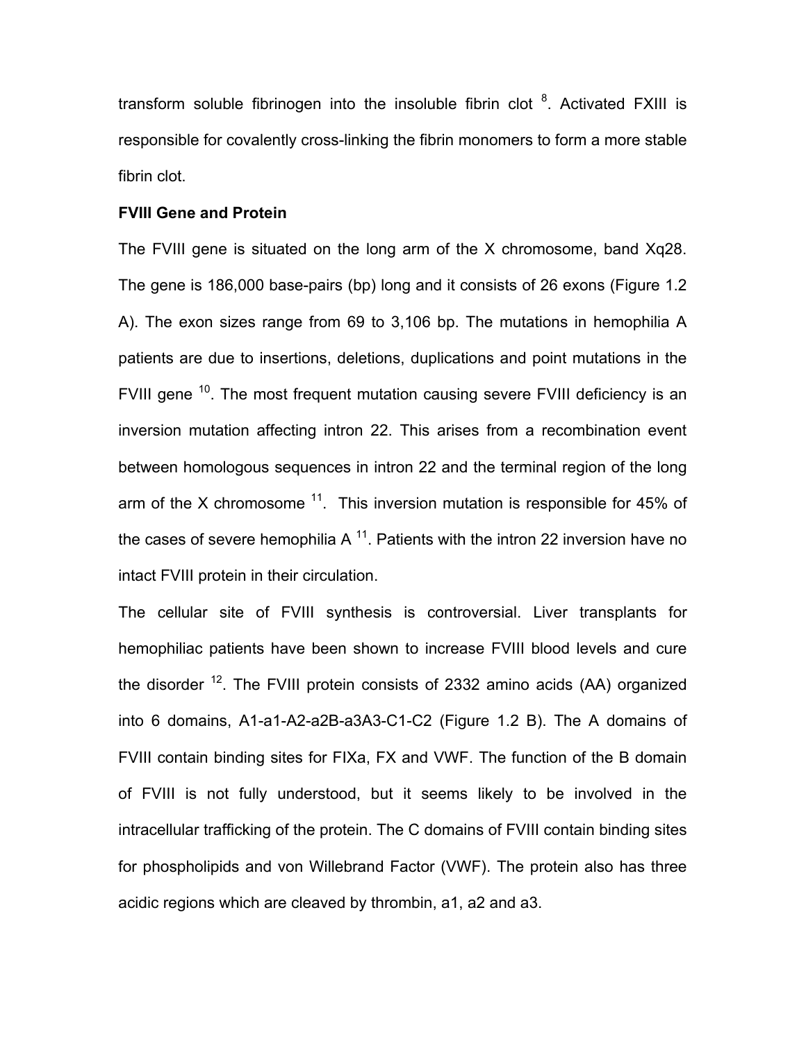transform soluble fibrinogen into the insoluble fibrin clot [8]. Activated FXIII is responsible for covalently cross-linking the fibrin monomers to form a more stable fibrin clot.

**FVIII Gene and Protein**

The FVIII gene is situated on the long arm of the X chromosome, band Xq28. The gene is 186,000 base-pairs (bp) long and it consists of 26 exons (Figure 1.2 A). The exon sizes range from 69 to 3,106 bp. The mutations in hemophilia A patients are due to insertions, deletions, duplications and point mutations in the FVIII gene [10]. The most frequent mutation causing severe FVIII deficiency is an inversion mutation affecting intron 22. This arises from a recombination event between homologous sequences in intron 22 and the terminal region of the long arm of the X chromosome [11]. This inversion mutation is responsible for 45% of the cases of severe hemophilia A [11]. Patients with the intron 22 inversion have no intact FVIII protein in their circulation.

The cellular site of FVIII synthesis is controversial. Liver transplants for hemophiliac patients have been shown to increase FVIII blood levels and cure the disorder [12]. The FVIII protein consists of 2332 amino acids (AA) organized into 6 domains, A1-a1-A2-a2B-a3A3-C1-C2 (Figure 1.2 B). The A domains of FVIII contain binding sites for FIXa, FX and VWF. The function of the B domain of FVIII is not fully understood, but it seems likely to be involved in the intracellular trafficking of the protein. The C domains of FVIII contain binding sites for phospholipids and von Willebrand Factor (VWF). The protein also has three acidic regions which are cleaved by thrombin, a1, a2 and a3.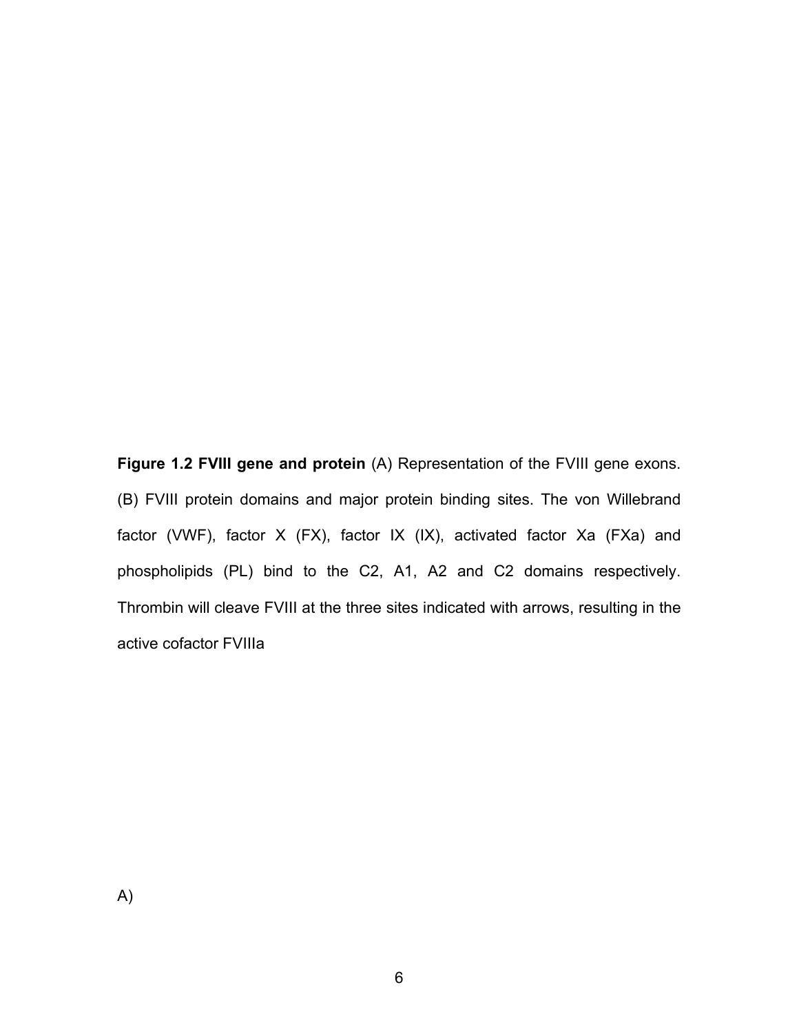**Figure 1.2 FVIII gene and protein** (A) Representation of the FVIII gene exons. (B) FVIII protein domains and major protein binding sites. The von Willebrand factor (VWF), factor X (FX), factor IX (IX), activated factor Xa (FXa) and phospholipids (PL) bind to the C2, A1, A2 and C2 domains respectively. Thrombin will cleave FVIII at the three sites indicated with arrows, resulting in the active cofactor FVIIIa

A)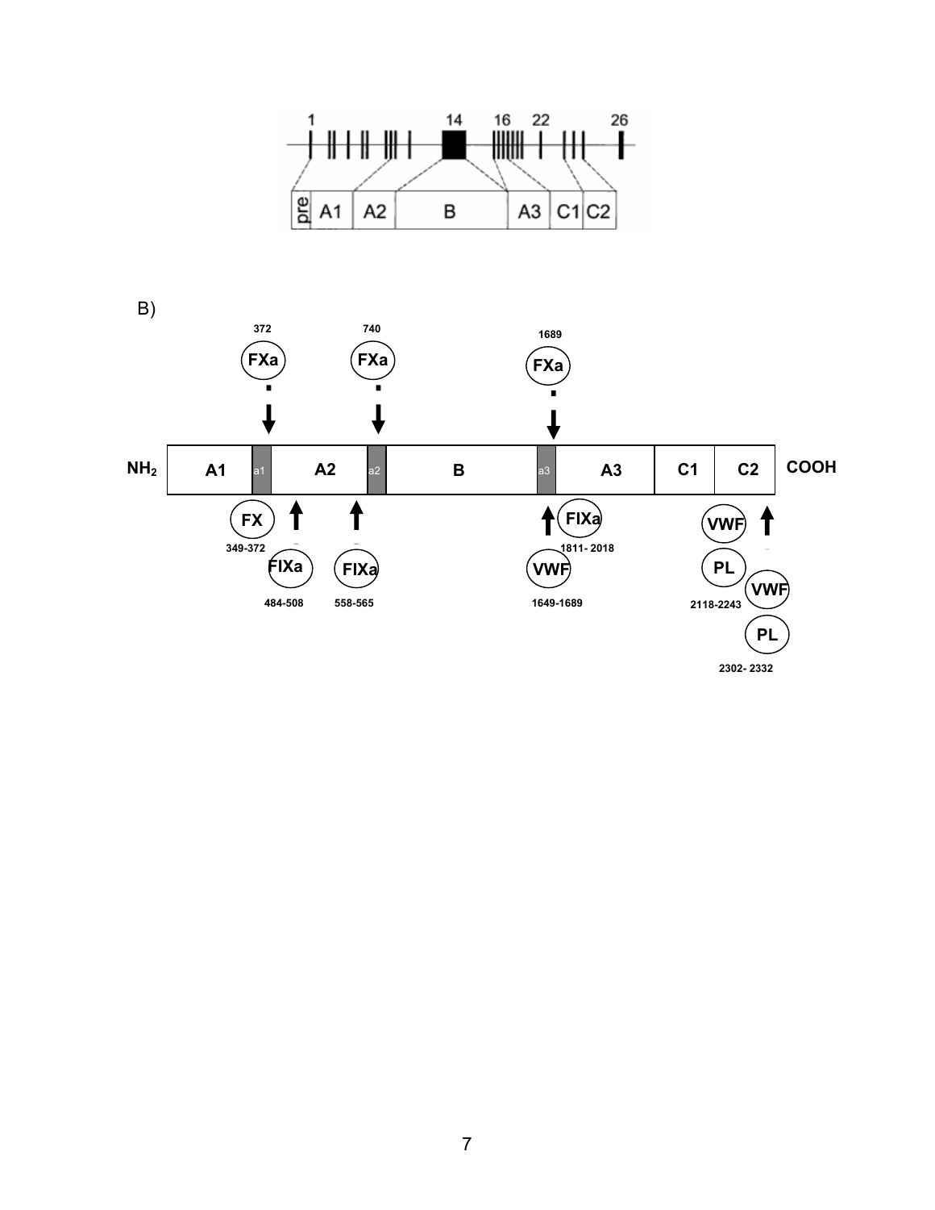1 14 16 22 26

pre A1 A2 B A3 C1 C2

B)

372 FXa 740 FXa 1689 FXa

$NH_2$ A1 a1 A2 a2 B a3 A3 C1 C2 COOH

FX 349-372

FIXa 484-508

FIXa 558-565

VWF 1649-1689

FIXa 1811- 2018

VWF PL 2118-2243

VWF PL 2302- 2332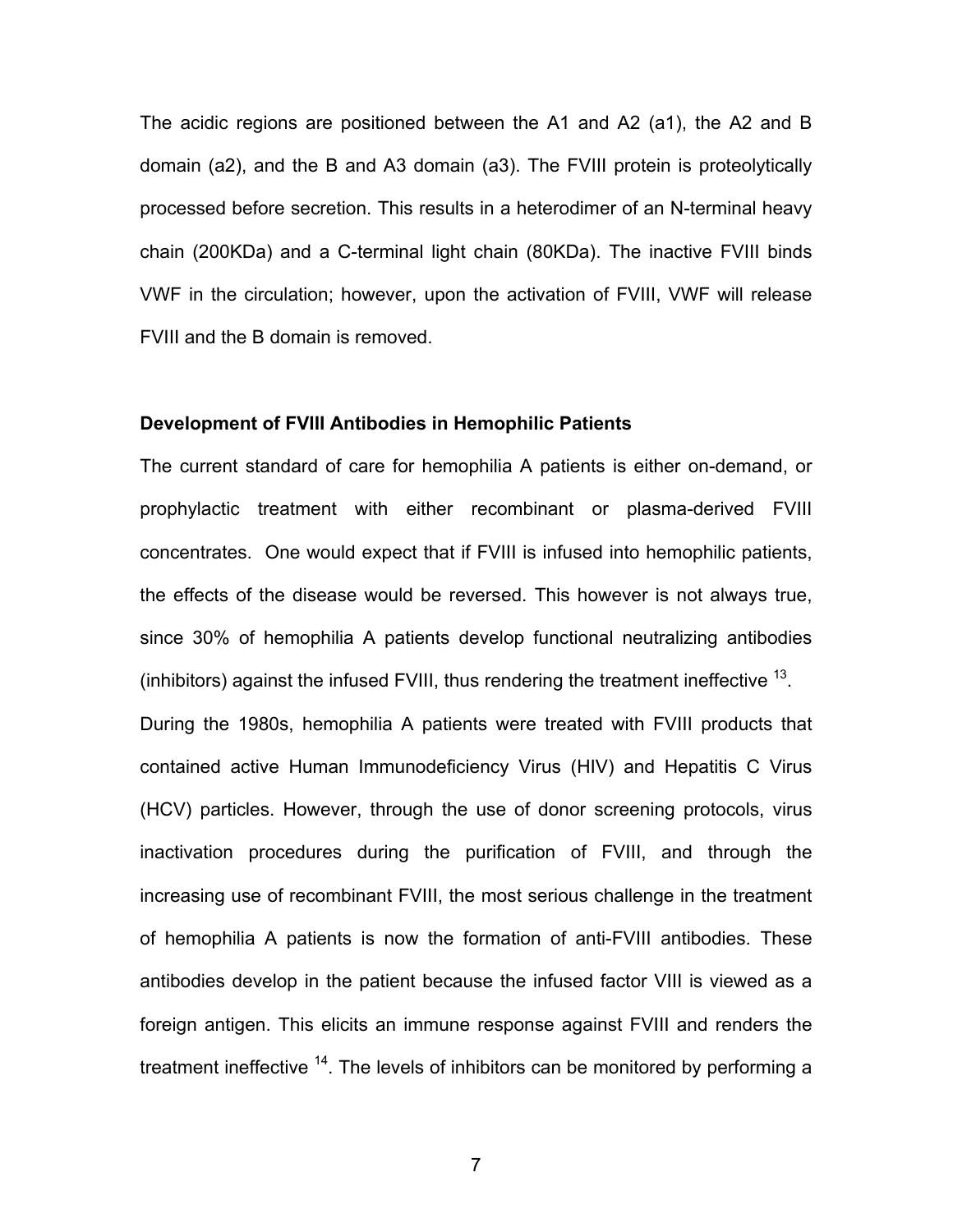The acidic regions are positioned between the A1 and A2 (a1), the A2 and B domain (a2), and the B and A3 domain (a3). The FVIII protein is proteolytically processed before secretion. This results in a heterodimer of an N-terminal heavy chain (200KDa) and a C-terminal light chain (80KDa). The inactive FVIII binds VWF in the circulation; however, upon the activation of FVIII, VWF will release FVIII and the B domain is removed.

### Development of FVIII Antibodies in Hemophilic Patients

The current standard of care for hemophilia A patients is either on-demand, or prophylactic treatment with either recombinant or plasma-derived FVIII concentrates. One would expect that if FVIII is infused into hemophilic patients, the effects of the disease would be reversed. This however is not always true, since 30% of hemophilia A patients develop functional neutralizing antibodies (inhibitors) against the infused FVIII, thus rendering the treatment ineffective [13].

During the 1980s, hemophilia A patients were treated with FVIII products that contained active Human Immunodeficiency Virus (HIV) and Hepatitis C Virus (HCV) particles. However, through the use of donor screening protocols, virus inactivation procedures during the purification of FVIII, and through the increasing use of recombinant FVIII, the most serious challenge in the treatment of hemophilia A patients is now the formation of anti-FVIII antibodies. These antibodies develop in the patient because the infused factor VIII is viewed as a foreign antigen. This elicits an immune response against FVIII and renders the treatment ineffective [14]. The levels of inhibitors can be monitored by performing a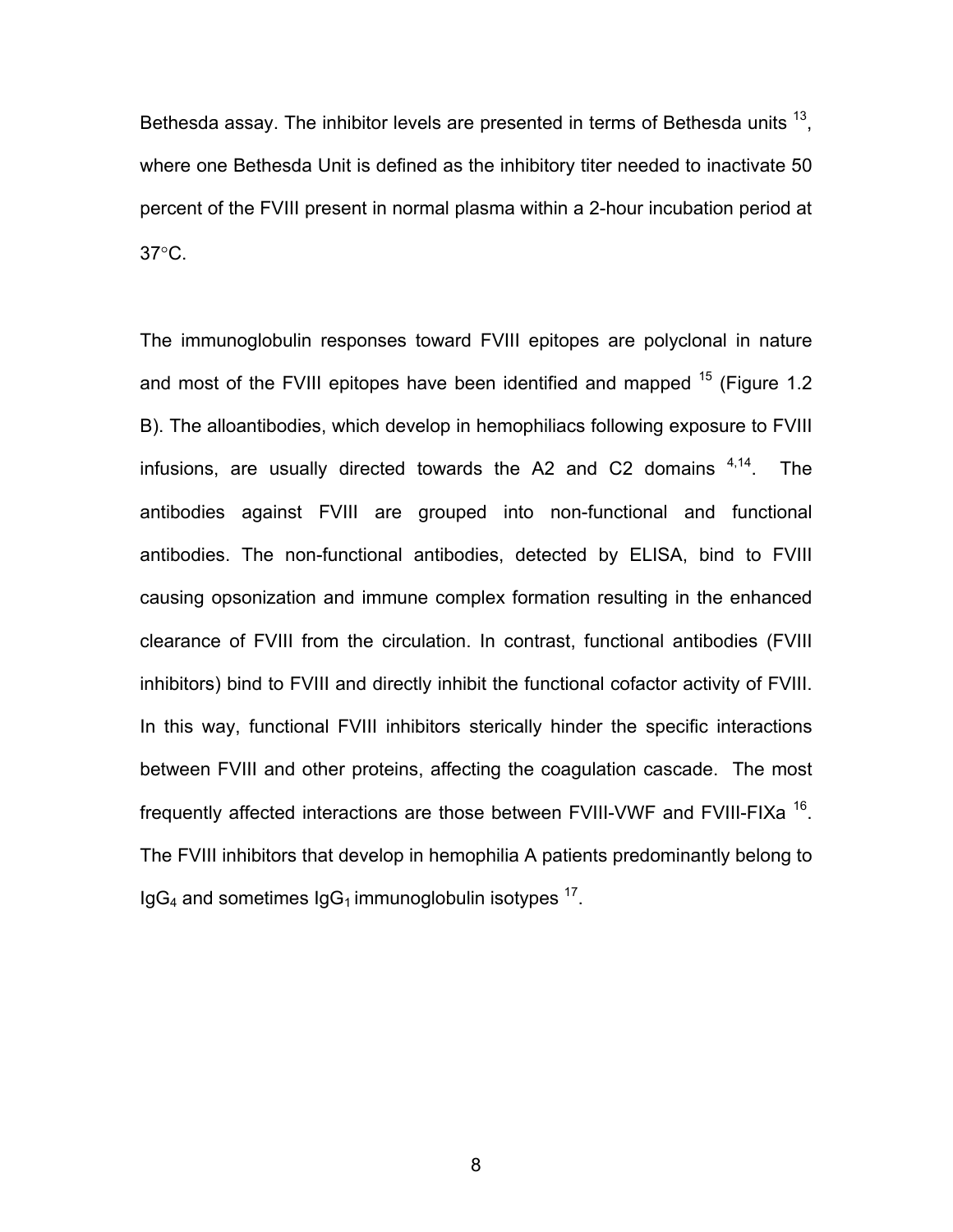Bethesda assay. The inhibitor levels are presented in terms of Bethesda units [13], where one Bethesda Unit is defined as the inhibitory titer needed to inactivate 50 percent of the FVIII present in normal plasma within a 2-hour incubation period at 37°C.

The immunoglobulin responses toward FVIII epitopes are polyclonal in nature and most of the FVIII epitopes have been identified and mapped [15] (Figure 1.2 B). The alloantibodies, which develop in hemophiliacs following exposure to FVIII infusions, are usually directed towards the A2 and C2 domains [4,14]. The antibodies against FVIII are grouped into non-functional and functional antibodies. The non-functional antibodies, detected by ELISA, bind to FVIII causing opsonization and immune complex formation resulting in the enhanced clearance of FVIII from the circulation. In contrast, functional antibodies (FVIII inhibitors) bind to FVIII and directly inhibit the functional cofactor activity of FVIII. In this way, functional FVIII inhibitors sterically hinder the specific interactions between FVIII and other proteins, affecting the coagulation cascade. The most frequently affected interactions are those between FVIII-VWF and FVIII-FIXa [16]. The FVIII inhibitors that develop in hemophilia A patients predominantly belong to $IgG_4$ and sometimes $IgG_1$ immunoglobulin isotypes [17].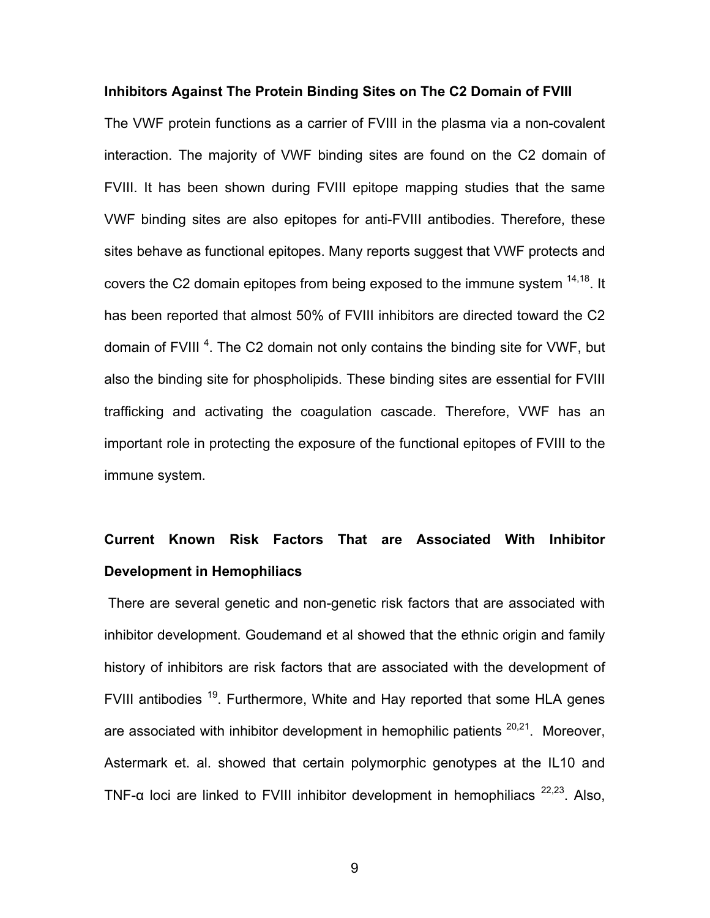**Inhibitors Against The Protein Binding Sites on The C2 Domain of FVIII**

The VWF protein functions as a carrier of FVIII in the plasma via a non-covalent interaction. The majority of VWF binding sites are found on the C2 domain of FVIII. It has been shown during FVIII epitope mapping studies that the same VWF binding sites are also epitopes for anti-FVIII antibodies. Therefore, these sites behave as functional epitopes. Many reports suggest that VWF protects and covers the C2 domain epitopes from being exposed to the immune system [14,18]. It has been reported that almost 50% of FVIII inhibitors are directed toward the C2 domain of FVIII [4]. The C2 domain not only contains the binding site for VWF, but also the binding site for phospholipids. These binding sites are essential for FVIII trafficking and activating the coagulation cascade. Therefore, VWF has an important role in protecting the exposure of the functional epitopes of FVIII to the immune system.

**Current Known Risk Factors That are Associated With Inhibitor Development in Hemophiliacs**

There are several genetic and non-genetic risk factors that are associated with inhibitor development. Goudemand et al showed that the ethnic origin and family history of inhibitors are risk factors that are associated with the development of FVIII antibodies [19]. Furthermore, White and Hay reported that some HLA genes are associated with inhibitor development in hemophilic patients [20,21]. Moreover, Astermark et. al. showed that certain polymorphic genotypes at the IL10 and TNF-α loci are linked to FVIII inhibitor development in hemophiliacs [22,23]. Also,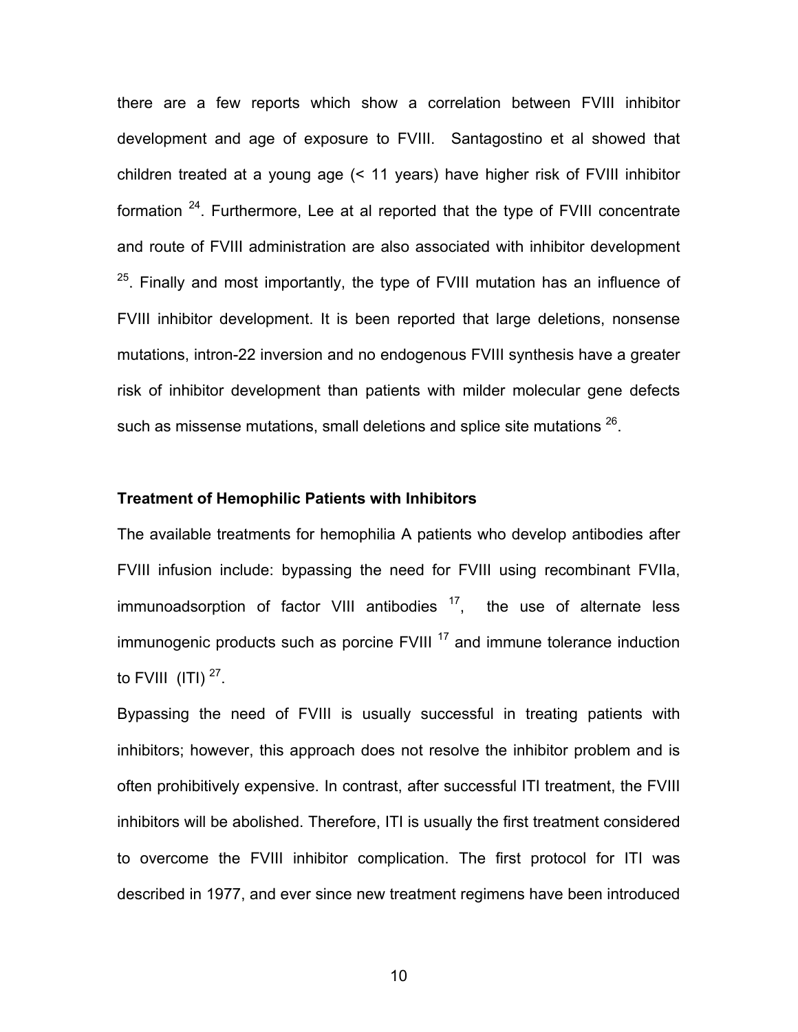there are a few reports which show a correlation between FVIII inhibitor development and age of exposure to FVIII. Santagostino et al showed that children treated at a young age (< 11 years) have higher risk of FVIII inhibitor formation [24]. Furthermore, Lee at al reported that the type of FVIII concentrate and route of FVIII administration are also associated with inhibitor development [25]. Finally and most importantly, the type of FVIII mutation has an influence of FVIII inhibitor development. It is been reported that large deletions, nonsense mutations, intron-22 inversion and no endogenous FVIII synthesis have a greater risk of inhibitor development than patients with milder molecular gene defects such as missense mutations, small deletions and splice site mutations [26].

**Treatment of Hemophilic Patients with Inhibitors**

The available treatments for hemophilia A patients who develop antibodies after FVIII infusion include: bypassing the need for FVIII using recombinant FVIIa, immunoadsorption of factor VIII antibodies [17], the use of alternate less immunogenic products such as porcine FVIII [17] and immune tolerance induction to FVIII (ITI) [27].

Bypassing the need of FVIII is usually successful in treating patients with inhibitors; however, this approach does not resolve the inhibitor problem and is often prohibitively expensive. In contrast, after successful ITI treatment, the FVIII inhibitors will be abolished. Therefore, ITI is usually the first treatment considered to overcome the FVIII inhibitor complication. The first protocol for ITI was described in 1977, and ever since new treatment regimens have been introduced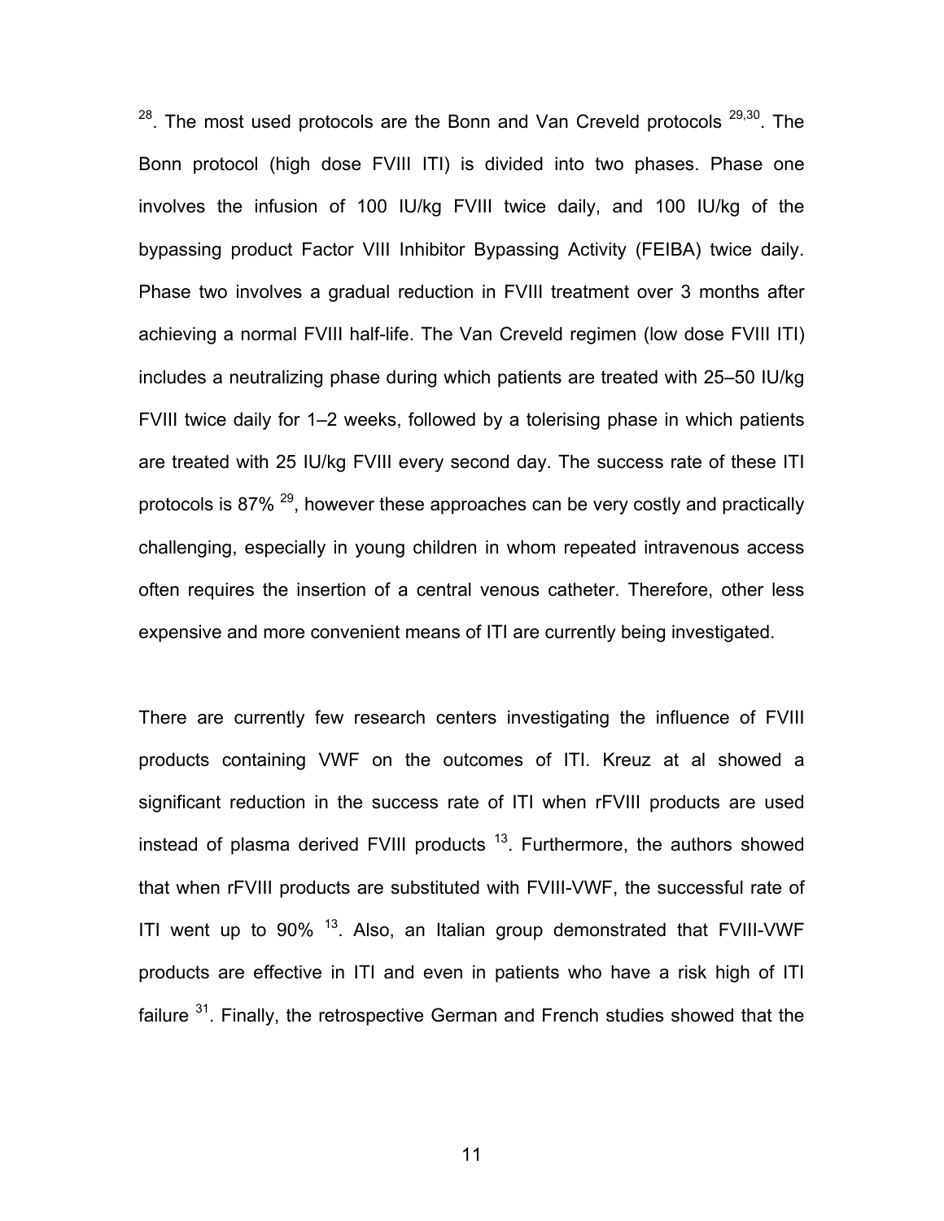[28]. The most used protocols are the Bonn and Van Creveld protocols [29,30]. The Bonn protocol (high dose FVIII ITI) is divided into two phases. Phase one involves the infusion of 100 IU/kg FVIII twice daily, and 100 IU/kg of the bypassing product Factor VIII Inhibitor Bypassing Activity (FEIBA) twice daily. Phase two involves a gradual reduction in FVIII treatment over 3 months after achieving a normal FVIII half-life. The Van Creveld regimen (low dose FVIII ITI) includes a neutralizing phase during which patients are treated with 25–50 IU/kg FVIII twice daily for 1–2 weeks, followed by a tolerising phase in which patients are treated with 25 IU/kg FVIII every second day. The success rate of these ITI protocols is 87% [29], however these approaches can be very costly and practically challenging, especially in young children in whom repeated intravenous access often requires the insertion of a central venous catheter. Therefore, other less expensive and more convenient means of ITI are currently being investigated.

There are currently few research centers investigating the influence of FVIII products containing VWF on the outcomes of ITI. Kreuz at al showed a significant reduction in the success rate of ITI when rFVIII products are used instead of plasma derived FVIII products [13]. Furthermore, the authors showed that when rFVIII products are substituted with FVIII-VWF, the successful rate of ITI went up to 90% [13]. Also, an Italian group demonstrated that FVIII-VWF products are effective in ITI and even in patients who have a risk high of ITI failure [31]. Finally, the retrospective German and French studies showed that the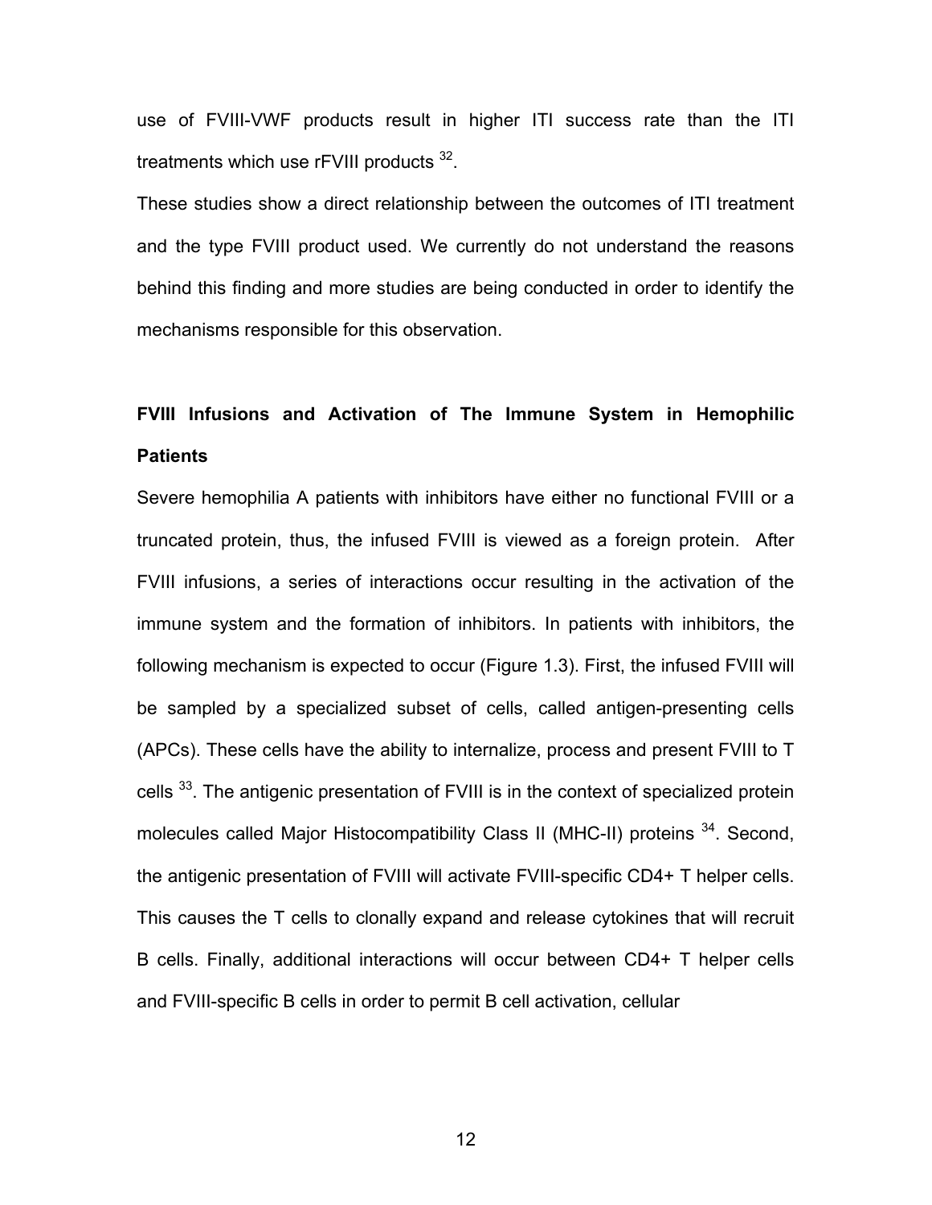use of FVIII-VWF products result in higher ITI success rate than the ITI treatments which use rFVIII products [32].

These studies show a direct relationship between the outcomes of ITI treatment and the type FVIII product used. We currently do not understand the reasons behind this finding and more studies are being conducted in order to identify the mechanisms responsible for this observation.

## FVIII Infusions and Activation of The Immune System in Hemophilic Patients

Severe hemophilia A patients with inhibitors have either no functional FVIII or a truncated protein, thus, the infused FVIII is viewed as a foreign protein. After FVIII infusions, a series of interactions occur resulting in the activation of the immune system and the formation of inhibitors. In patients with inhibitors, the following mechanism is expected to occur (Figure 1.3). First, the infused FVIII will be sampled by a specialized subset of cells, called antigen-presenting cells (APCs). These cells have the ability to internalize, process and present FVIII to T cells [33]. The antigenic presentation of FVIII is in the context of specialized protein molecules called Major Histocompatibility Class II (MHC-II) proteins [34]. Second, the antigenic presentation of FVIII will activate FVIII-specific CD4+ T helper cells. This causes the T cells to clonally expand and release cytokines that will recruit B cells. Finally, additional interactions will occur between CD4+ T helper cells and FVIII-specific B cells in order to permit B cell activation, cellular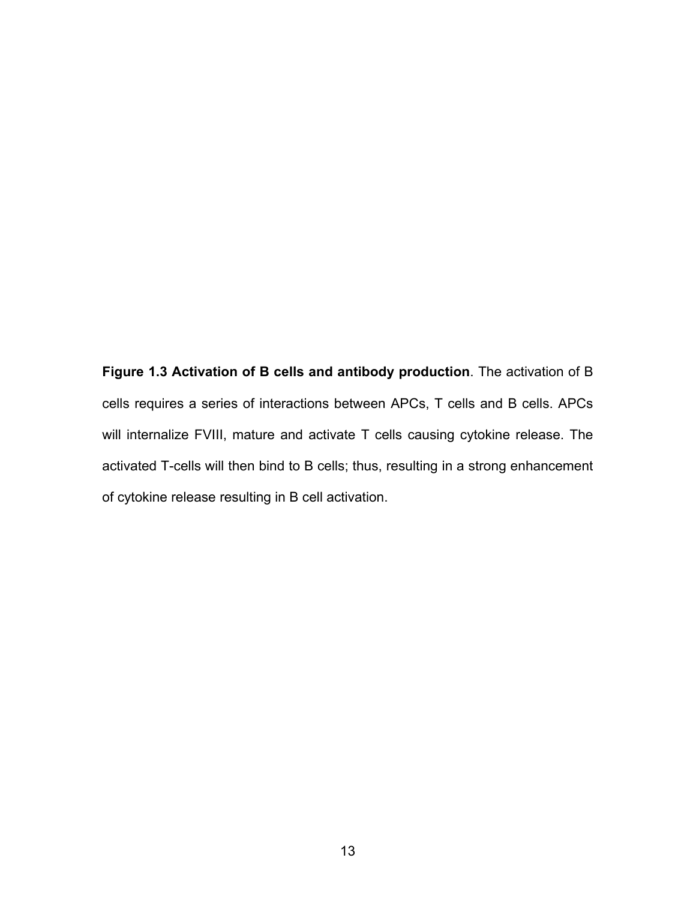**Figure 1.3 Activation of B cells and antibody production**. The activation of B cells requires a series of interactions between APCs, T cells and B cells. APCs will internalize FVIII, mature and activate T cells causing cytokine release. The activated T-cells will then bind to B cells; thus, resulting in a strong enhancement of cytokine release resulting in B cell activation.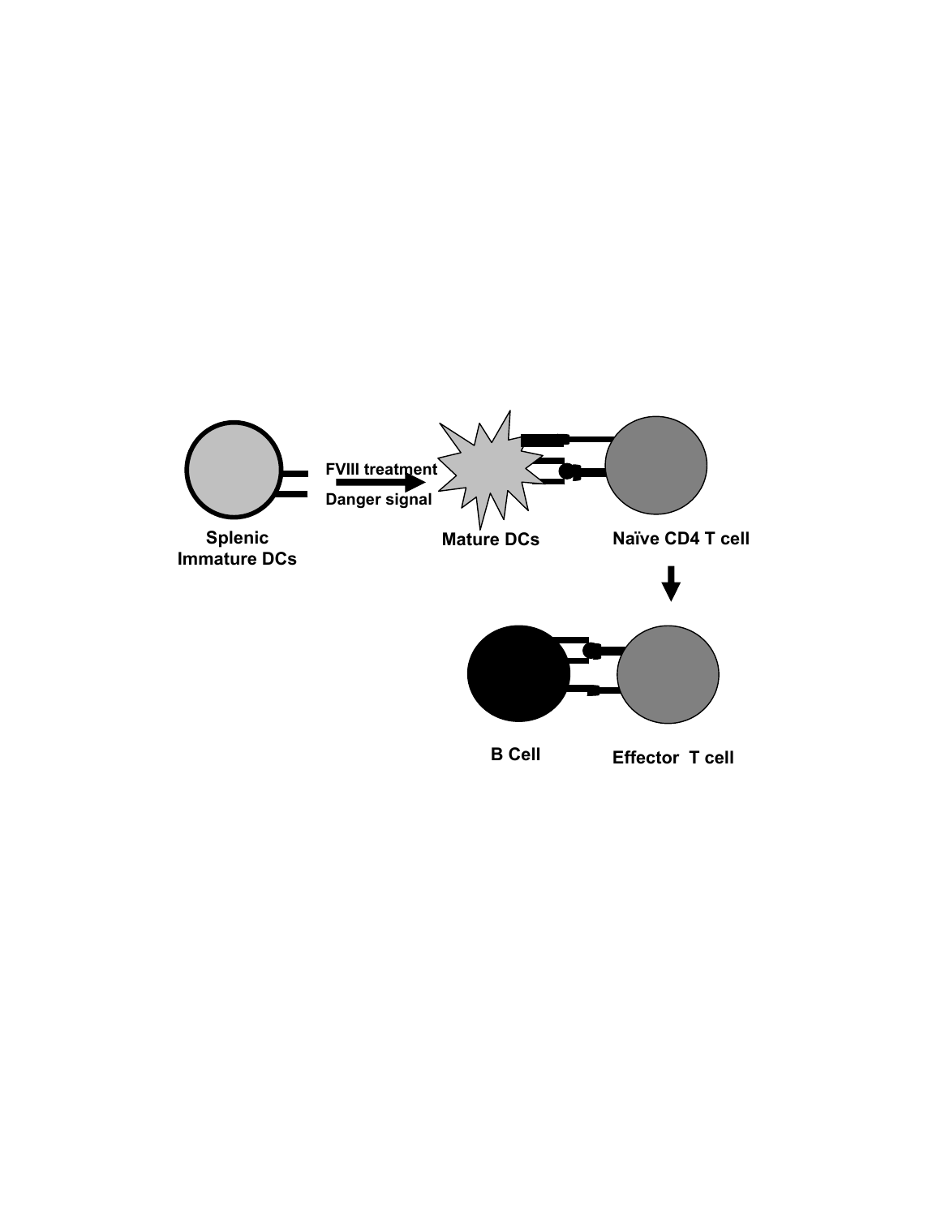Splenic Immature DCs

FVIII treatment

Danger signal

Mature DCs

Naïve CD4 T cell

B Cell

Effector T cell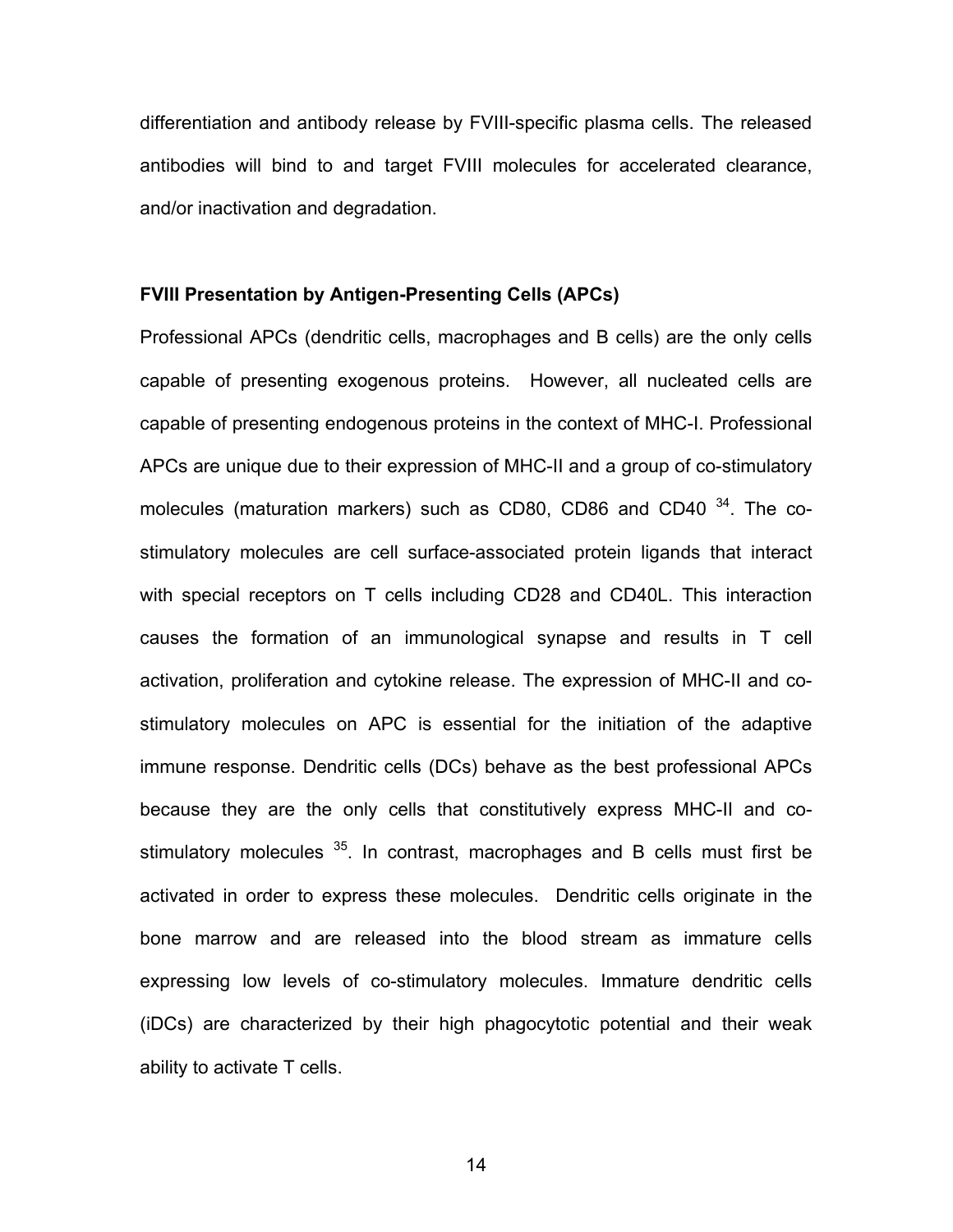differentiation and antibody release by FVIII-specific plasma cells. The released antibodies will bind to and target FVIII molecules for accelerated clearance, and/or inactivation and degradation.

### FVIII Presentation by Antigen-Presenting Cells (APCs)

Professional APCs (dendritic cells, macrophages and B cells) are the only cells capable of presenting exogenous proteins. However, all nucleated cells are capable of presenting endogenous proteins in the context of MHC-I. Professional APCs are unique due to their expression of MHC-II and a group of co-stimulatory molecules (maturation markers) such as CD80, CD86 and CD40 [34]. The co-stimulatory molecules are cell surface-associated protein ligands that interact with special receptors on T cells including CD28 and CD40L. This interaction causes the formation of an immunological synapse and results in T cell activation, proliferation and cytokine release. The expression of MHC-II and co-stimulatory molecules on APC is essential for the initiation of the adaptive immune response. Dendritic cells (DCs) behave as the best professional APCs because they are the only cells that constitutively express MHC-II and co-stimulatory molecules [35]. In contrast, macrophages and B cells must first be activated in order to express these molecules. Dendritic cells originate in the bone marrow and are released into the blood stream as immature cells expressing low levels of co-stimulatory molecules. Immature dendritic cells (iDCs) are characterized by their high phagocytotic potential and their weak ability to activate T cells.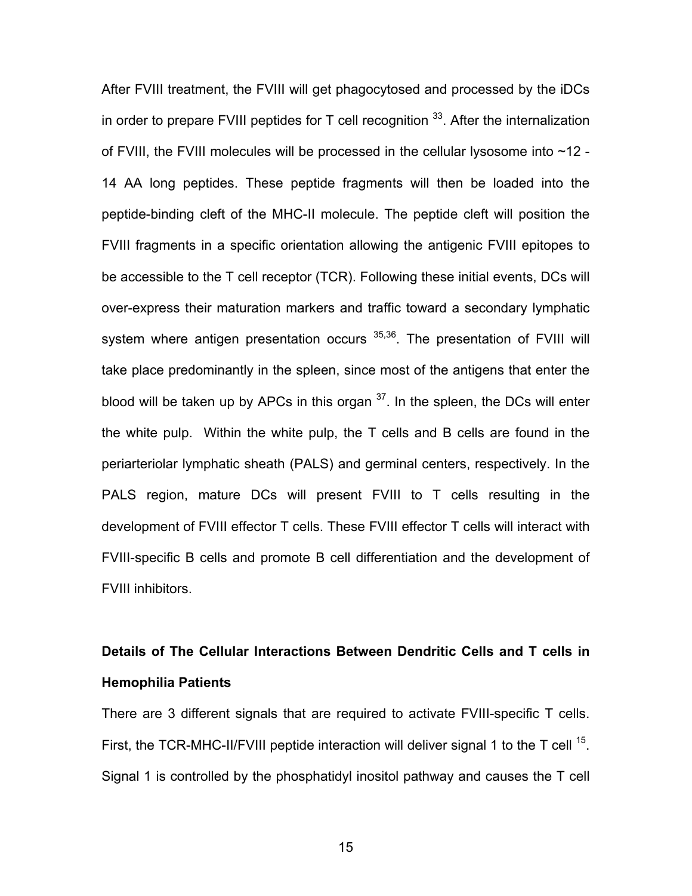After FVIII treatment, the FVIII will get phagocytosed and processed by the iDCs in order to prepare FVIII peptides for T cell recognition [33]. After the internalization of FVIII, the FVIII molecules will be processed in the cellular lysosome into ~12 - 14 AA long peptides. These peptide fragments will then be loaded into the peptide-binding cleft of the MHC-II molecule. The peptide cleft will position the FVIII fragments in a specific orientation allowing the antigenic FVIII epitopes to be accessible to the T cell receptor (TCR). Following these initial events, DCs will over-express their maturation markers and traffic toward a secondary lymphatic system where antigen presentation occurs [35,36]. The presentation of FVIII will take place predominantly in the spleen, since most of the antigens that enter the blood will be taken up by APCs in this organ [37]. In the spleen, the DCs will enter the white pulp. Within the white pulp, the T cells and B cells are found in the periarteriolar lymphatic sheath (PALS) and germinal centers, respectively. In the PALS region, mature DCs will present FVIII to T cells resulting in the development of FVIII effector T cells. These FVIII effector T cells will interact with FVIII-specific B cells and promote B cell differentiation and the development of FVIII inhibitors.

## Details of The Cellular Interactions Between Dendritic Cells and T cells in Hemophilia Patients

There are 3 different signals that are required to activate FVIII-specific T cells. First, the TCR-MHC-II/FVIII peptide interaction will deliver signal 1 to the T cell [15]. Signal 1 is controlled by the phosphatidyl inositol pathway and causes the T cell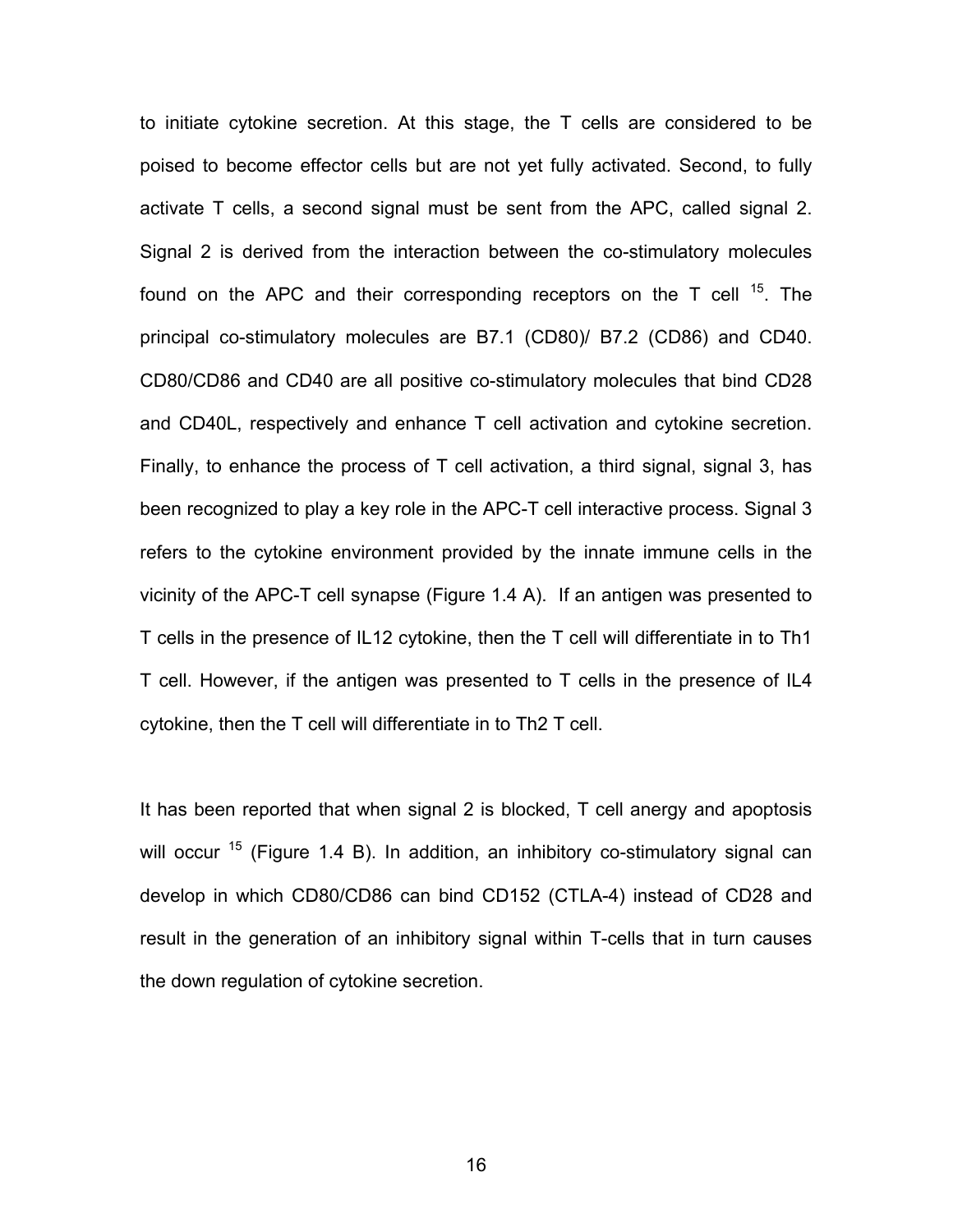to initiate cytokine secretion. At this stage, the T cells are considered to be poised to become effector cells but are not yet fully activated. Second, to fully activate T cells, a second signal must be sent from the APC, called signal 2. Signal 2 is derived from the interaction between the co-stimulatory molecules found on the APC and their corresponding receptors on the T cell [15]. The principal co-stimulatory molecules are B7.1 (CD80)/ B7.2 (CD86) and CD40. CD80/CD86 and CD40 are all positive co-stimulatory molecules that bind CD28 and CD40L, respectively and enhance T cell activation and cytokine secretion. Finally, to enhance the process of T cell activation, a third signal, signal 3, has been recognized to play a key role in the APC-T cell interactive process. Signal 3 refers to the cytokine environment provided by the innate immune cells in the vicinity of the APC-T cell synapse (Figure 1.4 A). If an antigen was presented to T cells in the presence of IL12 cytokine, then the T cell will differentiate in to Th1 T cell. However, if the antigen was presented to T cells in the presence of IL4 cytokine, then the T cell will differentiate in to Th2 T cell.

It has been reported that when signal 2 is blocked, T cell anergy and apoptosis will occur [15] (Figure 1.4 B). In addition, an inhibitory co-stimulatory signal can develop in which CD80/CD86 can bind CD152 (CTLA-4) instead of CD28 and result in the generation of an inhibitory signal within T-cells that in turn causes the down regulation of cytokine secretion.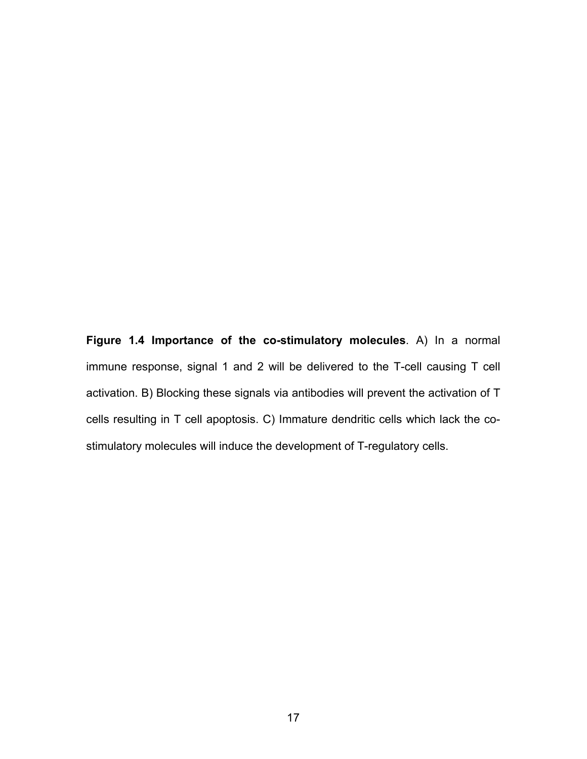**Figure 1.4 Importance of the co-stimulatory molecules**. A) In a normal immune response, signal 1 and 2 will be delivered to the T-cell causing T cell activation. B) Blocking these signals via antibodies will prevent the activation of T cells resulting in T cell apoptosis. C) Immature dendritic cells which lack the co-stimulatory molecules will induce the development of T-regulatory cells.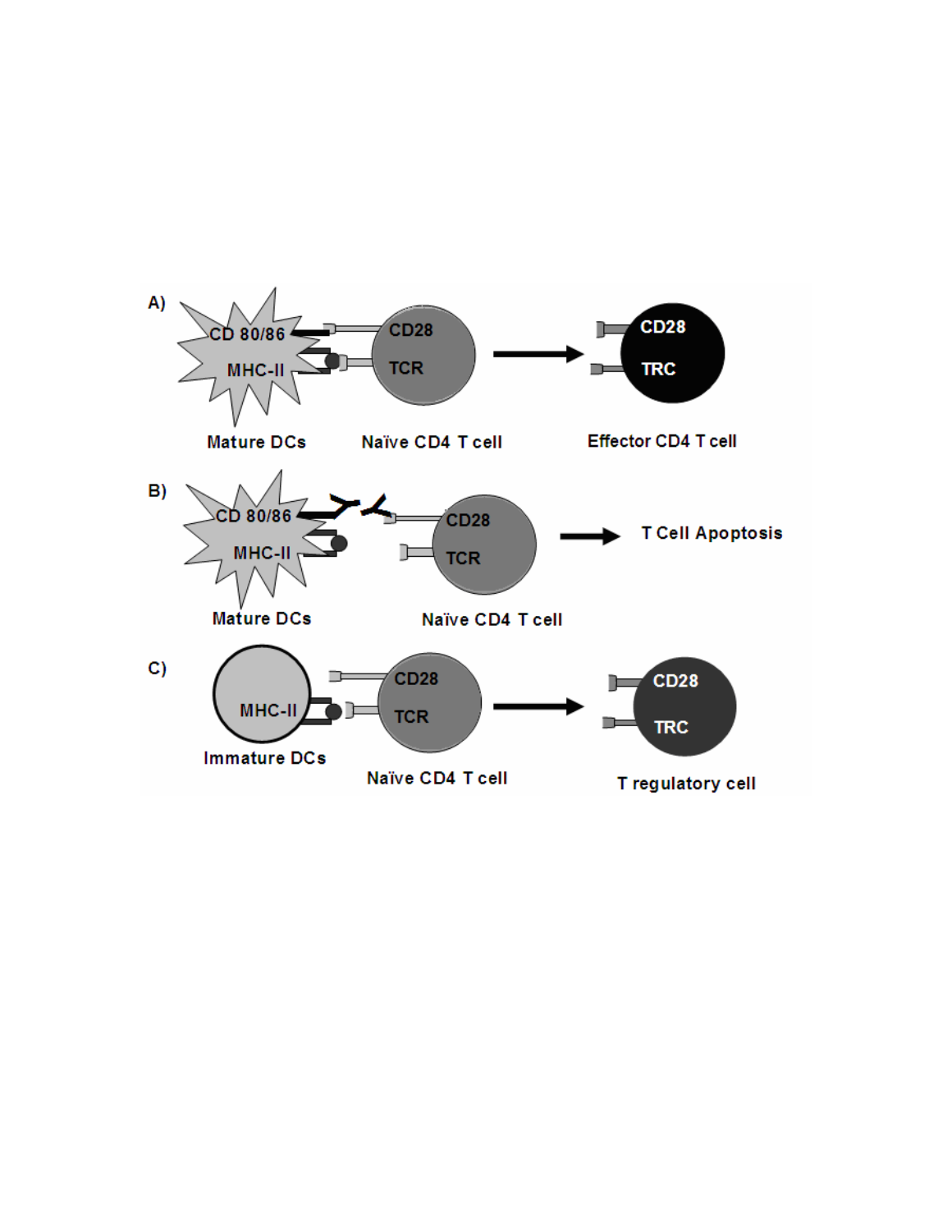A)

CD 80/86

MHC-II

Mature DCs

CD28

TCR

Naïve CD4 T cell

CD28

TRC

Effector CD4 T cell

B)

CD 80/86

MHC-II

Mature DCs

CD28

TCR

Naïve CD4 T cell

T Cell Apoptosis

C)

MHC-II

Immature DCs

CD28

TCR

Naïve CD4 T cell

CD28

TRC

T regulatory cell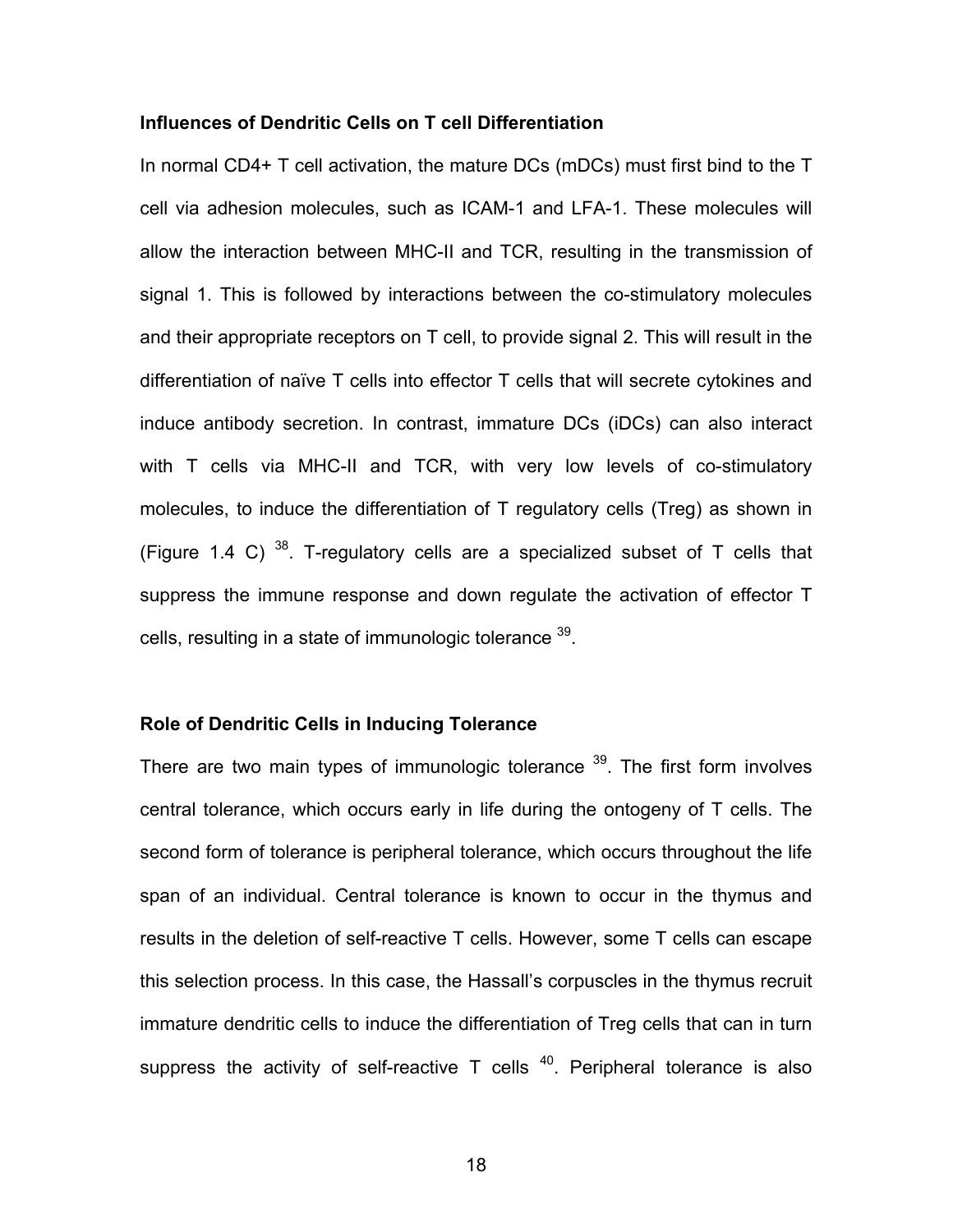**Influences of Dendritic Cells on T cell Differentiation**

In normal CD4+ T cell activation, the mature DCs (mDCs) must first bind to the T cell via adhesion molecules, such as ICAM-1 and LFA-1. These molecules will allow the interaction between MHC-II and TCR, resulting in the transmission of signal 1. This is followed by interactions between the co-stimulatory molecules and their appropriate receptors on T cell, to provide signal 2. This will result in the differentiation of naïve T cells into effector T cells that will secrete cytokines and induce antibody secretion. In contrast, immature DCs (iDCs) can also interact with T cells via MHC-II and TCR, with very low levels of co-stimulatory molecules, to induce the differentiation of T regulatory cells (Treg) as shown in (Figure 1.4 C) [38]. T-regulatory cells are a specialized subset of T cells that suppress the immune response and down regulate the activation of effector T cells, resulting in a state of immunologic tolerance [39].

**Role of Dendritic Cells in Inducing Tolerance**

There are two main types of immunologic tolerance [39]. The first form involves central tolerance, which occurs early in life during the ontogeny of T cells. The second form of tolerance is peripheral tolerance, which occurs throughout the life span of an individual. Central tolerance is known to occur in the thymus and results in the deletion of self-reactive T cells. However, some T cells can escape this selection process. In this case, the Hassall's corpuscles in the thymus recruit immature dendritic cells to induce the differentiation of Treg cells that can in turn suppress the activity of self-reactive T cells [40]. Peripheral tolerance is also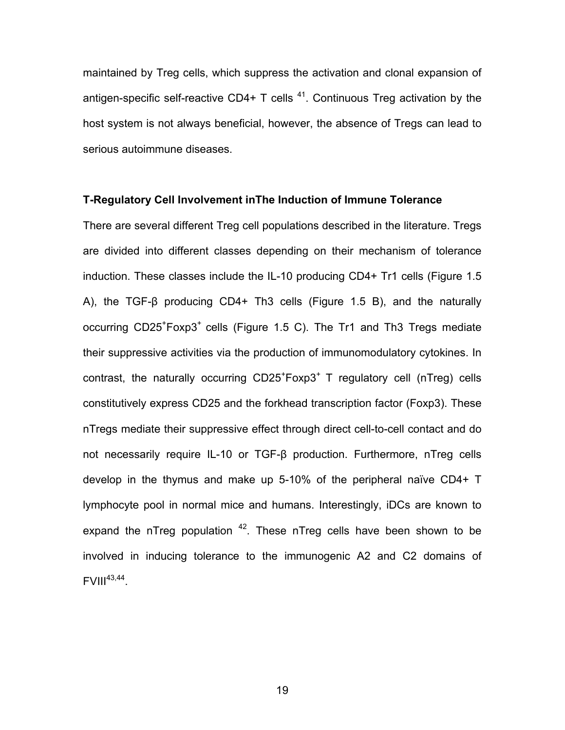maintained by Treg cells, which suppress the activation and clonal expansion of antigen-specific self-reactive CD4+ T cells [41]. Continuous Treg activation by the host system is not always beneficial, however, the absence of Tregs can lead to serious autoimmune diseases.

**T-Regulatory Cell Involvement inThe Induction of Immune Tolerance**

There are several different Treg cell populations described in the literature. Tregs are divided into different classes depending on their mechanism of tolerance induction. These classes include the IL-10 producing CD4+ Tr1 cells (Figure 1.5 A), the TGF-β producing CD4+ Th3 cells (Figure 1.5 B), and the naturally occurring $CD25^{+}Foxp3^{+}$ cells (Figure 1.5 C). The Tr1 and Th3 Tregs mediate their suppressive activities via the production of immunomodulatory cytokines. In contrast, the naturally occurring $CD25^{+}Foxp3^{+}$ T regulatory cell (nTreg) cells constitutively express CD25 and the forkhead transcription factor (Foxp3). These nTregs mediate their suppressive effect through direct cell-to-cell contact and do not necessarily require IL-10 or TGF-β production. Furthermore, nTreg cells develop in the thymus and make up 5-10% of the peripheral naïve CD4+ T lymphocyte pool in normal mice and humans. Interestingly, iDCs are known to expand the nTreg population [42]. These nTreg cells have been shown to be involved in inducing tolerance to the immunogenic A2 and C2 domains of FVIII[43,44].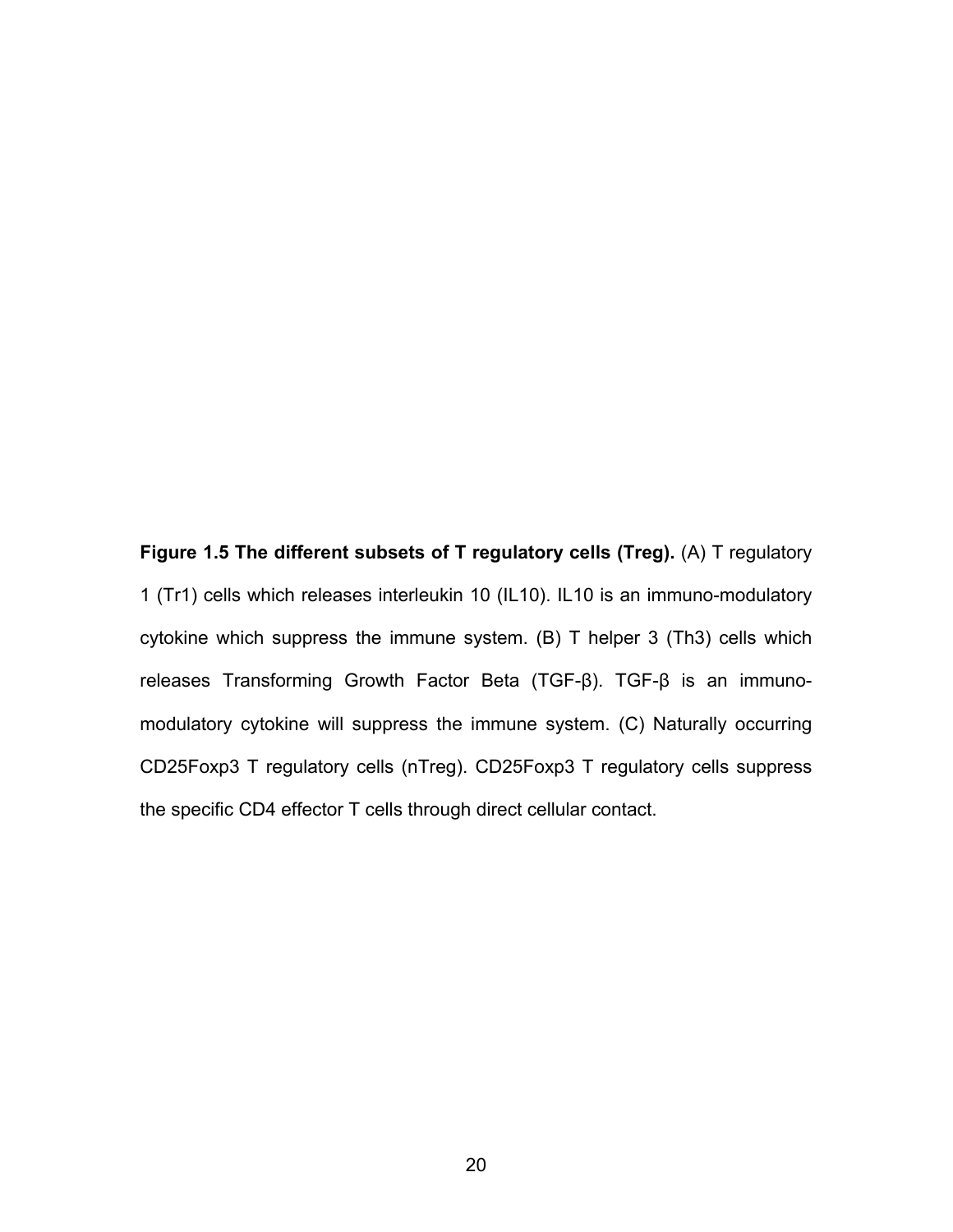**Figure 1.5 The different subsets of T regulatory cells (Treg).** (A) T regulatory 1 (Tr1) cells which releases interleukin 10 (IL10). IL10 is an immuno-modulatory cytokine which suppress the immune system. (B) T helper 3 (Th3) cells which releases Transforming Growth Factor Beta (TGF-β). TGF-β is an immuno-modulatory cytokine will suppress the immune system. (C) Naturally occurring CD25Foxp3 T regulatory cells (nTreg). CD25Foxp3 T regulatory cells suppress the specific CD4 effector T cells through direct cellular contact.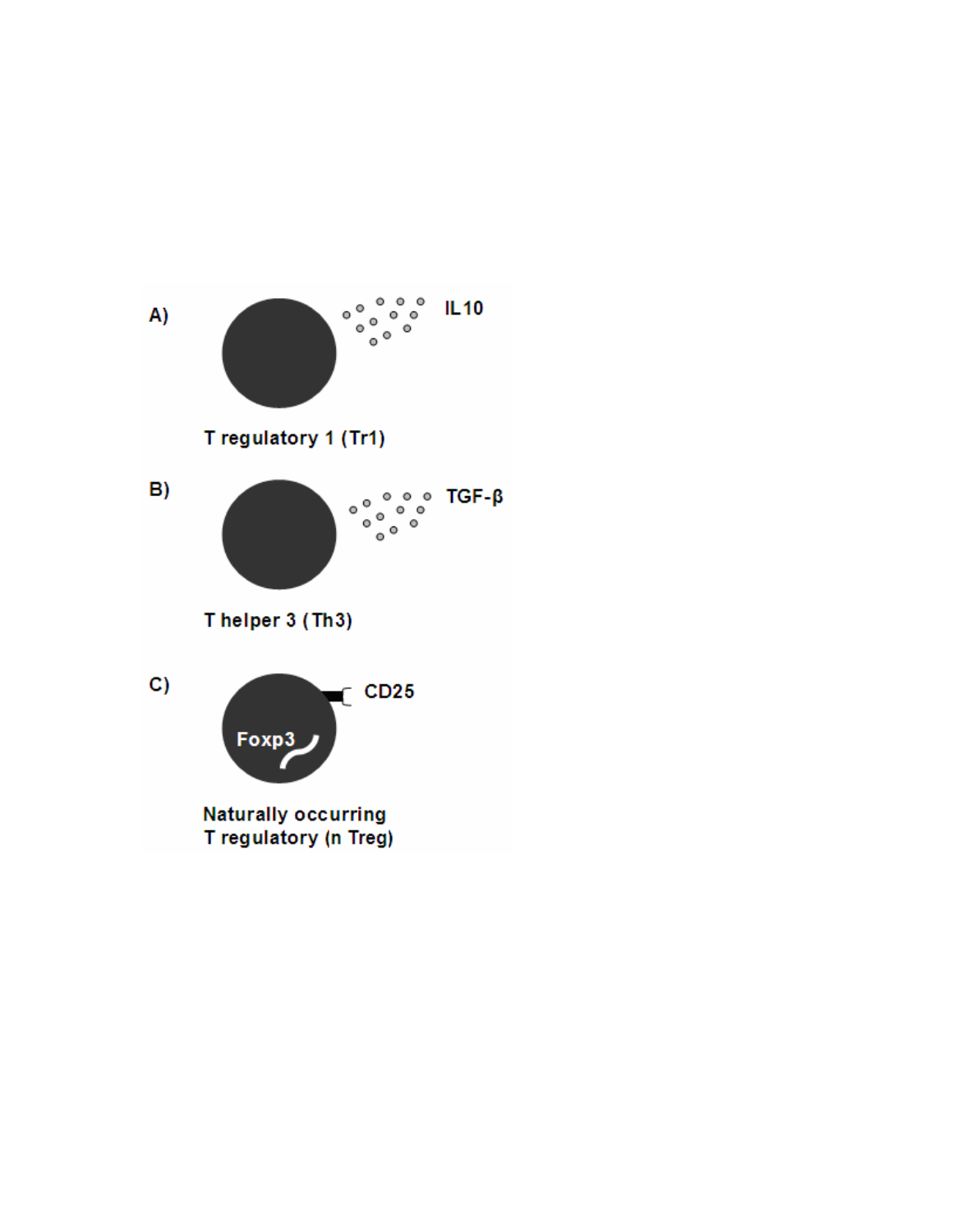A)

IL10

T regulatory 1 (Tr1)

B)

TGF-β

T helper 3 (Th3)

C)

CD25

Foxp3

Naturally occurring
T regulatory (n Treg)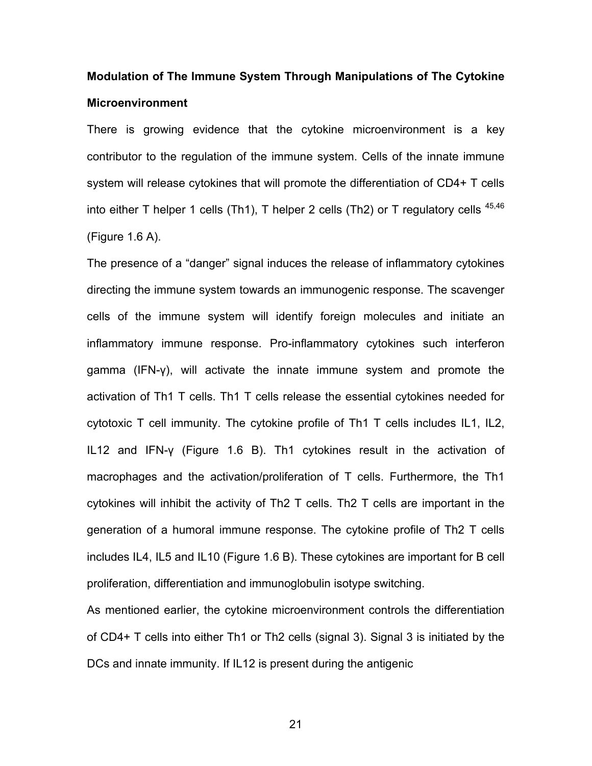**Modulation of The Immune System Through Manipulations of The Cytokine Microenvironment**

There is growing evidence that the cytokine microenvironment is a key contributor to the regulation of the immune system. Cells of the innate immune system will release cytokines that will promote the differentiation of CD4+ T cells into either T helper 1 cells (Th1), T helper 2 cells (Th2) or T regulatory cells [45,46] (Figure 1.6 A).

The presence of a "danger" signal induces the release of inflammatory cytokines directing the immune system towards an immunogenic response. The scavenger cells of the immune system will identify foreign molecules and initiate an inflammatory immune response. Pro-inflammatory cytokines such interferon gamma (IFN-γ), will activate the innate immune system and promote the activation of Th1 T cells. Th1 T cells release the essential cytokines needed for cytotoxic T cell immunity. The cytokine profile of Th1 T cells includes IL1, IL2, IL12 and IFN-γ (Figure 1.6 B). Th1 cytokines result in the activation of macrophages and the activation/proliferation of T cells. Furthermore, the Th1 cytokines will inhibit the activity of Th2 T cells. Th2 T cells are important in the generation of a humoral immune response. The cytokine profile of Th2 T cells includes IL4, IL5 and IL10 (Figure 1.6 B). These cytokines are important for B cell proliferation, differentiation and immunoglobulin isotype switching.

As mentioned earlier, the cytokine microenvironment controls the differentiation of CD4+ T cells into either Th1 or Th2 cells (signal 3). Signal 3 is initiated by the DCs and innate immunity. If IL12 is present during the antigenic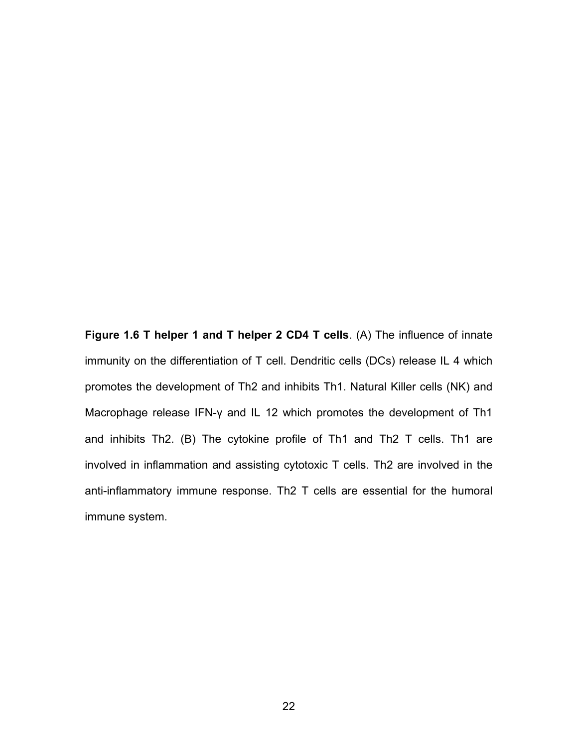**Figure 1.6 T helper 1 and T helper 2 CD4 T cells**. (A) The influence of innate immunity on the differentiation of T cell. Dendritic cells (DCs) release IL 4 which promotes the development of Th2 and inhibits Th1. Natural Killer cells (NK) and Macrophage release IFN-γ and IL 12 which promotes the development of Th1 and inhibits Th2. (B) The cytokine profile of Th1 and Th2 T cells. Th1 are involved in inflammation and assisting cytotoxic T cells. Th2 are involved in the anti-inflammatory immune response. Th2 T cells are essential for the humoral immune system.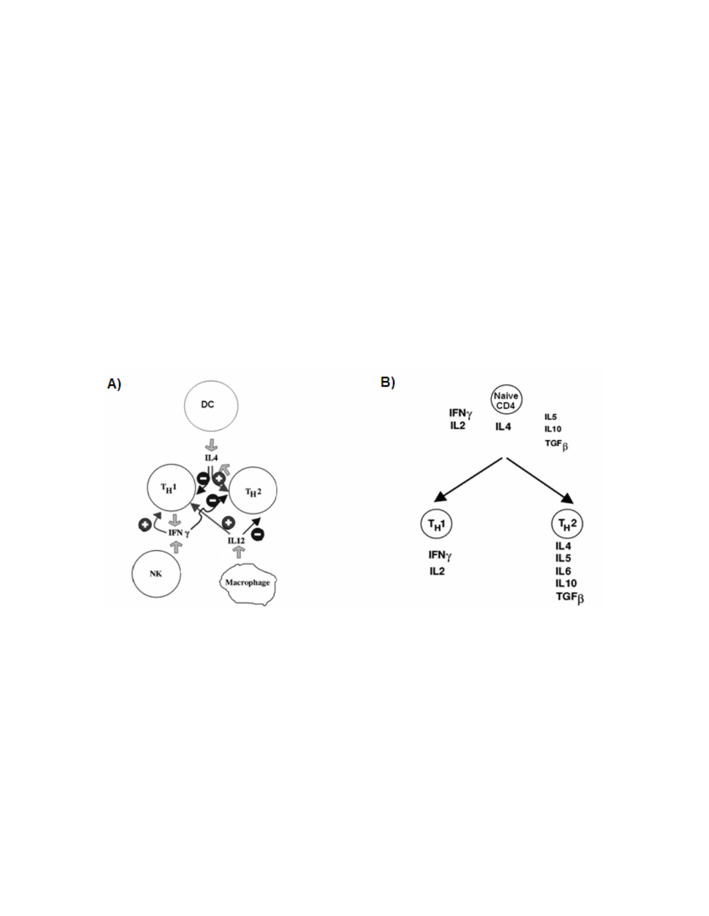A)

DC

IL4

$T_H1$

$T_H2$

IFN γ

IL12

NK

Macrophage

B)

Naive CD4

IFNγ
IL2

IL4

IL5
IL10
TGFβ

$T_H1$

IFNγ
IL2

$T_H2$

IL4
IL5
IL6
IL10
TGFβ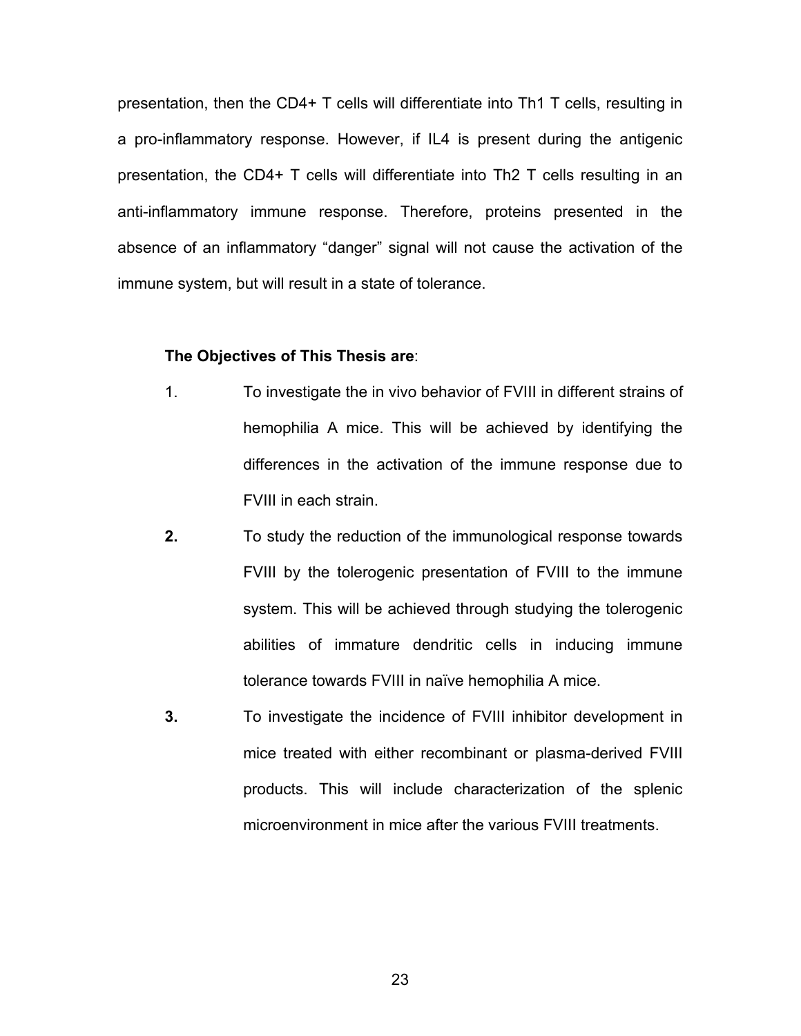presentation, then the CD4+ T cells will differentiate into Th1 T cells, resulting in a pro-inflammatory response. However, if IL4 is present during the antigenic presentation, the CD4+ T cells will differentiate into Th2 T cells resulting in an anti-inflammatory immune response. Therefore, proteins presented in the absence of an inflammatory "danger" signal will not cause the activation of the immune system, but will result in a state of tolerance.

**The Objectives of This Thesis are**:

1. To investigate the in vivo behavior of FVIII in different strains of hemophilia A mice. This will be achieved by identifying the differences in the activation of the immune response due to FVIII in each strain.
2. To study the reduction of the immunological response towards FVIII by the tolerogenic presentation of FVIII to the immune system. This will be achieved through studying the tolerogenic abilities of immature dendritic cells in inducing immune tolerance towards FVIII in naïve hemophilia A mice.
3. To investigate the incidence of FVIII inhibitor development in mice treated with either recombinant or plasma-derived FVIII products. This will include characterization of the splenic microenvironment in mice after the various FVIII treatments.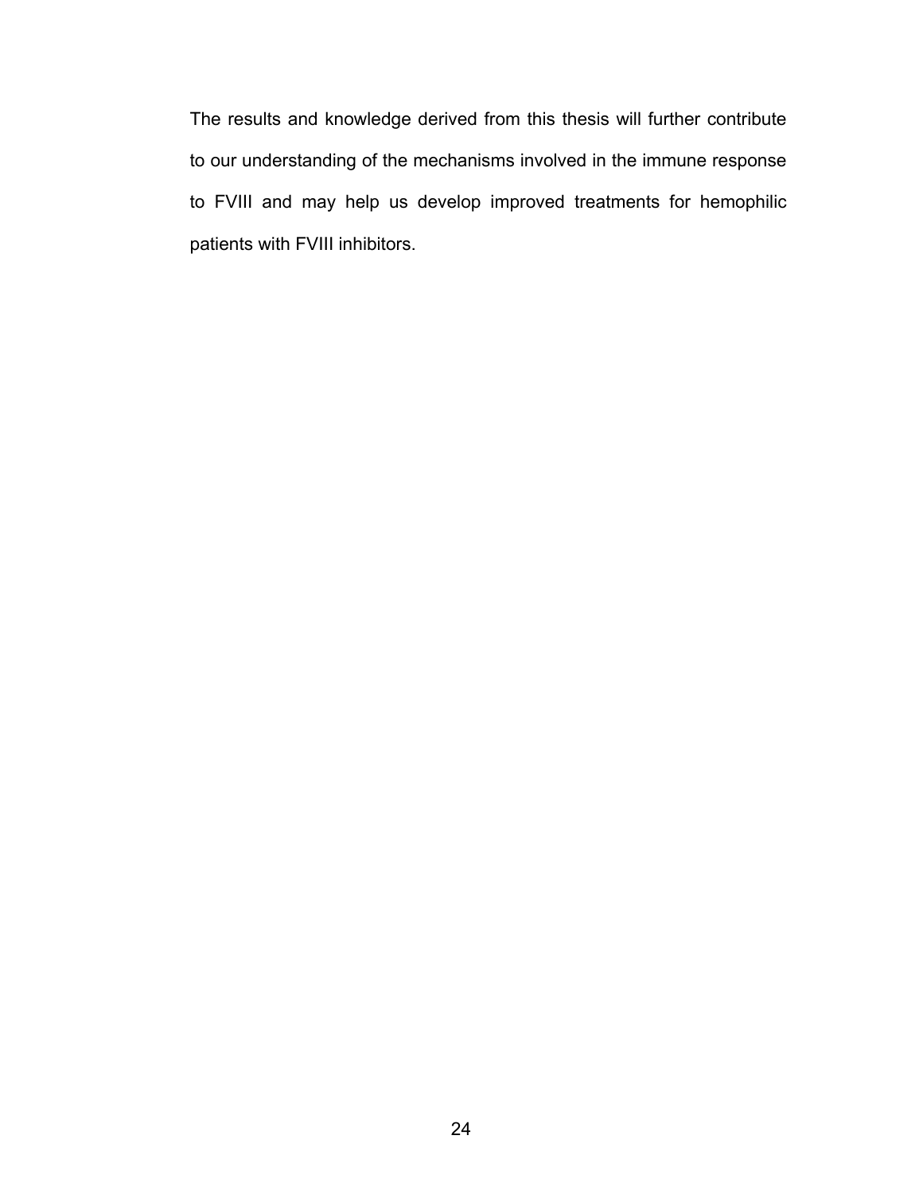The results and knowledge derived from this thesis will further contribute to our understanding of the mechanisms involved in the immune response to FVIII and may help us develop improved treatments for hemophilic patients with FVIII inhibitors.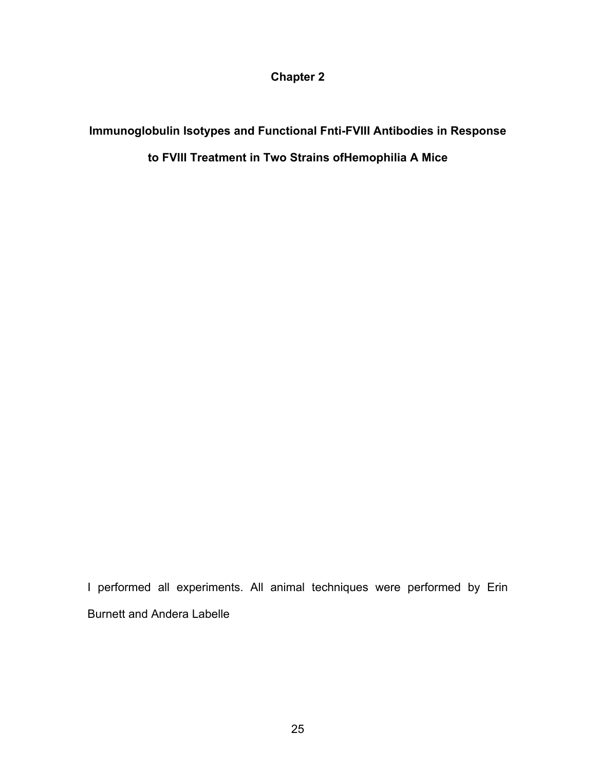# Chapter 2

## Immunoglobulin Isotypes and Functional Fnti-FVIII Antibodies in Response to FVIII Treatment in Two Strains ofHemophilia A Mice

I performed all experiments. All animal techniques were performed by Erin Burnett and Andera Labelle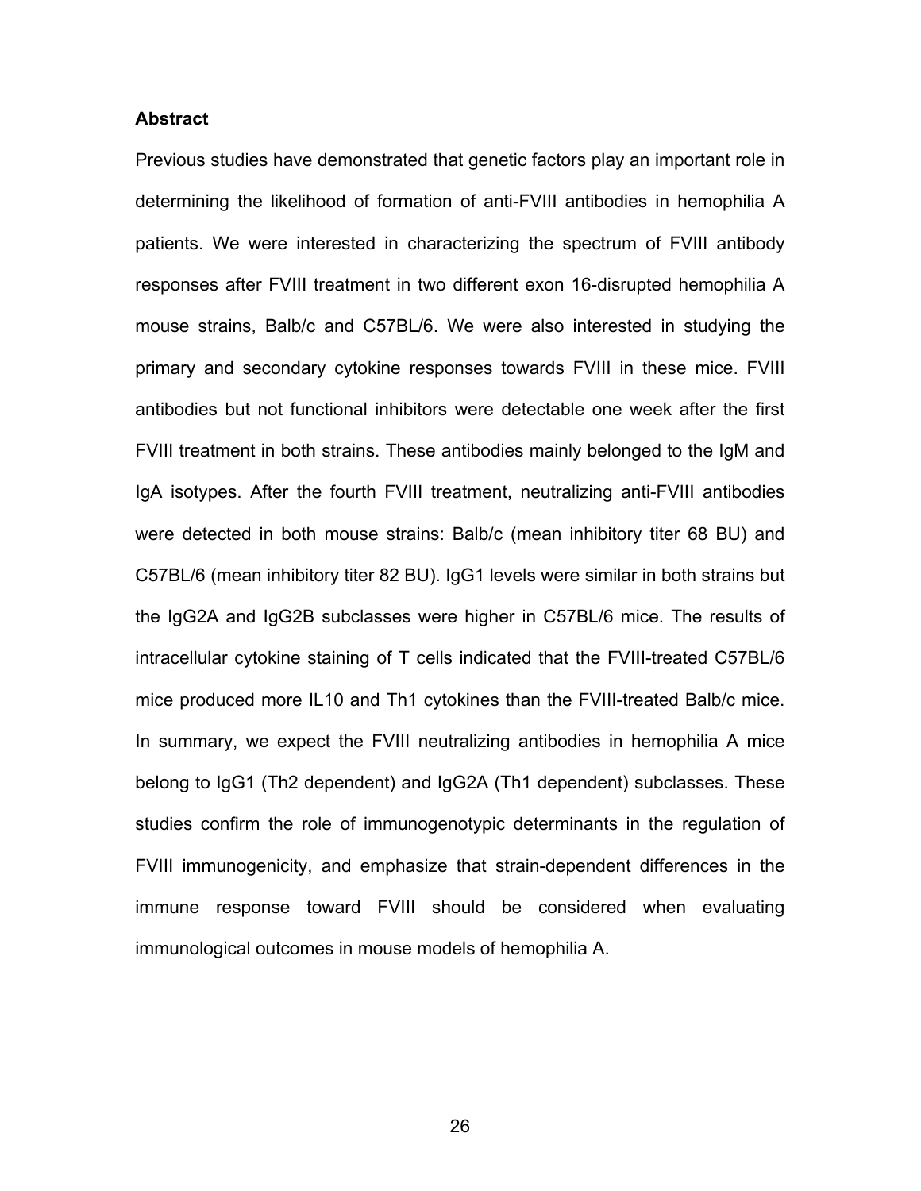**Abstract**

Previous studies have demonstrated that genetic factors play an important role in determining the likelihood of formation of anti-FVIII antibodies in hemophilia A patients. We were interested in characterizing the spectrum of FVIII antibody responses after FVIII treatment in two different exon 16-disrupted hemophilia A mouse strains, Balb/c and C57BL/6. We were also interested in studying the primary and secondary cytokine responses towards FVIII in these mice. FVIII antibodies but not functional inhibitors were detectable one week after the first FVIII treatment in both strains. These antibodies mainly belonged to the IgM and IgA isotypes. After the fourth FVIII treatment, neutralizing anti-FVIII antibodies were detected in both mouse strains: Balb/c (mean inhibitory titer 68 BU) and C57BL/6 (mean inhibitory titer 82 BU). IgG1 levels were similar in both strains but the IgG2A and IgG2B subclasses were higher in C57BL/6 mice. The results of intracellular cytokine staining of T cells indicated that the FVIII-treated C57BL/6 mice produced more IL10 and Th1 cytokines than the FVIII-treated Balb/c mice. In summary, we expect the FVIII neutralizing antibodies in hemophilia A mice belong to IgG1 (Th2 dependent) and IgG2A (Th1 dependent) subclasses. These studies confirm the role of immunogenotypic determinants in the regulation of FVIII immunogenicity, and emphasize that strain-dependent differences in the immune response toward FVIII should be considered when evaluating immunological outcomes in mouse models of hemophilia A.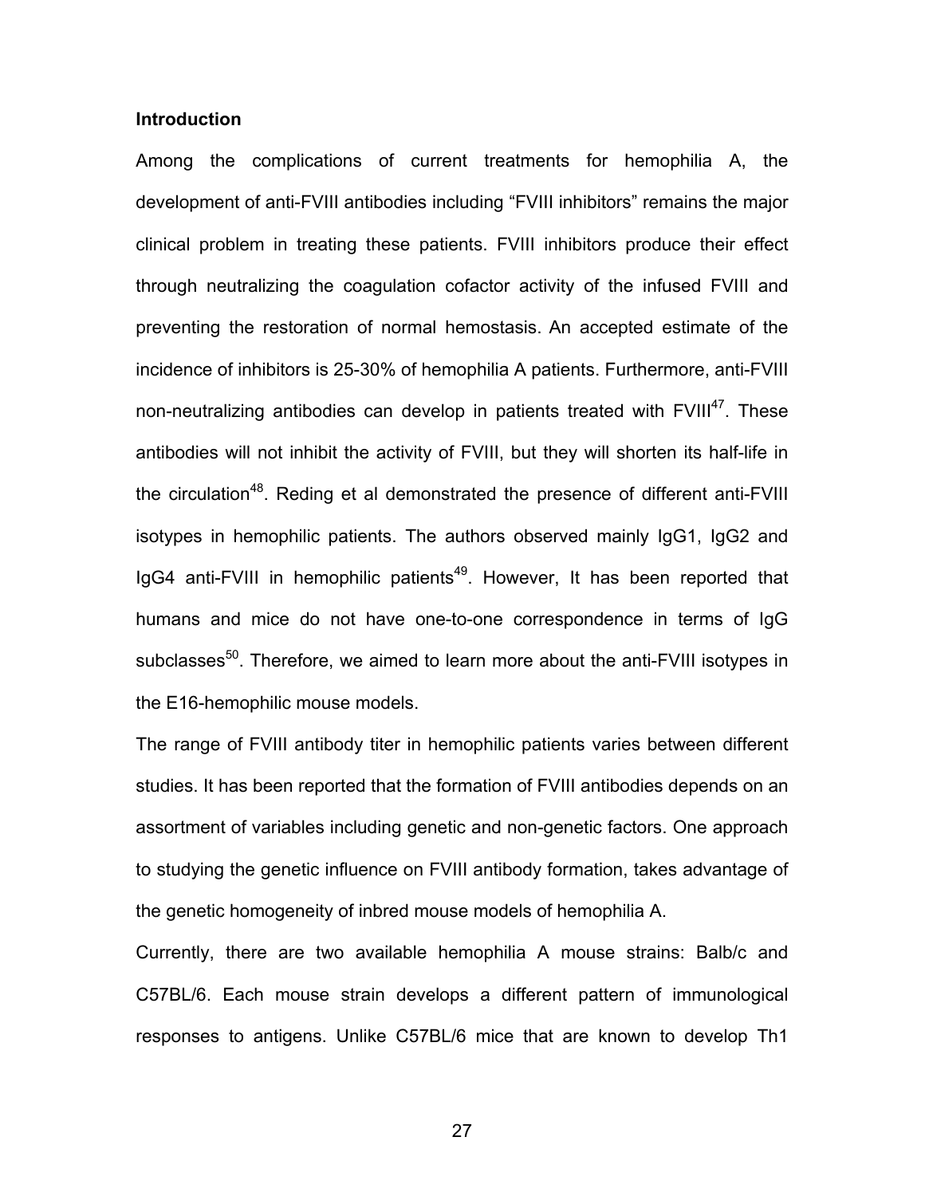### Introduction

Among the complications of current treatments for hemophilia A, the development of anti-FVIII antibodies including "FVIII inhibitors" remains the major clinical problem in treating these patients. FVIII inhibitors produce their effect through neutralizing the coagulation cofactor activity of the infused FVIII and preventing the restoration of normal hemostasis. An accepted estimate of the incidence of inhibitors is 25-30% of hemophilia A patients. Furthermore, anti-FVIII non-neutralizing antibodies can develop in patients treated with FVIII[47]. These antibodies will not inhibit the activity of FVIII, but they will shorten its half-life in the circulation[48]. Reding et al demonstrated the presence of different anti-FVIII isotypes in hemophilic patients. The authors observed mainly IgG1, IgG2 and IgG4 anti-FVIII in hemophilic patients[49]. However, It has been reported that humans and mice do not have one-to-one correspondence in terms of IgG subclasses[50]. Therefore, we aimed to learn more about the anti-FVIII isotypes in the E16-hemophilic mouse models.

The range of FVIII antibody titer in hemophilic patients varies between different studies. It has been reported that the formation of FVIII antibodies depends on an assortment of variables including genetic and non-genetic factors. One approach to studying the genetic influence on FVIII antibody formation, takes advantage of the genetic homogeneity of inbred mouse models of hemophilia A.

Currently, there are two available hemophilia A mouse strains: Balb/c and C57BL/6. Each mouse strain develops a different pattern of immunological responses to antigens. Unlike C57BL/6 mice that are known to develop Th1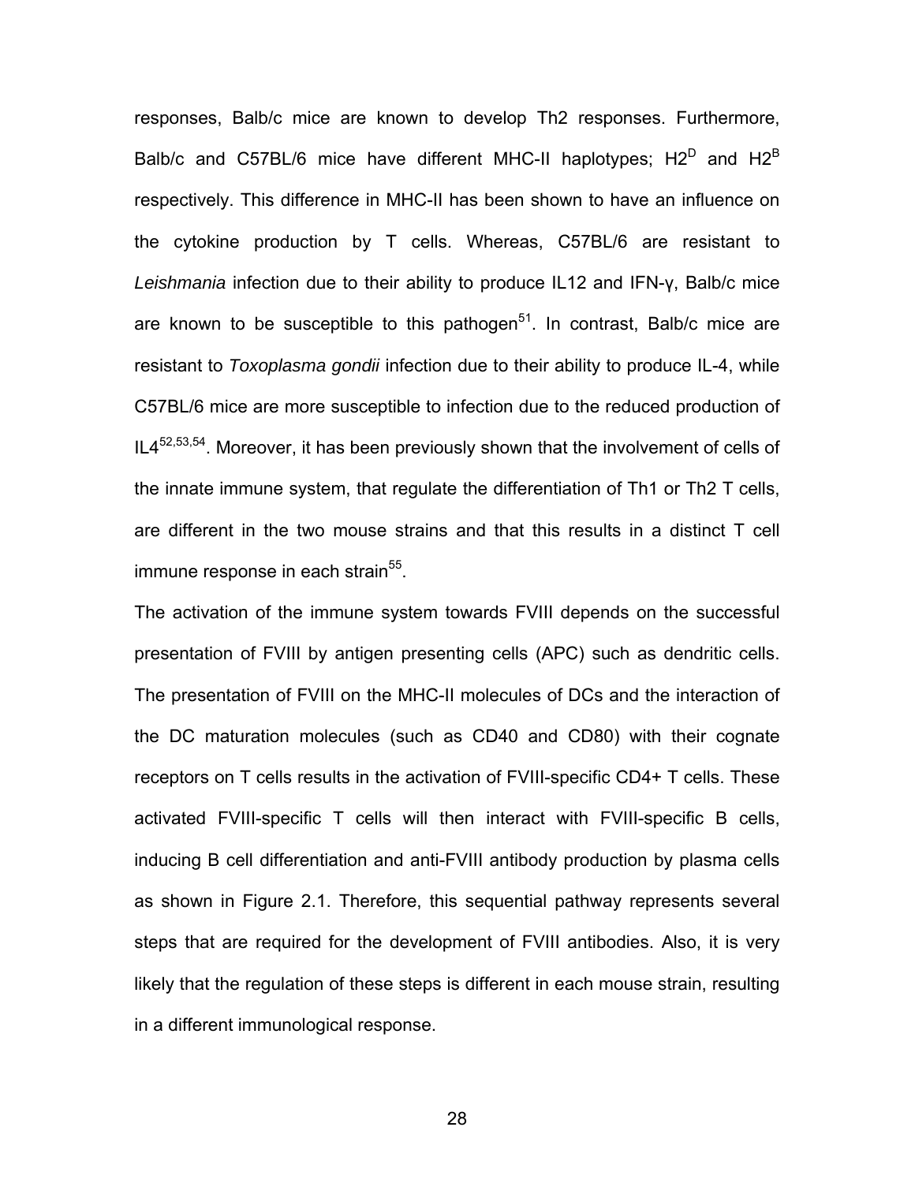responses, Balb/c mice are known to develop Th2 responses. Furthermore, Balb/c and C57BL/6 mice have different MHC-II haplotypes; $H2^D$ and $H2^B$ respectively. This difference in MHC-II has been shown to have an influence on the cytokine production by T cells. Whereas, C57BL/6 are resistant to *Leishmania* infection due to their ability to produce IL12 and IFN-γ, Balb/c mice are known to be susceptible to this pathogen[51]. In contrast, Balb/c mice are resistant to *Toxoplasma gondii* infection due to their ability to produce IL-4, while C57BL/6 mice are more susceptible to infection due to the reduced production of IL4[52,53,54]. Moreover, it has been previously shown that the involvement of cells of the innate immune system, that regulate the differentiation of Th1 or Th2 T cells, are different in the two mouse strains and that this results in a distinct T cell immune response in each strain[55].

The activation of the immune system towards FVIII depends on the successful presentation of FVIII by antigen presenting cells (APC) such as dendritic cells. The presentation of FVIII on the MHC-II molecules of DCs and the interaction of the DC maturation molecules (such as CD40 and CD80) with their cognate receptors on T cells results in the activation of FVIII-specific CD4+ T cells. These activated FVIII-specific T cells will then interact with FVIII-specific B cells, inducing B cell differentiation and anti-FVIII antibody production by plasma cells as shown in Figure 2.1. Therefore, this sequential pathway represents several steps that are required for the development of FVIII antibodies. Also, it is very likely that the regulation of these steps is different in each mouse strain, resulting in a different immunological response.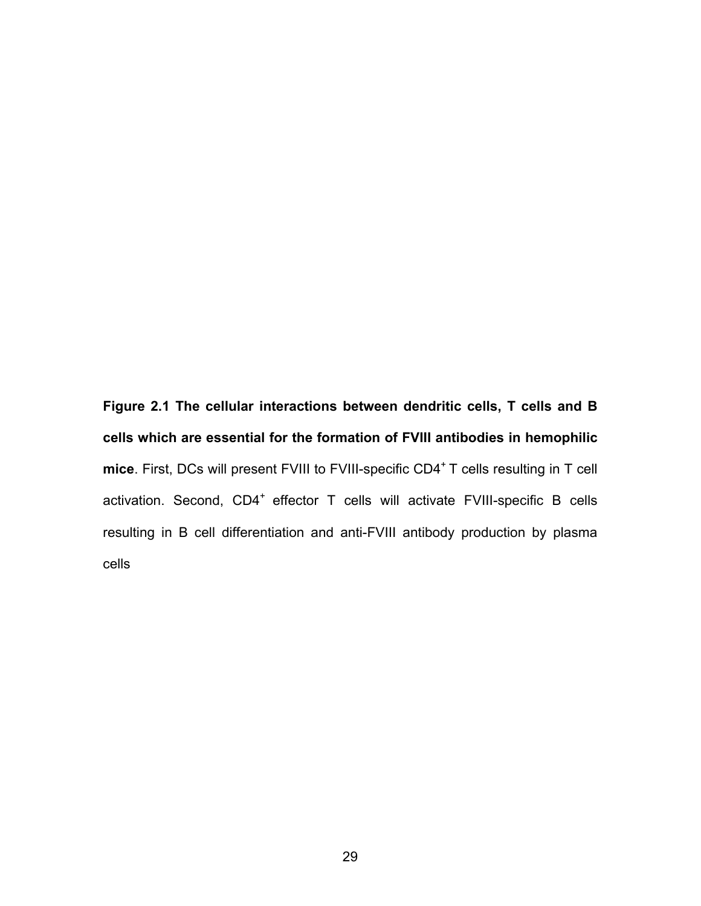**Figure 2.1 The cellular interactions between dendritic cells, T cells and B cells which are essential for the formation of FVIII antibodies in hemophilic mice**. First, DCs will present FVIII to FVIII-specific $CD4^+$ T cells resulting in T cell activation. Second, $CD4^+$ effector T cells will activate FVIII-specific B cells resulting in B cell differentiation and anti-FVIII antibody production by plasma cells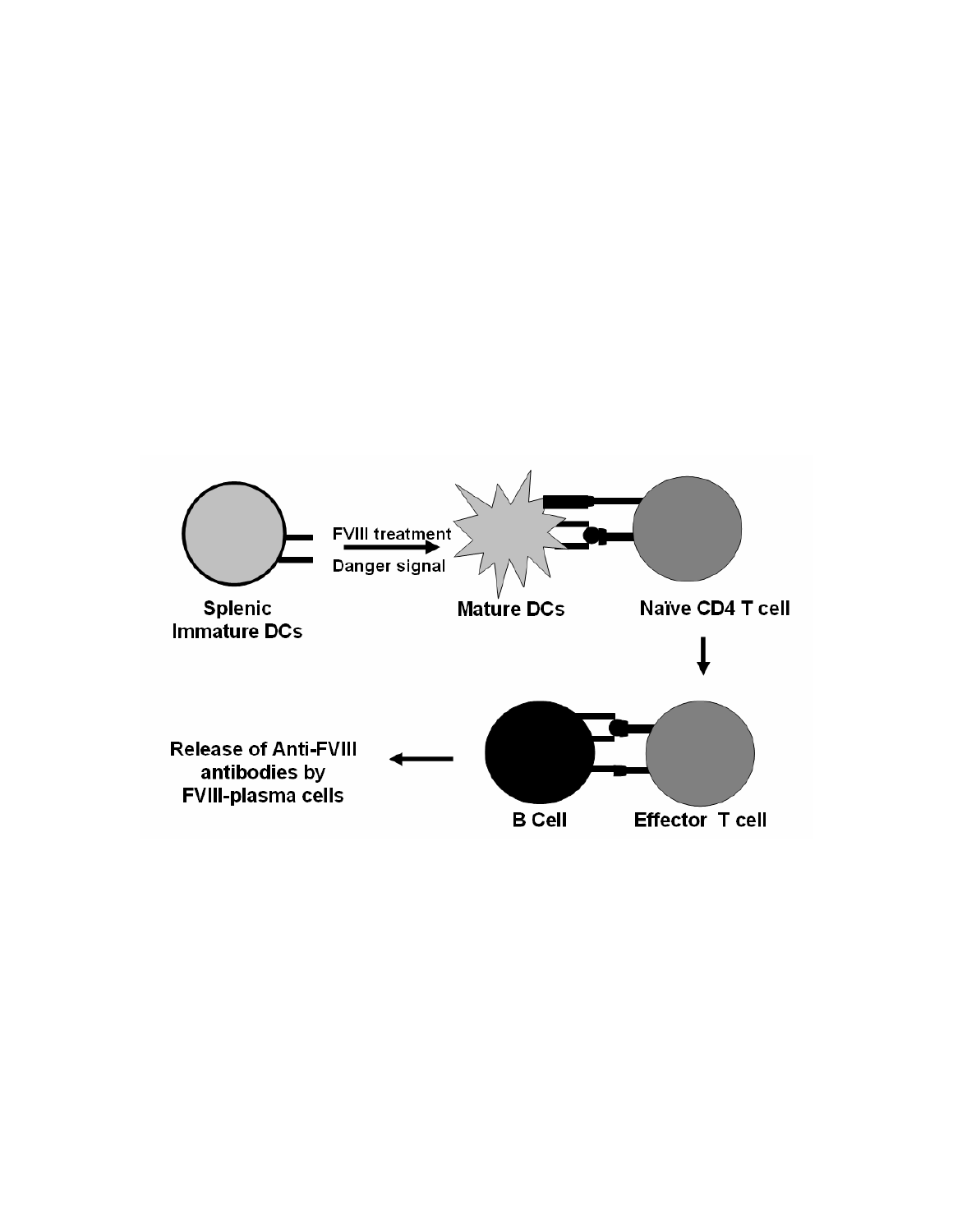Splenic Immature DCs

FVIII treatment

Danger signal

Mature DCs

Naïve CD4 T cell

B Cell

Effector T cell

Release of Anti-FVIII antibodies by FVIII-plasma cells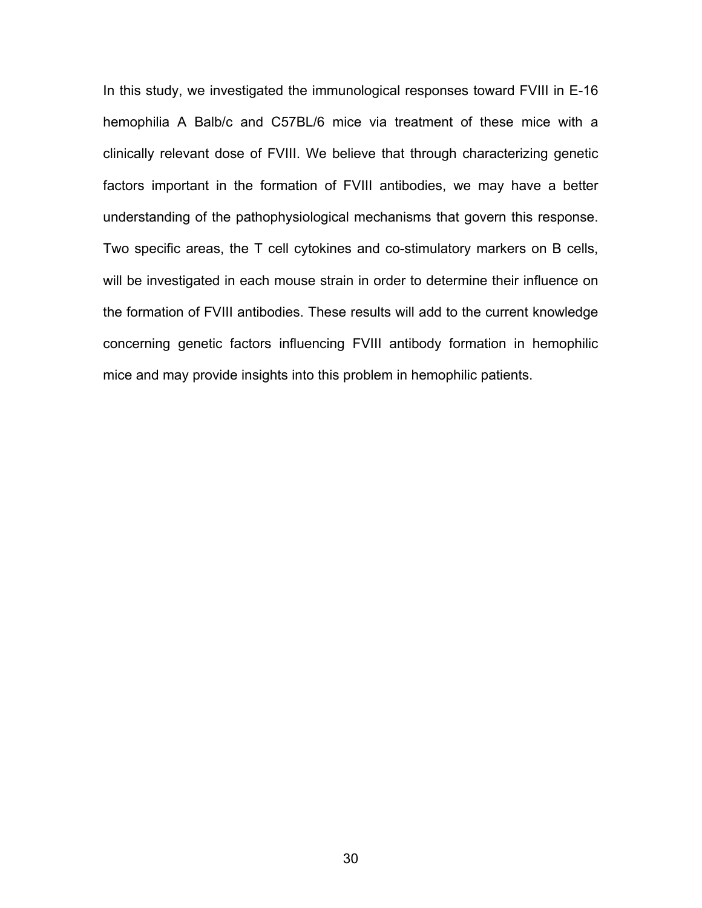In this study, we investigated the immunological responses toward FVIII in E-16 hemophilia A Balb/c and C57BL/6 mice via treatment of these mice with a clinically relevant dose of FVIII. We believe that through characterizing genetic factors important in the formation of FVIII antibodies, we may have a better understanding of the pathophysiological mechanisms that govern this response. Two specific areas, the T cell cytokines and co-stimulatory markers on B cells, will be investigated in each mouse strain in order to determine their influence on the formation of FVIII antibodies. These results will add to the current knowledge concerning genetic factors influencing FVIII antibody formation in hemophilic mice and may provide insights into this problem in hemophilic patients.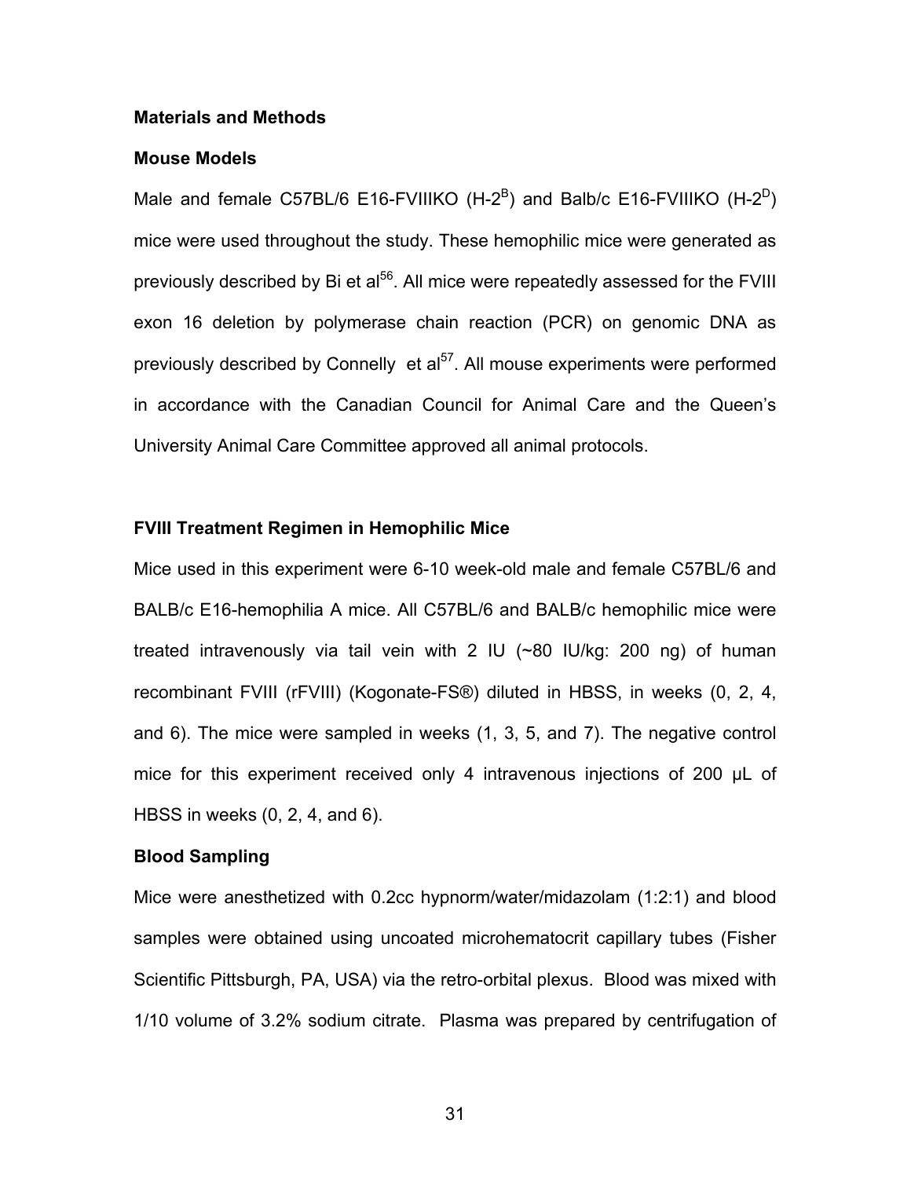## Materials and Methods

### Mouse Models

Male and female C57BL/6 E16-FVIIIKO (H-$2^B$) and Balb/c E16-FVIIIKO (H-$2^D$) mice were used throughout the study. These hemophilic mice were generated as previously described by Bi et al[56]. All mice were repeatedly assessed for the FVIII exon 16 deletion by polymerase chain reaction (PCR) on genomic DNA as previously described by Connelly et al[57]. All mouse experiments were performed in accordance with the Canadian Council for Animal Care and the Queen's University Animal Care Committee approved all animal protocols.

### FVIII Treatment Regimen in Hemophilic Mice

Mice used in this experiment were 6-10 week-old male and female C57BL/6 and BALB/c E16-hemophilia A mice. All C57BL/6 and BALB/c hemophilic mice were treated intravenously via tail vein with 2 IU (~80 IU/kg: 200 ng) of human recombinant FVIII (rFVIII) (Kogonate-FS®) diluted in HBSS, in weeks (0, 2, 4, and 6). The mice were sampled in weeks (1, 3, 5, and 7). The negative control mice for this experiment received only 4 intravenous injections of 200 µL of HBSS in weeks (0, 2, 4, and 6).

### Blood Sampling

Mice were anesthetized with 0.2cc hypnorm/water/midazolam (1:2:1) and blood samples were obtained using uncoated microhematocrit capillary tubes (Fisher Scientific Pittsburgh, PA, USA) via the retro-orbital plexus. Blood was mixed with 1/10 volume of 3.2% sodium citrate. Plasma was prepared by centrifugation of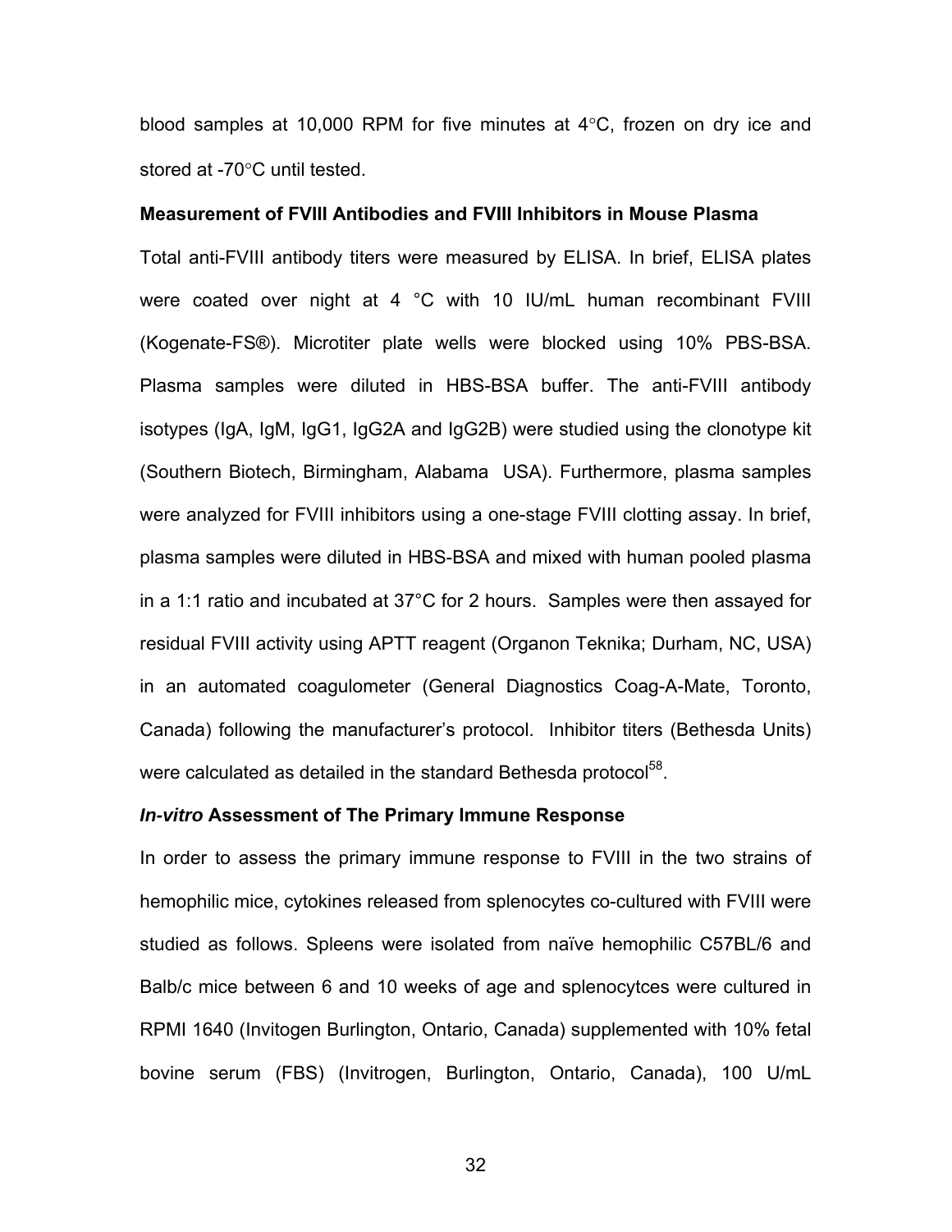blood samples at 10,000 RPM for five minutes at 4°C, frozen on dry ice and stored at -70°C until tested.

**Measurement of FVIII Antibodies and FVIII Inhibitors in Mouse Plasma**

Total anti-FVIII antibody titers were measured by ELISA. In brief, ELISA plates were coated over night at 4 °C with 10 IU/mL human recombinant FVIII (Kogenate-FS®). Microtiter plate wells were blocked using 10% PBS-BSA. Plasma samples were diluted in HBS-BSA buffer. The anti-FVIII antibody isotypes (IgA, IgM, IgG1, IgG2A and IgG2B) were studied using the clonotype kit (Southern Biotech, Birmingham, Alabama USA). Furthermore, plasma samples were analyzed for FVIII inhibitors using a one-stage FVIII clotting assay. In brief, plasma samples were diluted in HBS-BSA and mixed with human pooled plasma in a 1:1 ratio and incubated at 37°C for 2 hours. Samples were then assayed for residual FVIII activity using APTT reagent (Organon Teknika; Durham, NC, USA) in an automated coagulometer (General Diagnostics Coag-A-Mate, Toronto, Canada) following the manufacturer's protocol. Inhibitor titers (Bethesda Units) were calculated as detailed in the standard Bethesda protocol[58].

***In-vitro* Assessment of The Primary Immune Response**

In order to assess the primary immune response to FVIII in the two strains of hemophilic mice, cytokines released from splenocytes co-cultured with FVIII were studied as follows. Spleens were isolated from naïve hemophilic C57BL/6 and Balb/c mice between 6 and 10 weeks of age and splenocytces were cultured in RPMI 1640 (Invitogen Burlington, Ontario, Canada) supplemented with 10% fetal bovine serum (FBS) (Invitrogen, Burlington, Ontario, Canada), 100 U/mL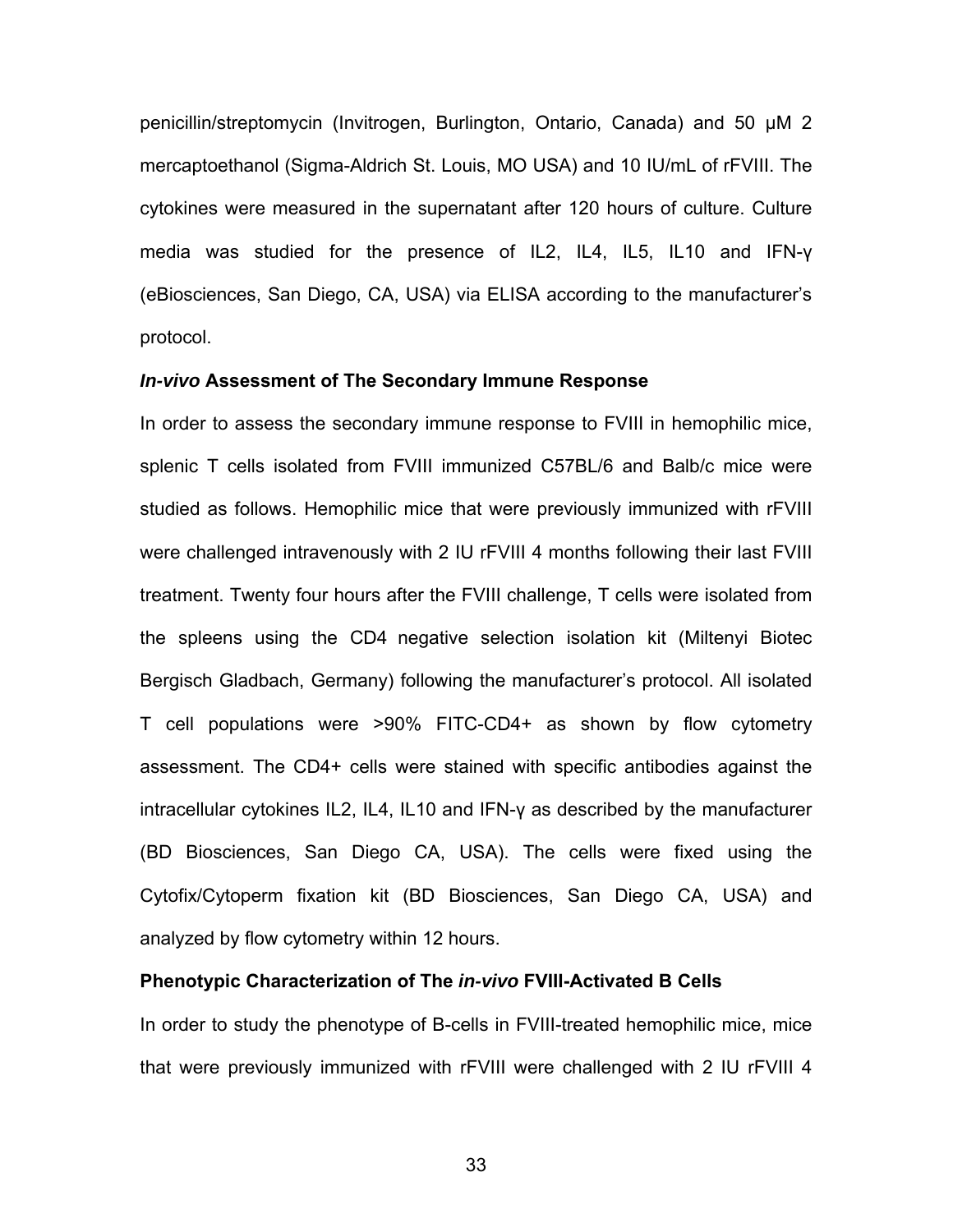penicillin/streptomycin (Invitrogen, Burlington, Ontario, Canada) and 50 μM 2 mercaptoethanol (Sigma-Aldrich St. Louis, MO USA) and 10 IU/mL of rFVIII. The cytokines were measured in the supernatant after 120 hours of culture. Culture media was studied for the presence of IL2, IL4, IL5, IL10 and IFN-γ (eBiosciences, San Diego, CA, USA) via ELISA according to the manufacturer's protocol.

### ***In-vivo*** **Assessment of The Secondary Immune Response**

In order to assess the secondary immune response to FVIII in hemophilic mice, splenic T cells isolated from FVIII immunized C57BL/6 and Balb/c mice were studied as follows. Hemophilic mice that were previously immunized with rFVIII were challenged intravenously with 2 IU rFVIII 4 months following their last FVIII treatment. Twenty four hours after the FVIII challenge, T cells were isolated from the spleens using the CD4 negative selection isolation kit (Miltenyi Biotec Bergisch Gladbach, Germany) following the manufacturer's protocol. All isolated T cell populations were >90% FITC-CD4+ as shown by flow cytometry assessment. The CD4+ cells were stained with specific antibodies against the intracellular cytokines IL2, IL4, IL10 and IFN-γ as described by the manufacturer (BD Biosciences, San Diego CA, USA). The cells were fixed using the Cytofix/Cytoperm fixation kit (BD Biosciences, San Diego CA, USA) and analyzed by flow cytometry within 12 hours.

### **Phenotypic Characterization of The** ***in-vivo*** **FVIII-Activated B Cells**

In order to study the phenotype of B-cells in FVIII-treated hemophilic mice, mice that were previously immunized with rFVIII were challenged with 2 IU rFVIII 4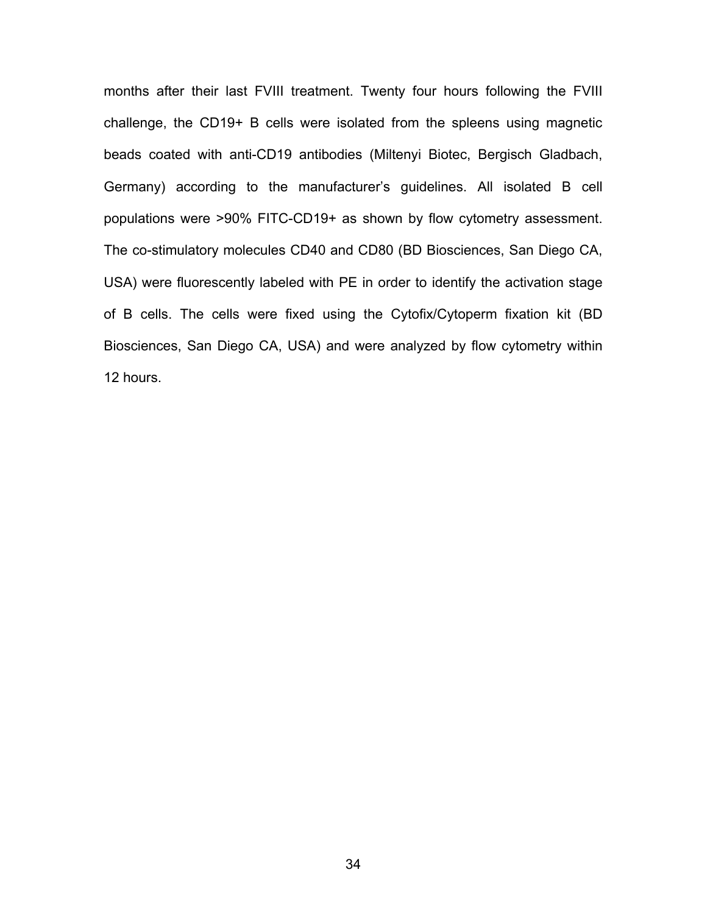months after their last FVIII treatment. Twenty four hours following the FVIII challenge, the CD19+ B cells were isolated from the spleens using magnetic beads coated with anti-CD19 antibodies (Miltenyi Biotec, Bergisch Gladbach, Germany) according to the manufacturer's guidelines. All isolated B cell populations were >90% FITC-CD19+ as shown by flow cytometry assessment. The co-stimulatory molecules CD40 and CD80 (BD Biosciences, San Diego CA, USA) were fluorescently labeled with PE in order to identify the activation stage of B cells. The cells were fixed using the Cytofix/Cytoperm fixation kit (BD Biosciences, San Diego CA, USA) and were analyzed by flow cytometry within 12 hours.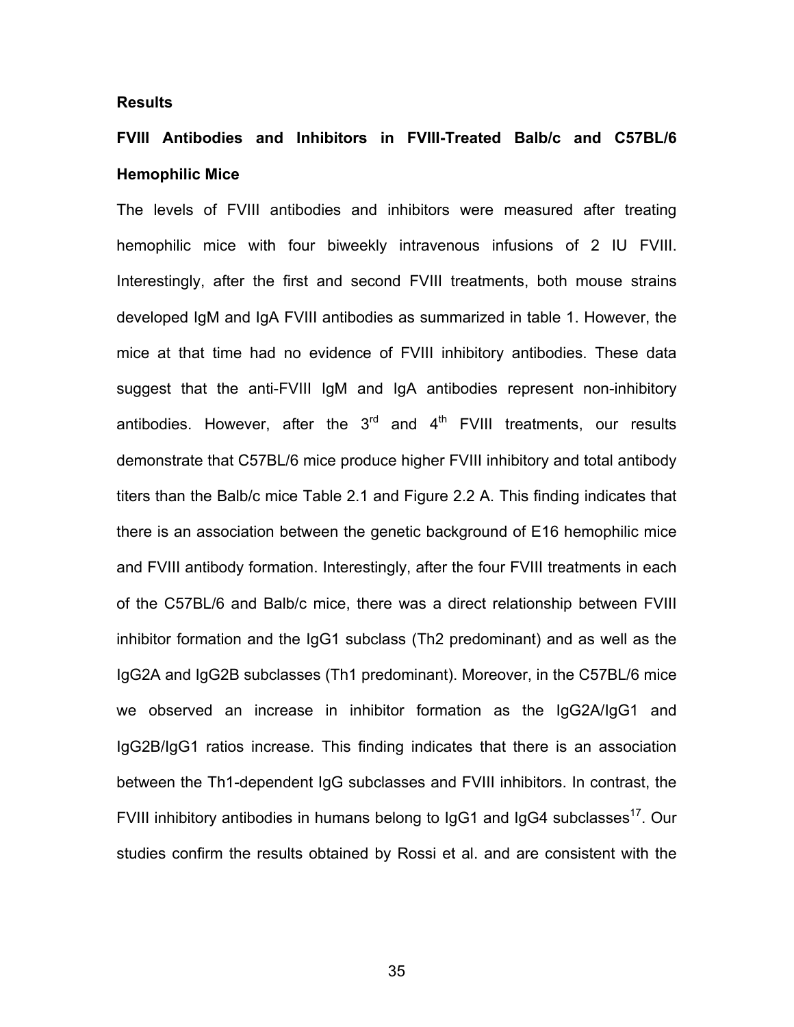**Results**

**FVIII Antibodies and Inhibitors in FVIII-Treated Balb/c and C57BL/6 Hemophilic Mice**

The levels of FVIII antibodies and inhibitors were measured after treating hemophilic mice with four biweekly intravenous infusions of 2 IU FVIII. Interestingly, after the first and second FVIII treatments, both mouse strains developed IgM and IgA FVIII antibodies as summarized in table 1. However, the mice at that time had no evidence of FVIII inhibitory antibodies. These data suggest that the anti-FVIII IgM and IgA antibodies represent non-inhibitory antibodies. However, after the 3rd and 4th FVIII treatments, our results demonstrate that C57BL/6 mice produce higher FVIII inhibitory and total antibody titers than the Balb/c mice Table 2.1 and Figure 2.2 A. This finding indicates that there is an association between the genetic background of E16 hemophilic mice and FVIII antibody formation. Interestingly, after the four FVIII treatments in each of the C57BL/6 and Balb/c mice, there was a direct relationship between FVIII inhibitor formation and the IgG1 subclass (Th2 predominant) and as well as the IgG2A and IgG2B subclasses (Th1 predominant). Moreover, in the C57BL/6 mice we observed an increase in inhibitor formation as the IgG2A/IgG1 and IgG2B/IgG1 ratios increase. This finding indicates that there is an association between the Th1-dependent IgG subclasses and FVIII inhibitors. In contrast, the FVIII inhibitory antibodies in humans belong to IgG1 and IgG4 subclasses[17]. Our studies confirm the results obtained by Rossi et al. and are consistent with the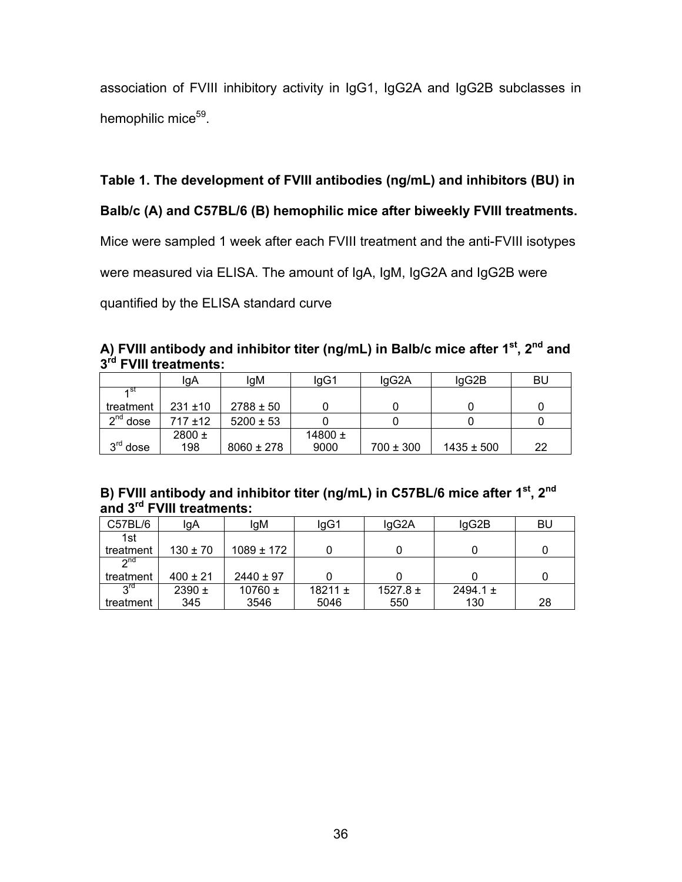association of FVIII inhibitory activity in IgG1, IgG2A and IgG2B subclasses in hemophilic mice[59].

**Table 1. The development of FVIII antibodies (ng/mL) and inhibitors (BU) in Balb/c (A) and C57BL/6 (B) hemophilic mice after biweekly FVIII treatments.** Mice were sampled 1 week after each FVIII treatment and the anti-FVIII isotypes were measured via ELISA. The amount of IgA, IgM, IgG2A and IgG2B were quantified by the ELISA standard curve

**A) FVIII antibody and inhibitor titer (ng/mL) in Balb/c mice after 1st, 2nd and 3rd FVIII treatments:**

| | IgA | IgM | IgG1 | IgG2A | IgG2B | BU |
|---|---|---|---|---|---|---|
| 1st treatment | 231 ±10 | 2788 ± 50 | 0 | 0 | 0 | 0 |
| 2nd dose | 717 ±12 | 5200 ± 53 | 0 | 0 | 0 | 0 |
| 3rd dose | 2800 ± 198 | 8060 ± 278 | 14800 ± 9000 | 700 ± 300 | 1435 ± 500 | 22 |

**B) FVIII antibody and inhibitor titer (ng/mL) in C57BL/6 mice after 1st, 2nd and 3rd FVIII treatments:**

| C57BL/6 | IgA | IgM | IgG1 | IgG2A | IgG2B | BU |
|---|---|---|---|---|---|---|
| 1st treatment | 130 ± 70 | 1089 ± 172 | 0 | 0 | 0 | 0 |
| 2nd treatment | 400 ± 21 | 2440 ± 97 | 0 | 0 | 0 | 0 |
| 3rd treatment | 2390 ± 345 | 10760 ± 3546 | 18211 ± 5046 | 1527.8 ± 550 | 2494.1 ± 130 | 28 |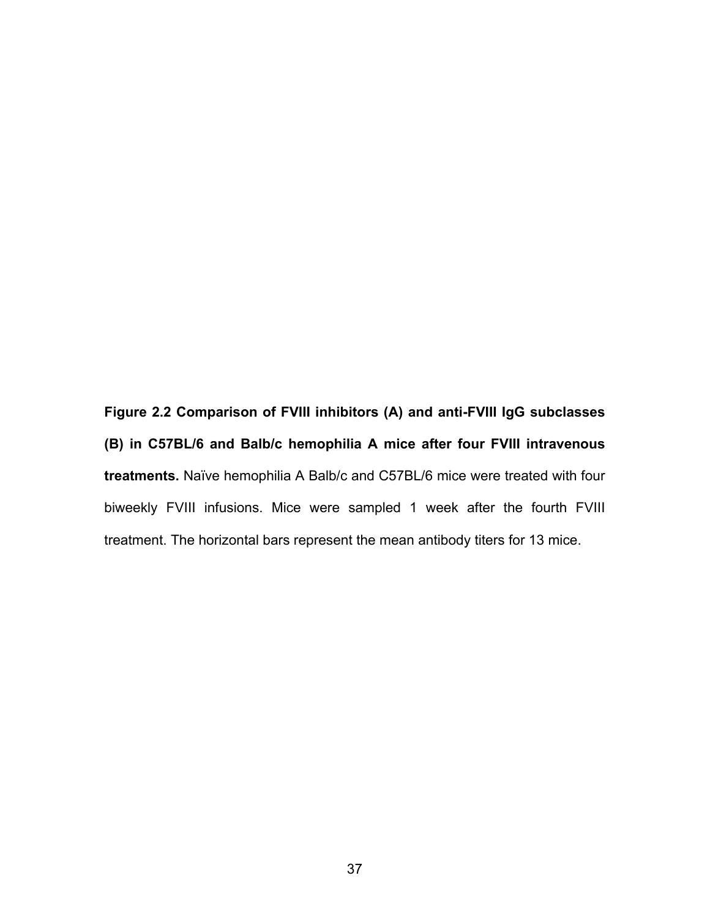**Figure 2.2 Comparison of FVIII inhibitors (A) and anti-FVIII IgG subclasses (B) in C57BL/6 and Balb/c hemophilia A mice after four FVIII intravenous treatments.** Naïve hemophilia A Balb/c and C57BL/6 mice were treated with four biweekly FVIII infusions. Mice were sampled 1 week after the fourth FVIII treatment. The horizontal bars represent the mean antibody titers for 13 mice.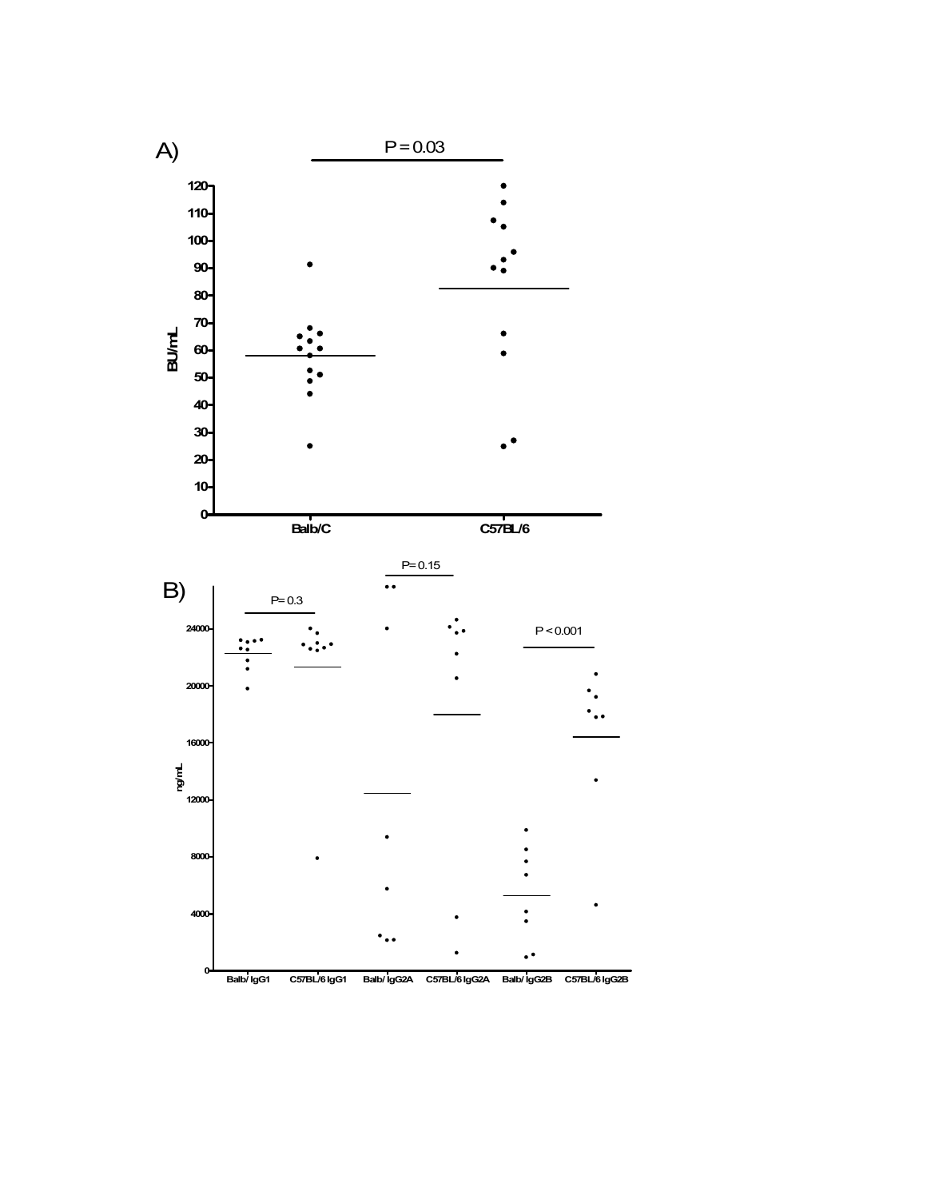A)

P = 0.03

BU/mL

Balb/C | C57BL/6

B)

P = 0.3 | P = 0.15 | P < 0.001

ng/mL

Balb/ IgG1 | C57BL/6 IgG1 | Balb/ IgG2A | C57BL/6 IgG2A | Balb/ IgG2B | C57BL/6 IgG2B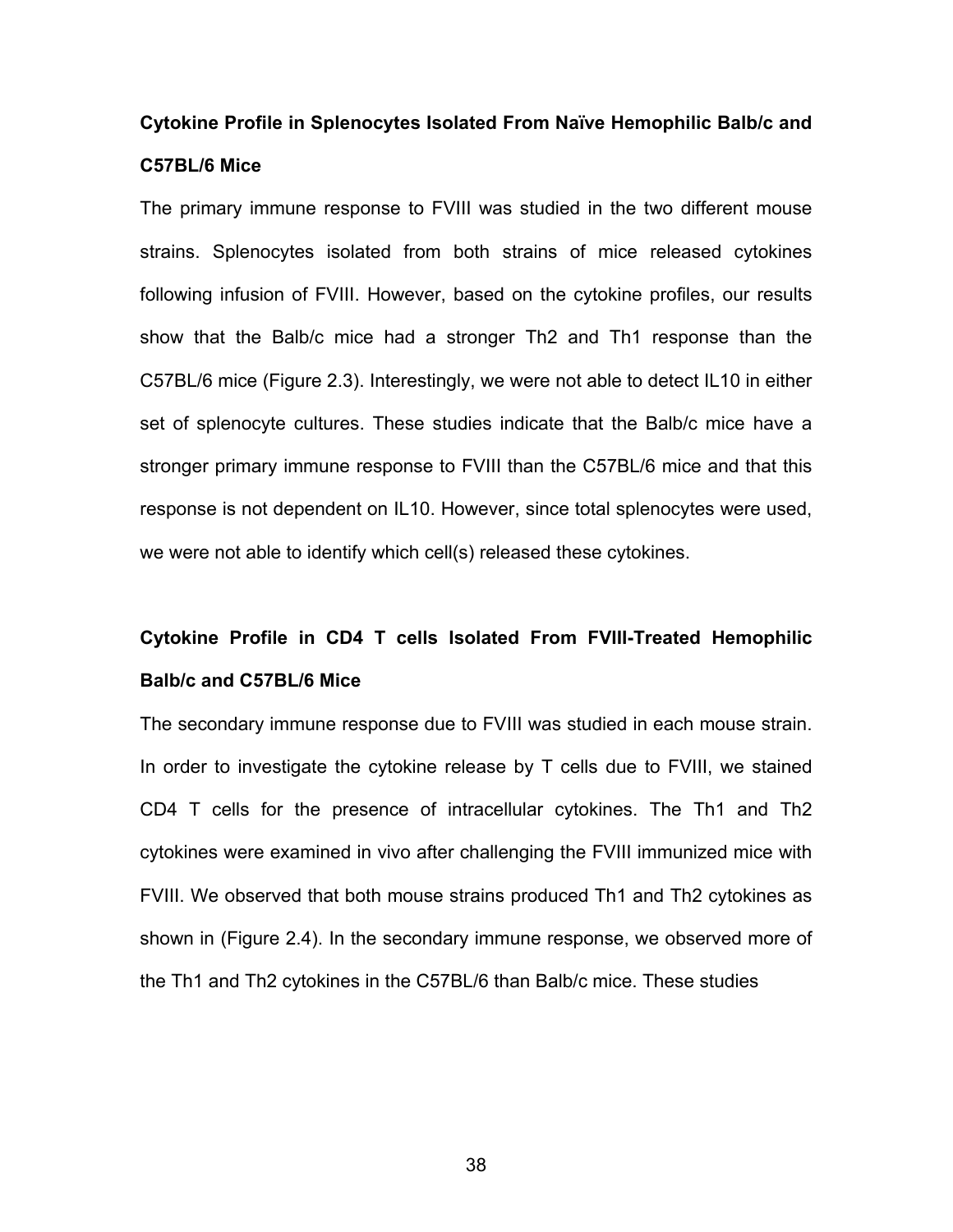**Cytokine Profile in Splenocytes Isolated From Naïve Hemophilic Balb/c and C57BL/6 Mice**

The primary immune response to FVIII was studied in the two different mouse strains. Splenocytes isolated from both strains of mice released cytokines following infusion of FVIII. However, based on the cytokine profiles, our results show that the Balb/c mice had a stronger Th2 and Th1 response than the C57BL/6 mice (Figure 2.3). Interestingly, we were not able to detect IL10 in either set of splenocyte cultures. These studies indicate that the Balb/c mice have a stronger primary immune response to FVIII than the C57BL/6 mice and that this response is not dependent on IL10. However, since total splenocytes were used, we were not able to identify which cell(s) released these cytokines.

**Cytokine Profile in CD4 T cells Isolated From FVIII-Treated Hemophilic Balb/c and C57BL/6 Mice**

The secondary immune response due to FVIII was studied in each mouse strain. In order to investigate the cytokine release by T cells due to FVIII, we stained CD4 T cells for the presence of intracellular cytokines. The Th1 and Th2 cytokines were examined in vivo after challenging the FVIII immunized mice with FVIII. We observed that both mouse strains produced Th1 and Th2 cytokines as shown in (Figure 2.4). In the secondary immune response, we observed more of the Th1 and Th2 cytokines in the C57BL/6 than Balb/c mice. These studies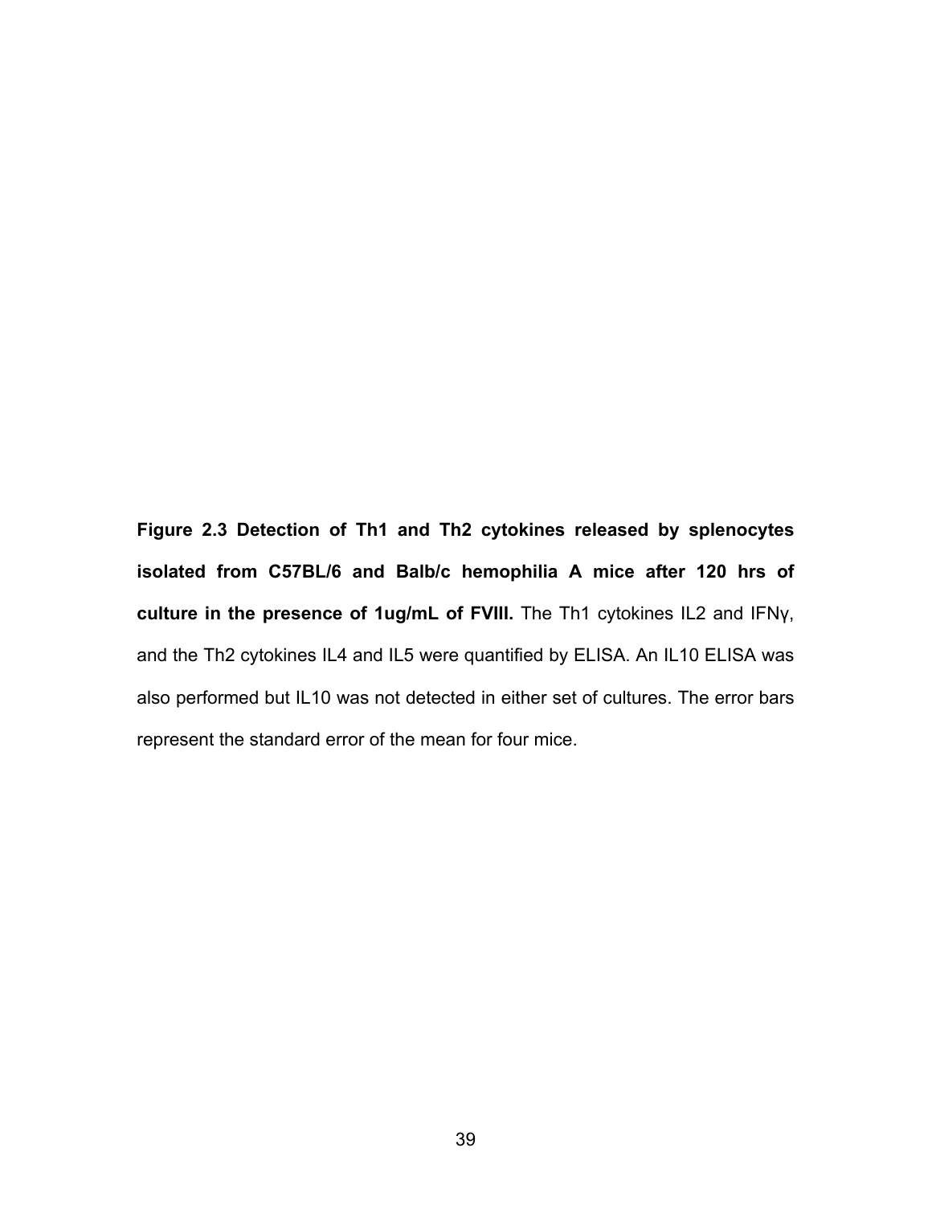**Figure 2.3 Detection of Th1 and Th2 cytokines released by splenocytes isolated from C57BL/6 and Balb/c hemophilia A mice after 120 hrs of culture in the presence of 1ug/mL of FVIII.** The Th1 cytokines IL2 and IFNγ, and the Th2 cytokines IL4 and IL5 were quantified by ELISA. An IL10 ELISA was also performed but IL10 was not detected in either set of cultures. The error bars represent the standard error of the mean for four mice.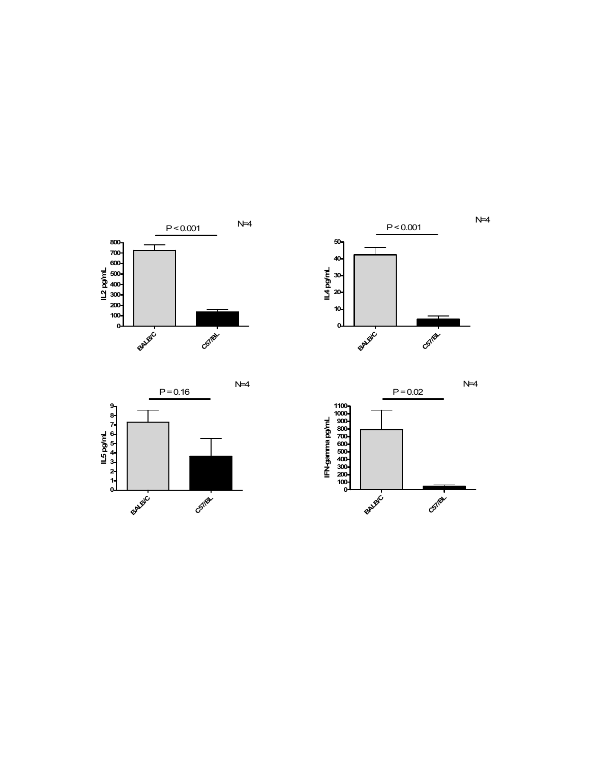N=4

P < 0.001

IL2 pg/mL

BALB/C | C57/BL

N=4

P < 0.001

IL4 pg/mL

BALB/C | C57/BL

N=4

P = 0.16

IL5 pg/mL

BALB/C | C57/BL

N=4

P = 0.02

IFN-gamma pg/mL

BALB/C | C57/BL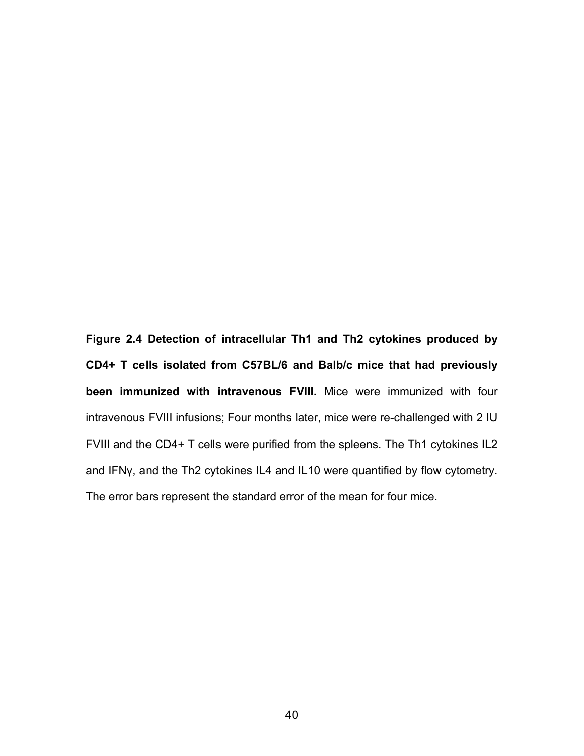**Figure 2.4 Detection of intracellular Th1 and Th2 cytokines produced by CD4+ T cells isolated from C57BL/6 and Balb/c mice that had previously been immunized with intravenous FVIII.** Mice were immunized with four intravenous FVIII infusions; Four months later, mice were re-challenged with 2 IU FVIII and the CD4+ T cells were purified from the spleens. The Th1 cytokines IL2 and IFNγ, and the Th2 cytokines IL4 and IL10 were quantified by flow cytometry. The error bars represent the standard error of the mean for four mice.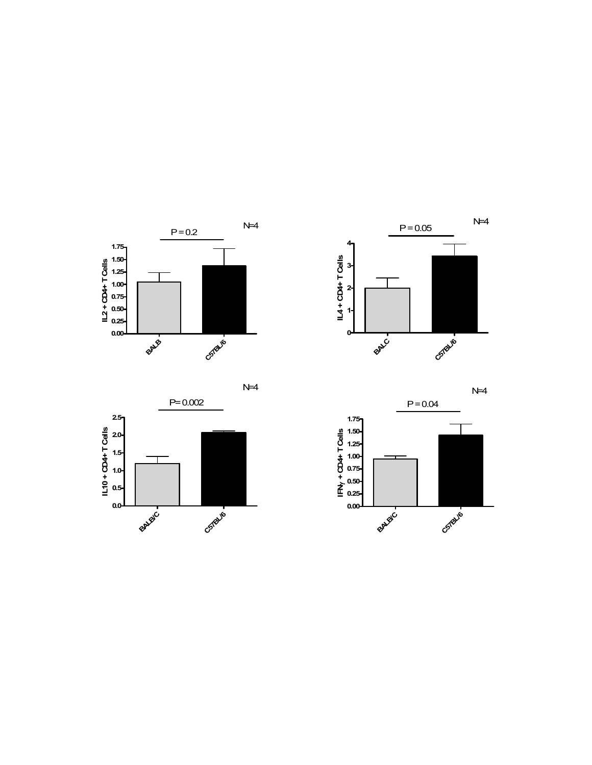N=4

P = 0.2

IL2 + CD4+ T Cells

0.00 0.25 0.50 0.75 1.00 1.25 1.50 1.75

BALB C57BL/6

N=4

P = 0.05

IL4 + CD4+ T Cells

0 1 2 3 4

BALC C57BL/6

N=4

P = 0.002

IL10 + CD4+ T Cells

0.0 0.5 1.0 1.5 2.0 2.5

BALB/C C57BL/6

N=4

P = 0.04

IFN$\gamma$ + CD4+ T Cells

0.00 0.25 0.50 0.75 1.00 1.25 1.50 1.75

BALB/C C57BL/6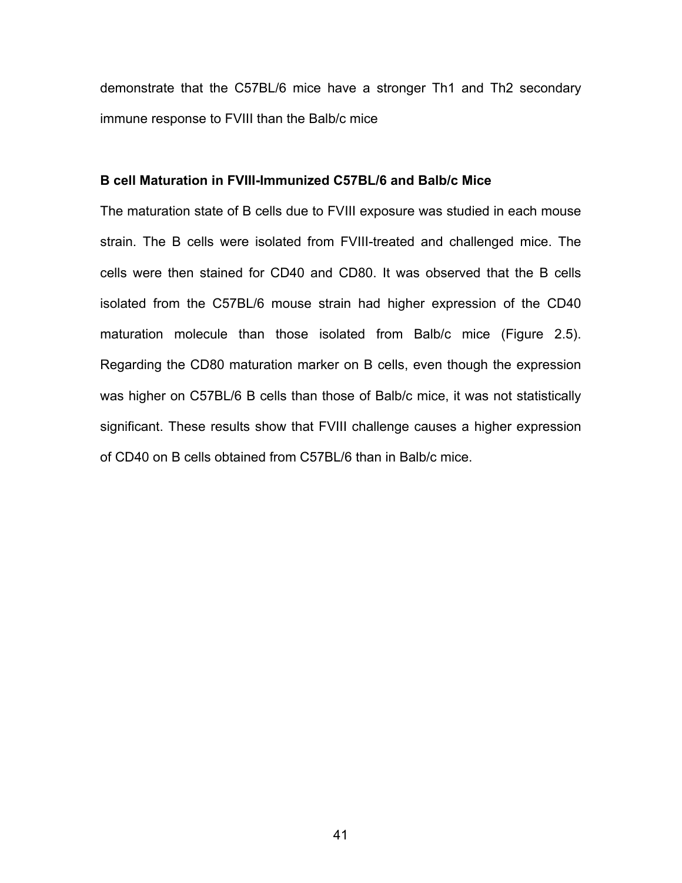demonstrate that the C57BL/6 mice have a stronger Th1 and Th2 secondary immune response to FVIII than the Balb/c mice

**B cell Maturation in FVIII-Immunized C57BL/6 and Balb/c Mice**

The maturation state of B cells due to FVIII exposure was studied in each mouse strain. The B cells were isolated from FVIII-treated and challenged mice. The cells were then stained for CD40 and CD80. It was observed that the B cells isolated from the C57BL/6 mouse strain had higher expression of the CD40 maturation molecule than those isolated from Balb/c mice (Figure 2.5). Regarding the CD80 maturation marker on B cells, even though the expression was higher on C57BL/6 B cells than those of Balb/c mice, it was not statistically significant. These results show that FVIII challenge causes a higher expression of CD40 on B cells obtained from C57BL/6 than in Balb/c mice.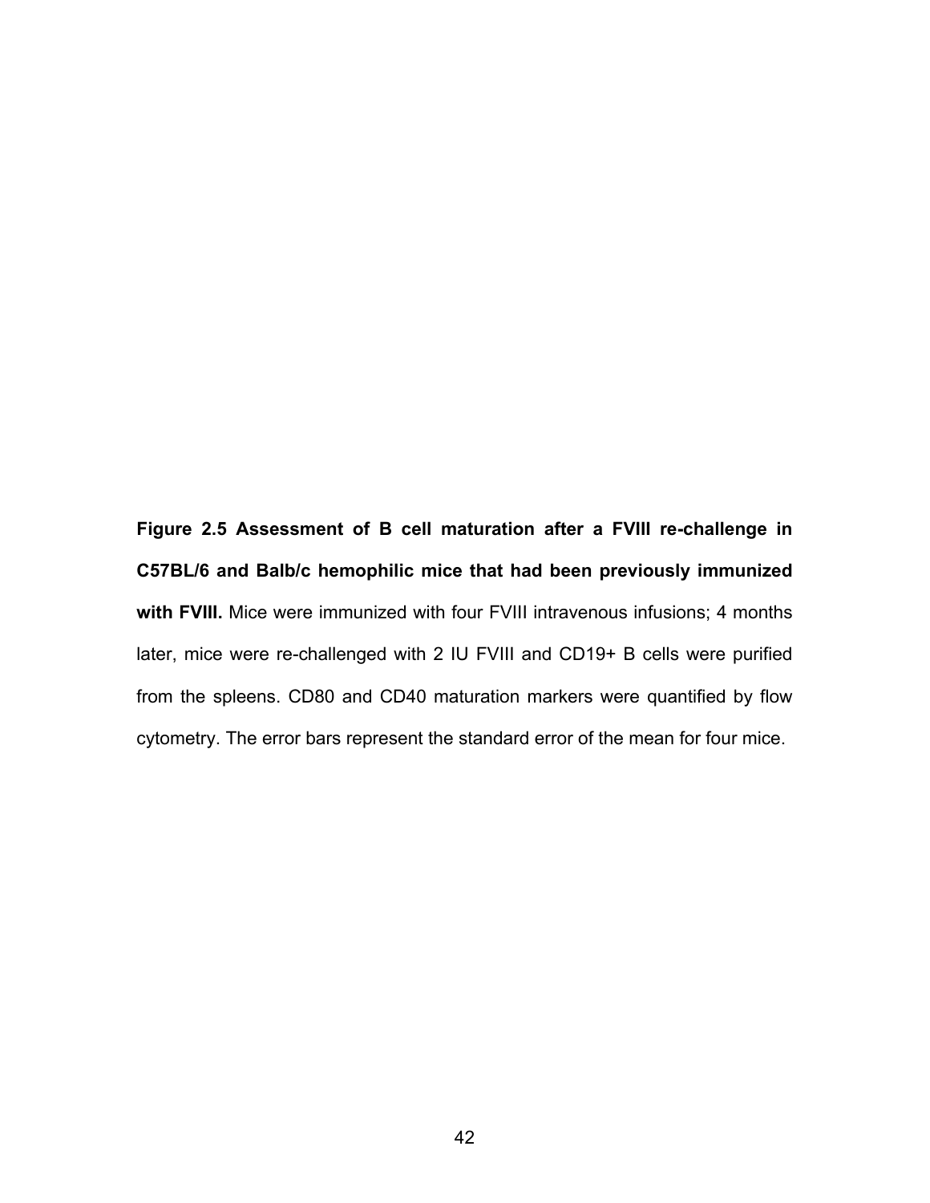**Figure 2.5 Assessment of B cell maturation after a FVIII re-challenge in C57BL/6 and Balb/c hemophilic mice that had been previously immunized with FVIII.** Mice were immunized with four FVIII intravenous infusions; 4 months later, mice were re-challenged with 2 IU FVIII and CD19+ B cells were purified from the spleens. CD80 and CD40 maturation markers were quantified by flow cytometry. The error bars represent the standard error of the mean for four mice.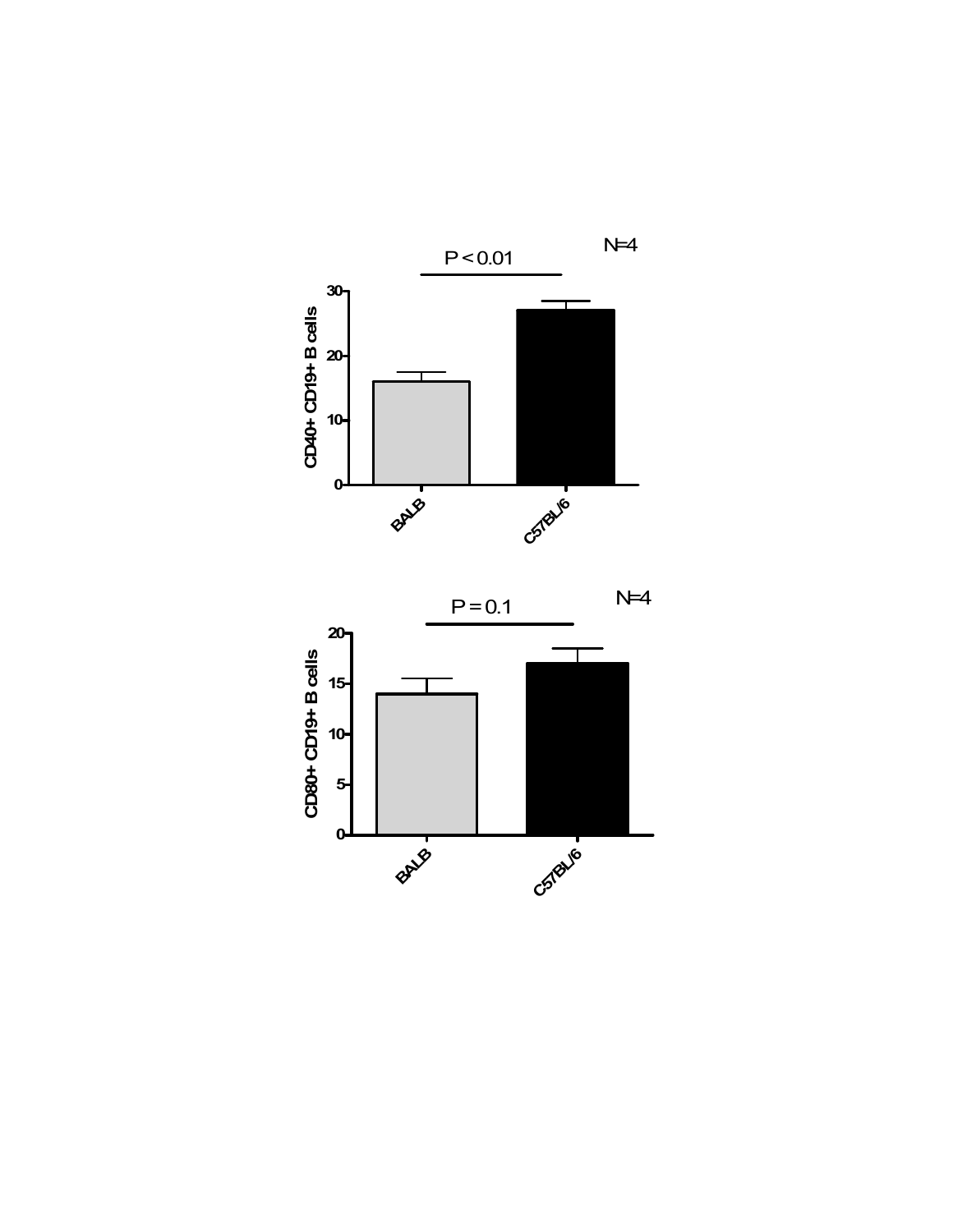P < 0.01

N=4

CD40+ CD19+ B cells

30
20
10
0

BALB
C57BL/6

P = 0.1

N=4

CD80+ CD19+ B cells

20
15
10
5
0

BALB
C57BL/6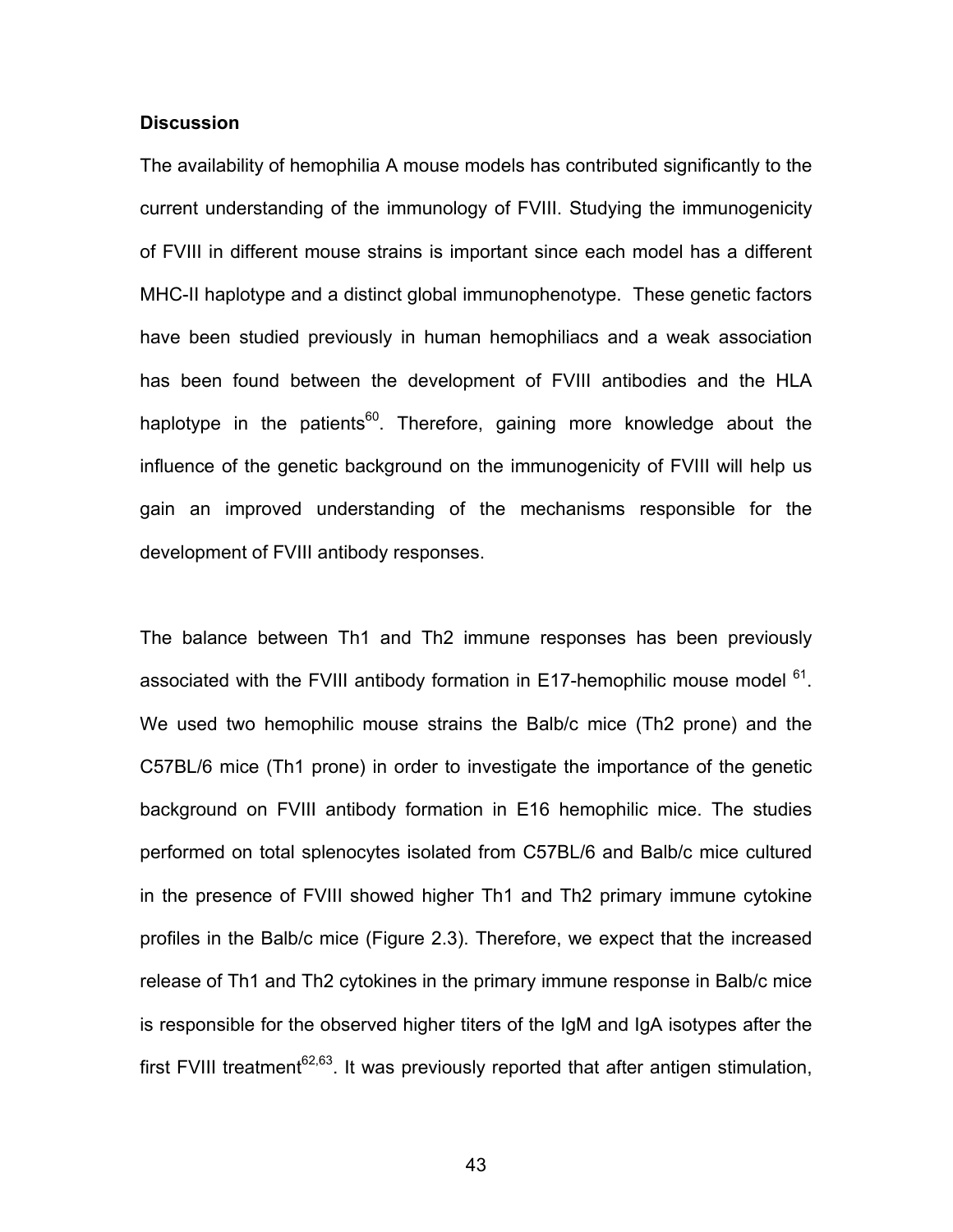### Discussion

The availability of hemophilia A mouse models has contributed significantly to the current understanding of the immunology of FVIII. Studying the immunogenicity of FVIII in different mouse strains is important since each model has a different MHC-II haplotype and a distinct global immunophenotype. These genetic factors have been studied previously in human hemophiliacs and a weak association has been found between the development of FVIII antibodies and the HLA haplotype in the patients[60]. Therefore, gaining more knowledge about the influence of the genetic background on the immunogenicity of FVIII will help us gain an improved understanding of the mechanisms responsible for the development of FVIII antibody responses.

The balance between Th1 and Th2 immune responses has been previously associated with the FVIII antibody formation in E17-hemophilic mouse model [61]. We used two hemophilic mouse strains the Balb/c mice (Th2 prone) and the C57BL/6 mice (Th1 prone) in order to investigate the importance of the genetic background on FVIII antibody formation in E16 hemophilic mice. The studies performed on total splenocytes isolated from C57BL/6 and Balb/c mice cultured in the presence of FVIII showed higher Th1 and Th2 primary immune cytokine profiles in the Balb/c mice (Figure 2.3). Therefore, we expect that the increased release of Th1 and Th2 cytokines in the primary immune response in Balb/c mice is responsible for the observed higher titers of the IgM and IgA isotypes after the first FVIII treatment[62,63]. It was previously reported that after antigen stimulation,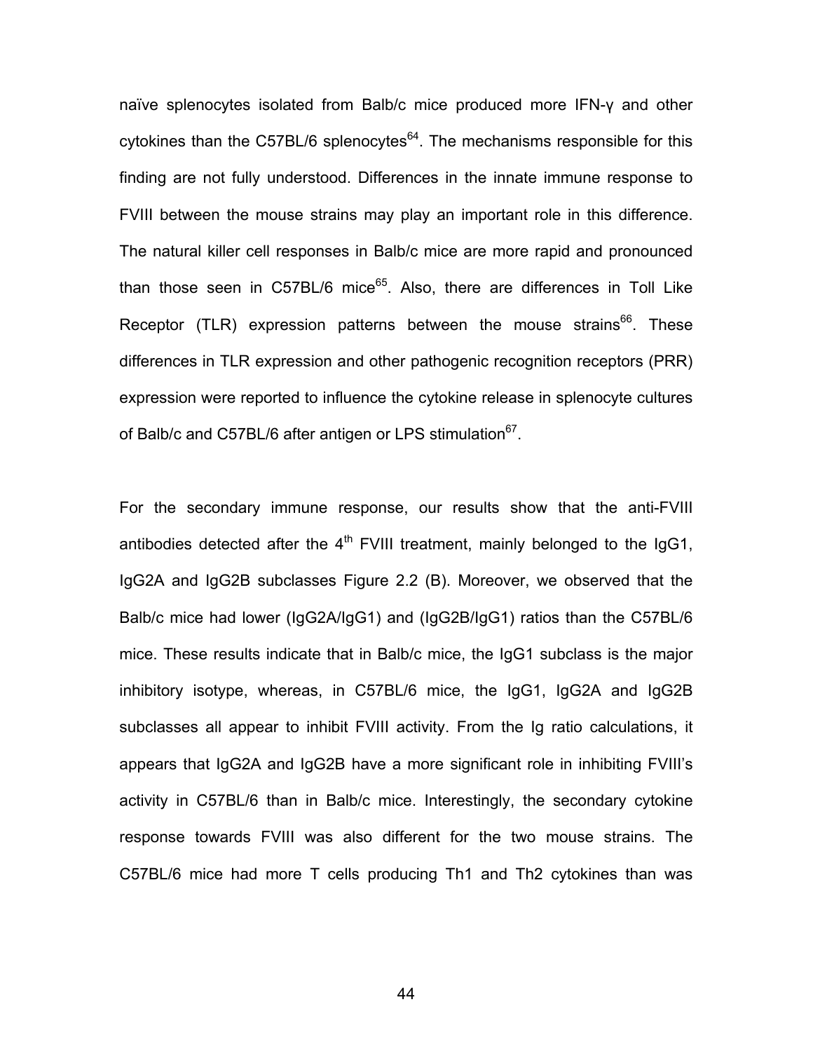naïve splenocytes isolated from Balb/c mice produced more IFN-γ and other cytokines than the C57BL/6 splenocytes[64]. The mechanisms responsible for this finding are not fully understood. Differences in the innate immune response to FVIII between the mouse strains may play an important role in this difference. The natural killer cell responses in Balb/c mice are more rapid and pronounced than those seen in C57BL/6 mice[65]. Also, there are differences in Toll Like Receptor (TLR) expression patterns between the mouse strains[66]. These differences in TLR expression and other pathogenic recognition receptors (PRR) expression were reported to influence the cytokine release in splenocyte cultures of Balb/c and C57BL/6 after antigen or LPS stimulation[67].

For the secondary immune response, our results show that the anti-FVIII antibodies detected after the 4$^{th}$ FVIII treatment, mainly belonged to the IgG1, IgG2A and IgG2B subclasses Figure 2.2 (B). Moreover, we observed that the Balb/c mice had lower (IgG2A/IgG1) and (IgG2B/IgG1) ratios than the C57BL/6 mice. These results indicate that in Balb/c mice, the IgG1 subclass is the major inhibitory isotype, whereas, in C57BL/6 mice, the IgG1, IgG2A and IgG2B subclasses all appear to inhibit FVIII activity. From the Ig ratio calculations, it appears that IgG2A and IgG2B have a more significant role in inhibiting FVIII's activity in C57BL/6 than in Balb/c mice. Interestingly, the secondary cytokine response towards FVIII was also different for the two mouse strains. The C57BL/6 mice had more T cells producing Th1 and Th2 cytokines than was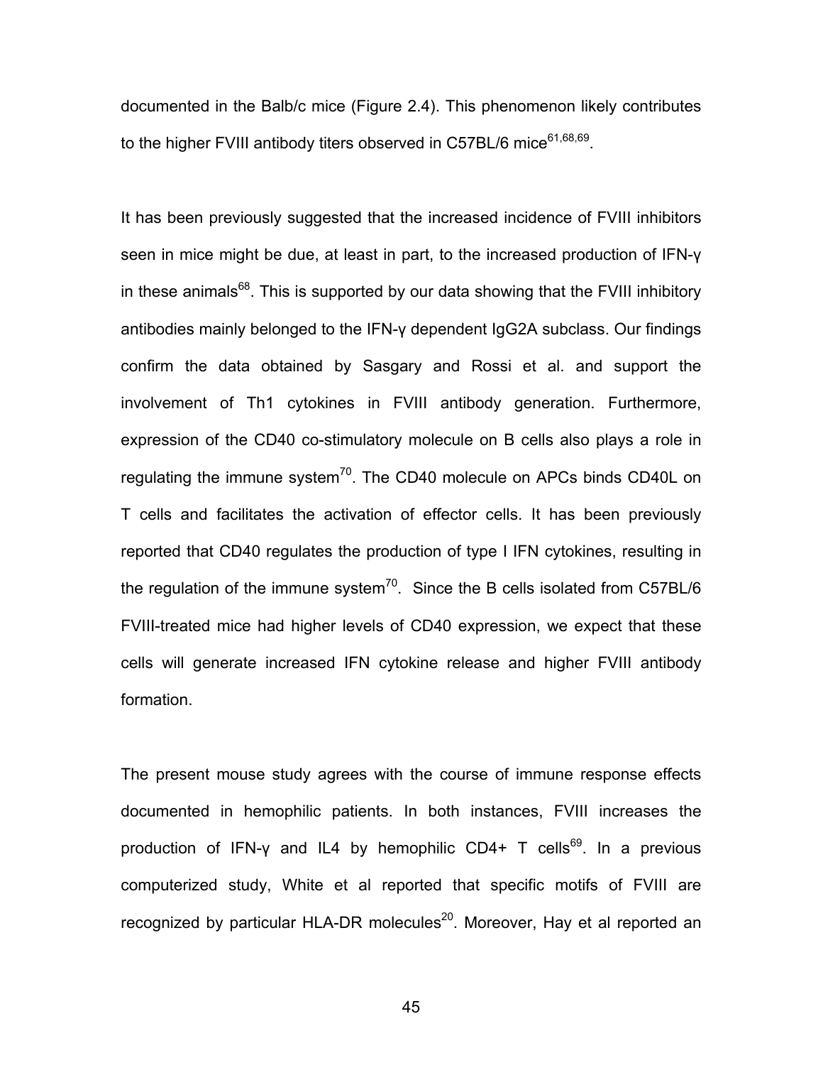documented in the Balb/c mice (Figure 2.4). This phenomenon likely contributes to the higher FVIII antibody titers observed in C57BL/6 mice[61,68,69].

It has been previously suggested that the increased incidence of FVIII inhibitors seen in mice might be due, at least in part, to the increased production of IFN-γ in these animals[68]. This is supported by our data showing that the FVIII inhibitory antibodies mainly belonged to the IFN-γ dependent IgG2A subclass. Our findings confirm the data obtained by Sasgary and Rossi et al. and support the involvement of Th1 cytokines in FVIII antibody generation. Furthermore, expression of the CD40 co-stimulatory molecule on B cells also plays a role in regulating the immune system[70]. The CD40 molecule on APCs binds CD40L on T cells and facilitates the activation of effector cells. It has been previously reported that CD40 regulates the production of type I IFN cytokines, resulting in the regulation of the immune system[70]. Since the B cells isolated from C57BL/6 FVIII-treated mice had higher levels of CD40 expression, we expect that these cells will generate increased IFN cytokine release and higher FVIII antibody formation.

The present mouse study agrees with the course of immune response effects documented in hemophilic patients. In both instances, FVIII increases the production of IFN-γ and IL4 by hemophilic CD4+ T cells[69]. In a previous computerized study, White et al reported that specific motifs of FVIII are recognized by particular HLA-DR molecules[20]. Moreover, Hay et al reported an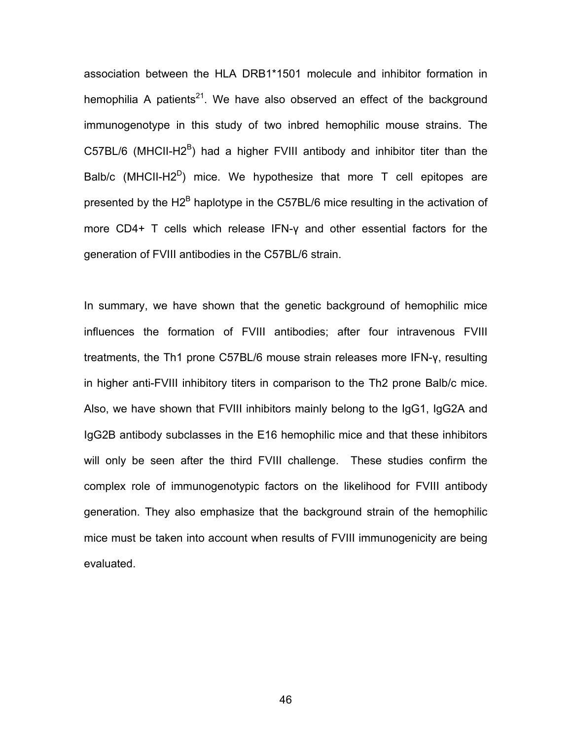association between the HLA DRB1*1501 molecule and inhibitor formation in hemophilia A patients[21]. We have also observed an effect of the background immunogenotype in this study of two inbred hemophilic mouse strains. The C57BL/6 (MHCII-H2$^{B}$) had a higher FVIII antibody and inhibitor titer than the Balb/c (MHCII-H2$^{D}$) mice. We hypothesize that more T cell epitopes are presented by the H2$^{B}$ haplotype in the C57BL/6 mice resulting in the activation of more CD4+ T cells which release IFN-γ and other essential factors for the generation of FVIII antibodies in the C57BL/6 strain.

In summary, we have shown that the genetic background of hemophilic mice influences the formation of FVIII antibodies; after four intravenous FVIII treatments, the Th1 prone C57BL/6 mouse strain releases more IFN-γ, resulting in higher anti-FVIII inhibitory titers in comparison to the Th2 prone Balb/c mice. Also, we have shown that FVIII inhibitors mainly belong to the IgG1, IgG2A and IgG2B antibody subclasses in the E16 hemophilic mice and that these inhibitors will only be seen after the third FVIII challenge. These studies confirm the complex role of immunogenotypic factors on the likelihood for FVIII antibody generation. They also emphasize that the background strain of the hemophilic mice must be taken into account when results of FVIII immunogenicity are being evaluated.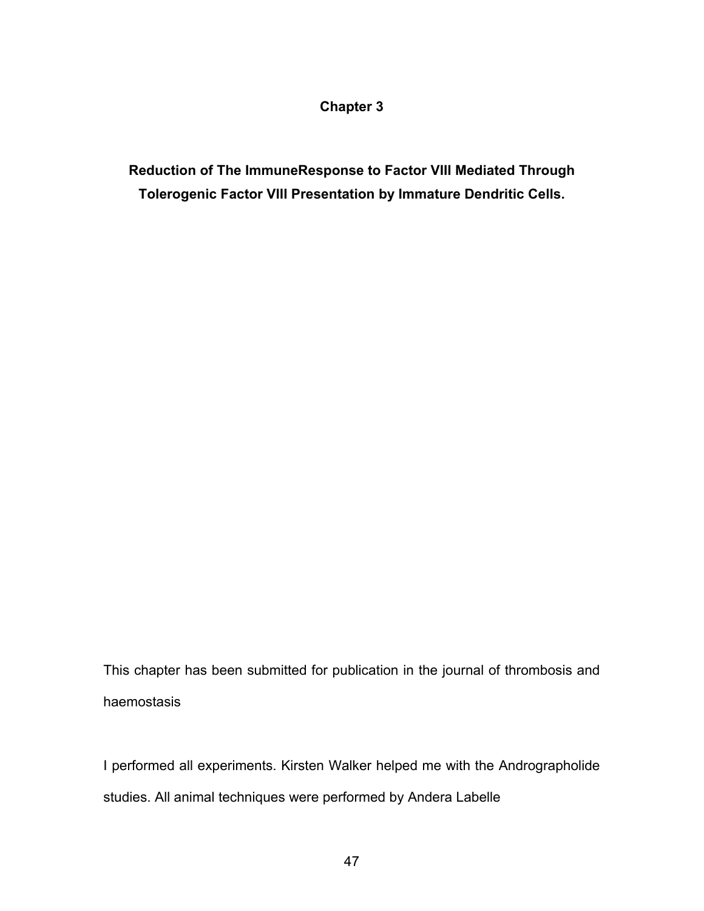# Chapter 3

## Reduction of The ImmuneResponse to Factor VIII Mediated Through Tolerogenic Factor VIII Presentation by Immature Dendritic Cells.

This chapter has been submitted for publication in the journal of thrombosis and haemostasis

I performed all experiments. Kirsten Walker helped me with the Andrographolide studies. All animal techniques were performed by Andera Labelle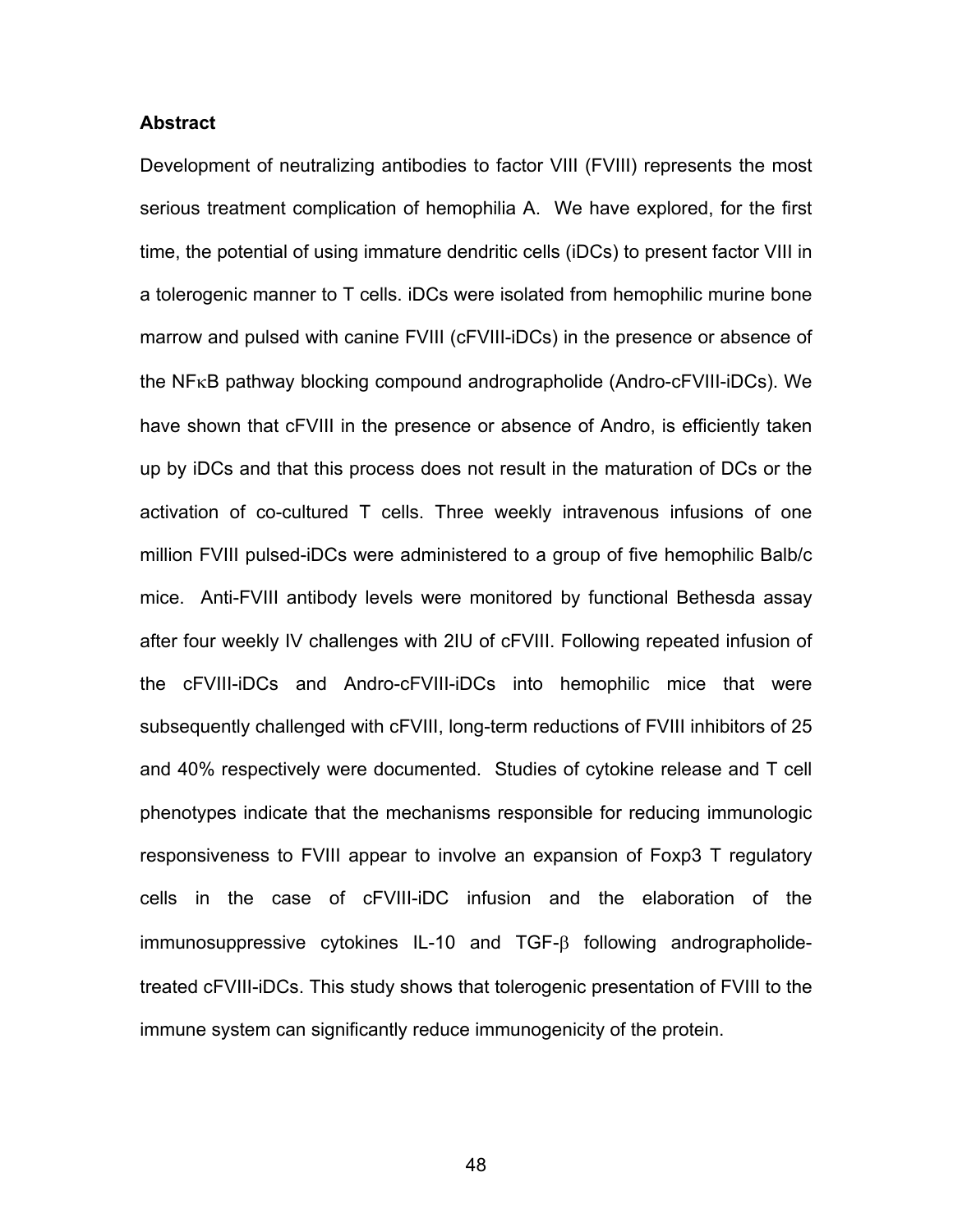**Abstract**

Development of neutralizing antibodies to factor VIII (FVIII) represents the most serious treatment complication of hemophilia A. We have explored, for the first time, the potential of using immature dendritic cells (iDCs) to present factor VIII in a tolerogenic manner to T cells. iDCs were isolated from hemophilic murine bone marrow and pulsed with canine FVIII (cFVIII-iDCs) in the presence or absence of the NFκB pathway blocking compound andrographolide (Andro-cFVIII-iDCs). We have shown that cFVIII in the presence or absence of Andro, is efficiently taken up by iDCs and that this process does not result in the maturation of DCs or the activation of co-cultured T cells. Three weekly intravenous infusions of one million FVIII pulsed-iDCs were administered to a group of five hemophilic Balb/c mice. Anti-FVIII antibody levels were monitored by functional Bethesda assay after four weekly IV challenges with 2IU of cFVIII. Following repeated infusion of the cFVIII-iDCs and Andro-cFVIII-iDCs into hemophilic mice that were subsequently challenged with cFVIII, long-term reductions of FVIII inhibitors of 25 and 40% respectively were documented. Studies of cytokine release and T cell phenotypes indicate that the mechanisms responsible for reducing immunologic responsiveness to FVIII appear to involve an expansion of Foxp3 T regulatory cells in the case of cFVIII-iDC infusion and the elaboration of the immunosuppressive cytokines IL-10 and TGF-β following andrographolide-treated cFVIII-iDCs. This study shows that tolerogenic presentation of FVIII to the immune system can significantly reduce immunogenicity of the protein.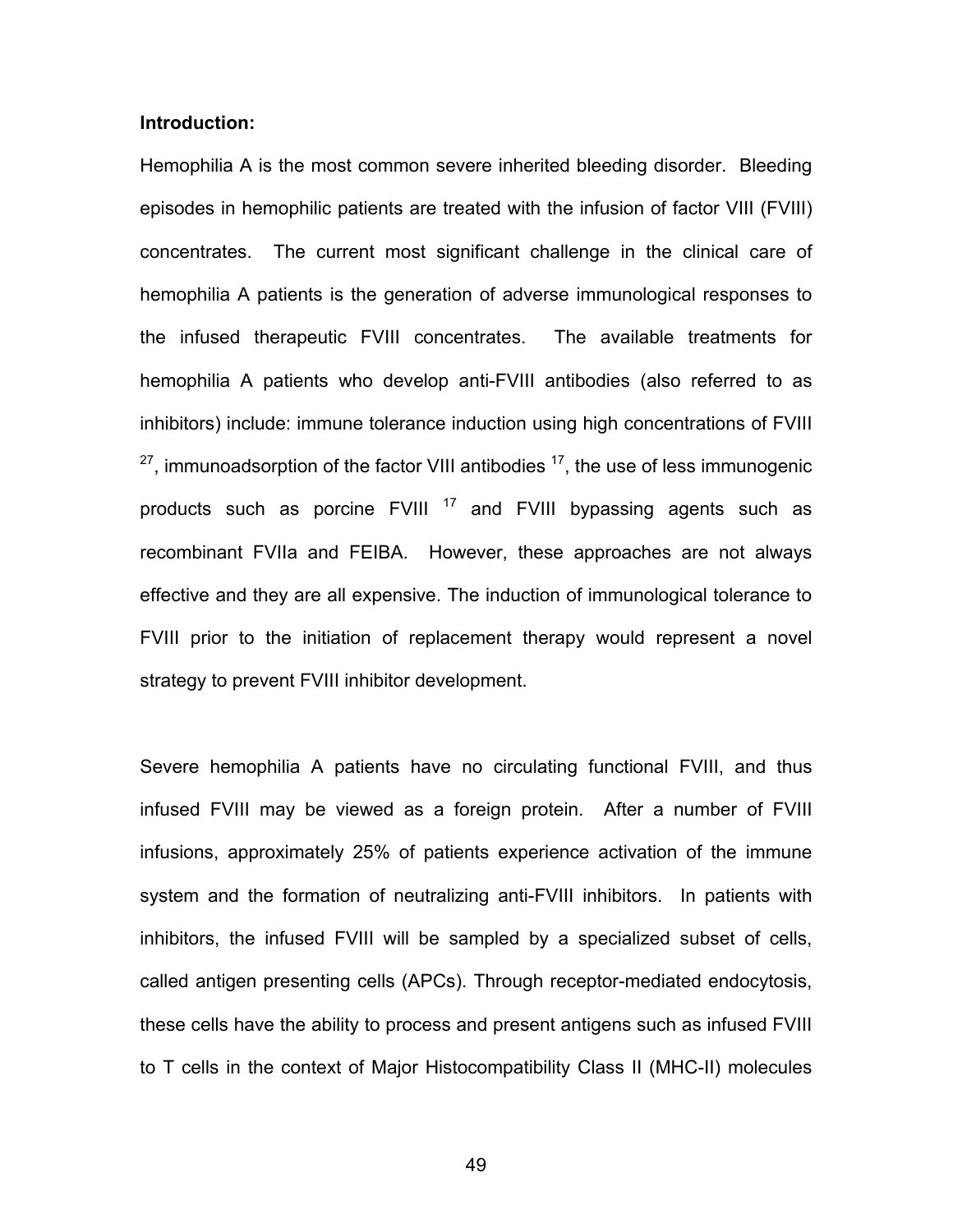**Introduction:**

Hemophilia A is the most common severe inherited bleeding disorder. Bleeding episodes in hemophilic patients are treated with the infusion of factor VIII (FVIII) concentrates. The current most significant challenge in the clinical care of hemophilia A patients is the generation of adverse immunological responses to the infused therapeutic FVIII concentrates. The available treatments for hemophilia A patients who develop anti-FVIII antibodies (also referred to as inhibitors) include: immune tolerance induction using high concentrations of FVIII [27], immunoadsorption of the factor VIII antibodies [17], the use of less immunogenic products such as porcine FVIII [17] and FVIII bypassing agents such as recombinant FVIIa and FEIBA. However, these approaches are not always effective and they are all expensive. The induction of immunological tolerance to FVIII prior to the initiation of replacement therapy would represent a novel strategy to prevent FVIII inhibitor development.

Severe hemophilia A patients have no circulating functional FVIII, and thus infused FVIII may be viewed as a foreign protein. After a number of FVIII infusions, approximately 25% of patients experience activation of the immune system and the formation of neutralizing anti-FVIII inhibitors. In patients with inhibitors, the infused FVIII will be sampled by a specialized subset of cells, called antigen presenting cells (APCs). Through receptor-mediated endocytosis, these cells have the ability to process and present antigens such as infused FVIII to T cells in the context of Major Histocompatibility Class II (MHC-II) molecules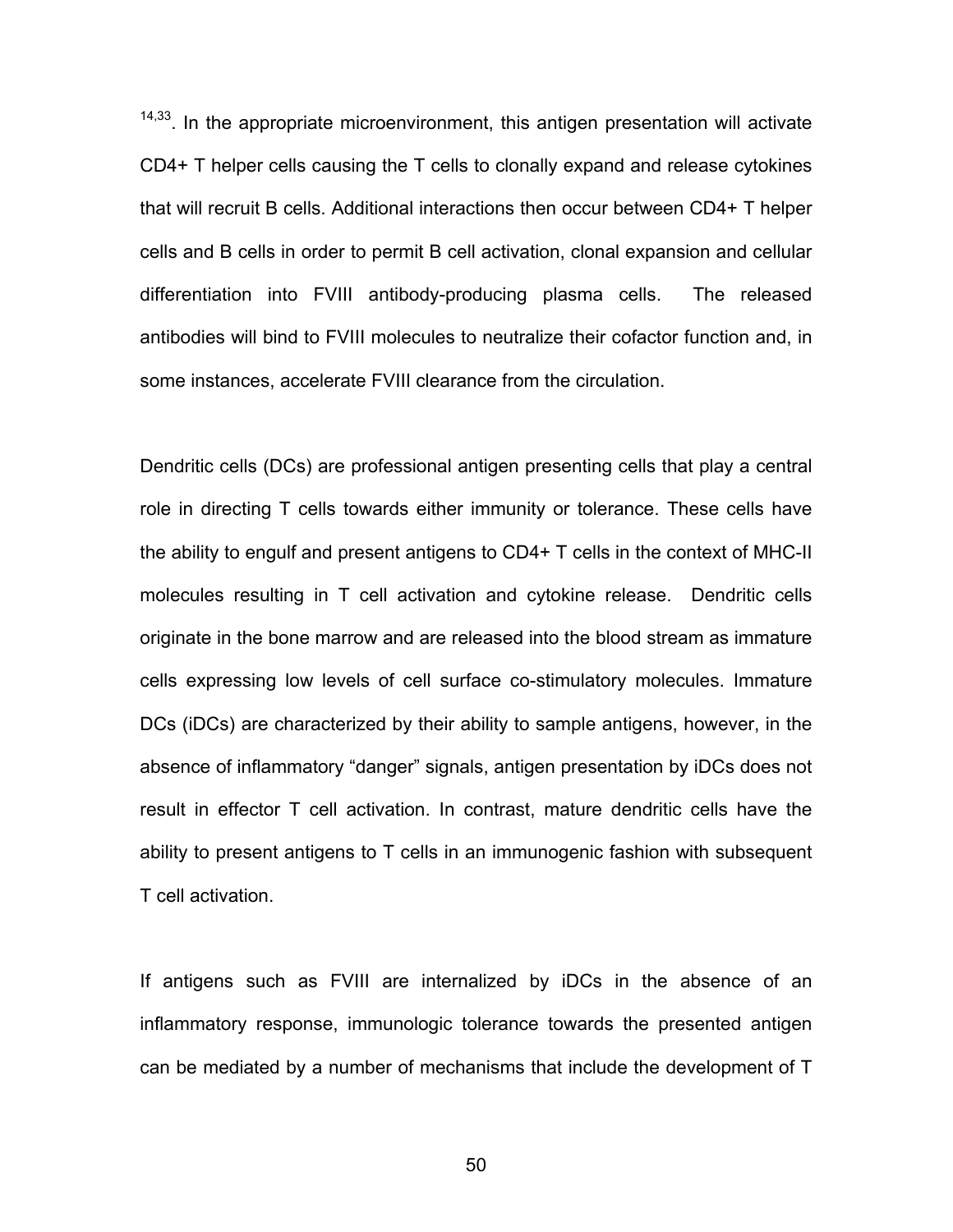[14,33]. In the appropriate microenvironment, this antigen presentation will activate CD4+ T helper cells causing the T cells to clonally expand and release cytokines that will recruit B cells. Additional interactions then occur between CD4+ T helper cells and B cells in order to permit B cell activation, clonal expansion and cellular differentiation into FVIII antibody-producing plasma cells. The released antibodies will bind to FVIII molecules to neutralize their cofactor function and, in some instances, accelerate FVIII clearance from the circulation.

Dendritic cells (DCs) are professional antigen presenting cells that play a central role in directing T cells towards either immunity or tolerance. These cells have the ability to engulf and present antigens to CD4+ T cells in the context of MHC-II molecules resulting in T cell activation and cytokine release. Dendritic cells originate in the bone marrow and are released into the blood stream as immature cells expressing low levels of cell surface co-stimulatory molecules. Immature DCs (iDCs) are characterized by their ability to sample antigens, however, in the absence of inflammatory "danger" signals, antigen presentation by iDCs does not result in effector T cell activation. In contrast, mature dendritic cells have the ability to present antigens to T cells in an immunogenic fashion with subsequent T cell activation.

If antigens such as FVIII are internalized by iDCs in the absence of an inflammatory response, immunologic tolerance towards the presented antigen can be mediated by a number of mechanisms that include the development of T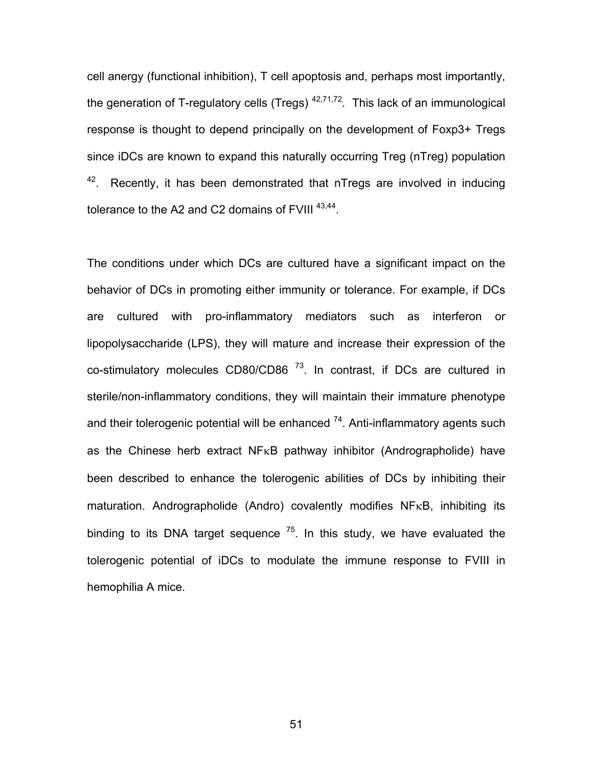cell anergy (functional inhibition), T cell apoptosis and, perhaps most importantly, the generation of T-regulatory cells (Tregs) [42,71,72]. This lack of an immunological response is thought to depend principally on the development of Foxp3+ Tregs since iDCs are known to expand this naturally occurring Treg (nTreg) population [42]. Recently, it has been demonstrated that nTregs are involved in inducing tolerance to the A2 and C2 domains of FVIII [43,44].

The conditions under which DCs are cultured have a significant impact on the behavior of DCs in promoting either immunity or tolerance. For example, if DCs are cultured with pro-inflammatory mediators such as interferon or lipopolysaccharide (LPS), they will mature and increase their expression of the co-stimulatory molecules CD80/CD86 [73]. In contrast, if DCs are cultured in sterile/non-inflammatory conditions, they will maintain their immature phenotype and their tolerogenic potential will be enhanced [74]. Anti-inflammatory agents such as the Chinese herb extract NFκB pathway inhibitor (Andrographolide) have been described to enhance the tolerogenic abilities of DCs by inhibiting their maturation. Andrographolide (Andro) covalently modifies NFκB, inhibiting its binding to its DNA target sequence [75]. In this study, we have evaluated the tolerogenic potential of iDCs to modulate the immune response to FVIII in hemophilia A mice.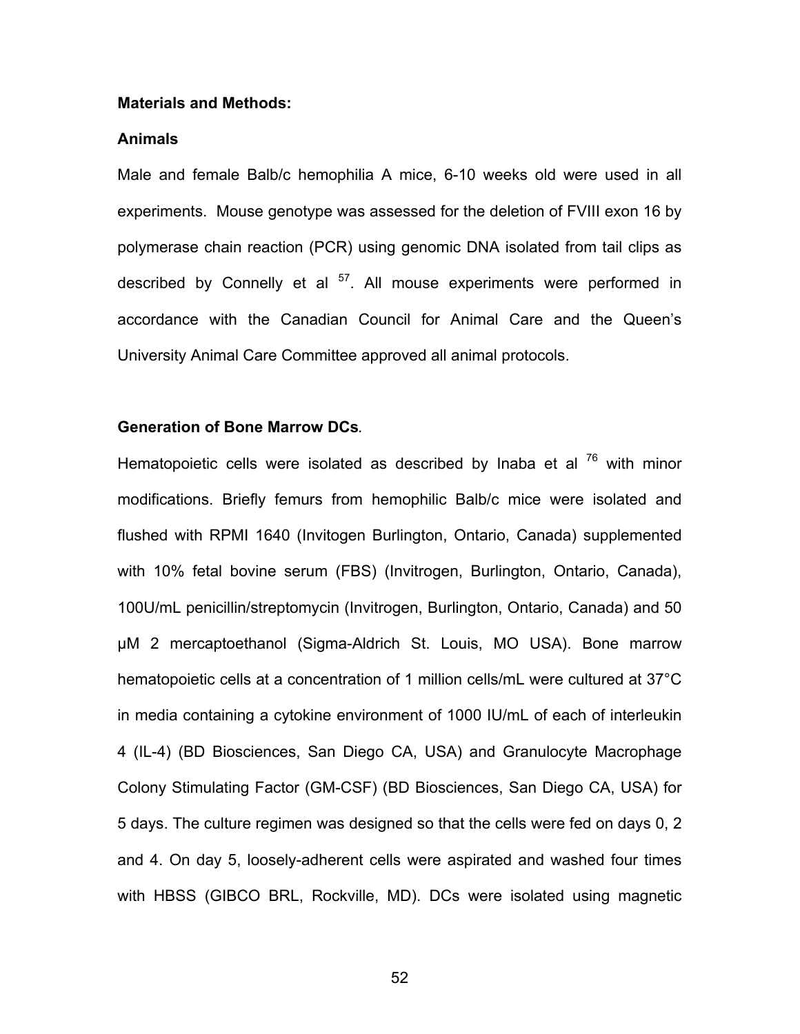**Materials and Methods:**

**Animals**

Male and female Balb/c hemophilia A mice, 6-10 weeks old were used in all experiments. Mouse genotype was assessed for the deletion of FVIII exon 16 by polymerase chain reaction (PCR) using genomic DNA isolated from tail clips as described by Connelly et al [57]. All mouse experiments were performed in accordance with the Canadian Council for Animal Care and the Queen's University Animal Care Committee approved all animal protocols.

**Generation of Bone Marrow DCs**.

Hematopoietic cells were isolated as described by Inaba et al [76] with minor modifications. Briefly femurs from hemophilic Balb/c mice were isolated and flushed with RPMI 1640 (Invitogen Burlington, Ontario, Canada) supplemented with 10% fetal bovine serum (FBS) (Invitrogen, Burlington, Ontario, Canada), 100U/mL penicillin/streptomycin (Invitrogen, Burlington, Ontario, Canada) and 50 μM 2 mercaptoethanol (Sigma-Aldrich St. Louis, MO USA). Bone marrow hematopoietic cells at a concentration of 1 million cells/mL were cultured at 37°C in media containing a cytokine environment of 1000 IU/mL of each of interleukin 4 (IL-4) (BD Biosciences, San Diego CA, USA) and Granulocyte Macrophage Colony Stimulating Factor (GM-CSF) (BD Biosciences, San Diego CA, USA) for 5 days. The culture regimen was designed so that the cells were fed on days 0, 2 and 4. On day 5, loosely-adherent cells were aspirated and washed four times with HBSS (GIBCO BRL, Rockville, MD). DCs were isolated using magnetic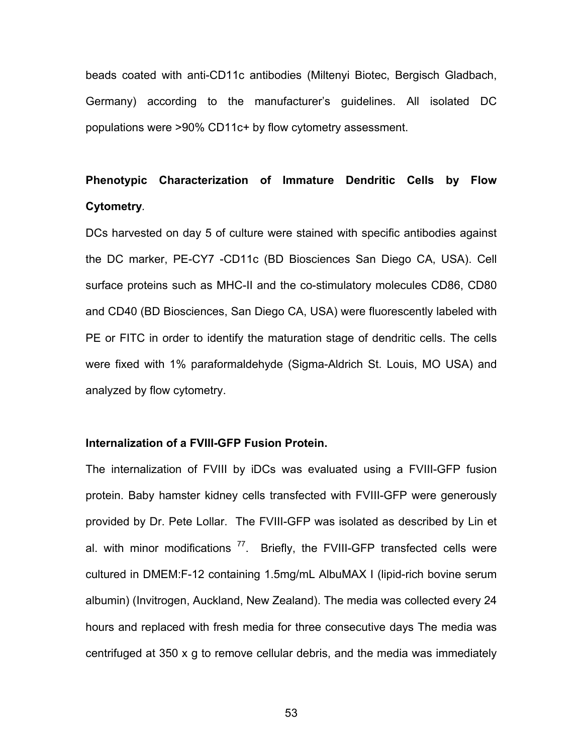beads coated with anti-CD11c antibodies (Miltenyi Biotec, Bergisch Gladbach, Germany) according to the manufacturer's guidelines. All isolated DC populations were >90% CD11c+ by flow cytometry assessment.

**Phenotypic Characterization of Immature Dendritic Cells by Flow Cytometry**.

DCs harvested on day 5 of culture were stained with specific antibodies against the DC marker, PE-CY7 -CD11c (BD Biosciences San Diego CA, USA). Cell surface proteins such as MHC-II and the co-stimulatory molecules CD86, CD80 and CD40 (BD Biosciences, San Diego CA, USA) were fluorescently labeled with PE or FITC in order to identify the maturation stage of dendritic cells. The cells were fixed with 1% paraformaldehyde (Sigma-Aldrich St. Louis, MO USA) and analyzed by flow cytometry.

**Internalization of a FVIII-GFP Fusion Protein.**

The internalization of FVIII by iDCs was evaluated using a FVIII-GFP fusion protein. Baby hamster kidney cells transfected with FVIII-GFP were generously provided by Dr. Pete Lollar. The FVIII-GFP was isolated as described by Lin et al. with minor modifications [77]. Briefly, the FVIII-GFP transfected cells were cultured in DMEM:F-12 containing 1.5mg/mL AlbuMAX I (lipid-rich bovine serum albumin) (Invitrogen, Auckland, New Zealand). The media was collected every 24 hours and replaced with fresh media for three consecutive days The media was centrifuged at 350 x g to remove cellular debris, and the media was immediately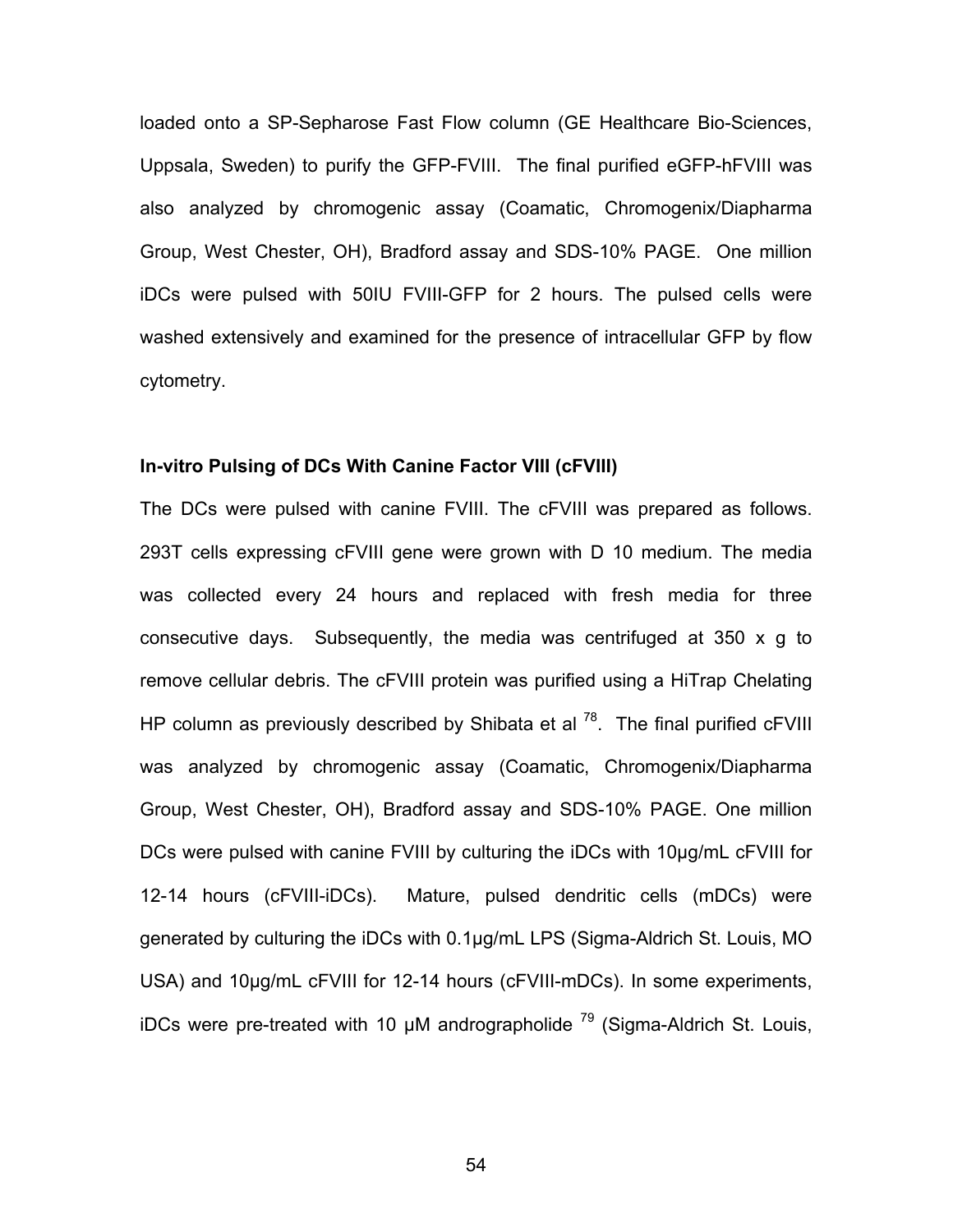loaded onto a SP-Sepharose Fast Flow column (GE Healthcare Bio-Sciences, Uppsala, Sweden) to purify the GFP-FVIII. The final purified eGFP-hFVIII was also analyzed by chromogenic assay (Coamatic, Chromogenix/Diapharma Group, West Chester, OH), Bradford assay and SDS-10% PAGE. One million iDCs were pulsed with 50IU FVIII-GFP for 2 hours. The pulsed cells were washed extensively and examined for the presence of intracellular GFP by flow cytometry.

**In-vitro Pulsing of DCs With Canine Factor VIII (cFVIII)**

The DCs were pulsed with canine FVIII. The cFVIII was prepared as follows. 293T cells expressing cFVIII gene were grown with D 10 medium. The media was collected every 24 hours and replaced with fresh media for three consecutive days. Subsequently, the media was centrifuged at 350 x g to remove cellular debris. The cFVIII protein was purified using a HiTrap Chelating HP column as previously described by Shibata et al [78]. The final purified cFVIII was analyzed by chromogenic assay (Coamatic, Chromogenix/Diapharma Group, West Chester, OH), Bradford assay and SDS-10% PAGE. One million DCs were pulsed with canine FVIII by culturing the iDCs with 10µg/mL cFVIII for 12-14 hours (cFVIII-iDCs). Mature, pulsed dendritic cells (mDCs) were generated by culturing the iDCs with 0.1µg/mL LPS (Sigma-Aldrich St. Louis, MO USA) and 10µg/mL cFVIII for 12-14 hours (cFVIII-mDCs). In some experiments, iDCs were pre-treated with 10 µM andrographolide [79] (Sigma-Aldrich St. Louis,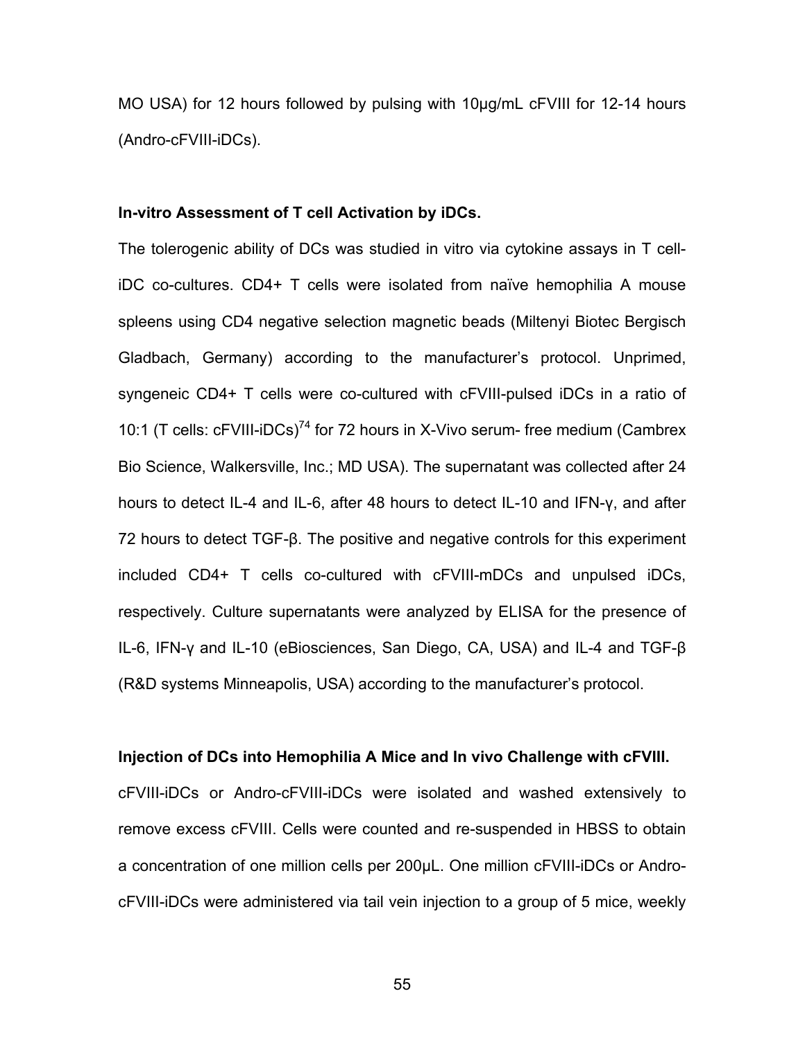MO USA) for 12 hours followed by pulsing with 10μg/mL cFVIII for 12-14 hours (Andro-cFVIII-iDCs).

**In-vitro Assessment of T cell Activation by iDCs.**

The tolerogenic ability of DCs was studied in vitro via cytokine assays in T cell-iDC co-cultures. CD4+ T cells were isolated from naïve hemophilia A mouse spleens using CD4 negative selection magnetic beads (Miltenyi Biotec Bergisch Gladbach, Germany) according to the manufacturer's protocol. Unprimed, syngeneic CD4+ T cells were co-cultured with cFVIII-pulsed iDCs in a ratio of 10:1 (T cells: cFVIII-iDCs)[74] for 72 hours in X-Vivo serum- free medium (Cambrex Bio Science, Walkersville, Inc.; MD USA). The supernatant was collected after 24 hours to detect IL-4 and IL-6, after 48 hours to detect IL-10 and IFN-γ, and after 72 hours to detect TGF-β. The positive and negative controls for this experiment included CD4+ T cells co-cultured with cFVIII-mDCs and unpulsed iDCs, respectively. Culture supernatants were analyzed by ELISA for the presence of IL-6, IFN-γ and IL-10 (eBiosciences, San Diego, CA, USA) and IL-4 and TGF-β (R&D systems Minneapolis, USA) according to the manufacturer's protocol.

**Injection of DCs into Hemophilia A Mice and In vivo Challenge with cFVIII.**

cFVIII-iDCs or Andro-cFVIII-iDCs were isolated and washed extensively to remove excess cFVIII. Cells were counted and re-suspended in HBSS to obtain a concentration of one million cells per 200μL. One million cFVIII-iDCs or Andro-cFVIII-iDCs were administered via tail vein injection to a group of 5 mice, weekly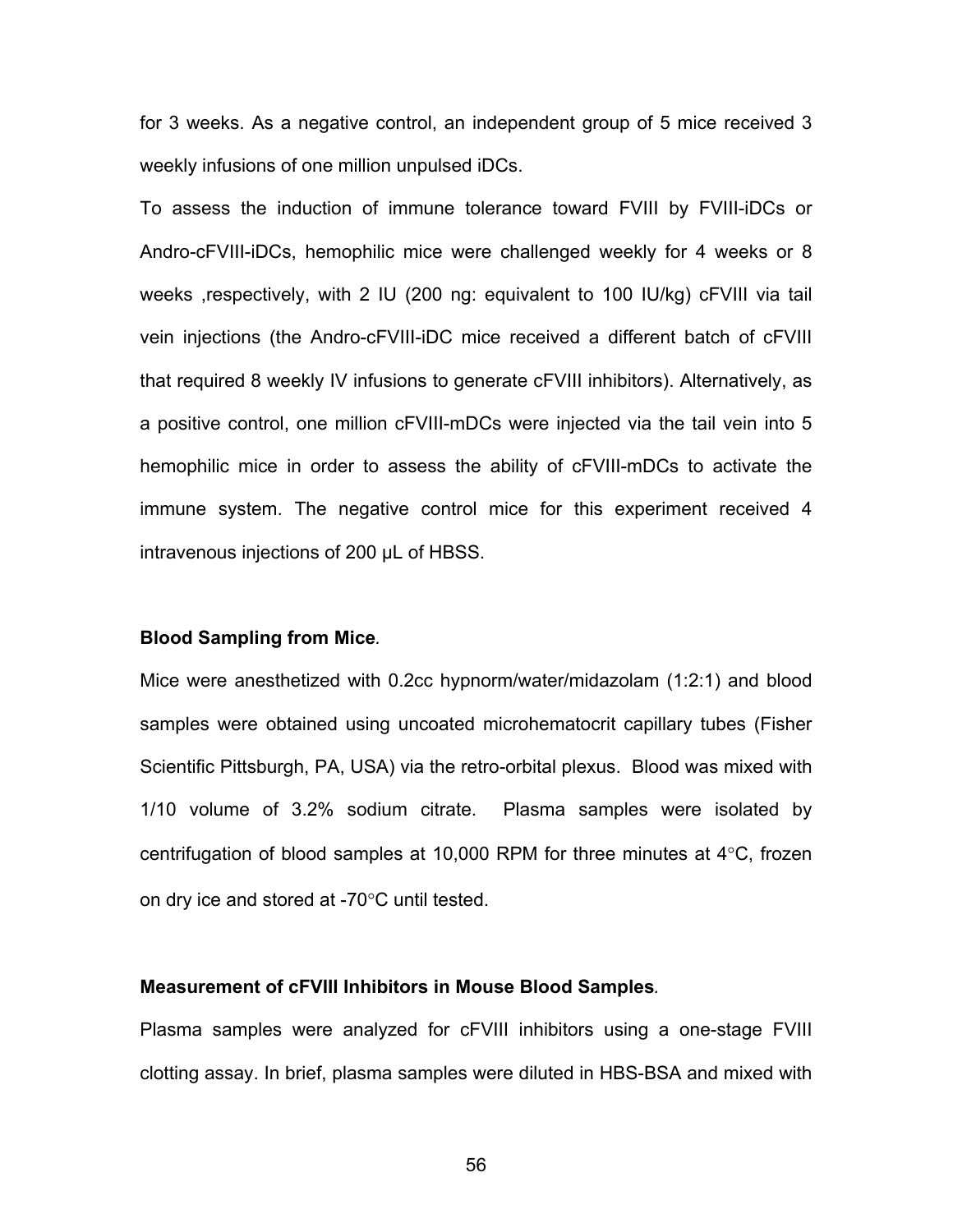for 3 weeks. As a negative control, an independent group of 5 mice received 3 weekly infusions of one million unpulsed iDCs.

To assess the induction of immune tolerance toward FVIII by FVIII-iDCs or Andro-cFVIII-iDCs, hemophilic mice were challenged weekly for 4 weeks or 8 weeks ,respectively, with 2 IU (200 ng: equivalent to 100 IU/kg) cFVIII via tail vein injections (the Andro-cFVIII-iDC mice received a different batch of cFVIII that required 8 weekly IV infusions to generate cFVIII inhibitors). Alternatively, as a positive control, one million cFVIII-mDCs were injected via the tail vein into 5 hemophilic mice in order to assess the ability of cFVIII-mDCs to activate the immune system. The negative control mice for this experiment received 4 intravenous injections of 200 μL of HBSS.

**Blood Sampling from Mice***.*

Mice were anesthetized with 0.2cc hypnorm/water/midazolam (1:2:1) and blood samples were obtained using uncoated microhematocrit capillary tubes (Fisher Scientific Pittsburgh, PA, USA) via the retro-orbital plexus. Blood was mixed with 1/10 volume of 3.2% sodium citrate. Plasma samples were isolated by centrifugation of blood samples at 10,000 RPM for three minutes at 4°C, frozen on dry ice and stored at -70°C until tested.

**Measurement of cFVIII Inhibitors in Mouse Blood Samples***.*

Plasma samples were analyzed for cFVIII inhibitors using a one-stage FVIII clotting assay. In brief, plasma samples were diluted in HBS-BSA and mixed with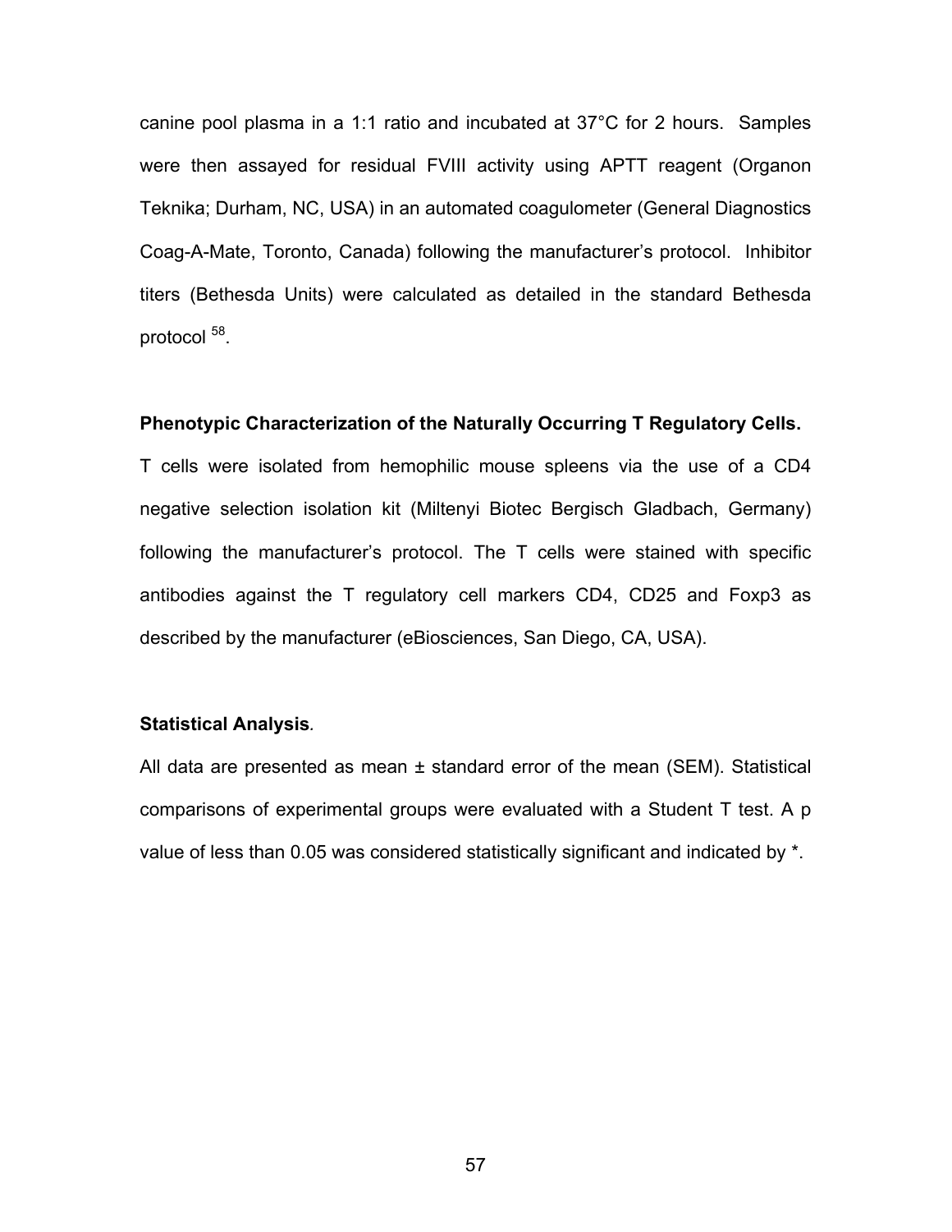canine pool plasma in a 1:1 ratio and incubated at 37°C for 2 hours. Samples were then assayed for residual FVIII activity using APTT reagent (Organon Teknika; Durham, NC, USA) in an automated coagulometer (General Diagnostics Coag-A-Mate, Toronto, Canada) following the manufacturer's protocol. Inhibitor titers (Bethesda Units) were calculated as detailed in the standard Bethesda protocol [58].

**Phenotypic Characterization of the Naturally Occurring T Regulatory Cells.**

T cells were isolated from hemophilic mouse spleens via the use of a CD4 negative selection isolation kit (Miltenyi Biotec Bergisch Gladbach, Germany) following the manufacturer's protocol. The T cells were stained with specific antibodies against the T regulatory cell markers CD4, CD25 and Foxp3 as described by the manufacturer (eBiosciences, San Diego, CA, USA).

**Statistical Analysis***.*

All data are presented as mean ± standard error of the mean (SEM). Statistical comparisons of experimental groups were evaluated with a Student T test. A p value of less than 0.05 was considered statistically significant and indicated by *.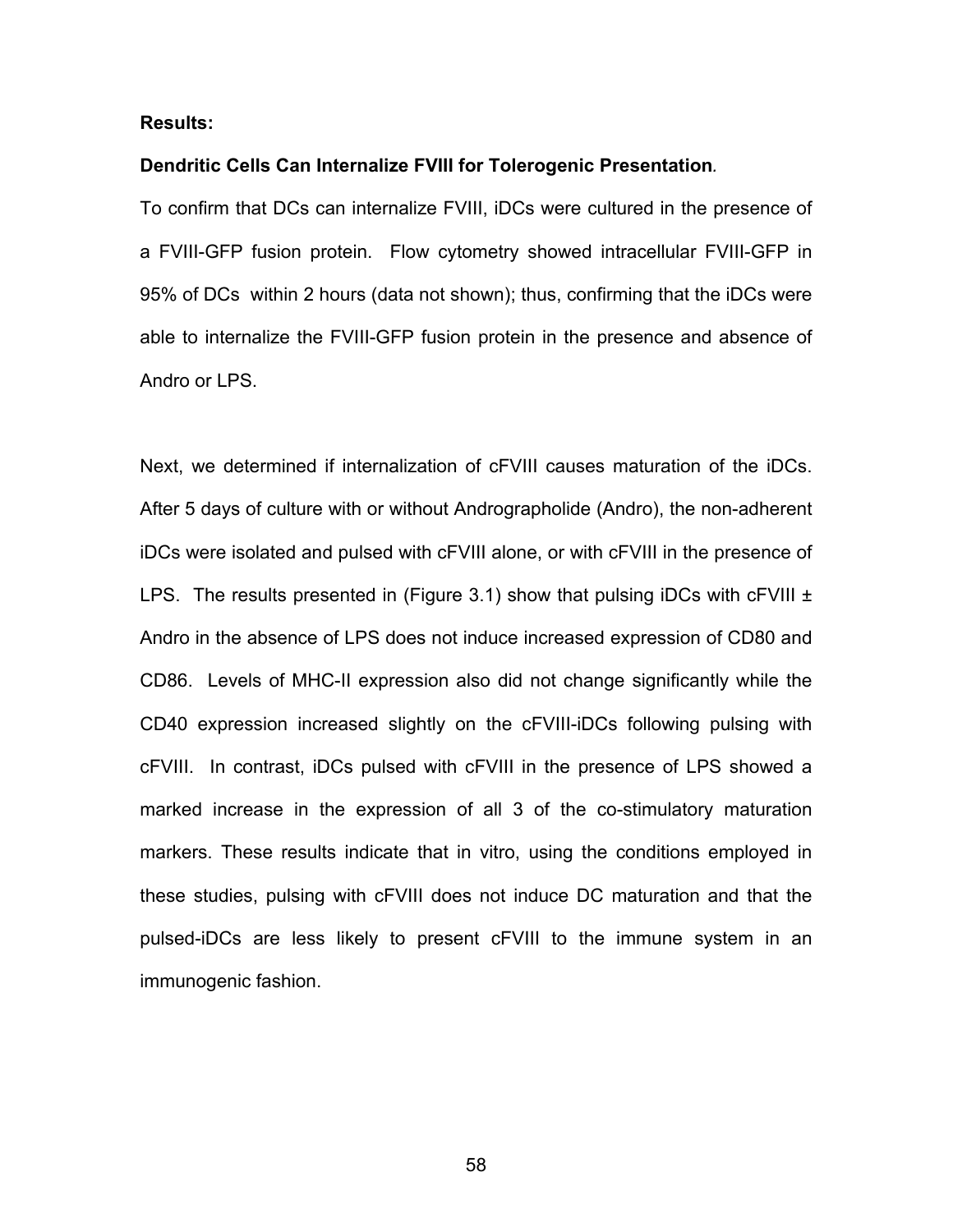**Results:**

**Dendritic Cells Can Internalize FVIII for Tolerogenic Presentation.**

To confirm that DCs can internalize FVIII, iDCs were cultured in the presence of a FVIII-GFP fusion protein. Flow cytometry showed intracellular FVIII-GFP in 95% of DCs within 2 hours (data not shown); thus, confirming that the iDCs were able to internalize the FVIII-GFP fusion protein in the presence and absence of Andro or LPS.

Next, we determined if internalization of cFVIII causes maturation of the iDCs. After 5 days of culture with or without Andrographolide (Andro), the non-adherent iDCs were isolated and pulsed with cFVIII alone, or with cFVIII in the presence of LPS. The results presented in (Figure 3.1) show that pulsing iDCs with cFVIII ± Andro in the absence of LPS does not induce increased expression of CD80 and CD86. Levels of MHC-II expression also did not change significantly while the CD40 expression increased slightly on the cFVIII-iDCs following pulsing with cFVIII. In contrast, iDCs pulsed with cFVIII in the presence of LPS showed a marked increase in the expression of all 3 of the co-stimulatory maturation markers. These results indicate that in vitro, using the conditions employed in these studies, pulsing with cFVIII does not induce DC maturation and that the pulsed-iDCs are less likely to present cFVIII to the immune system in an immunogenic fashion.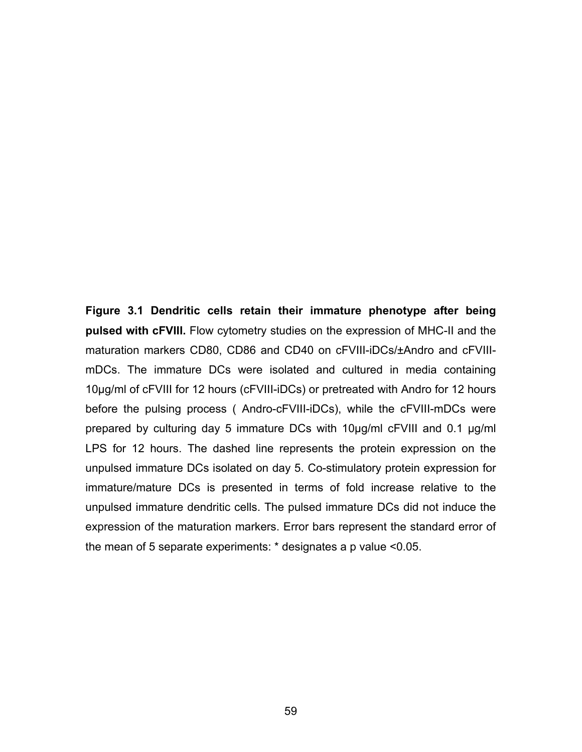**Figure 3.1 Dendritic cells retain their immature phenotype after being pulsed with cFVIII.** Flow cytometry studies on the expression of MHC-II and the maturation markers CD80, CD86 and CD40 on cFVIII-iDCs/±Andro and cFVIII-mDCs. The immature DCs were isolated and cultured in media containing 10μg/ml of cFVIII for 12 hours (cFVIII-iDCs) or pretreated with Andro for 12 hours before the pulsing process ( Andro-cFVIII-iDCs), while the cFVIII-mDCs were prepared by culturing day 5 immature DCs with 10μg/ml cFVIII and 0.1 μg/ml LPS for 12 hours. The dashed line represents the protein expression on the unpulsed immature DCs isolated on day 5. Co-stimulatory protein expression for immature/mature DCs is presented in terms of fold increase relative to the unpulsed immature dendritic cells. The pulsed immature DCs did not induce the expression of the maturation markers. Error bars represent the standard error of the mean of 5 separate experiments: * designates a p value $<0.05$.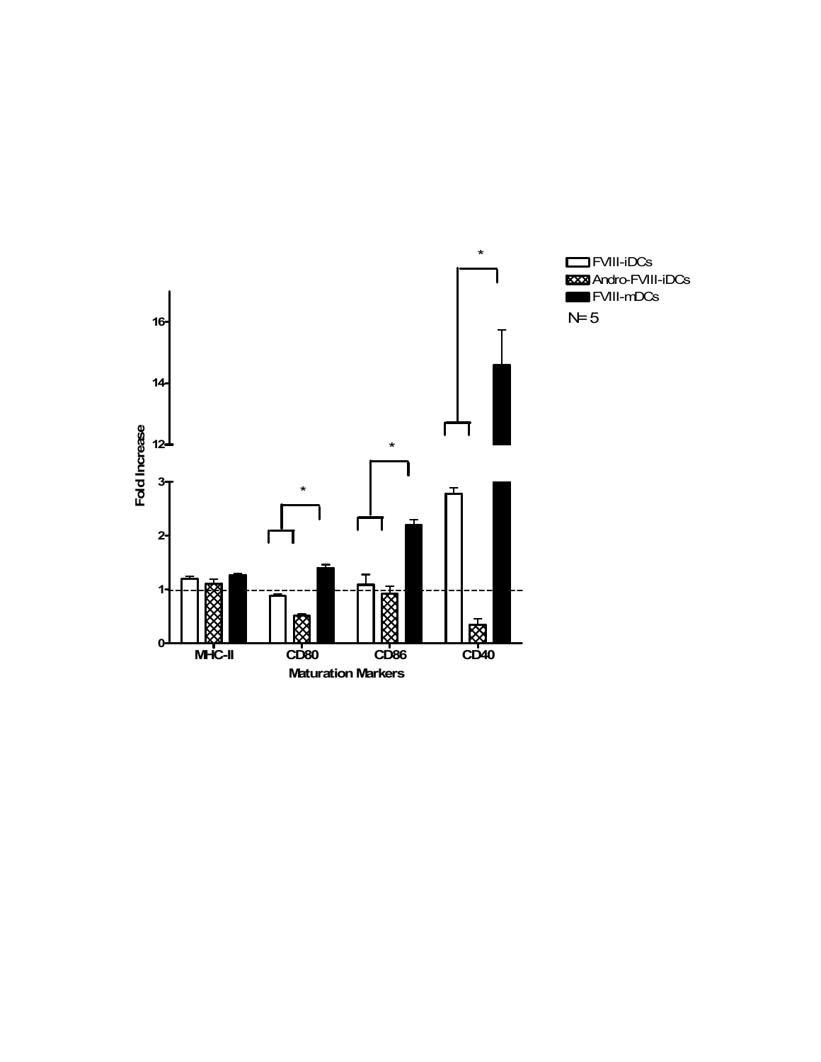FVIII-iDCs
Andro-FVIII-iDCs
FVIII-mDCs
N= 5

Fold Increase

Maturation Markers

MHC-II CD80 CD86 CD40

0 1 2 3 12 14 16

*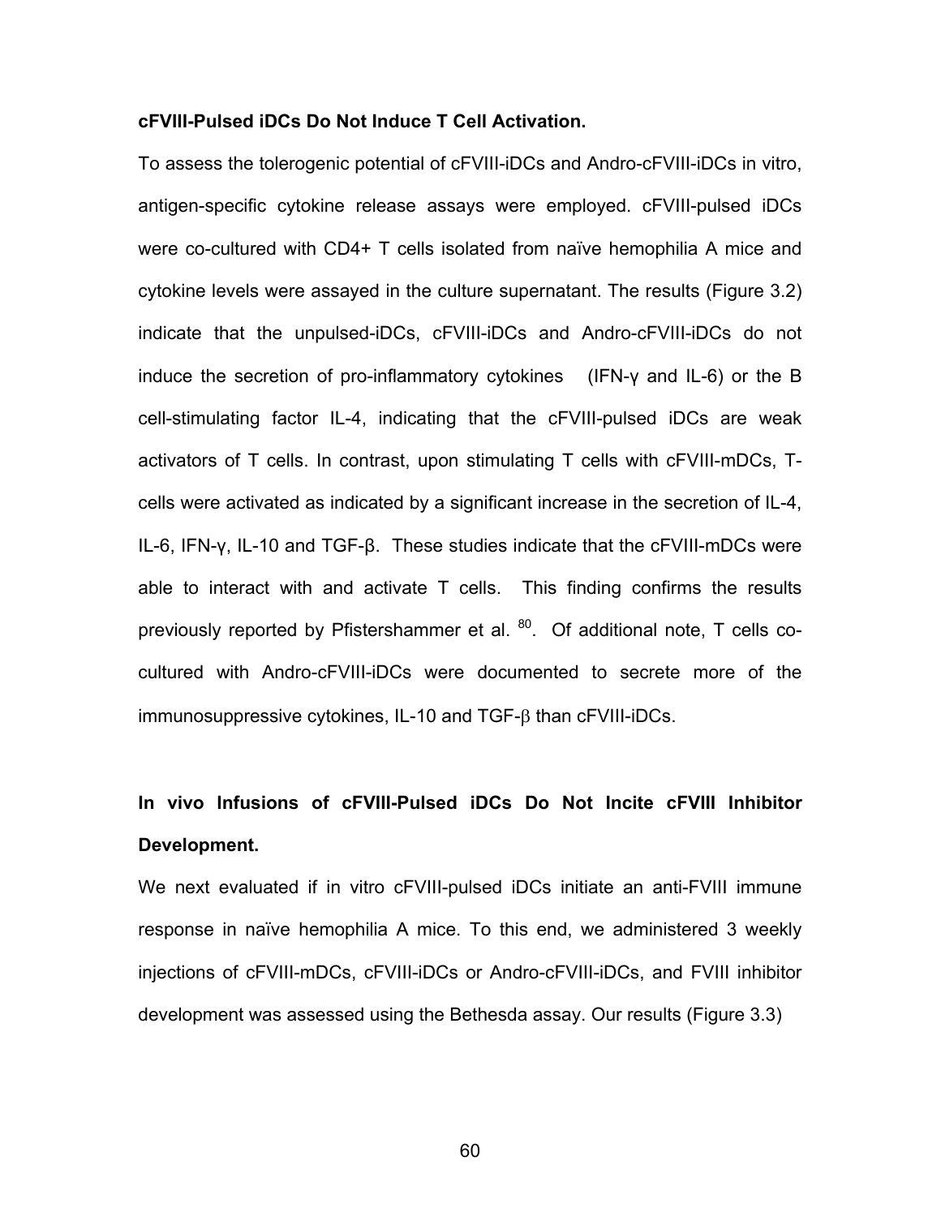**cFVIII-Pulsed iDCs Do Not Induce T Cell Activation.**

To assess the tolerogenic potential of cFVIII-iDCs and Andro-cFVIII-iDCs in vitro, antigen-specific cytokine release assays were employed. cFVIII-pulsed iDCs were co-cultured with CD4+ T cells isolated from naïve hemophilia A mice and cytokine levels were assayed in the culture supernatant. The results (Figure 3.2) indicate that the unpulsed-iDCs, cFVIII-iDCs and Andro-cFVIII-iDCs do not induce the secretion of pro-inflammatory cytokines (IFN-γ and IL-6) or the B cell-stimulating factor IL-4, indicating that the cFVIII-pulsed iDCs are weak activators of T cells. In contrast, upon stimulating T cells with cFVIII-mDCs, T-cells were activated as indicated by a significant increase in the secretion of IL-4, IL-6, IFN-γ, IL-10 and TGF-β. These studies indicate that the cFVIII-mDCs were able to interact with and activate T cells. This finding confirms the results previously reported by Pfistershammer et al. [80]. Of additional note, T cells co-cultured with Andro-cFVIII-iDCs were documented to secrete more of the immunosuppressive cytokines, IL-10 and TGF-β than cFVIII-iDCs.

**In vivo Infusions of cFVIII-Pulsed iDCs Do Not Incite cFVIII Inhibitor Development.**

We next evaluated if in vitro cFVIII-pulsed iDCs initiate an anti-FVIII immune response in naïve hemophilia A mice. To this end, we administered 3 weekly injections of cFVIII-mDCs, cFVIII-iDCs or Andro-cFVIII-iDCs, and FVIII inhibitor development was assessed using the Bethesda assay. Our results (Figure 3.3)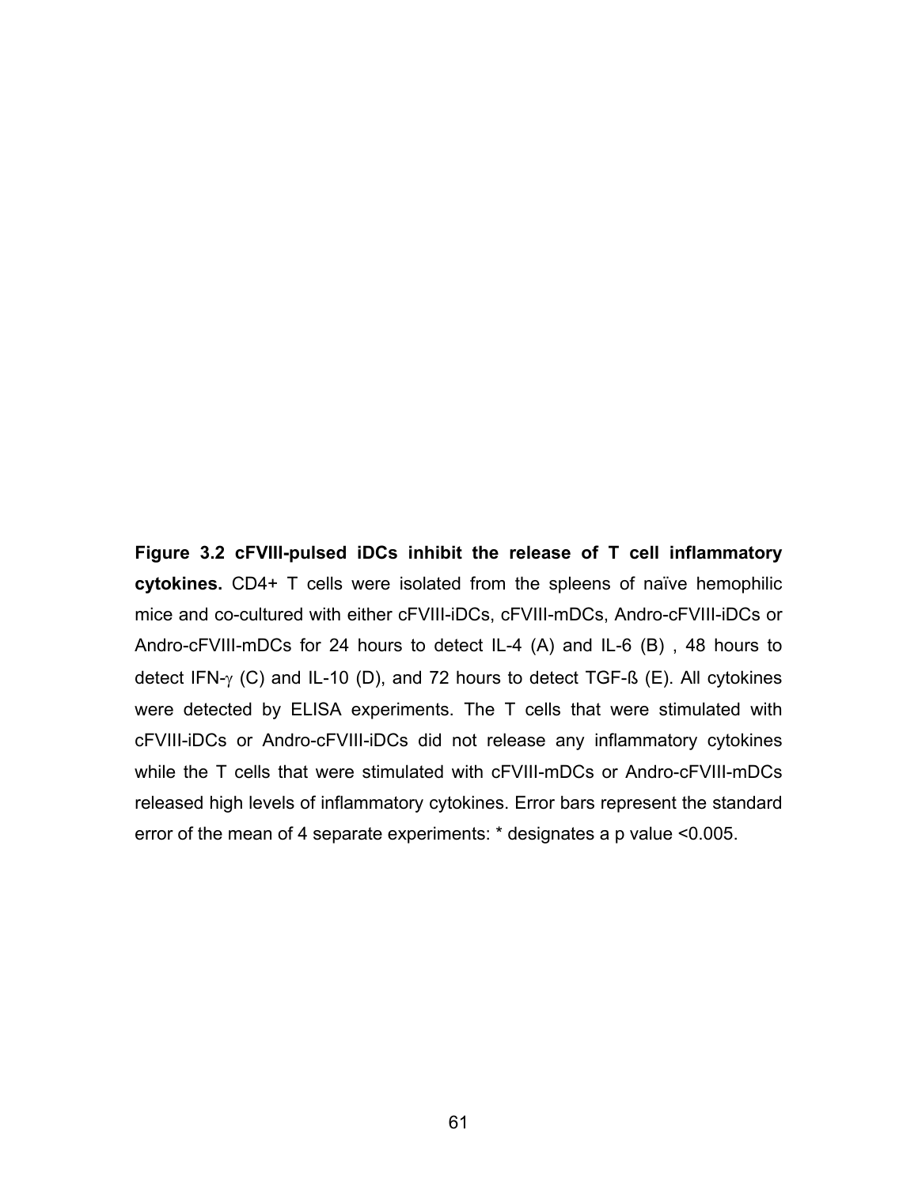**Figure 3.2 cFVIII-pulsed iDCs inhibit the release of T cell inflammatory cytokines.** CD4+ T cells were isolated from the spleens of naïve hemophilic mice and co-cultured with either cFVIII-iDCs, cFVIII-mDCs, Andro-cFVIII-iDCs or Andro-cFVIII-mDCs for 24 hours to detect IL-4 (A) and IL-6 (B) , 48 hours to detect IFN-$\gamma$ (C) and IL-10 (D), and 72 hours to detect TGF-ß (E). All cytokines were detected by ELISA experiments. The T cells that were stimulated with cFVIII-iDCs or Andro-cFVIII-iDCs did not release any inflammatory cytokines while the T cells that were stimulated with cFVIII-mDCs or Andro-cFVIII-mDCs released high levels of inflammatory cytokines. Error bars represent the standard error of the mean of 4 separate experiments: * designates a p value <0.005.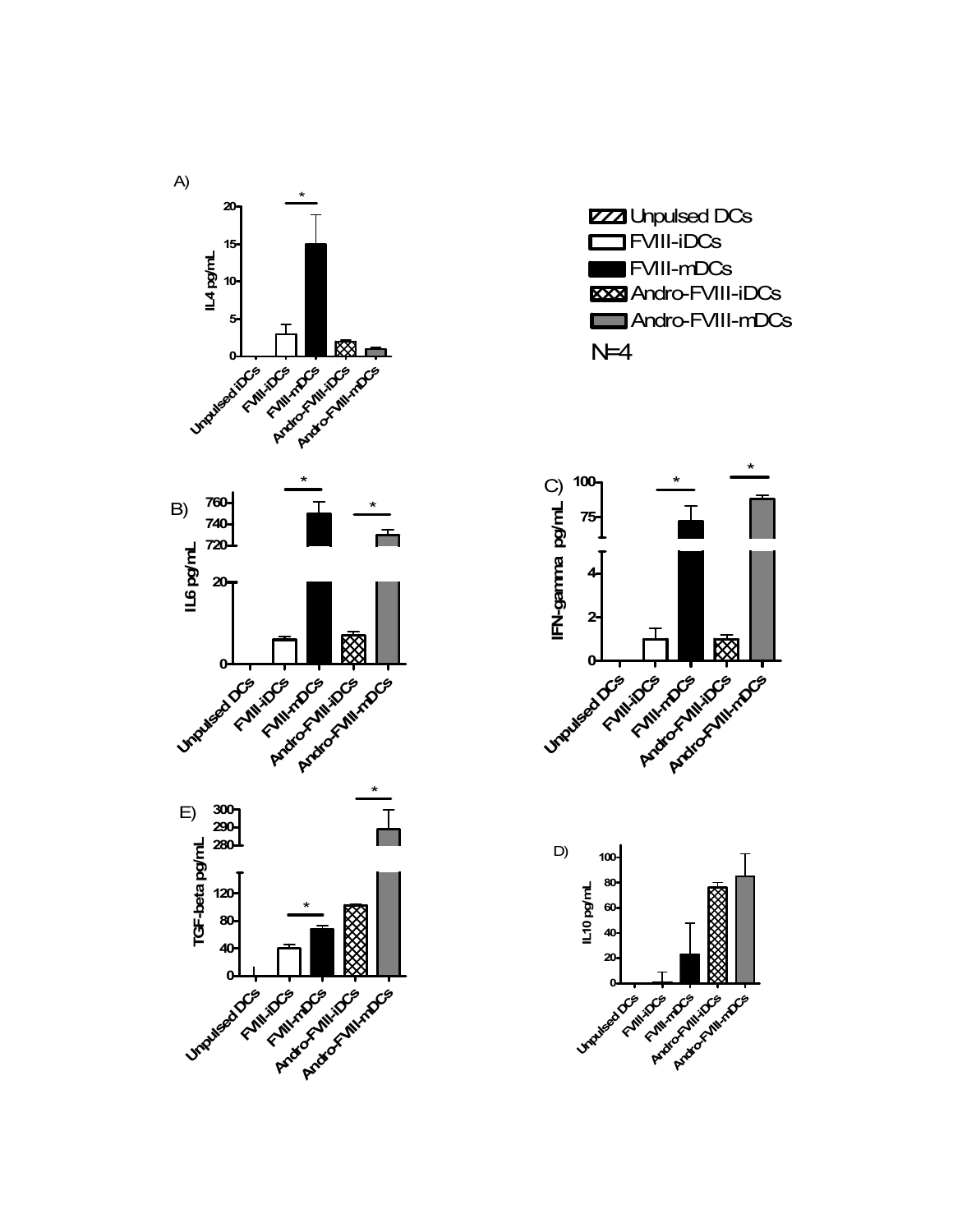A)

Unpulsed DCs
FVIII-iDCs
FVIII-mDCs
Andro-FVIII-iDCs
Andro-FVIII-mDCs

N=4

B)

C)

E)

D)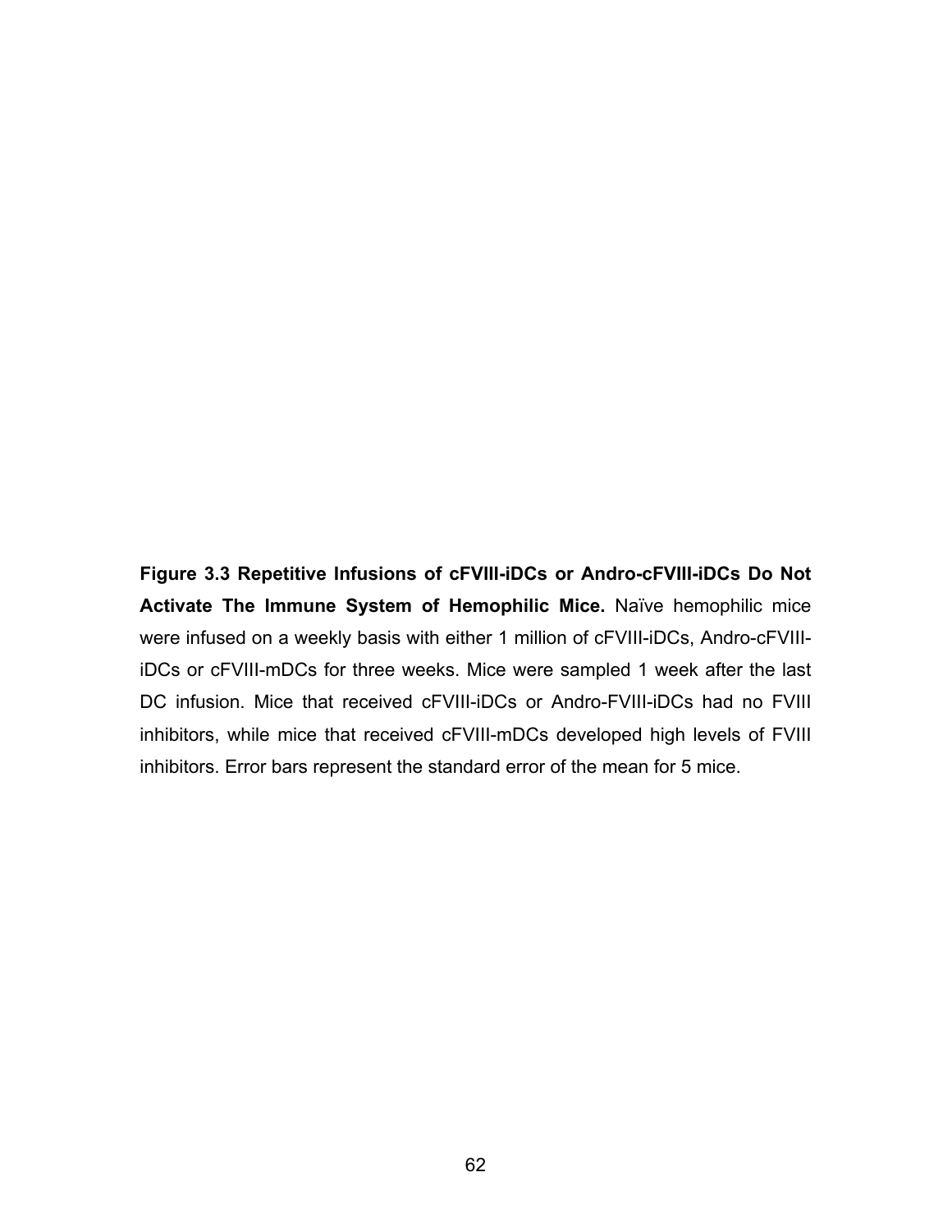**Figure 3.3 Repetitive Infusions of cFVIII-iDCs or Andro-cFVIII-iDCs Do Not Activate The Immune System of Hemophilic Mice.** Naïve hemophilic mice were infused on a weekly basis with either 1 million of cFVIII-iDCs, Andro-cFVIII-iDCs or cFVIII-mDCs for three weeks. Mice were sampled 1 week after the last DC infusion. Mice that received cFVIII-iDCs or Andro-FVIII-iDCs had no FVIII inhibitors, while mice that received cFVIII-mDCs developed high levels of FVIII inhibitors. Error bars represent the standard error of the mean for 5 mice.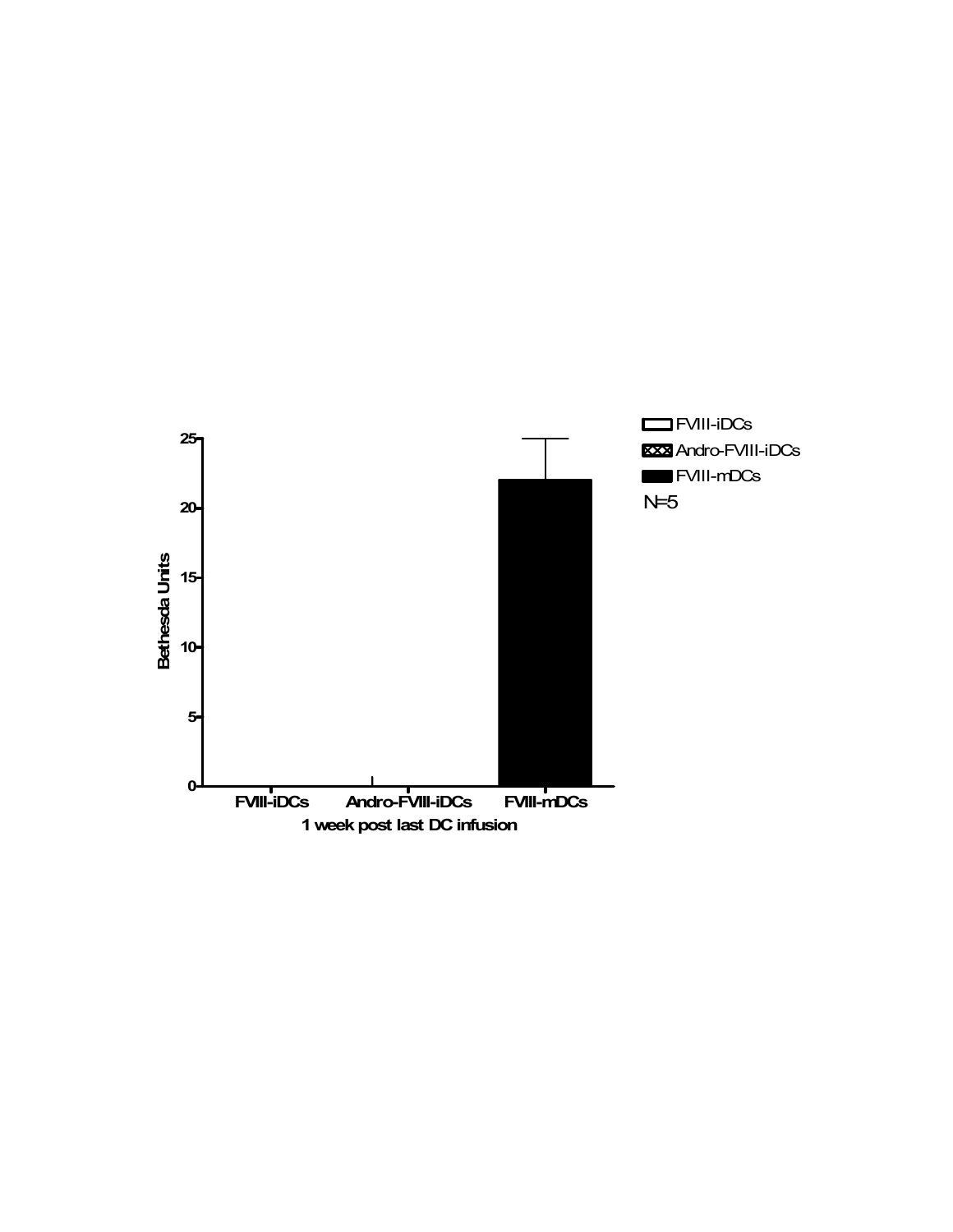Bethesda Units

25
20
15
10
5
0

FVIII-iDCs | Andro-FVIII-iDCs | FVIII-mDCs

1 week post last DC infusion

- FVIII-iDCs
- Andro-FVIII-iDCs
- FVIII-mDCs

N=5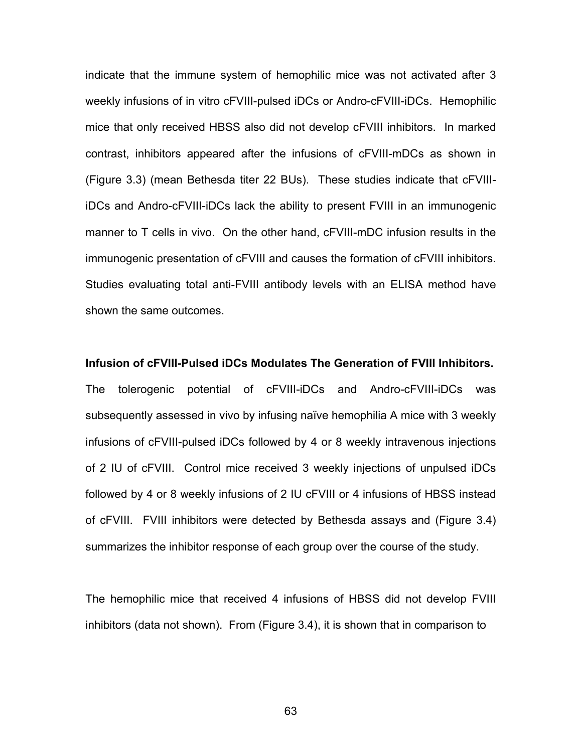indicate that the immune system of hemophilic mice was not activated after 3 weekly infusions of in vitro cFVIII-pulsed iDCs or Andro-cFVIII-iDCs. Hemophilic mice that only received HBSS also did not develop cFVIII inhibitors. In marked contrast, inhibitors appeared after the infusions of cFVIII-mDCs as shown in (Figure 3.3) (mean Bethesda titer 22 BUs). These studies indicate that cFVIII-iDCs and Andro-cFVIII-iDCs lack the ability to present FVIII in an immunogenic manner to T cells in vivo. On the other hand, cFVIII-mDC infusion results in the immunogenic presentation of cFVIII and causes the formation of cFVIII inhibitors. Studies evaluating total anti-FVIII antibody levels with an ELISA method have shown the same outcomes.

**Infusion of cFVIII-Pulsed iDCs Modulates The Generation of FVIII Inhibitors.**

The tolerogenic potential of cFVIII-iDCs and Andro-cFVIII-iDCs was subsequently assessed in vivo by infusing naïve hemophilia A mice with 3 weekly infusions of cFVIII-pulsed iDCs followed by 4 or 8 weekly intravenous injections of 2 IU of cFVIII. Control mice received 3 weekly injections of unpulsed iDCs followed by 4 or 8 weekly infusions of 2 IU cFVIII or 4 infusions of HBSS instead of cFVIII. FVIII inhibitors were detected by Bethesda assays and (Figure 3.4) summarizes the inhibitor response of each group over the course of the study.

The hemophilic mice that received 4 infusions of HBSS did not develop FVIII inhibitors (data not shown). From (Figure 3.4), it is shown that in comparison to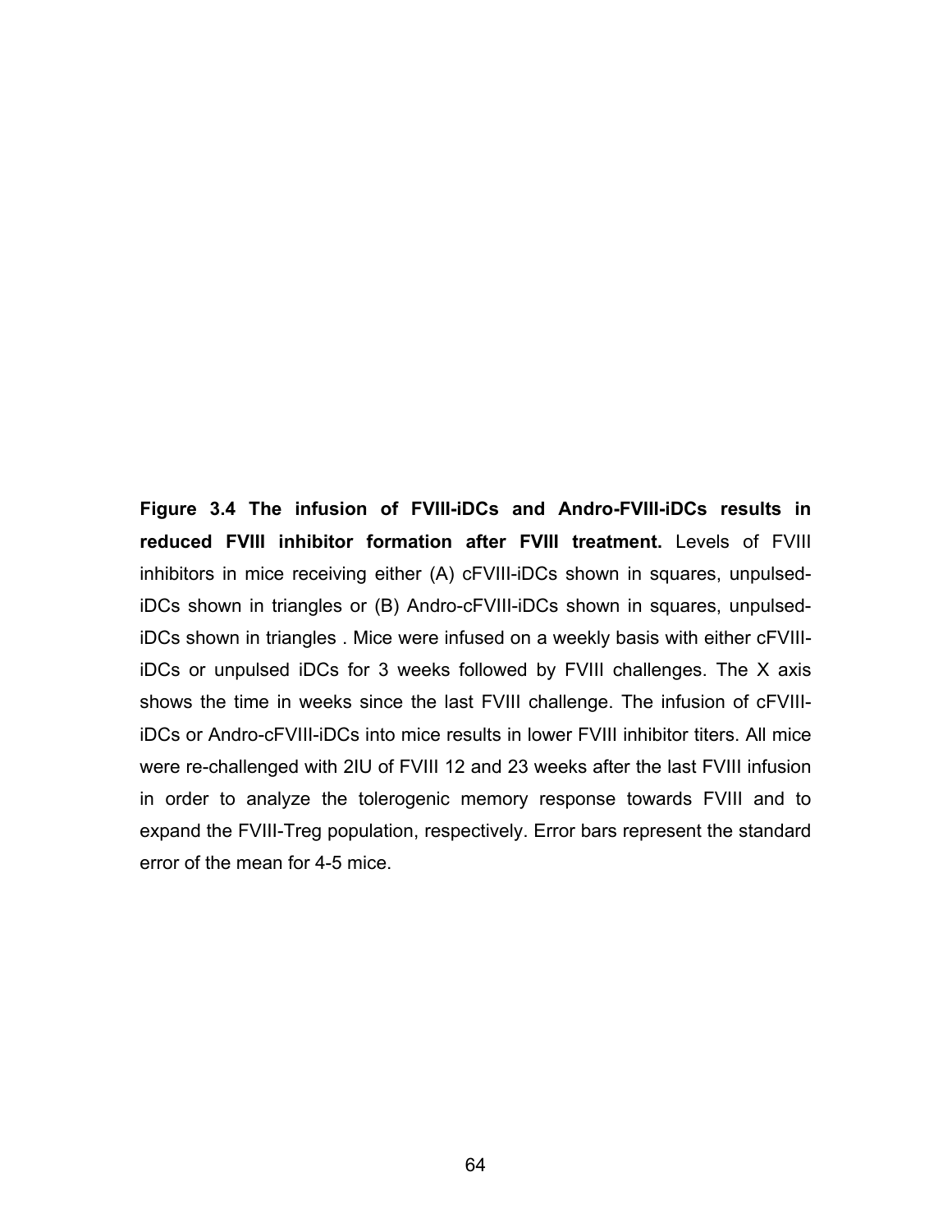**Figure 3.4 The infusion of FVIII-iDCs and Andro-FVIII-iDCs results in reduced FVIII inhibitor formation after FVIII treatment.** Levels of FVIII inhibitors in mice receiving either (A) cFVIII-iDCs shown in squares, unpulsed-iDCs shown in triangles or (B) Andro-cFVIII-iDCs shown in squares, unpulsed-iDCs shown in triangles . Mice were infused on a weekly basis with either cFVIII-iDCs or unpulsed iDCs for 3 weeks followed by FVIII challenges. The X axis shows the time in weeks since the last FVIII challenge. The infusion of cFVIII-iDCs or Andro-cFVIII-iDCs into mice results in lower FVIII inhibitor titers. All mice were re-challenged with 2IU of FVIII 12 and 23 weeks after the last FVIII infusion in order to analyze the tolerogenic memory response towards FVIII and to expand the FVIII-Treg population, respectively. Error bars represent the standard error of the mean for 4-5 mice.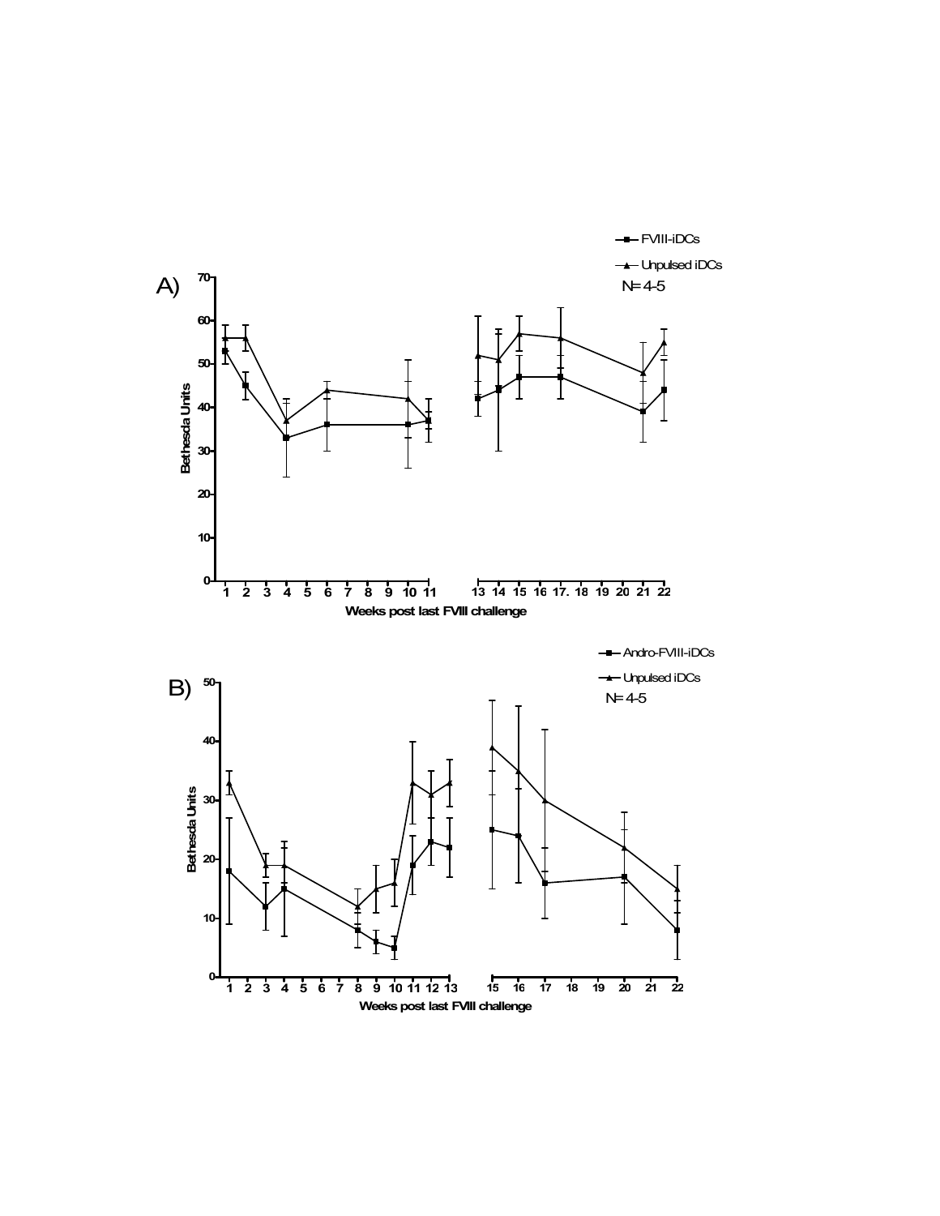A)

- FVIII-iDCs
- Unpulsed iDCs

N= 4-5

Bethesda Units

Weeks post last FVIII challenge

B)

- Andro-FVIII-iDCs
- Unpulsed iDCs

N= 4-5

Bethesda Units

Weeks post last FVIII challenge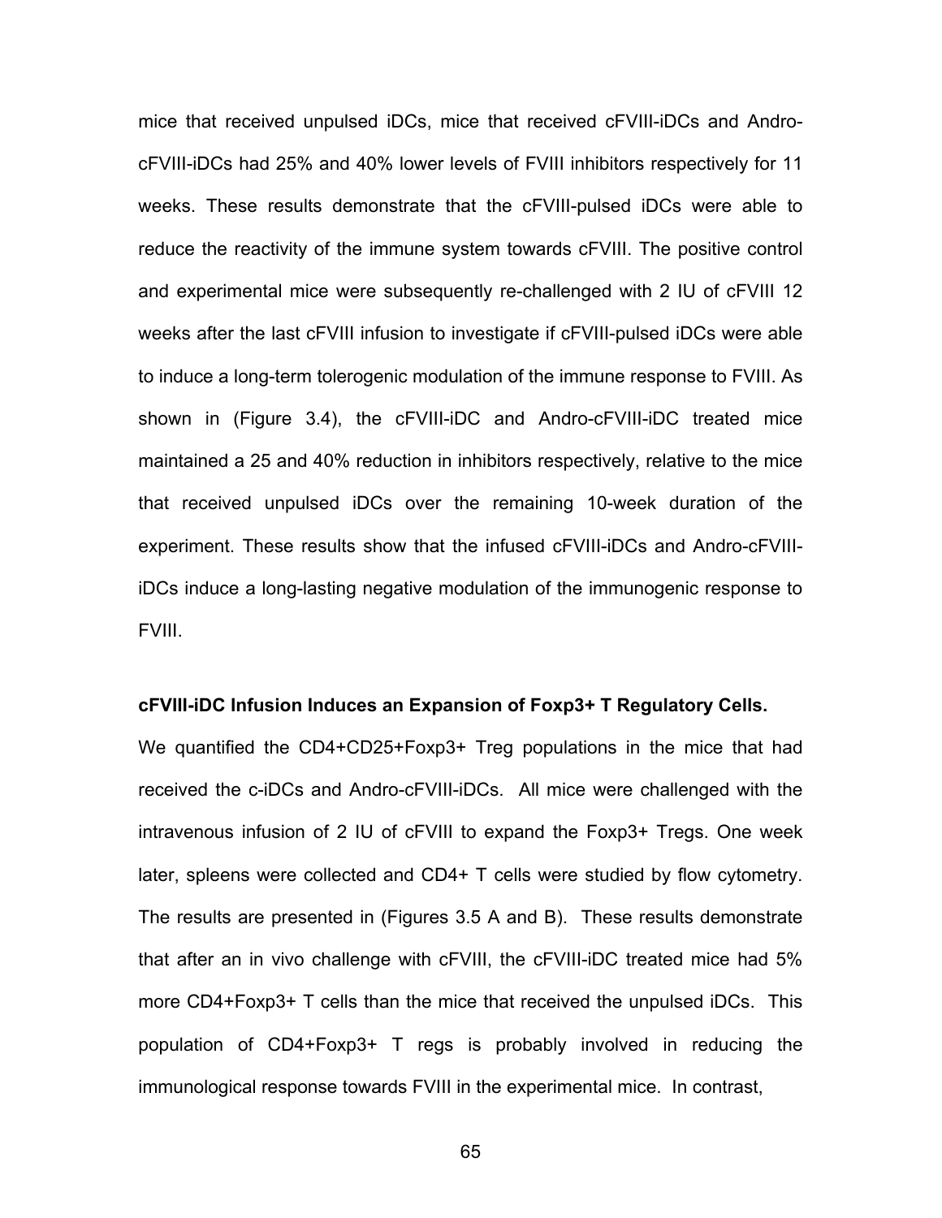mice that received unpulsed iDCs, mice that received cFVIII-iDCs and Andro-cFVIII-iDCs had 25% and 40% lower levels of FVIII inhibitors respectively for 11 weeks. These results demonstrate that the cFVIII-pulsed iDCs were able to reduce the reactivity of the immune system towards cFVIII. The positive control and experimental mice were subsequently re-challenged with 2 IU of cFVIII 12 weeks after the last cFVIII infusion to investigate if cFVIII-pulsed iDCs were able to induce a long-term tolerogenic modulation of the immune response to FVIII. As shown in (Figure 3.4), the cFVIII-iDC and Andro-cFVIII-iDC treated mice maintained a 25 and 40% reduction in inhibitors respectively, relative to the mice that received unpulsed iDCs over the remaining 10-week duration of the experiment. These results show that the infused cFVIII-iDCs and Andro-cFVIII-iDCs induce a long-lasting negative modulation of the immunogenic response to FVIII.

**cFVIII-iDC Infusion Induces an Expansion of Foxp3+ T Regulatory Cells.**

We quantified the CD4+CD25+Foxp3+ Treg populations in the mice that had received the c-iDCs and Andro-cFVIII-iDCs. All mice were challenged with the intravenous infusion of 2 IU of cFVIII to expand the Foxp3+ Tregs. One week later, spleens were collected and CD4+ T cells were studied by flow cytometry. The results are presented in (Figures 3.5 A and B). These results demonstrate that after an in vivo challenge with cFVIII, the cFVIII-iDC treated mice had 5% more CD4+Foxp3+ T cells than the mice that received the unpulsed iDCs. This population of CD4+Foxp3+ T regs is probably involved in reducing the immunological response towards FVIII in the experimental mice. In contrast,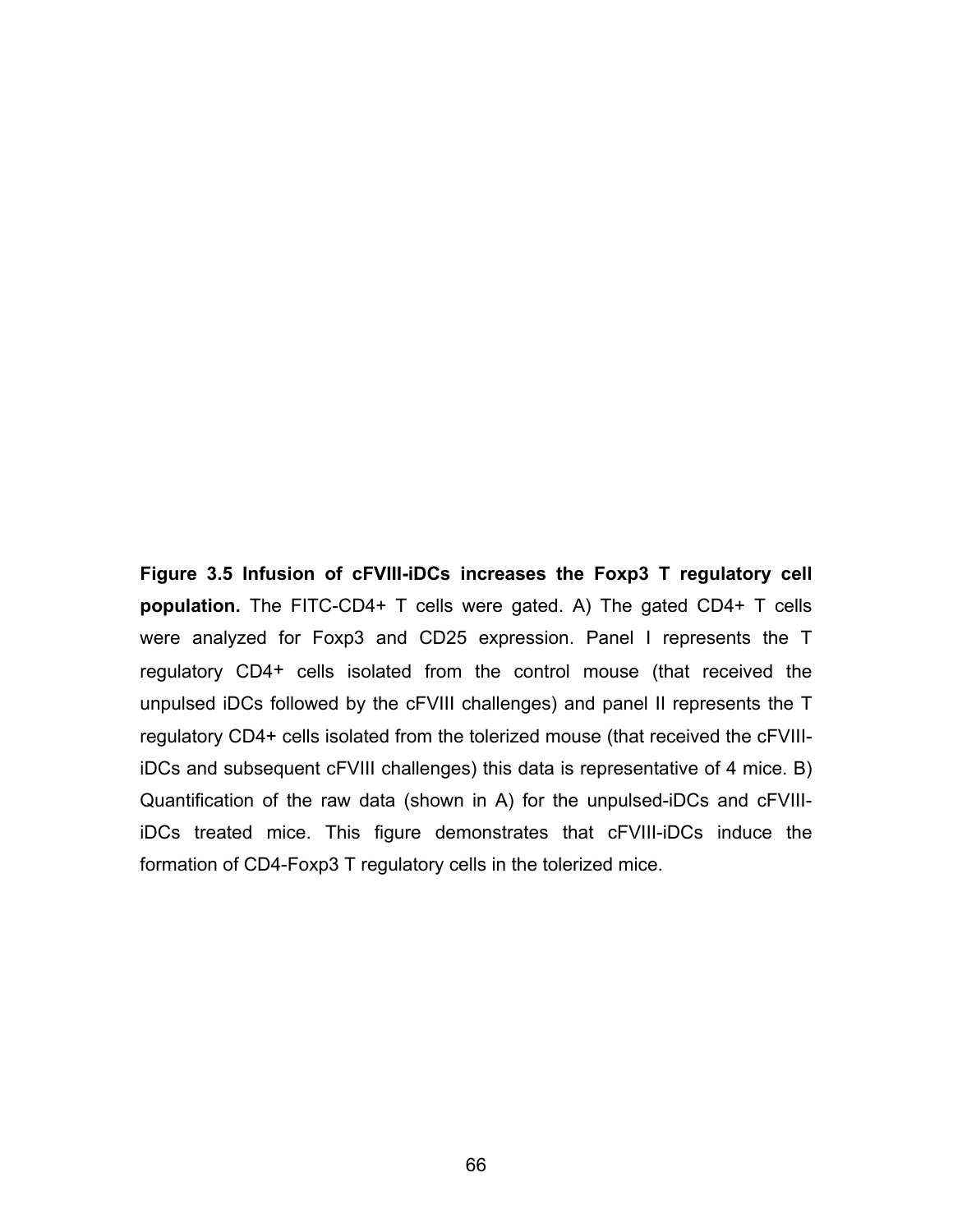**Figure 3.5 Infusion of cFVIII-iDCs increases the Foxp3 T regulatory cell population.** The FITC-CD4+ T cells were gated. A) The gated CD4+ T cells were analyzed for Foxp3 and CD25 expression. Panel I represents the T regulatory CD4+ cells isolated from the control mouse (that received the unpulsed iDCs followed by the cFVIII challenges) and panel II represents the T regulatory CD4+ cells isolated from the tolerized mouse (that received the cFVIII-iDCs and subsequent cFVIII challenges) this data is representative of 4 mice. B) Quantification of the raw data (shown in A) for the unpulsed-iDCs and cFVIII-iDCs treated mice. This figure demonstrates that cFVIII-iDCs induce the formation of CD4-Foxp3 T regulatory cells in the tolerized mice.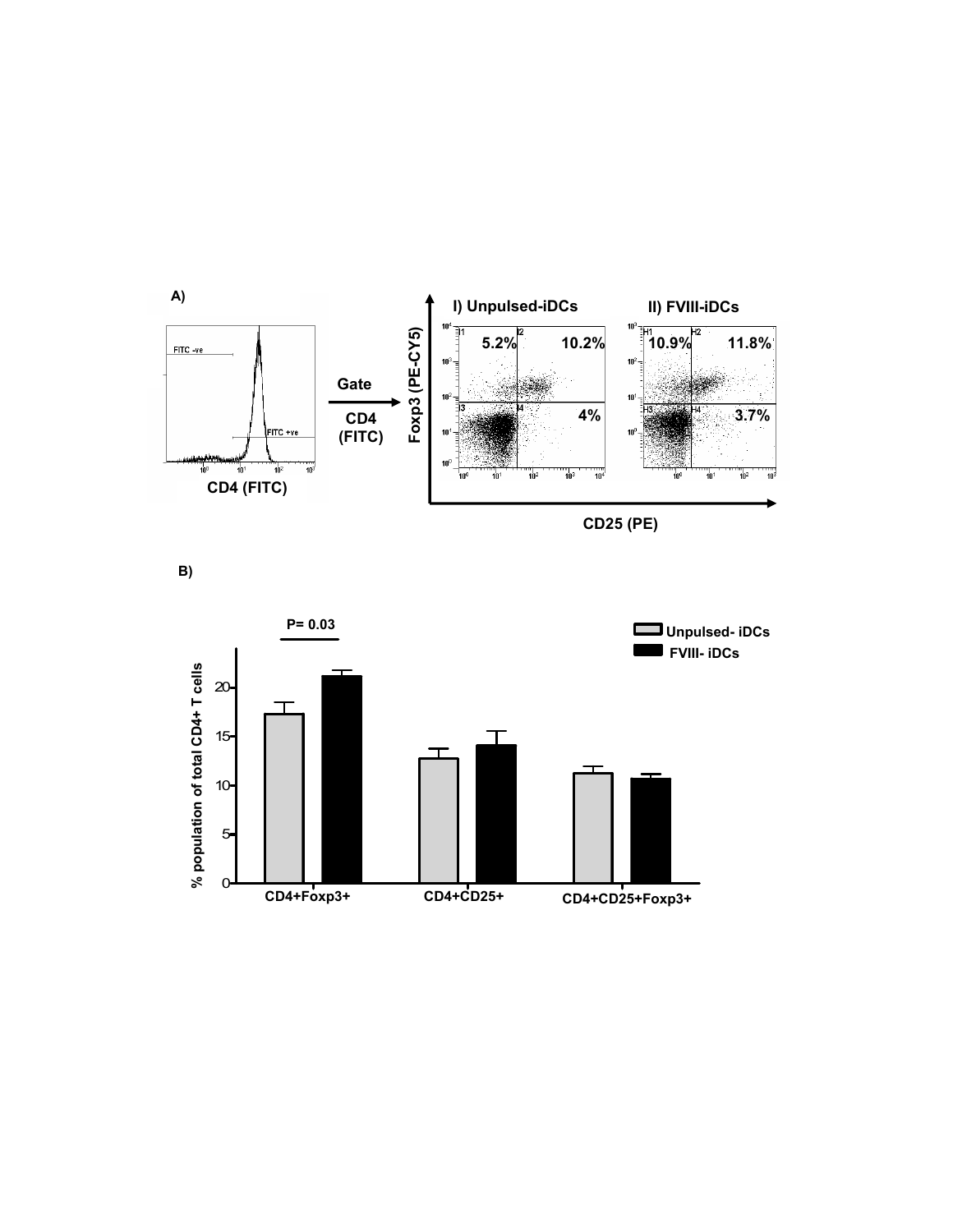A)

CD4 (FITC)

FITC -ve

FITC +ve

Gate

CD4 (FITC)

Foxp3 (PE-CY5)

I) Unpulsed-iDCs

5.2% | 10.2%

4%

II) FVIII-iDCs

10.9% | 11.8%

3.7%

CD25 (PE)

B)

P= 0.03

Unpulsed- iDCs

FVIII- iDCs

% population of total CD4+ T cells

CD4+Foxp3+

CD4+CD25+

CD4+CD25+Foxp3+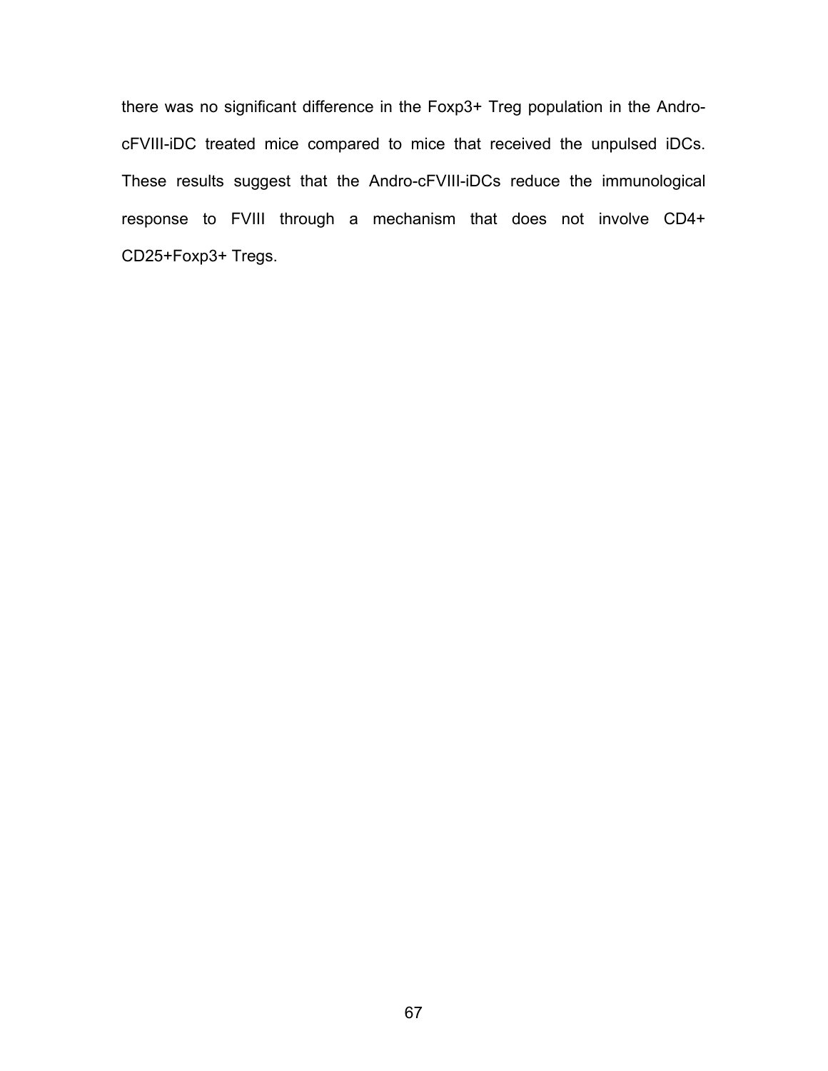there was no significant difference in the Foxp3+ Treg population in the Andro-cFVIII-iDC treated mice compared to mice that received the unpulsed iDCs. These results suggest that the Andro-cFVIII-iDCs reduce the immunological response to FVIII through a mechanism that does not involve CD4+ CD25+Foxp3+ Tregs.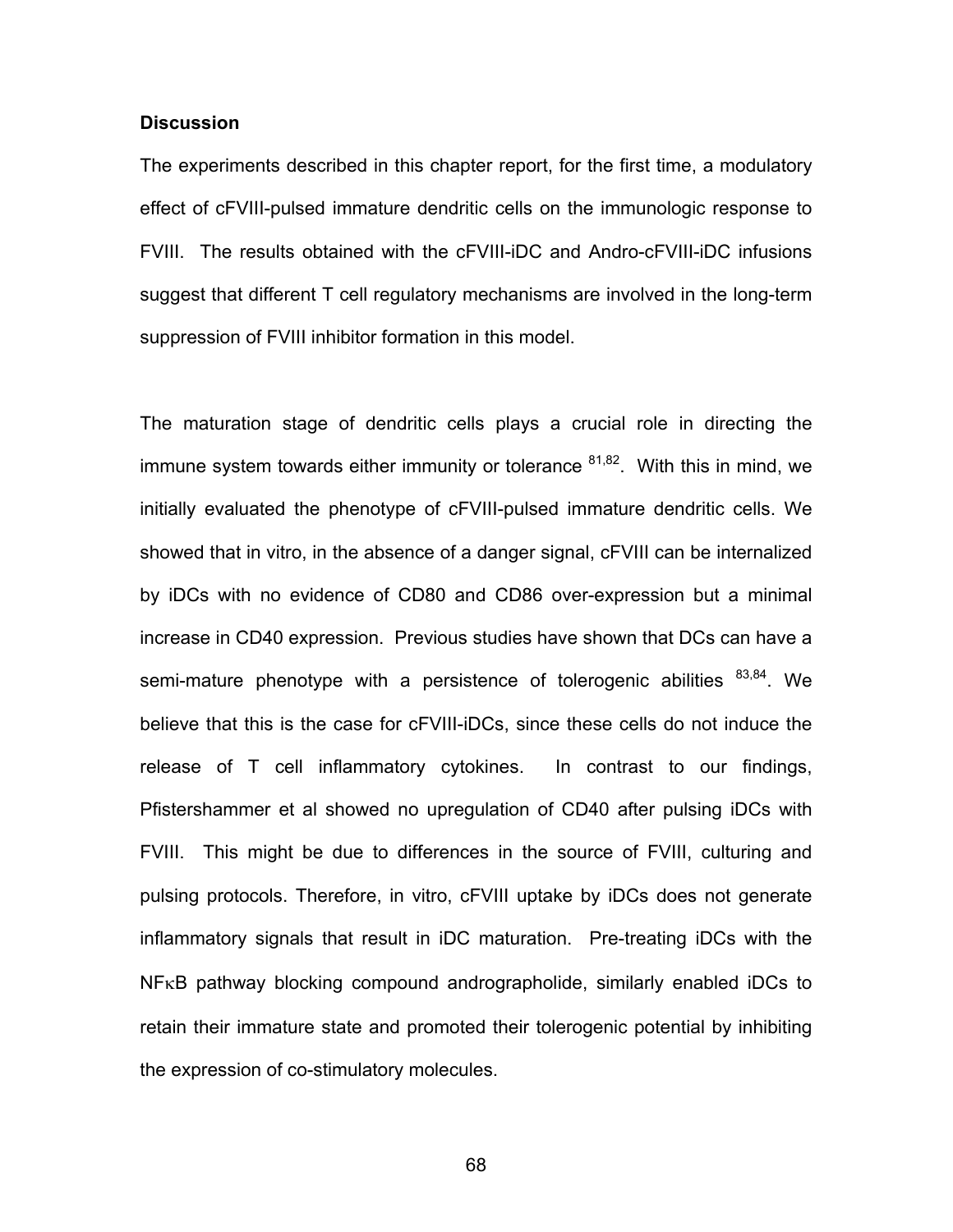**Discussion**

The experiments described in this chapter report, for the first time, a modulatory effect of cFVIII-pulsed immature dendritic cells on the immunologic response to FVIII. The results obtained with the cFVIII-iDC and Andro-cFVIII-iDC infusions suggest that different T cell regulatory mechanisms are involved in the long-term suppression of FVIII inhibitor formation in this model.

The maturation stage of dendritic cells plays a crucial role in directing the immune system towards either immunity or tolerance [81,82]. With this in mind, we initially evaluated the phenotype of cFVIII-pulsed immature dendritic cells. We showed that in vitro, in the absence of a danger signal, cFVIII can be internalized by iDCs with no evidence of CD80 and CD86 over-expression but a minimal increase in CD40 expression. Previous studies have shown that DCs can have a semi-mature phenotype with a persistence of tolerogenic abilities [83,84]. We believe that this is the case for cFVIII-iDCs, since these cells do not induce the release of T cell inflammatory cytokines. In contrast to our findings, Pfistershammer et al showed no upregulation of CD40 after pulsing iDCs with FVIII. This might be due to differences in the source of FVIII, culturing and pulsing protocols. Therefore, in vitro, cFVIII uptake by iDCs does not generate inflammatory signals that result in iDC maturation. Pre-treating iDCs with the NFκB pathway blocking compound andrographolide, similarly enabled iDCs to retain their immature state and promoted their tolerogenic potential by inhibiting the expression of co-stimulatory molecules.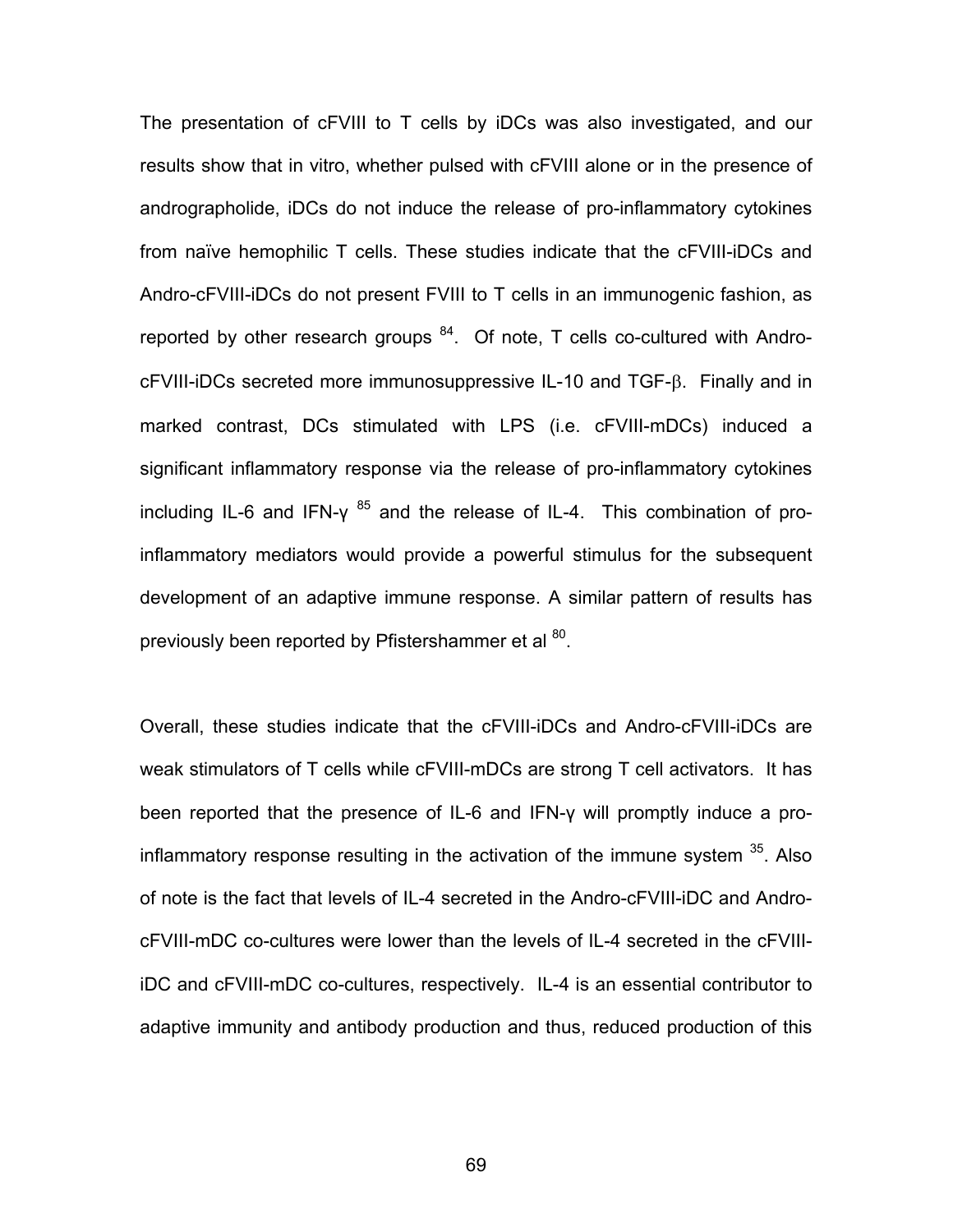The presentation of cFVIII to T cells by iDCs was also investigated, and our results show that in vitro, whether pulsed with cFVIII alone or in the presence of andrographolide, iDCs do not induce the release of pro-inflammatory cytokines from naïve hemophilic T cells. These studies indicate that the cFVIII-iDCs and Andro-cFVIII-iDCs do not present FVIII to T cells in an immunogenic fashion, as reported by other research groups [84]. Of note, T cells co-cultured with Andro-cFVIII-iDCs secreted more immunosuppressive IL-10 and TGF-β. Finally and in marked contrast, DCs stimulated with LPS (i.e. cFVIII-mDCs) induced a significant inflammatory response via the release of pro-inflammatory cytokines including IL-6 and IFN-γ [85] and the release of IL-4. This combination of pro-inflammatory mediators would provide a powerful stimulus for the subsequent development of an adaptive immune response. A similar pattern of results has previously been reported by Pfistershammer et al [80].

Overall, these studies indicate that the cFVIII-iDCs and Andro-cFVIII-iDCs are weak stimulators of T cells while cFVIII-mDCs are strong T cell activators. It has been reported that the presence of IL-6 and IFN-γ will promptly induce a pro-inflammatory response resulting in the activation of the immune system [35]. Also of note is the fact that levels of IL-4 secreted in the Andro-cFVIII-iDC and Andro-cFVIII-mDC co-cultures were lower than the levels of IL-4 secreted in the cFVIII-iDC and cFVIII-mDC co-cultures, respectively. IL-4 is an essential contributor to adaptive immunity and antibody production and thus, reduced production of this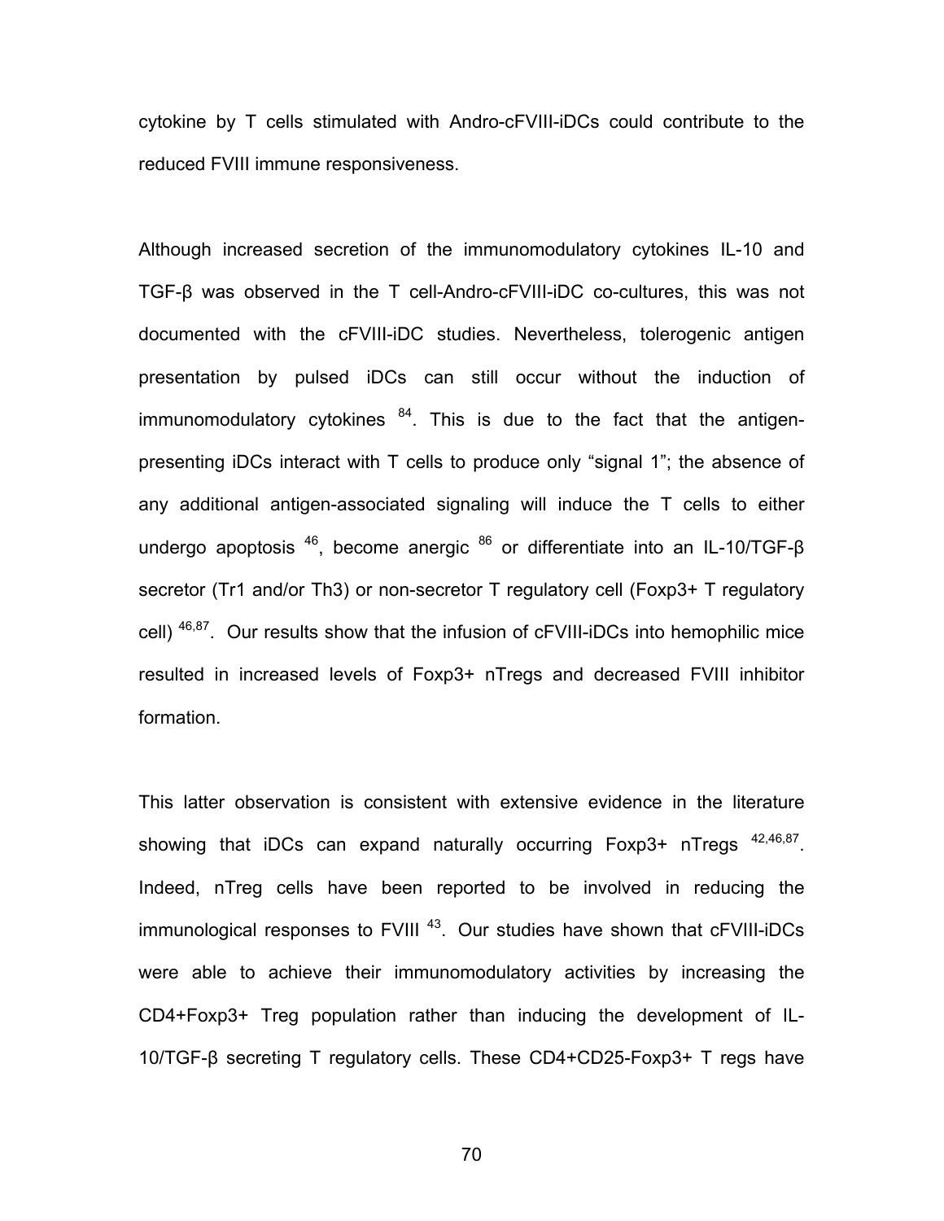cytokine by T cells stimulated with Andro-cFVIII-iDCs could contribute to the reduced FVIII immune responsiveness.

Although increased secretion of the immunomodulatory cytokines IL-10 and TGF-β was observed in the T cell-Andro-cFVIII-iDC co-cultures, this was not documented with the cFVIII-iDC studies. Nevertheless, tolerogenic antigen presentation by pulsed iDCs can still occur without the induction of immunomodulatory cytokines [84]. This is due to the fact that the antigen-presenting iDCs interact with T cells to produce only "signal 1"; the absence of any additional antigen-associated signaling will induce the T cells to either undergo apoptosis [46], become anergic [86] or differentiate into an IL-10/TGF-β secretor (Tr1 and/or Th3) or non-secretor T regulatory cell (Foxp3+ T regulatory cell) [46,87]. Our results show that the infusion of cFVIII-iDCs into hemophilic mice resulted in increased levels of Foxp3+ nTregs and decreased FVIII inhibitor formation.

This latter observation is consistent with extensive evidence in the literature showing that iDCs can expand naturally occurring Foxp3+ nTregs [42,46,87]. Indeed, nTreg cells have been reported to be involved in reducing the immunological responses to FVIII [43]. Our studies have shown that cFVIII-iDCs were able to achieve their immunomodulatory activities by increasing the CD4+Foxp3+ Treg population rather than inducing the development of IL-10/TGF-β secreting T regulatory cells. These CD4+CD25-Foxp3+ T regs have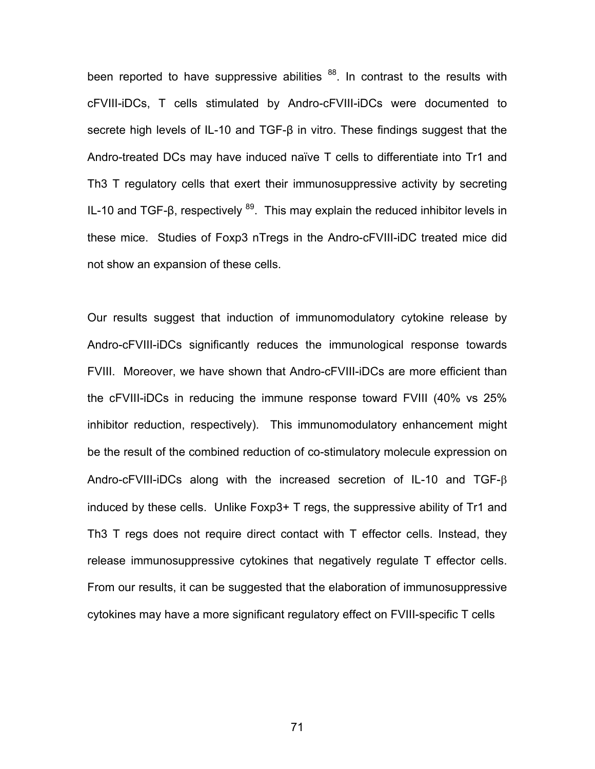been reported to have suppressive abilities [88]. In contrast to the results with cFVIII-iDCs, T cells stimulated by Andro-cFVIII-iDCs were documented to secrete high levels of IL-10 and TGF-β in vitro. These findings suggest that the Andro-treated DCs may have induced naïve T cells to differentiate into Tr1 and Th3 T regulatory cells that exert their immunosuppressive activity by secreting IL-10 and TGF-β, respectively [89]. This may explain the reduced inhibitor levels in these mice. Studies of Foxp3 nTregs in the Andro-cFVIII-iDC treated mice did not show an expansion of these cells.

Our results suggest that induction of immunomodulatory cytokine release by Andro-cFVIII-iDCs significantly reduces the immunological response towards FVIII. Moreover, we have shown that Andro-cFVIII-iDCs are more efficient than the cFVIII-iDCs in reducing the immune response toward FVIII (40% vs 25% inhibitor reduction, respectively). This immunomodulatory enhancement might be the result of the combined reduction of co-stimulatory molecule expression on Andro-cFVIII-iDCs along with the increased secretion of IL-10 and TGF-β induced by these cells. Unlike Foxp3+ T regs, the suppressive ability of Tr1 and Th3 T regs does not require direct contact with T effector cells. Instead, they release immunosuppressive cytokines that negatively regulate T effector cells. From our results, it can be suggested that the elaboration of immunosuppressive cytokines may have a more significant regulatory effect on FVIII-specific T cells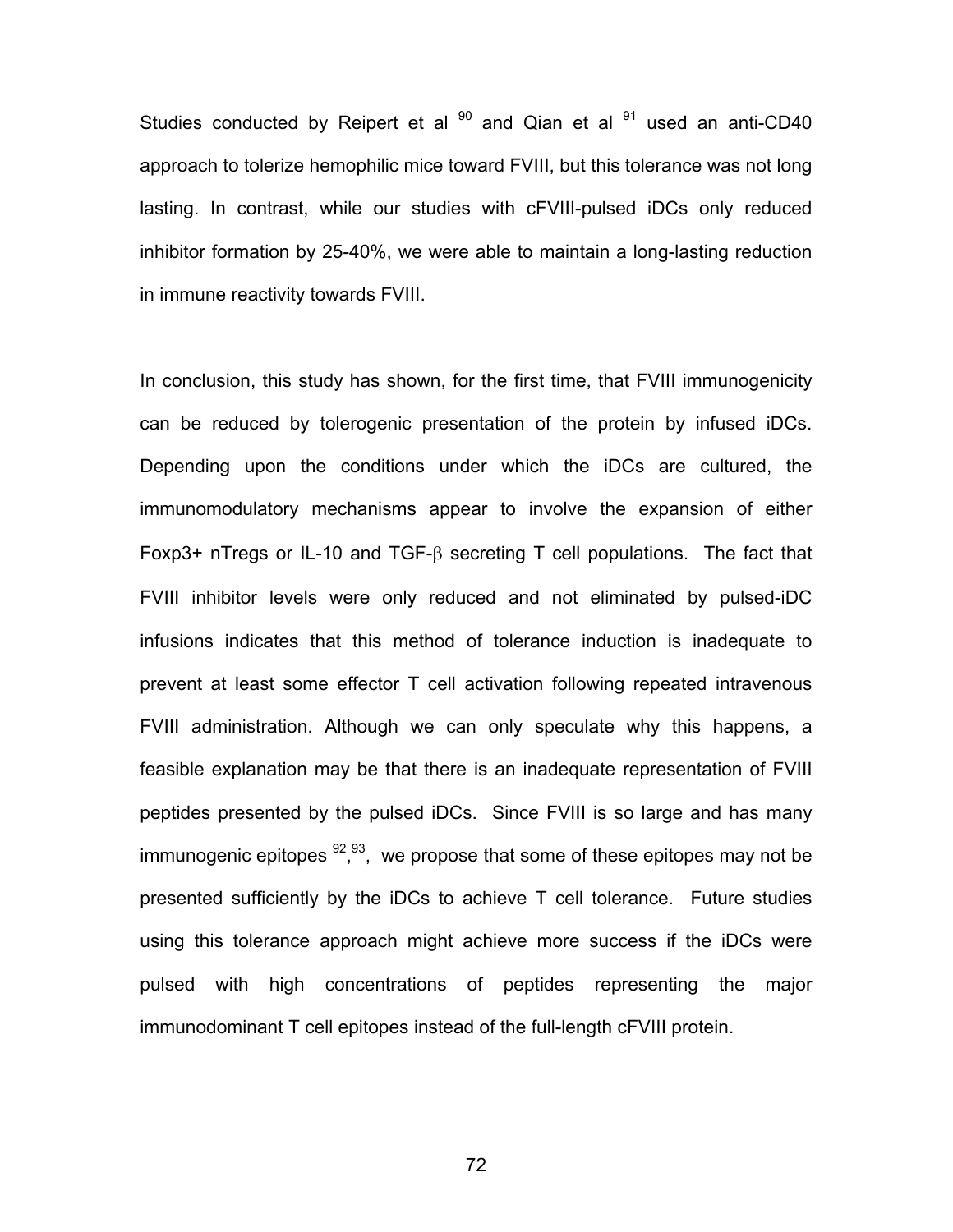Studies conducted by Reipert et al [90] and Qian et al [91] used an anti-CD40 approach to tolerize hemophilic mice toward FVIII, but this tolerance was not long lasting. In contrast, while our studies with cFVIII-pulsed iDCs only reduced inhibitor formation by 25-40%, we were able to maintain a long-lasting reduction in immune reactivity towards FVIII.

In conclusion, this study has shown, for the first time, that FVIII immunogenicity can be reduced by tolerogenic presentation of the protein by infused iDCs. Depending upon the conditions under which the iDCs are cultured, the immunomodulatory mechanisms appear to involve the expansion of either Foxp3+ nTregs or IL-10 and TGF-β secreting T cell populations. The fact that FVIII inhibitor levels were only reduced and not eliminated by pulsed-iDC infusions indicates that this method of tolerance induction is inadequate to prevent at least some effector T cell activation following repeated intravenous FVIII administration. Although we can only speculate why this happens, a feasible explanation may be that there is an inadequate representation of FVIII peptides presented by the pulsed iDCs. Since FVIII is so large and has many immunogenic epitopes [92,93], we propose that some of these epitopes may not be presented sufficiently by the iDCs to achieve T cell tolerance. Future studies using this tolerance approach might achieve more success if the iDCs were pulsed with high concentrations of peptides representing the major immunodominant T cell epitopes instead of the full-length cFVIII protein.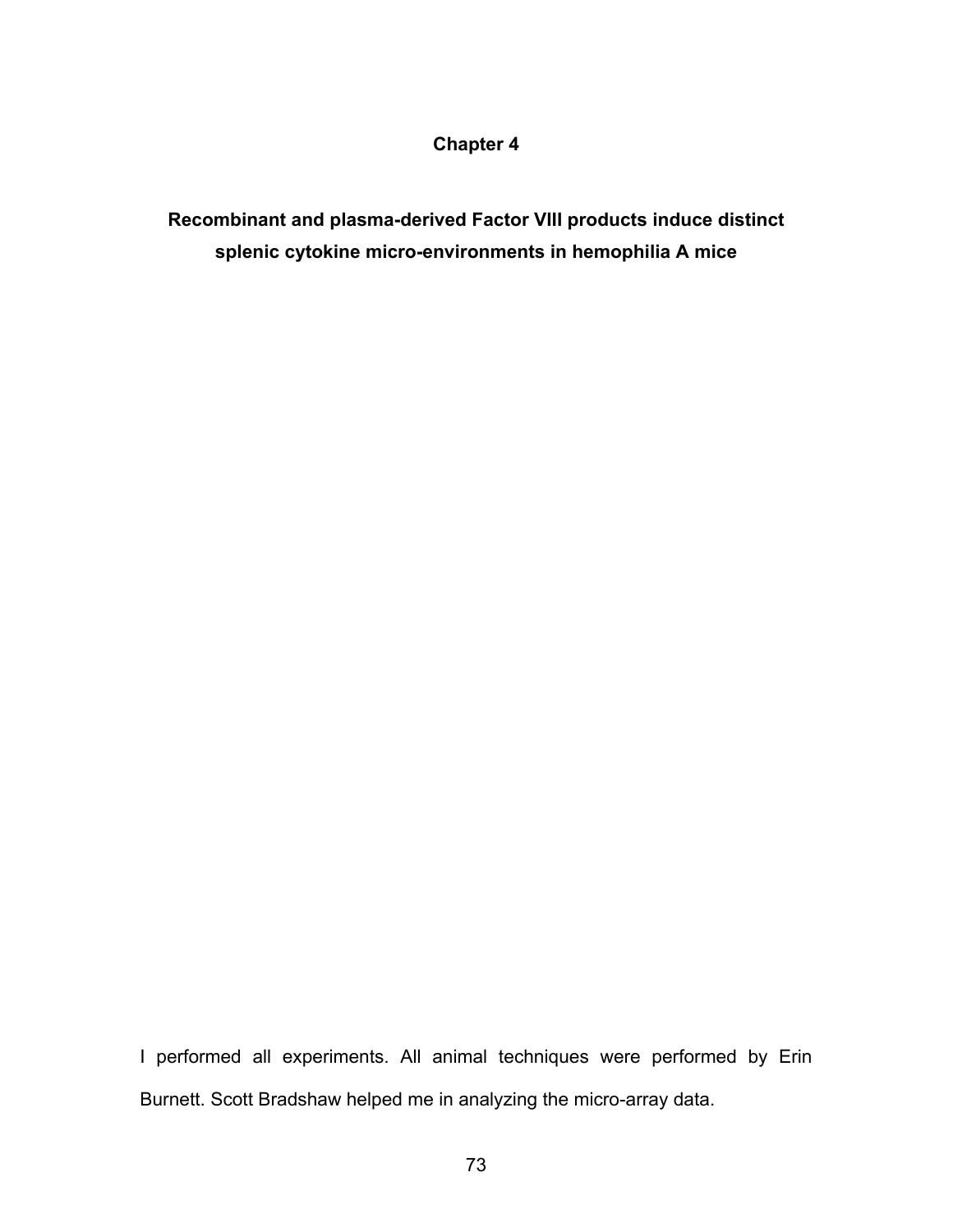# Chapter 4

## Recombinant and plasma-derived Factor VIII products induce distinct splenic cytokine micro-environments in hemophilia A mice

I performed all experiments. All animal techniques were performed by Erin Burnett. Scott Bradshaw helped me in analyzing the micro-array data.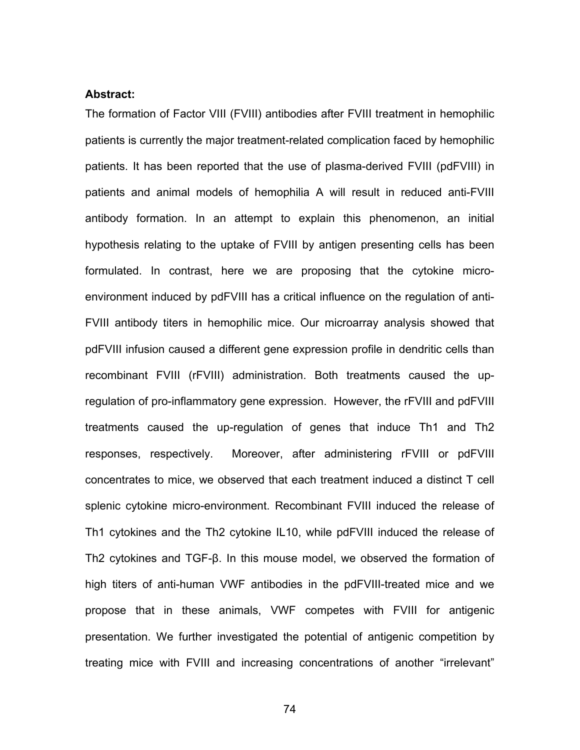**Abstract:**

The formation of Factor VIII (FVIII) antibodies after FVIII treatment in hemophilic patients is currently the major treatment-related complication faced by hemophilic patients. It has been reported that the use of plasma-derived FVIII (pdFVIII) in patients and animal models of hemophilia A will result in reduced anti-FVIII antibody formation. In an attempt to explain this phenomenon, an initial hypothesis relating to the uptake of FVIII by antigen presenting cells has been formulated. In contrast, here we are proposing that the cytokine micro-environment induced by pdFVIII has a critical influence on the regulation of anti-FVIII antibody titers in hemophilic mice. Our microarray analysis showed that pdFVIII infusion caused a different gene expression profile in dendritic cells than recombinant FVIII (rFVIII) administration. Both treatments caused the up-regulation of pro-inflammatory gene expression. However, the rFVIII and pdFVIII treatments caused the up-regulation of genes that induce Th1 and Th2 responses, respectively. Moreover, after administering rFVIII or pdFVIII concentrates to mice, we observed that each treatment induced a distinct T cell splenic cytokine micro-environment. Recombinant FVIII induced the release of Th1 cytokines and the Th2 cytokine IL10, while pdFVIII induced the release of Th2 cytokines and TGF-β. In this mouse model, we observed the formation of high titers of anti-human VWF antibodies in the pdFVIII-treated mice and we propose that in these animals, VWF competes with FVIII for antigenic presentation. We further investigated the potential of antigenic competition by treating mice with FVIII and increasing concentrations of another "irrelevant"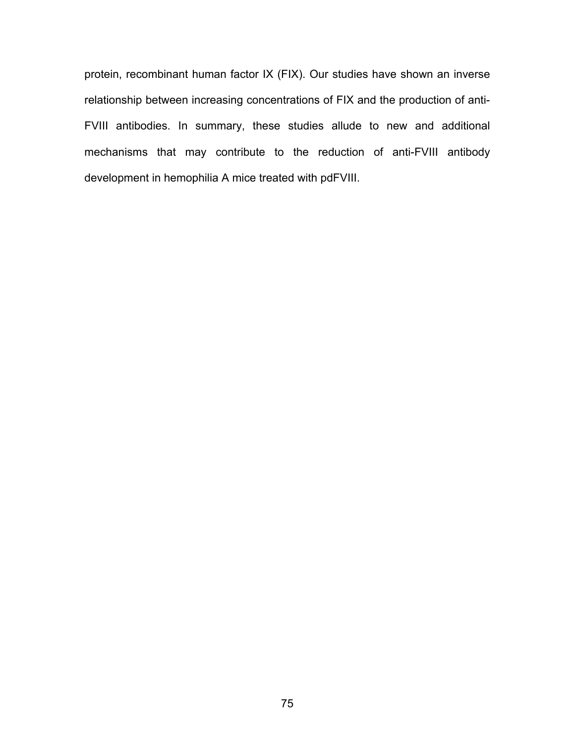protein, recombinant human factor IX (FIX). Our studies have shown an inverse relationship between increasing concentrations of FIX and the production of anti-FVIII antibodies. In summary, these studies allude to new and additional mechanisms that may contribute to the reduction of anti-FVIII antibody development in hemophilia A mice treated with pdFVIII.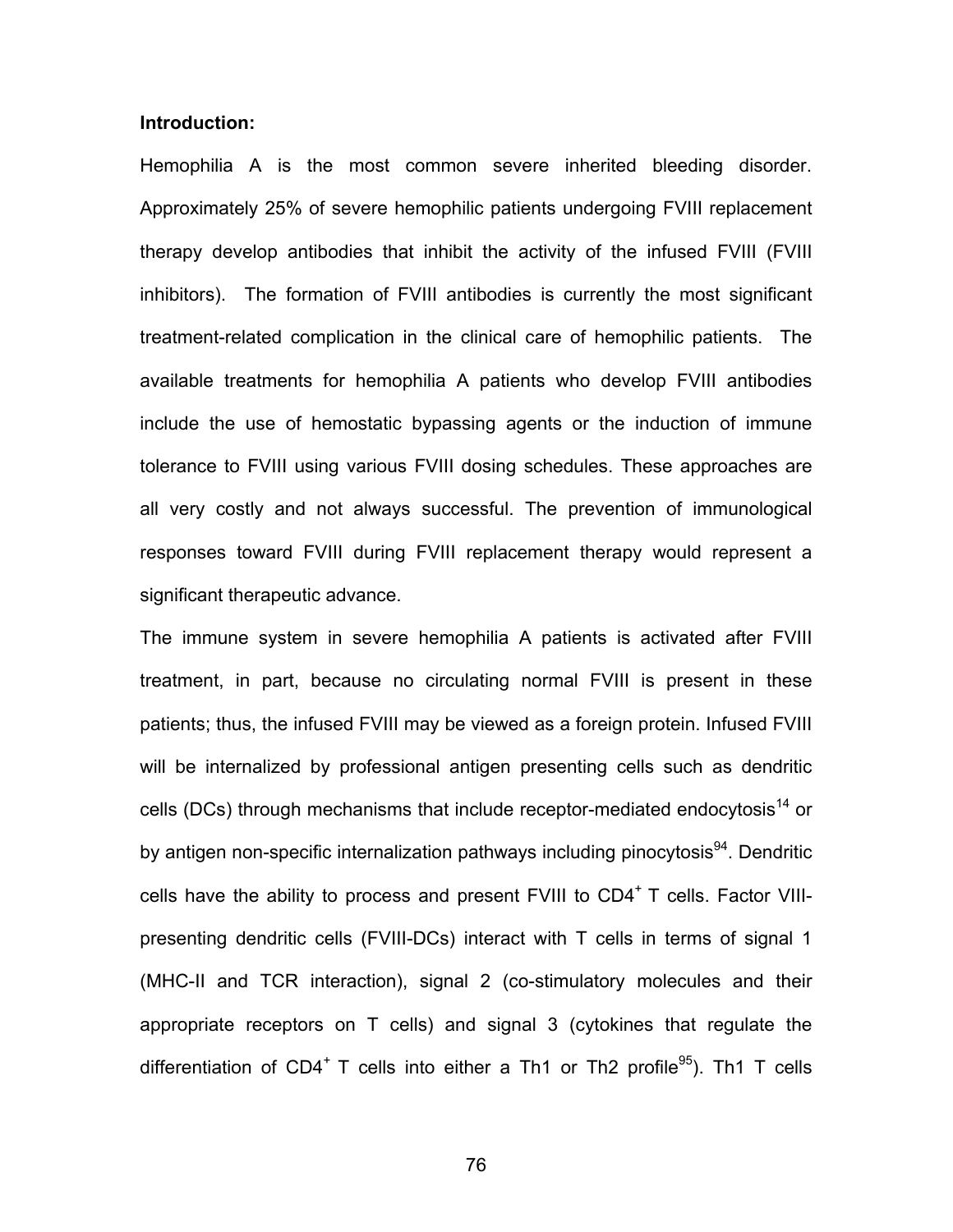**Introduction:**

Hemophilia A is the most common severe inherited bleeding disorder. Approximately 25% of severe hemophilic patients undergoing FVIII replacement therapy develop antibodies that inhibit the activity of the infused FVIII (FVIII inhibitors). The formation of FVIII antibodies is currently the most significant treatment-related complication in the clinical care of hemophilic patients. The available treatments for hemophilia A patients who develop FVIII antibodies include the use of hemostatic bypassing agents or the induction of immune tolerance to FVIII using various FVIII dosing schedules. These approaches are all very costly and not always successful. The prevention of immunological responses toward FVIII during FVIII replacement therapy would represent a significant therapeutic advance.

The immune system in severe hemophilia A patients is activated after FVIII treatment, in part, because no circulating normal FVIII is present in these patients; thus, the infused FVIII may be viewed as a foreign protein. Infused FVIII will be internalized by professional antigen presenting cells such as dendritic cells (DCs) through mechanisms that include receptor-mediated endocytosis[14] or by antigen non-specific internalization pathways including pinocytosis[94]. Dendritic cells have the ability to process and present FVIII to $CD4^+$ T cells. Factor VIII-presenting dendritic cells (FVIII-DCs) interact with T cells in terms of signal 1 (MHC-II and TCR interaction), signal 2 (co-stimulatory molecules and their appropriate receptors on T cells) and signal 3 (cytokines that regulate the differentiation of $CD4^+$ T cells into either a Th1 or Th2 profile[95]). Th1 T cells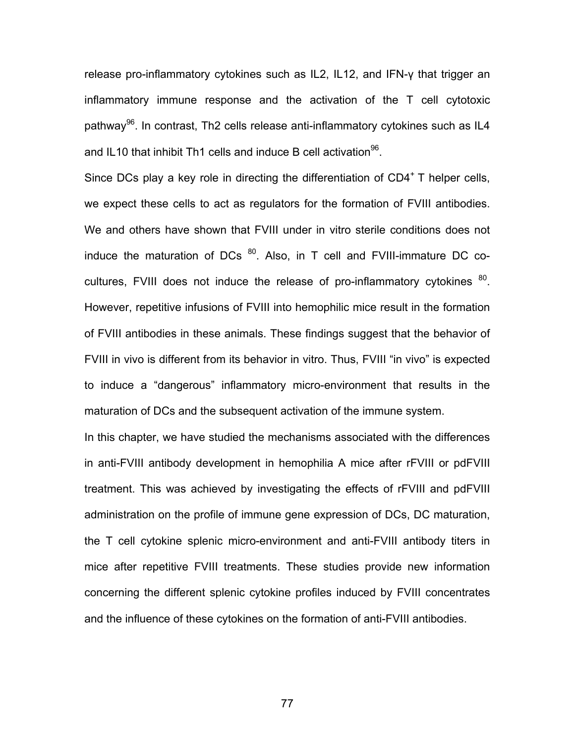release pro-inflammatory cytokines such as IL2, IL12, and IFN-γ that trigger an inflammatory immune response and the activation of the T cell cytotoxic pathway[96]. In contrast, Th2 cells release anti-inflammatory cytokines such as IL4 and IL10 that inhibit Th1 cells and induce B cell activation[96].

Since DCs play a key role in directing the differentiation of $CD4^+$ T helper cells, we expect these cells to act as regulators for the formation of FVIII antibodies. We and others have shown that FVIII under in vitro sterile conditions does not induce the maturation of DCs [80]. Also, in T cell and FVIII-immature DC co-cultures, FVIII does not induce the release of pro-inflammatory cytokines [80]. However, repetitive infusions of FVIII into hemophilic mice result in the formation of FVIII antibodies in these animals. These findings suggest that the behavior of FVIII in vivo is different from its behavior in vitro. Thus, FVIII "in vivo" is expected to induce a "dangerous" inflammatory micro-environment that results in the maturation of DCs and the subsequent activation of the immune system.

In this chapter, we have studied the mechanisms associated with the differences in anti-FVIII antibody development in hemophilia A mice after rFVIII or pdFVIII treatment. This was achieved by investigating the effects of rFVIII and pdFVIII administration on the profile of immune gene expression of DCs, DC maturation, the T cell cytokine splenic micro-environment and anti-FVIII antibody titers in mice after repetitive FVIII treatments. These studies provide new information concerning the different splenic cytokine profiles induced by FVIII concentrates and the influence of these cytokines on the formation of anti-FVIII antibodies.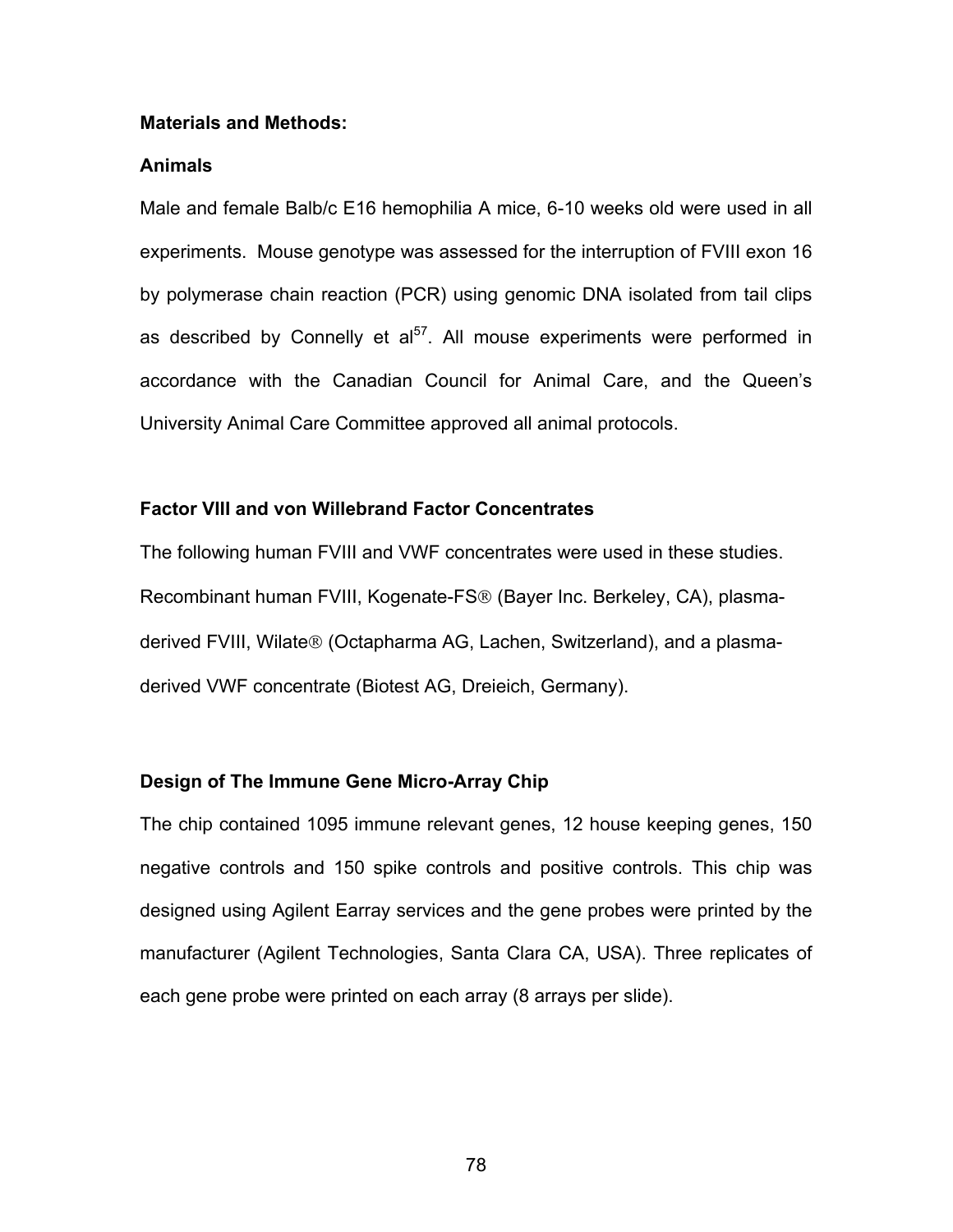## Materials and Methods:

### Animals

Male and female Balb/c E16 hemophilia A mice, 6-10 weeks old were used in all experiments. Mouse genotype was assessed for the interruption of FVIII exon 16 by polymerase chain reaction (PCR) using genomic DNA isolated from tail clips as described by Connelly et al[57]. All mouse experiments were performed in accordance with the Canadian Council for Animal Care, and the Queen's University Animal Care Committee approved all animal protocols.

### Factor VIII and von Willebrand Factor Concentrates

The following human FVIII and VWF concentrates were used in these studies. Recombinant human FVIII, Kogenate-FS® (Bayer Inc. Berkeley, CA), plasma-derived FVIII, Wilate® (Octapharma AG, Lachen, Switzerland), and a plasma-derived VWF concentrate (Biotest AG, Dreieich, Germany).

### Design of The Immune Gene Micro-Array Chip

The chip contained 1095 immune relevant genes, 12 house keeping genes, 150 negative controls and 150 spike controls and positive controls. This chip was designed using Agilent Earray services and the gene probes were printed by the manufacturer (Agilent Technologies, Santa Clara CA, USA). Three replicates of each gene probe were printed on each array (8 arrays per slide).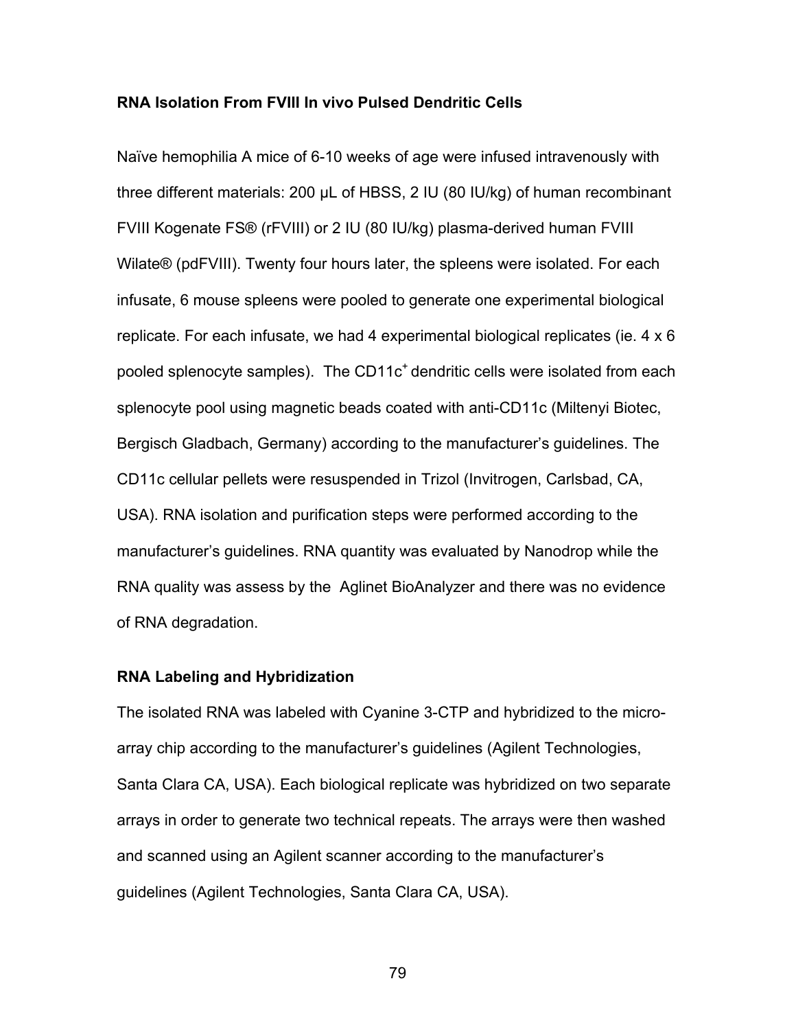### RNA Isolation From FVIII In vivo Pulsed Dendritic Cells

Naïve hemophilia A mice of 6-10 weeks of age were infused intravenously with three different materials: 200 μL of HBSS, 2 IU (80 IU/kg) of human recombinant FVIII Kogenate FS® (rFVIII) or 2 IU (80 IU/kg) plasma-derived human FVIII Wilate® (pdFVIII). Twenty four hours later, the spleens were isolated. For each infusate, 6 mouse spleens were pooled to generate one experimental biological replicate. For each infusate, we had 4 experimental biological replicates (ie. 4 x 6 pooled splenocyte samples). The $CD11c^{+}$ dendritic cells were isolated from each splenocyte pool using magnetic beads coated with anti-CD11c (Miltenyi Biotec, Bergisch Gladbach, Germany) according to the manufacturer's guidelines. The CD11c cellular pellets were resuspended in Trizol (Invitrogen, Carlsbad, CA, USA). RNA isolation and purification steps were performed according to the manufacturer's guidelines. RNA quantity was evaluated by Nanodrop while the RNA quality was assess by the Aglinet BioAnalyzer and there was no evidence of RNA degradation.

### RNA Labeling and Hybridization

The isolated RNA was labeled with Cyanine 3-CTP and hybridized to the micro-array chip according to the manufacturer's guidelines (Agilent Technologies, Santa Clara CA, USA). Each biological replicate was hybridized on two separate arrays in order to generate two technical repeats. The arrays were then washed and scanned using an Agilent scanner according to the manufacturer's guidelines (Agilent Technologies, Santa Clara CA, USA).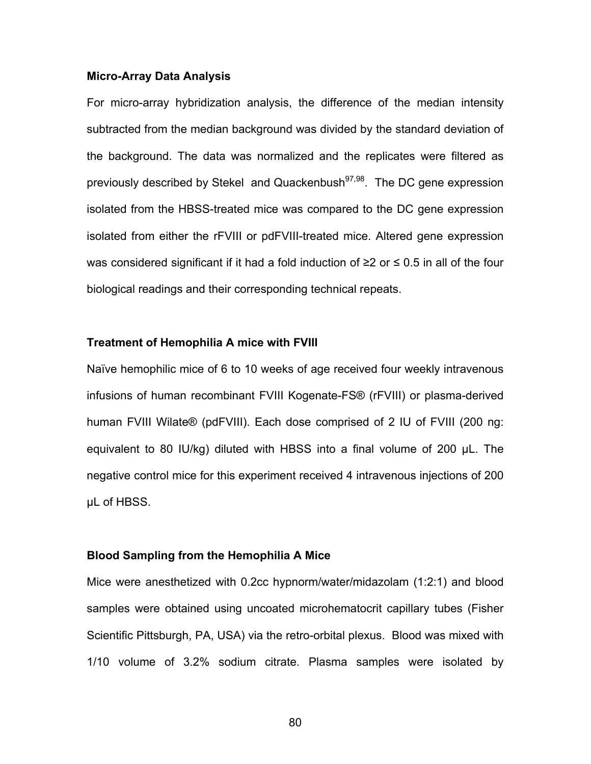### Micro-Array Data Analysis

For micro-array hybridization analysis, the difference of the median intensity subtracted from the median background was divided by the standard deviation of the background. The data was normalized and the replicates were filtered as previously described by Stekel and Quackenbush[97,98]. The DC gene expression isolated from the HBSS-treated mice was compared to the DC gene expression isolated from either the rFVIII or pdFVIII-treated mice. Altered gene expression was considered significant if it had a fold induction of ≥2 or ≤ 0.5 in all of the four biological readings and their corresponding technical repeats.

### Treatment of Hemophilia A mice with FVIII

Naïve hemophilic mice of 6 to 10 weeks of age received four weekly intravenous infusions of human recombinant FVIII Kogenate-FS® (rFVIII) or plasma-derived human FVIII Wilate® (pdFVIII). Each dose comprised of 2 IU of FVIII (200 ng: equivalent to 80 IU/kg) diluted with HBSS into a final volume of 200 µL. The negative control mice for this experiment received 4 intravenous injections of 200 µL of HBSS.

### Blood Sampling from the Hemophilia A Mice

Mice were anesthetized with 0.2cc hypnorm/water/midazolam (1:2:1) and blood samples were obtained using uncoated microhematocrit capillary tubes (Fisher Scientific Pittsburgh, PA, USA) via the retro-orbital plexus. Blood was mixed with 1/10 volume of 3.2% sodium citrate. Plasma samples were isolated by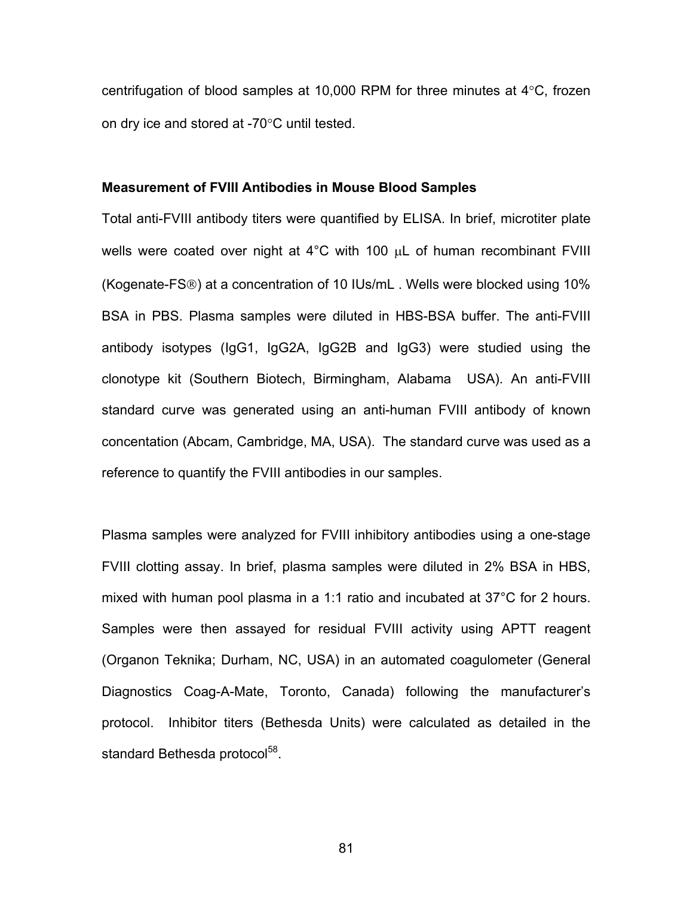centrifugation of blood samples at 10,000 RPM for three minutes at 4°C, frozen on dry ice and stored at -70°C until tested.

**Measurement of FVIII Antibodies in Mouse Blood Samples**

Total anti-FVIII antibody titers were quantified by ELISA. In brief, microtiter plate wells were coated over night at 4°C with 100 μL of human recombinant FVIII (Kogenate-FS®) at a concentration of 10 IUs/mL . Wells were blocked using 10% BSA in PBS. Plasma samples were diluted in HBS-BSA buffer. The anti-FVIII antibody isotypes (IgG1, IgG2A, IgG2B and IgG3) were studied using the clonotype kit (Southern Biotech, Birmingham, Alabama USA). An anti-FVIII standard curve was generated using an anti-human FVIII antibody of known concentation (Abcam, Cambridge, MA, USA). The standard curve was used as a reference to quantify the FVIII antibodies in our samples.

Plasma samples were analyzed for FVIII inhibitory antibodies using a one-stage FVIII clotting assay. In brief, plasma samples were diluted in 2% BSA in HBS, mixed with human pool plasma in a 1:1 ratio and incubated at 37°C for 2 hours. Samples were then assayed for residual FVIII activity using APTT reagent (Organon Teknika; Durham, NC, USA) in an automated coagulometer (General Diagnostics Coag-A-Mate, Toronto, Canada) following the manufacturer's protocol. Inhibitor titers (Bethesda Units) were calculated as detailed in the standard Bethesda protocol[58].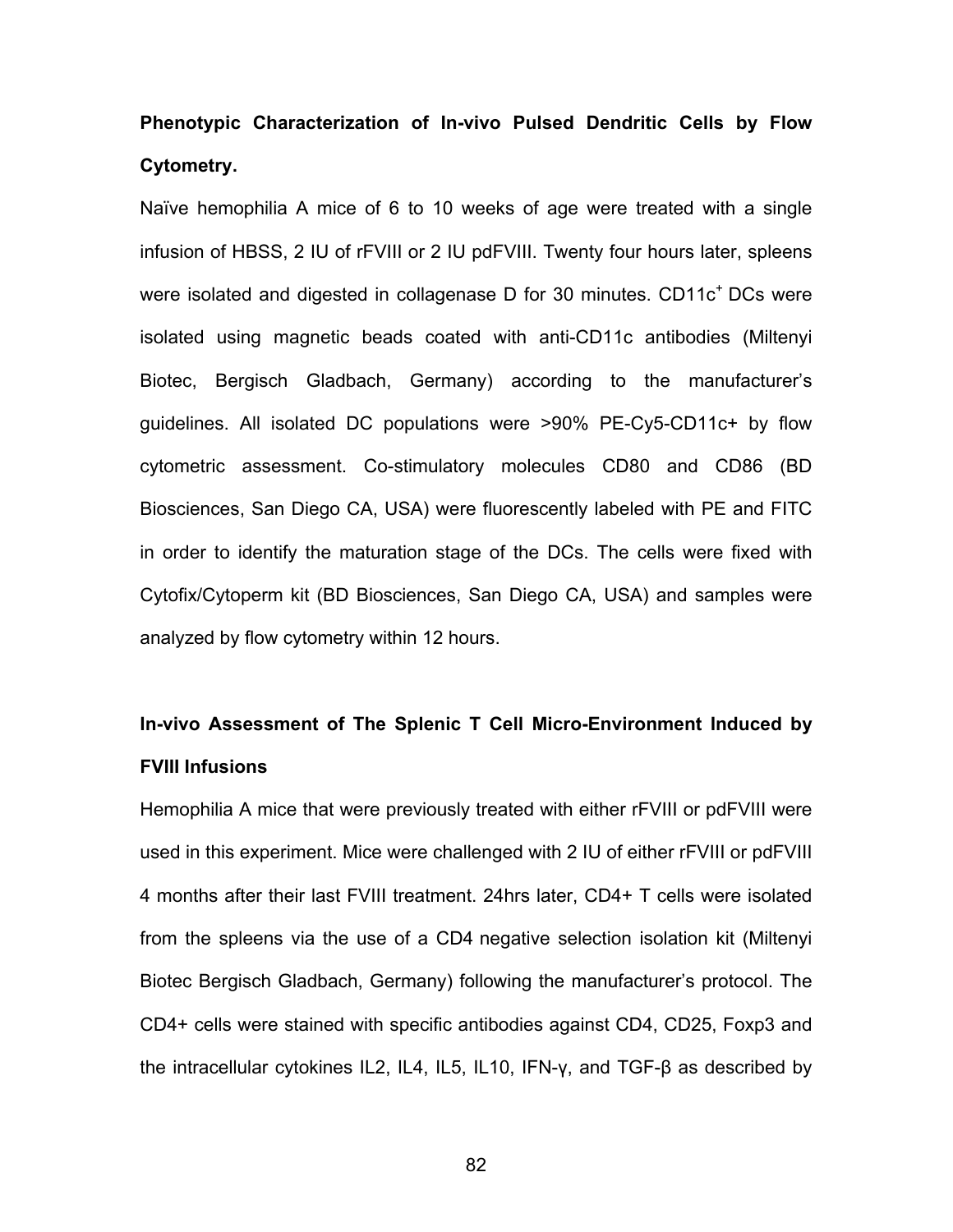**Phenotypic Characterization of In-vivo Pulsed Dendritic Cells by Flow Cytometry.**

Naïve hemophilia A mice of 6 to 10 weeks of age were treated with a single infusion of HBSS, 2 IU of rFVIII or 2 IU pdFVIII. Twenty four hours later, spleens were isolated and digested in collagenase D for 30 minutes. $CD11c^{+}$ DCs were isolated using magnetic beads coated with anti-CD11c antibodies (Miltenyi Biotec, Bergisch Gladbach, Germany) according to the manufacturer's guidelines. All isolated DC populations were >90% PE-Cy5-CD11c+ by flow cytometric assessment. Co-stimulatory molecules CD80 and CD86 (BD Biosciences, San Diego CA, USA) were fluorescently labeled with PE and FITC in order to identify the maturation stage of the DCs. The cells were fixed with Cytofix/Cytoperm kit (BD Biosciences, San Diego CA, USA) and samples were analyzed by flow cytometry within 12 hours.

**In-vivo Assessment of The Splenic T Cell Micro-Environment Induced by FVIII Infusions**

Hemophilia A mice that were previously treated with either rFVIII or pdFVIII were used in this experiment. Mice were challenged with 2 IU of either rFVIII or pdFVIII 4 months after their last FVIII treatment. 24hrs later, CD4+ T cells were isolated from the spleens via the use of a CD4 negative selection isolation kit (Miltenyi Biotec Bergisch Gladbach, Germany) following the manufacturer's protocol. The CD4+ cells were stained with specific antibodies against CD4, CD25, Foxp3 and the intracellular cytokines IL2, IL4, IL5, IL10, IFN-γ, and TGF-β as described by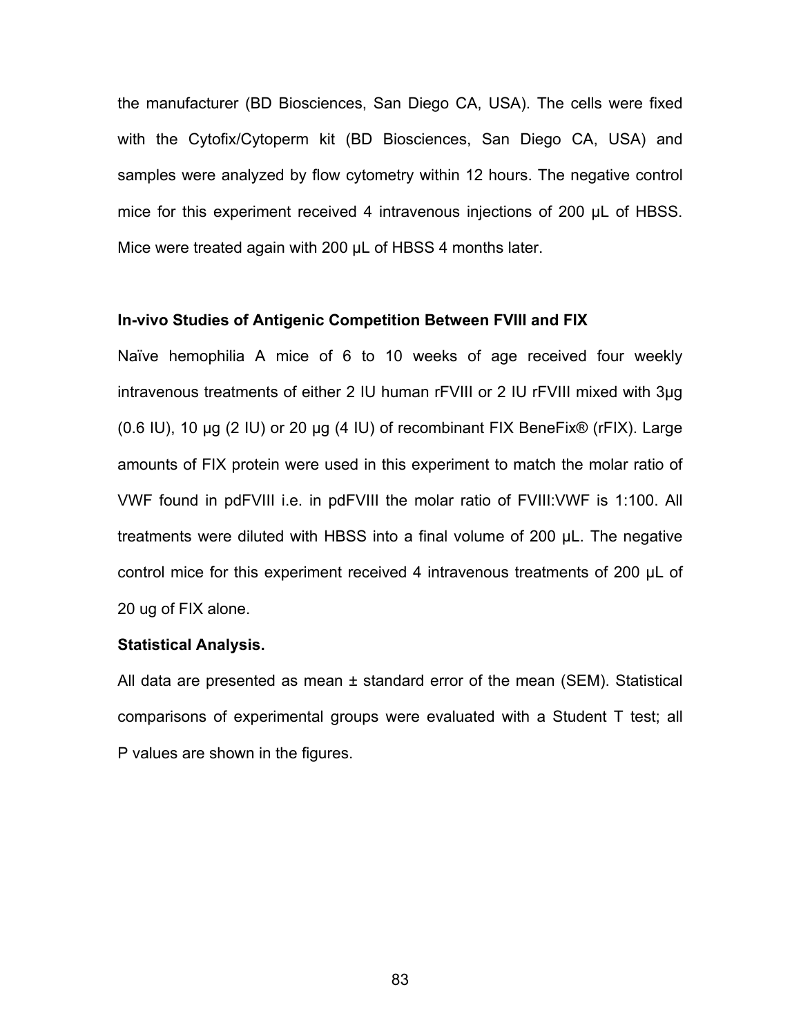the manufacturer (BD Biosciences, San Diego CA, USA). The cells were fixed with the Cytofix/Cytoperm kit (BD Biosciences, San Diego CA, USA) and samples were analyzed by flow cytometry within 12 hours. The negative control mice for this experiment received 4 intravenous injections of 200 µL of HBSS. Mice were treated again with 200 µL of HBSS 4 months later.

**In-vivo Studies of Antigenic Competition Between FVIII and FIX**

Naïve hemophilia A mice of 6 to 10 weeks of age received four weekly intravenous treatments of either 2 IU human rFVIII or 2 IU rFVIII mixed with 3µg (0.6 IU), 10 µg (2 IU) or 20 µg (4 IU) of recombinant FIX BeneFix® (rFIX). Large amounts of FIX protein were used in this experiment to match the molar ratio of VWF found in pdFVIII i.e. in pdFVIII the molar ratio of FVIII:VWF is 1:100. All treatments were diluted with HBSS into a final volume of 200 µL. The negative control mice for this experiment received 4 intravenous treatments of 200 µL of 20 ug of FIX alone.

**Statistical Analysis.**

All data are presented as mean ± standard error of the mean (SEM). Statistical comparisons of experimental groups were evaluated with a Student T test; all P values are shown in the figures.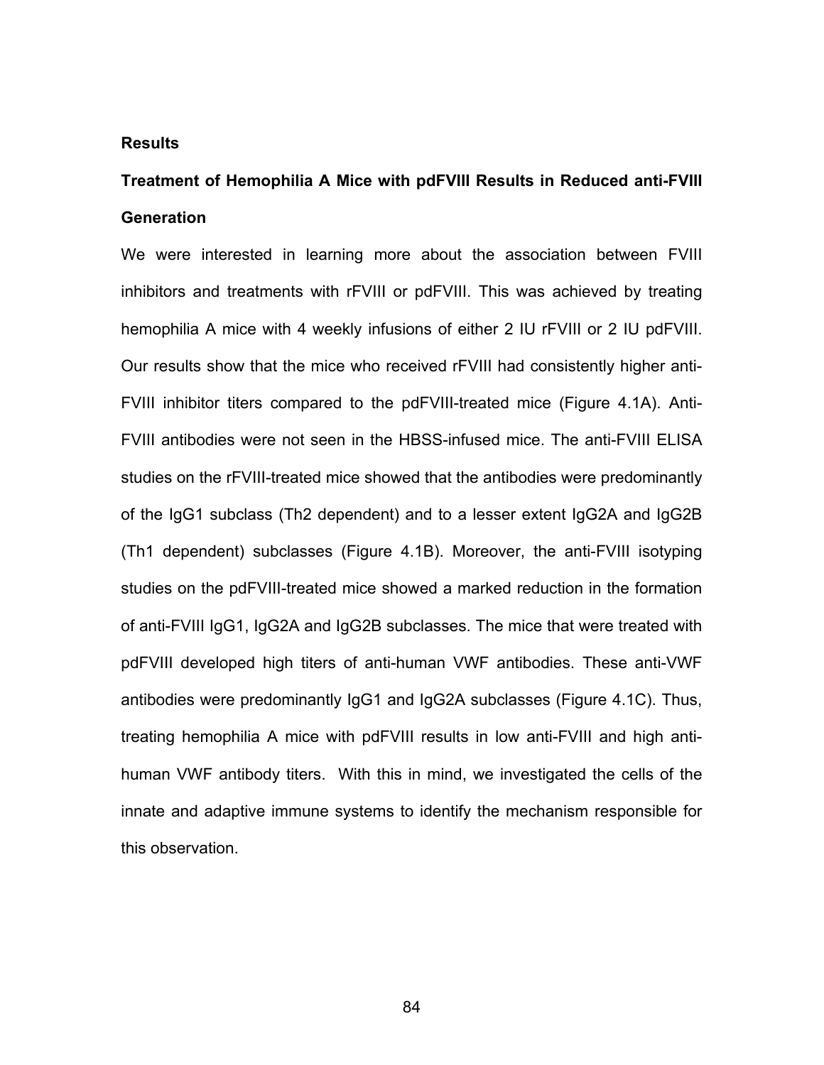## Results

### Treatment of Hemophilia A Mice with pdFVIII Results in Reduced anti-FVIII Generation

We were interested in learning more about the association between FVIII inhibitors and treatments with rFVIII or pdFVIII. This was achieved by treating hemophilia A mice with 4 weekly infusions of either 2 IU rFVIII or 2 IU pdFVIII. Our results show that the mice who received rFVIII had consistently higher anti-FVIII inhibitor titers compared to the pdFVIII-treated mice (Figure 4.1A). Anti-FVIII antibodies were not seen in the HBSS-infused mice. The anti-FVIII ELISA studies on the rFVIII-treated mice showed that the antibodies were predominantly of the IgG1 subclass (Th2 dependent) and to a lesser extent IgG2A and IgG2B (Th1 dependent) subclasses (Figure 4.1B). Moreover, the anti-FVIII isotyping studies on the pdFVIII-treated mice showed a marked reduction in the formation of anti-FVIII IgG1, IgG2A and IgG2B subclasses. The mice that were treated with pdFVIII developed high titers of anti-human VWF antibodies. These anti-VWF antibodies were predominantly IgG1 and IgG2A subclasses (Figure 4.1C). Thus, treating hemophilia A mice with pdFVIII results in low anti-FVIII and high anti-human VWF antibody titers. With this in mind, we investigated the cells of the innate and adaptive immune systems to identify the mechanism responsible for this observation.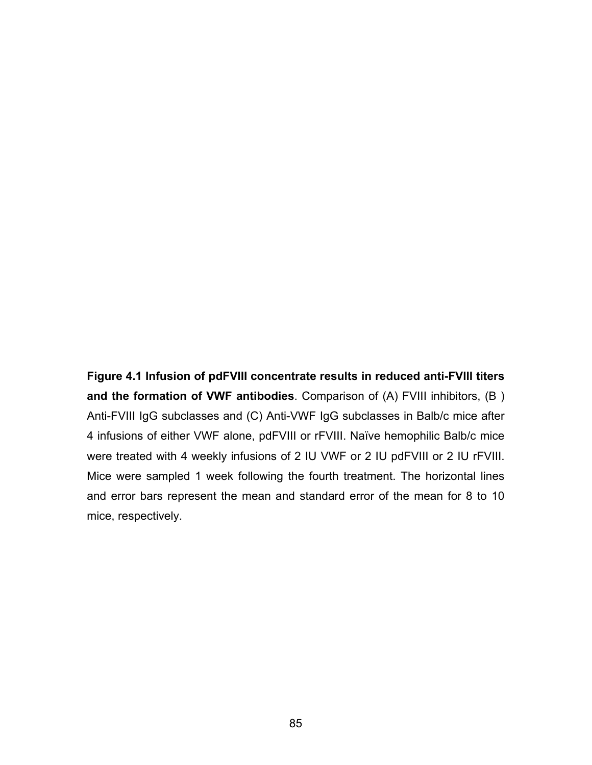**Figure 4.1 Infusion of pdFVIII concentrate results in reduced anti-FVIII titers and the formation of VWF antibodies**. Comparison of (A) FVIII inhibitors, (B ) Anti-FVIII IgG subclasses and (C) Anti-VWF IgG subclasses in Balb/c mice after 4 infusions of either VWF alone, pdFVIII or rFVIII. Naïve hemophilic Balb/c mice were treated with 4 weekly infusions of 2 IU VWF or 2 IU pdFVIII or 2 IU rFVIII. Mice were sampled 1 week following the fourth treatment. The horizontal lines and error bars represent the mean and standard error of the mean for 8 to 10 mice, respectively.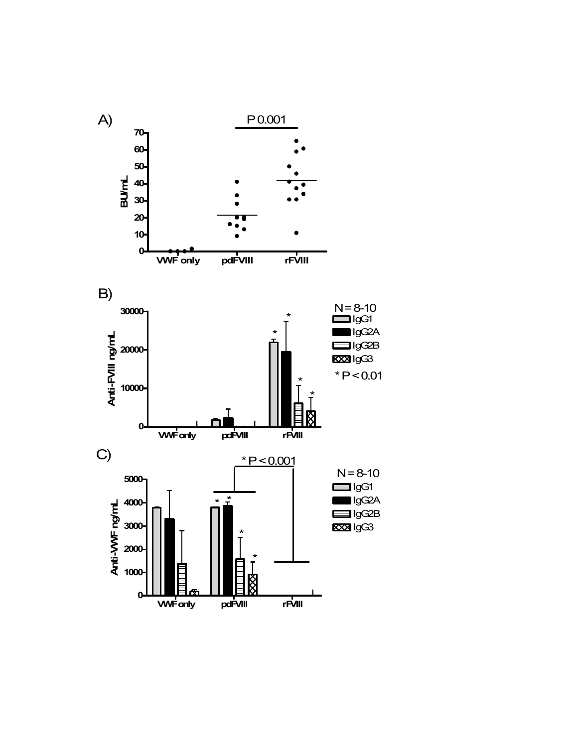A)

P 0.001

BU/mL

VWF only | pdFVIII | rFVIII

B)

N = 8-10

IgG1
IgG2A
IgG2B
IgG3

* P < 0.01

Anti-FVIII ng/mL

VWF only | pdFVIII | rFVIII

C)

* P < 0.001

N = 8-10

IgG1
IgG2A
IgG2B
IgG3

Anti-VWF ng/mL

VWF only | pdFVIII | rFVIII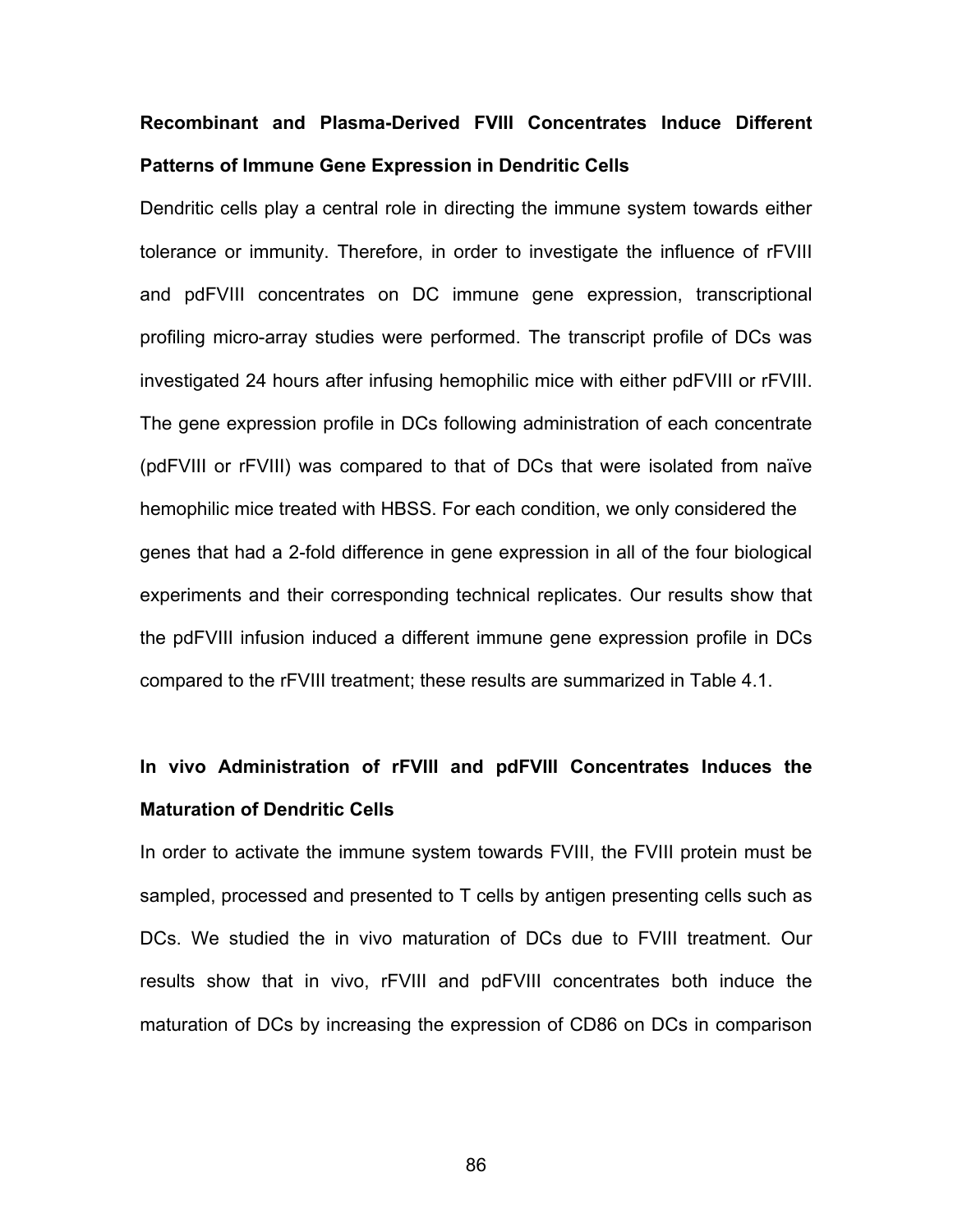### Recombinant and Plasma-Derived FVIII Concentrates Induce Different Patterns of Immune Gene Expression in Dendritic Cells

Dendritic cells play a central role in directing the immune system towards either tolerance or immunity. Therefore, in order to investigate the influence of rFVIII and pdFVIII concentrates on DC immune gene expression, transcriptional profiling micro-array studies were performed. The transcript profile of DCs was investigated 24 hours after infusing hemophilic mice with either pdFVIII or rFVIII. The gene expression profile in DCs following administration of each concentrate (pdFVIII or rFVIII) was compared to that of DCs that were isolated from naïve hemophilic mice treated with HBSS. For each condition, we only considered the genes that had a 2-fold difference in gene expression in all of the four biological experiments and their corresponding technical replicates. Our results show that the pdFVIII infusion induced a different immune gene expression profile in DCs compared to the rFVIII treatment; these results are summarized in Table 4.1.

### In vivo Administration of rFVIII and pdFVIII Concentrates Induces the Maturation of Dendritic Cells

In order to activate the immune system towards FVIII, the FVIII protein must be sampled, processed and presented to T cells by antigen presenting cells such as DCs. We studied the in vivo maturation of DCs due to FVIII treatment. Our results show that in vivo, rFVIII and pdFVIII concentrates both induce the maturation of DCs by increasing the expression of CD86 on DCs in comparison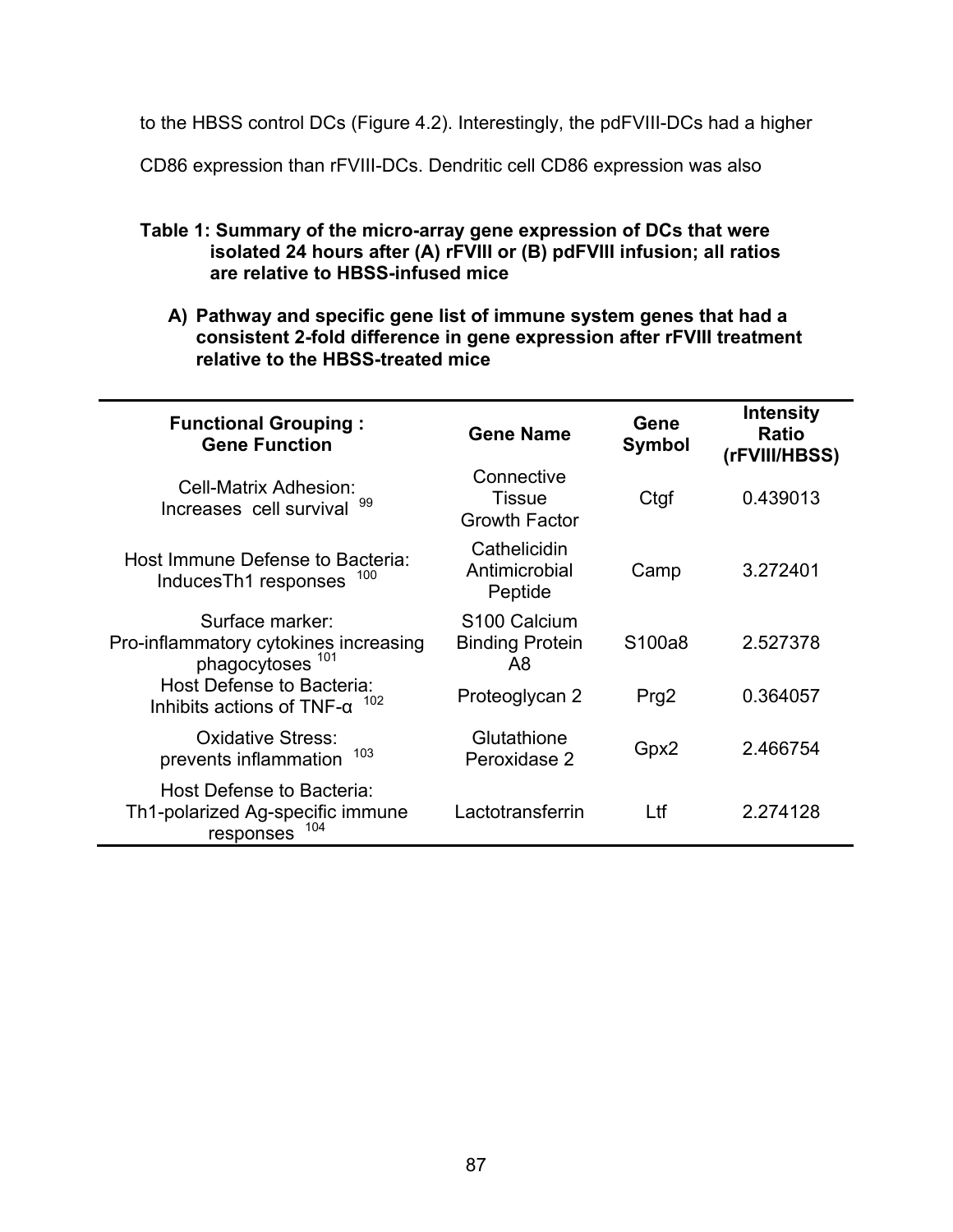to the HBSS control DCs (Figure 4.2). Interestingly, the pdFVIII-DCs had a higher CD86 expression than rFVIII-DCs. Dendritic cell CD86 expression was also

**Table 1: Summary of the micro-array gene expression of DCs that were isolated 24 hours after (A) rFVIII or (B) pdFVIII infusion; all ratios are relative to HBSS-infused mice**

**A) Pathway and specific gene list of immune system genes that had a consistent 2-fold difference in gene expression after rFVIII treatment relative to the HBSS-treated mice**

| Functional Grouping : Gene Function | Gene Name | Gene Symbol | Intensity Ratio (rFVIII/HBSS) |
|---|---|---|---|
| Cell-Matrix Adhesion: Increases cell survival [99] | Connective Tissue Growth Factor | Ctgf | 0.439013 |
| Host Immune Defense to Bacteria: InducesTh1 responses [100] | Cathelicidin Antimicrobial Peptide | Camp | 3.272401 |
| Surface marker: Pro-inflammatory cytokines increasing phagocytoses [101] | S100 Calcium Binding Protein A8 | S100a8 | 2.527378 |
| Host Defense to Bacteria: Inhibits actions of TNF-α [102] | Proteoglycan 2 | Prg2 | 0.364057 |
| Oxidative Stress: prevents inflammation [103] | Glutathione Peroxidase 2 | Gpx2 | 2.466754 |
| Host Defense to Bacteria: Th1-polarized Ag-specific immune responses [104] | Lactotransferrin | Ltf | 2.274128 |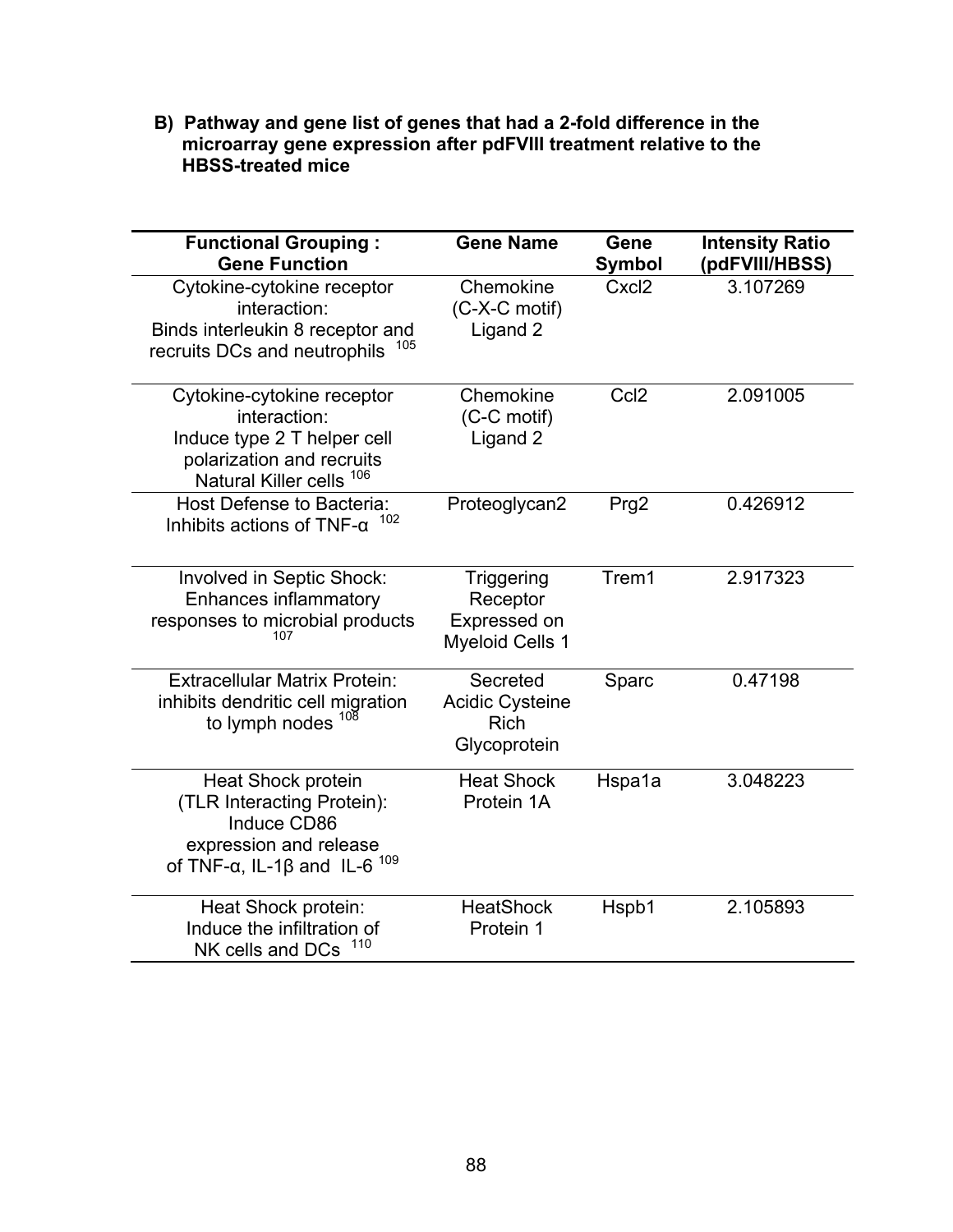**B) Pathway and gene list of genes that had a 2-fold difference in the microarray gene expression after pdFVIII treatment relative to the HBSS-treated mice**

| Functional Grouping : Gene Function | Gene Name | Gene Symbol | Intensity Ratio (pdFVIII/HBSS) |
|---|---|---|---|
| Cytokine-cytokine receptor interaction: Binds interleukin 8 receptor and recruits DCs and neutrophils [105] | Chemokine (C-X-C motif) Ligand 2 | Cxcl2 | 3.107269 |
| Cytokine-cytokine receptor interaction: Induce type 2 T helper cell polarization and recruits Natural Killer cells [106] | Chemokine (C-C motif) Ligand 2 | Ccl2 | 2.091005 |
| Host Defense to Bacteria: Inhibits actions of TNF-α [102] | Proteoglycan2 | Prg2 | 0.426912 |
| Involved in Septic Shock: Enhances inflammatory responses to microbial products [107] | Triggering Receptor Expressed on Myeloid Cells 1 | Trem1 | 2.917323 |
| Extracellular Matrix Protein: inhibits dendritic cell migration to lymph nodes [108] | Secreted Acidic Cysteine Rich Glycoprotein | Sparc | 0.47198 |
| Heat Shock protein (TLR Interacting Protein): Induce CD86 expression and release of TNF-α, IL-1β and IL-6 [109] | Heat Shock Protein 1A | Hspa1a | 3.048223 |
| Heat Shock protein: Induce the infiltration of NK cells and DCs [110] | HeatShock Protein 1 | Hspb1 | 2.105893 |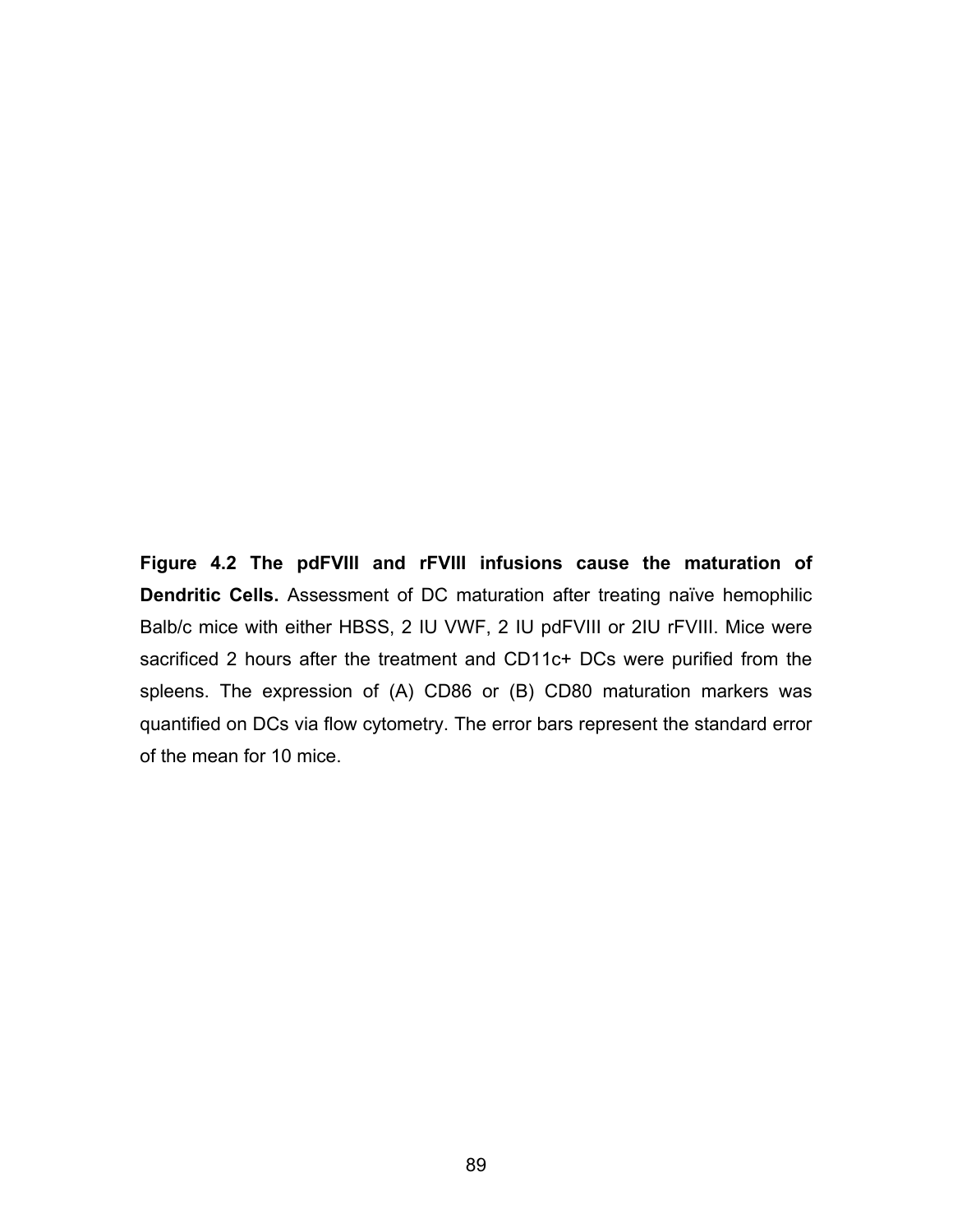**Figure 4.2 The pdFVIII and rFVIII infusions cause the maturation of Dendritic Cells.** Assessment of DC maturation after treating naïve hemophilic Balb/c mice with either HBSS, 2 IU VWF, 2 IU pdFVIII or 2IU rFVIII. Mice were sacrificed 2 hours after the treatment and CD11c+ DCs were purified from the spleens. The expression of (A) CD86 or (B) CD80 maturation markers was quantified on DCs via flow cytometry. The error bars represent the standard error of the mean for 10 mice.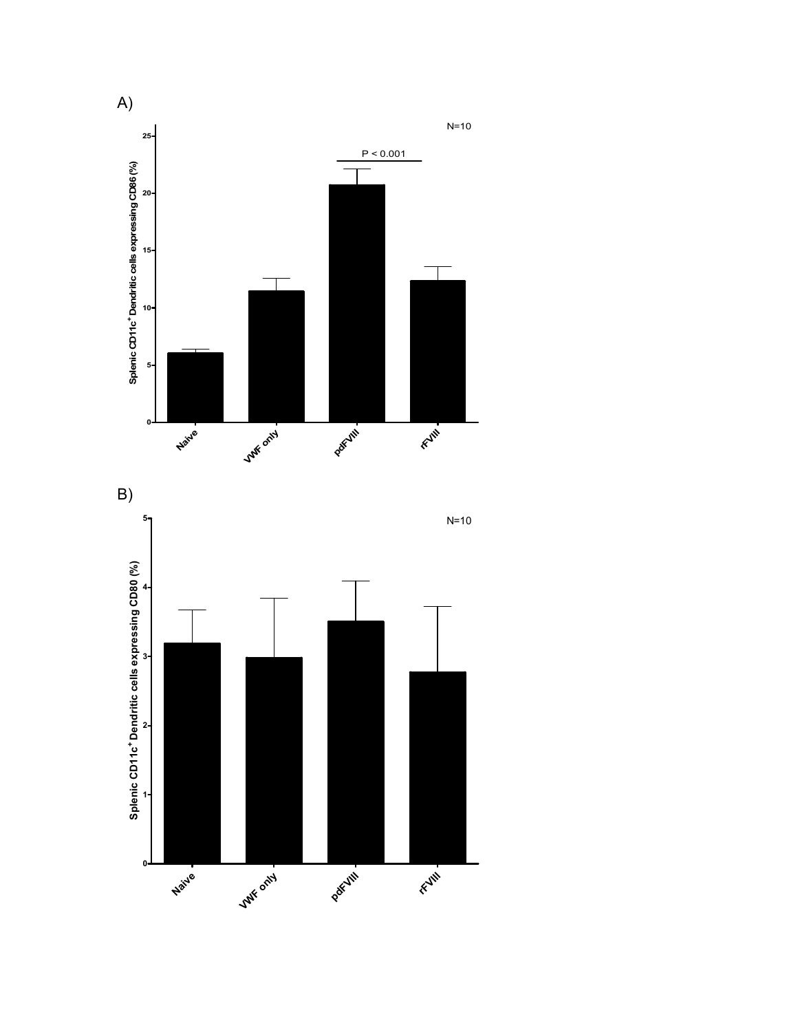A)

N=10

P < 0.001

Splenic CD11c$^{+}$ Dendritic cells expressing CD86 (%)

Naive | VWF only | pdFVIII | rFVIII

B)

N=10

Splenic CD11c$^{+}$ Dendritic cells expressing CD80 (%)

Naive | VWF only | pdFVIII | rFVIII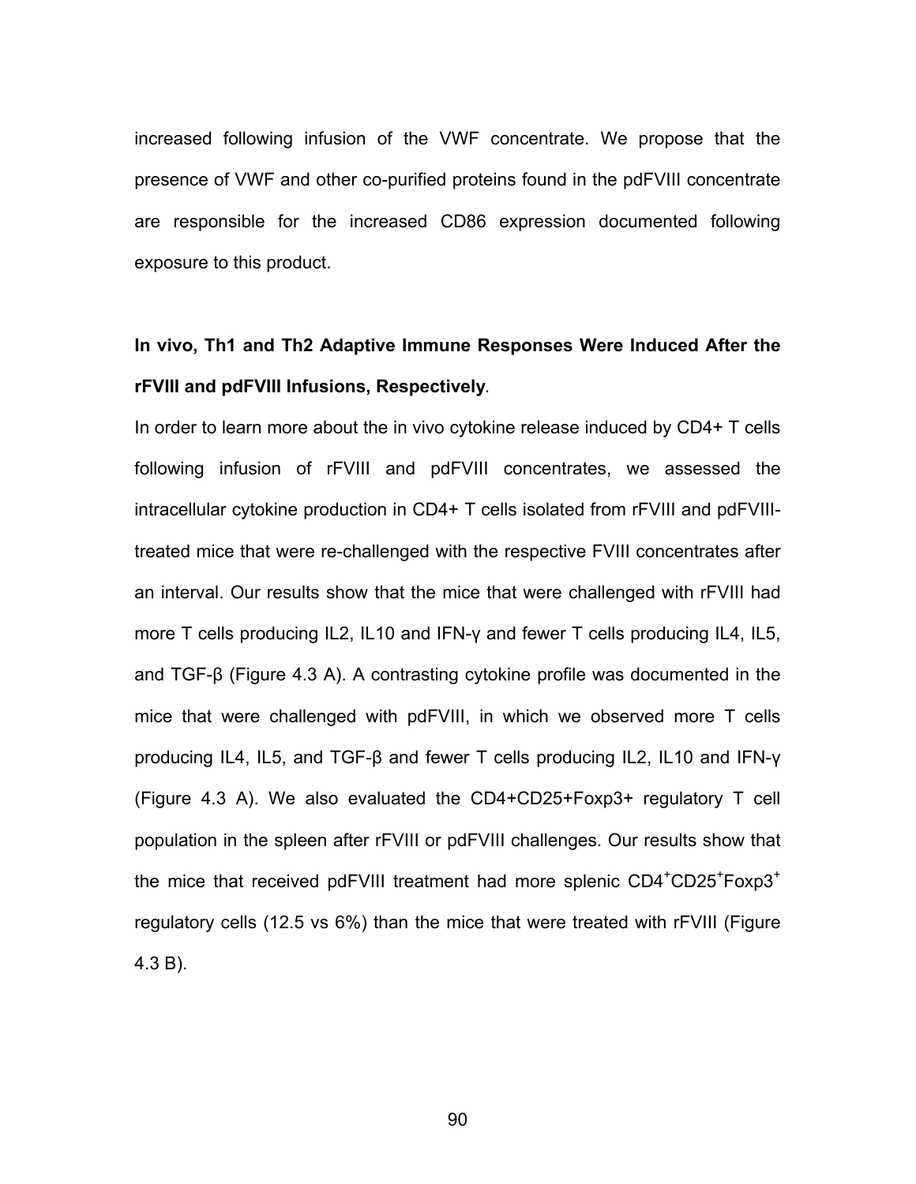increased following infusion of the VWF concentrate. We propose that the presence of VWF and other co-purified proteins found in the pdFVIII concentrate are responsible for the increased CD86 expression documented following exposure to this product.

**In vivo, Th1 and Th2 Adaptive Immune Responses Were Induced After the rFVIII and pdFVIII Infusions, Respectively**.

In order to learn more about the in vivo cytokine release induced by CD4+ T cells following infusion of rFVIII and pdFVIII concentrates, we assessed the intracellular cytokine production in CD4+ T cells isolated from rFVIII and pdFVIII-treated mice that were re-challenged with the respective FVIII concentrates after an interval. Our results show that the mice that were challenged with rFVIII had more T cells producing IL2, IL10 and IFN-γ and fewer T cells producing IL4, IL5, and TGF-β (Figure 4.3 A). A contrasting cytokine profile was documented in the mice that were challenged with pdFVIII, in which we observed more T cells producing IL4, IL5, and TGF-β and fewer T cells producing IL2, IL10 and IFN-γ (Figure 4.3 A). We also evaluated the CD4+CD25+Foxp3+ regulatory T cell population in the spleen after rFVIII or pdFVIII challenges. Our results show that the mice that received pdFVIII treatment had more splenic $CD4^{+}CD25^{+}Foxp3^{+}$ regulatory cells (12.5 vs 6%) than the mice that were treated with rFVIII (Figure 4.3 B).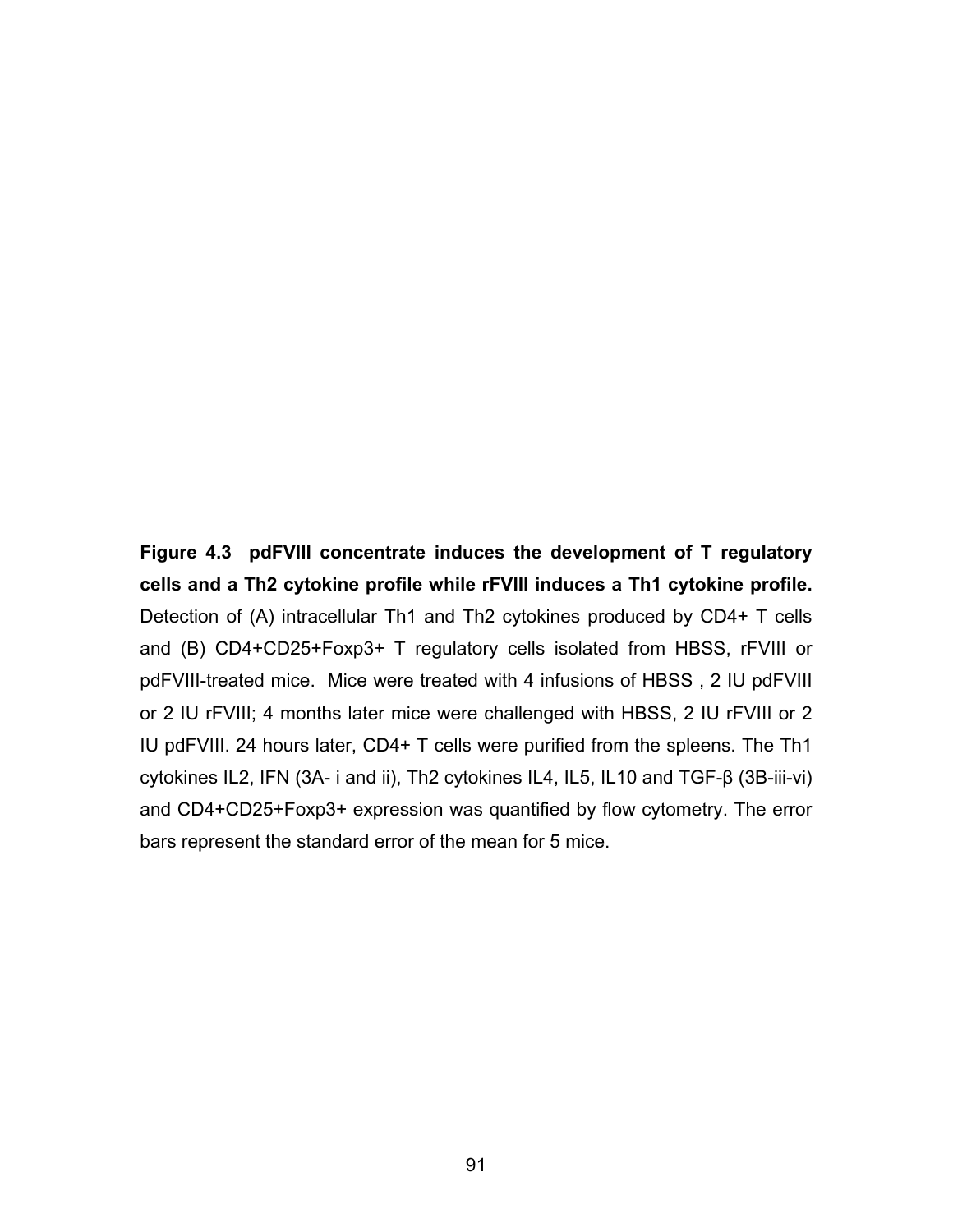**Figure 4.3 pdFVIII concentrate induces the development of T regulatory cells and a Th2 cytokine profile while rFVIII induces a Th1 cytokine profile.** Detection of (A) intracellular Th1 and Th2 cytokines produced by CD4+ T cells and (B) CD4+CD25+Foxp3+ T regulatory cells isolated from HBSS, rFVIII or pdFVIII-treated mice. Mice were treated with 4 infusions of HBSS , 2 IU pdFVIII or 2 IU rFVIII; 4 months later mice were challenged with HBSS, 2 IU rFVIII or 2 IU pdFVIII. 24 hours later, CD4+ T cells were purified from the spleens. The Th1 cytokines IL2, IFN (3A- i and ii), Th2 cytokines IL4, IL5, IL10 and TGF-β (3B-iii-vi) and CD4+CD25+Foxp3+ expression was quantified by flow cytometry. The error bars represent the standard error of the mean for 5 mice.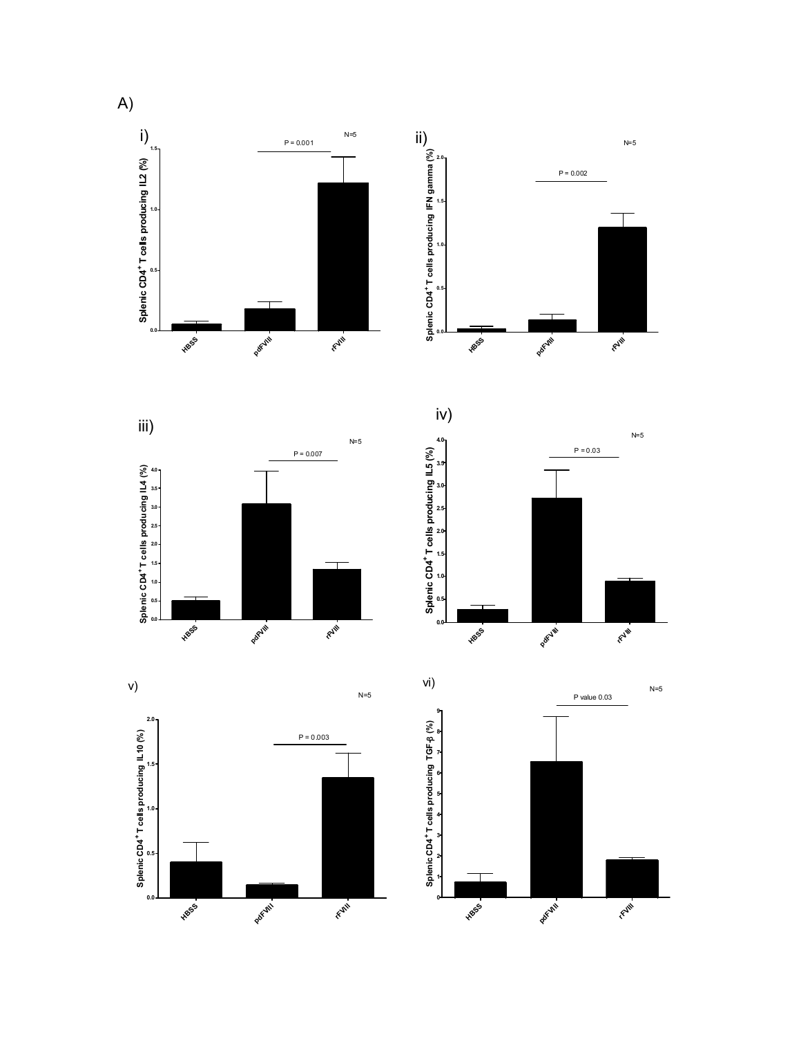A)

i)

N=5

P = 0.001

Splenic CD4$^+$ T cells producing IL2 (%)

HBSS pdFVIII rFVIII

ii)

N=5

P = 0.002

Splenic CD4$^+$ T cells producing IFN gamma (%)

HBSS pdFVIII rFVIII

iii)

N=5

P = 0.007

Splenic CD4$^+$ T cells producing IL4 (%)

HBSS pdFVIII rFVIII

iv)

N=5

P = 0.03

Splenic CD4$^+$ T cells producing IL5 (%)

HBSS pdFVIII rFVIII

v)

N=5

P = 0.003

Splenic CD4$^+$ T cells producing IL10 (%)

HBSS pdFVIII rFVIII

vi)

N=5

P value 0.03

Splenic CD4$^+$ T cells producing TGF-β (%)

HBSS pdFVIII rFVIII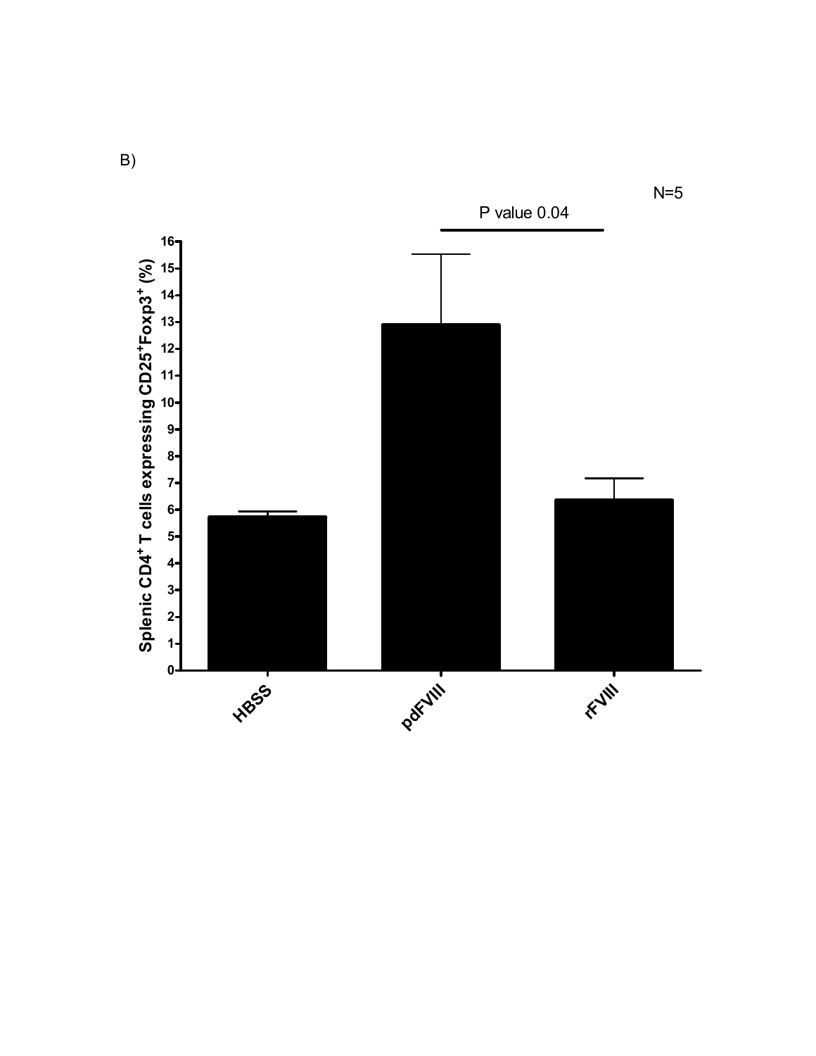B)

N=5

P value 0.04

Splenic $CD4^+$ T cells expressing $CD25^+Foxp3^+$ (%)

HBSS

pdFVIII

rFVIII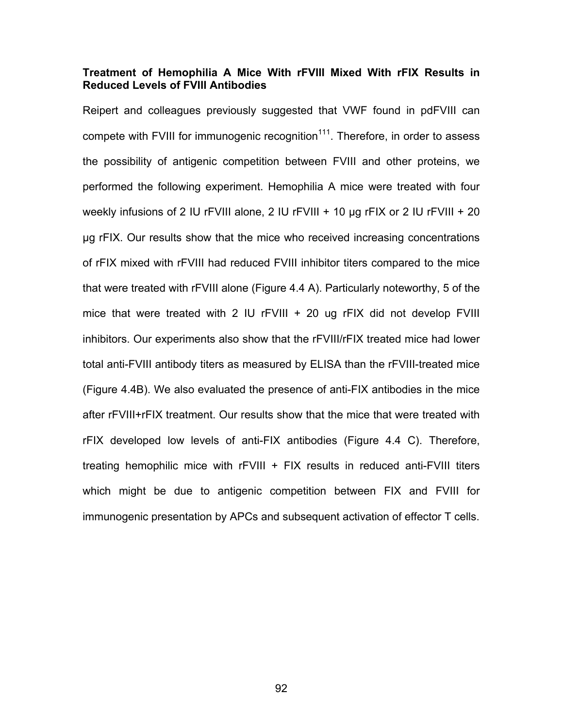**Treatment of Hemophilia A Mice With rFVIII Mixed With rFIX Results in Reduced Levels of FVIII Antibodies**

Reipert and colleagues previously suggested that VWF found in pdFVIII can compete with FVIII for immunogenic recognition[111]. Therefore, in order to assess the possibility of antigenic competition between FVIII and other proteins, we performed the following experiment. Hemophilia A mice were treated with four weekly infusions of 2 IU rFVIII alone, 2 IU rFVIII + 10 µg rFIX or 2 IU rFVIII + 20 µg rFIX. Our results show that the mice who received increasing concentrations of rFIX mixed with rFVIII had reduced FVIII inhibitor titers compared to the mice that were treated with rFVIII alone (Figure 4.4 A). Particularly noteworthy, 5 of the mice that were treated with 2 IU rFVIII + 20 ug rFIX did not develop FVIII inhibitors. Our experiments also show that the rFVIII/rFIX treated mice had lower total anti-FVIII antibody titers as measured by ELISA than the rFVIII-treated mice (Figure 4.4B). We also evaluated the presence of anti-FIX antibodies in the mice after rFVIII+rFIX treatment. Our results show that the mice that were treated with rFIX developed low levels of anti-FIX antibodies (Figure 4.4 C). Therefore, treating hemophilic mice with rFVIII + FIX results in reduced anti-FVIII titers which might be due to antigenic competition between FIX and FVIII for immunogenic presentation by APCs and subsequent activation of effector T cells.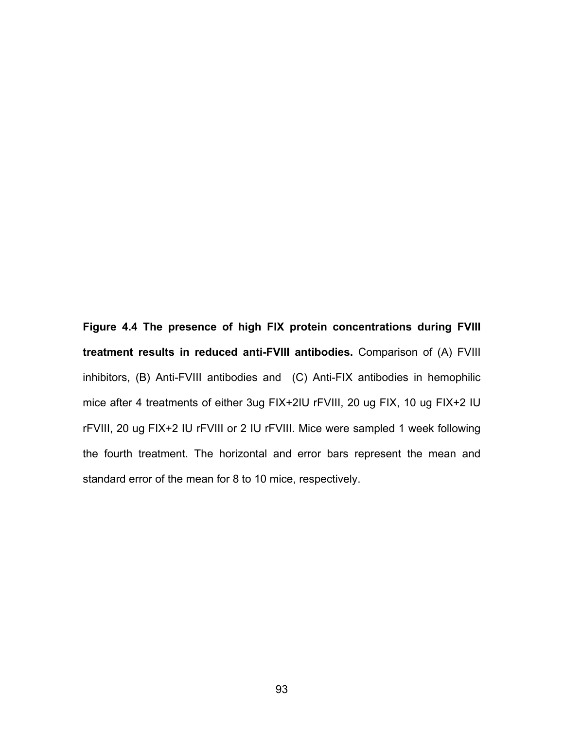**Figure 4.4 The presence of high FIX protein concentrations during FVIII treatment results in reduced anti-FVIII antibodies.** Comparison of (A) FVIII inhibitors, (B) Anti-FVIII antibodies and (C) Anti-FIX antibodies in hemophilic mice after 4 treatments of either 3ug FIX+2IU rFVIII, 20 ug FIX, 10 ug FIX+2 IU rFVIII, 20 ug FIX+2 IU rFVIII or 2 IU rFVIII. Mice were sampled 1 week following the fourth treatment. The horizontal and error bars represent the mean and standard error of the mean for 8 to 10 mice, respectively.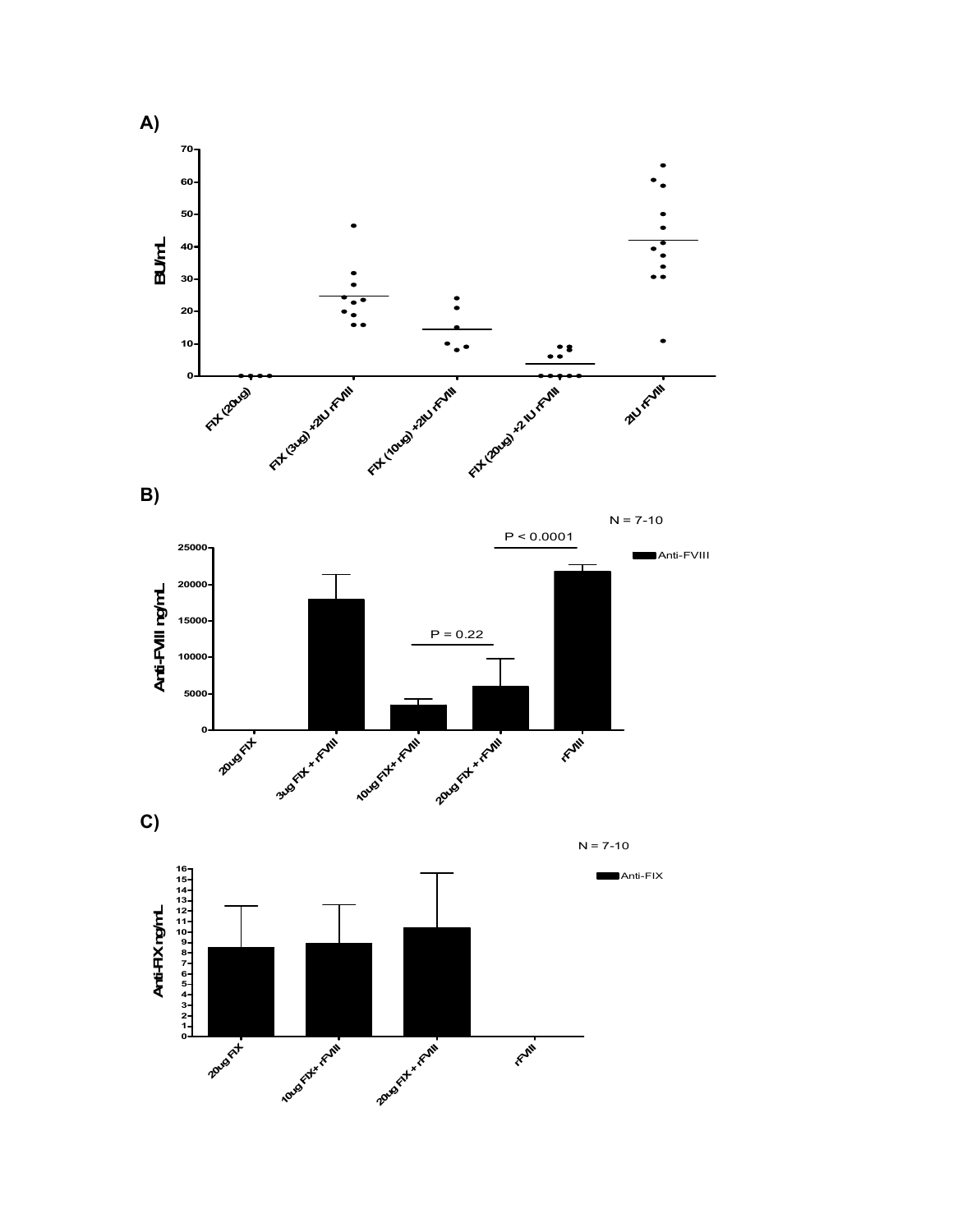A)

BU/mL

FIX (20ug) | FIX (3ug) +2IU rFVIII | FIX (10ug) +2IU rFVIII | FIX (20ug) +2 IU rFVIII | 2IU rFVIII

B)

N = 7-10

Anti-FVIII

Anti-FVIII ng/mL

P < 0.0001

P = 0.22

20ug FIX | 3ug FIX + rFVIII | 10ug FIX+ rFVIII | 20ug FIX + rFVIII | rFVIII

C)

N = 7-10

Anti-FIX

Anti-FIX ng/mL

20ug FIX | 10ug FIX+ rFVIII | 20ug FIX + rFVIII | rFVIII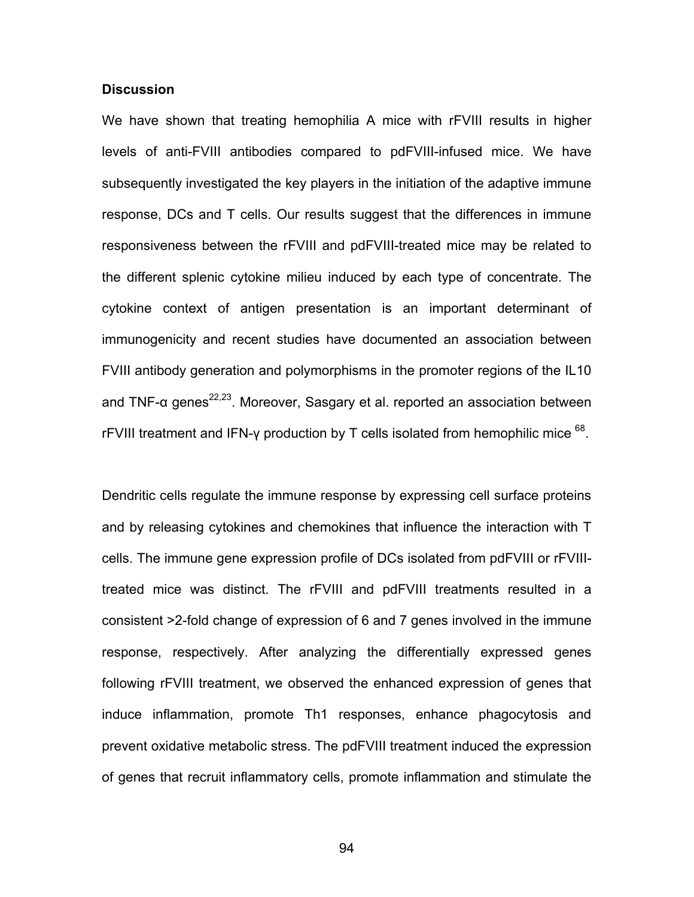**Discussion**

We have shown that treating hemophilia A mice with rFVIII results in higher levels of anti-FVIII antibodies compared to pdFVIII-infused mice. We have subsequently investigated the key players in the initiation of the adaptive immune response, DCs and T cells. Our results suggest that the differences in immune responsiveness between the rFVIII and pdFVIII-treated mice may be related to the different splenic cytokine milieu induced by each type of concentrate. The cytokine context of antigen presentation is an important determinant of immunogenicity and recent studies have documented an association between FVIII antibody generation and polymorphisms in the promoter regions of the IL10 and TNF-α genes[22,23]. Moreover, Sasgary et al. reported an association between rFVIII treatment and IFN-γ production by T cells isolated from hemophilic mice [68].

Dendritic cells regulate the immune response by expressing cell surface proteins and by releasing cytokines and chemokines that influence the interaction with T cells. The immune gene expression profile of DCs isolated from pdFVIII or rFVIII-treated mice was distinct. The rFVIII and pdFVIII treatments resulted in a consistent >2-fold change of expression of 6 and 7 genes involved in the immune response, respectively. After analyzing the differentially expressed genes following rFVIII treatment, we observed the enhanced expression of genes that induce inflammation, promote Th1 responses, enhance phagocytosis and prevent oxidative metabolic stress. The pdFVIII treatment induced the expression of genes that recruit inflammatory cells, promote inflammation and stimulate the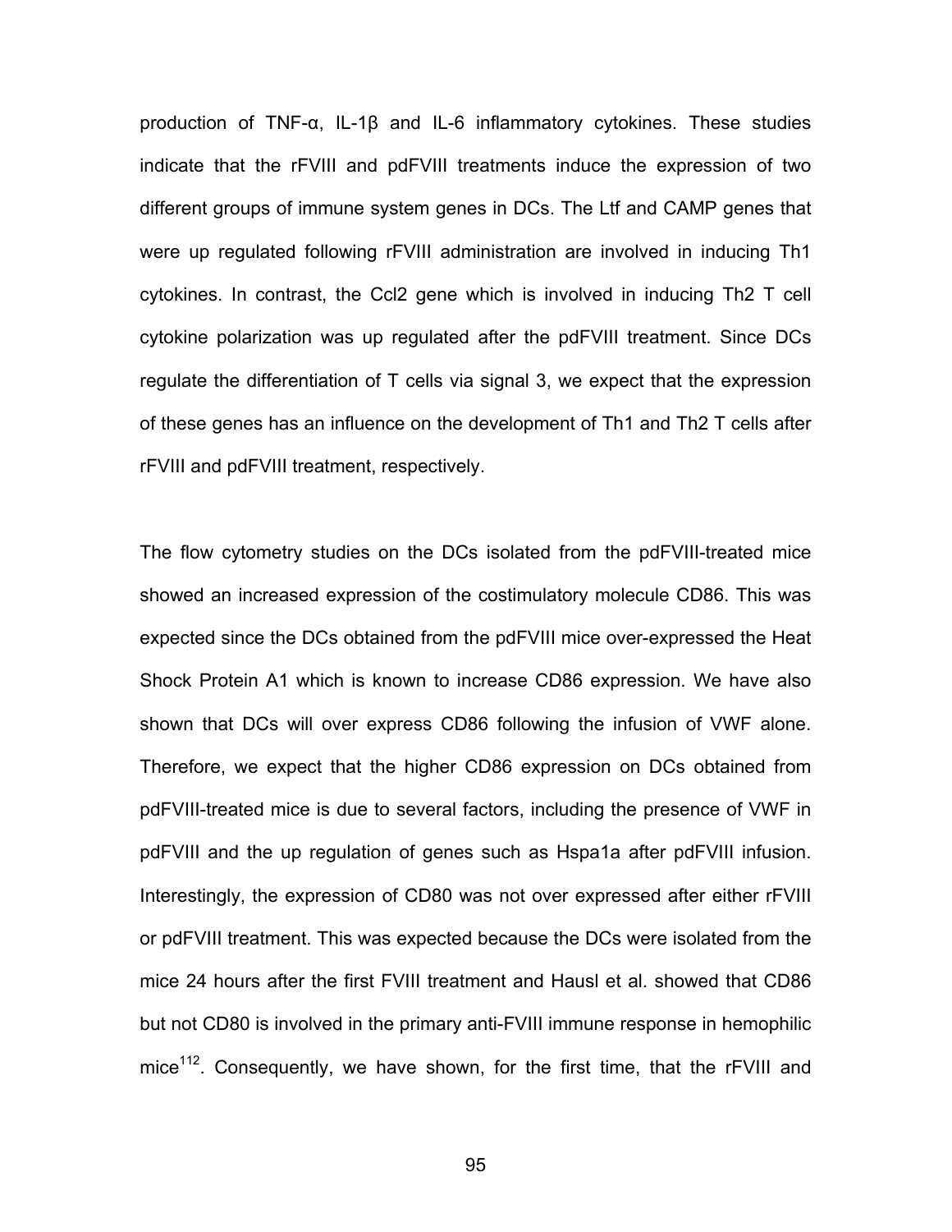production of TNF-α, IL-1β and IL-6 inflammatory cytokines. These studies indicate that the rFVIII and pdFVIII treatments induce the expression of two different groups of immune system genes in DCs. The Ltf and CAMP genes that were up regulated following rFVIII administration are involved in inducing Th1 cytokines. In contrast, the Ccl2 gene which is involved in inducing Th2 T cell cytokine polarization was up regulated after the pdFVIII treatment. Since DCs regulate the differentiation of T cells via signal 3, we expect that the expression of these genes has an influence on the development of Th1 and Th2 T cells after rFVIII and pdFVIII treatment, respectively.

The flow cytometry studies on the DCs isolated from the pdFVIII-treated mice showed an increased expression of the costimulatory molecule CD86. This was expected since the DCs obtained from the pdFVIII mice over-expressed the Heat Shock Protein A1 which is known to increase CD86 expression. We have also shown that DCs will over express CD86 following the infusion of VWF alone. Therefore, we expect that the higher CD86 expression on DCs obtained from pdFVIII-treated mice is due to several factors, including the presence of VWF in pdFVIII and the up regulation of genes such as Hspa1a after pdFVIII infusion. Interestingly, the expression of CD80 was not over expressed after either rFVIII or pdFVIII treatment. This was expected because the DCs were isolated from the mice 24 hours after the first FVIII treatment and Hausl et al. showed that CD86 but not CD80 is involved in the primary anti-FVIII immune response in hemophilic mice[112]. Consequently, we have shown, for the first time, that the rFVIII and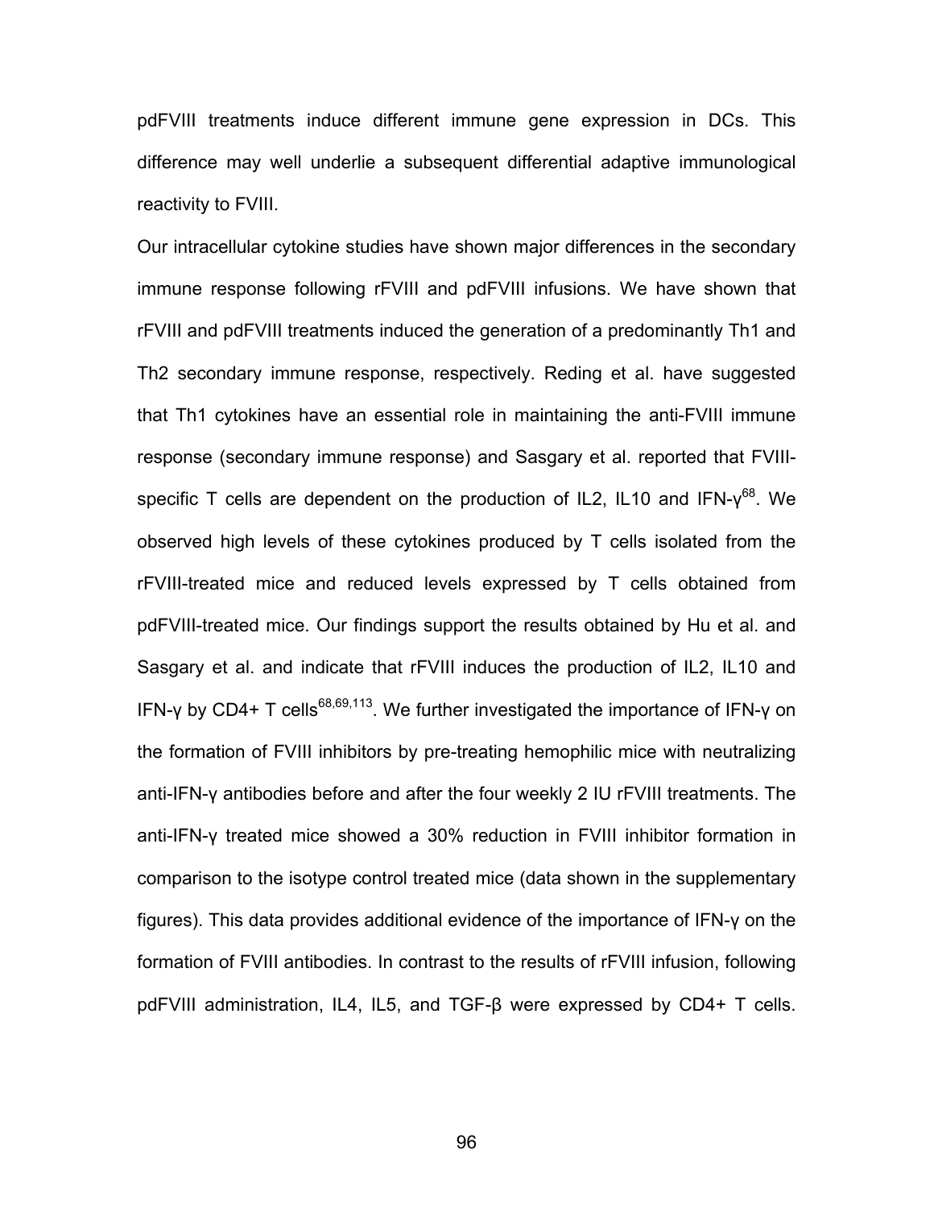pdFVIII treatments induce different immune gene expression in DCs. This difference may well underlie a subsequent differential adaptive immunological reactivity to FVIII.

Our intracellular cytokine studies have shown major differences in the secondary immune response following rFVIII and pdFVIII infusions. We have shown that rFVIII and pdFVIII treatments induced the generation of a predominantly Th1 and Th2 secondary immune response, respectively. Reding et al. have suggested that Th1 cytokines have an essential role in maintaining the anti-FVIII immune response (secondary immune response) and Sasgary et al. reported that FVIII-specific T cells are dependent on the production of IL2, IL10 and IFN-γ[68]. We observed high levels of these cytokines produced by T cells isolated from the rFVIII-treated mice and reduced levels expressed by T cells obtained from pdFVIII-treated mice. Our findings support the results obtained by Hu et al. and Sasgary et al. and indicate that rFVIII induces the production of IL2, IL10 and IFN-γ by CD4+ T cells[68,69,113]. We further investigated the importance of IFN-γ on the formation of FVIII inhibitors by pre-treating hemophilic mice with neutralizing anti-IFN-γ antibodies before and after the four weekly 2 IU rFVIII treatments. The anti-IFN-γ treated mice showed a 30% reduction in FVIII inhibitor formation in comparison to the isotype control treated mice (data shown in the supplementary figures). This data provides additional evidence of the importance of IFN-γ on the formation of FVIII antibodies. In contrast to the results of rFVIII infusion, following pdFVIII administration, IL4, IL5, and TGF-β were expressed by CD4+ T cells.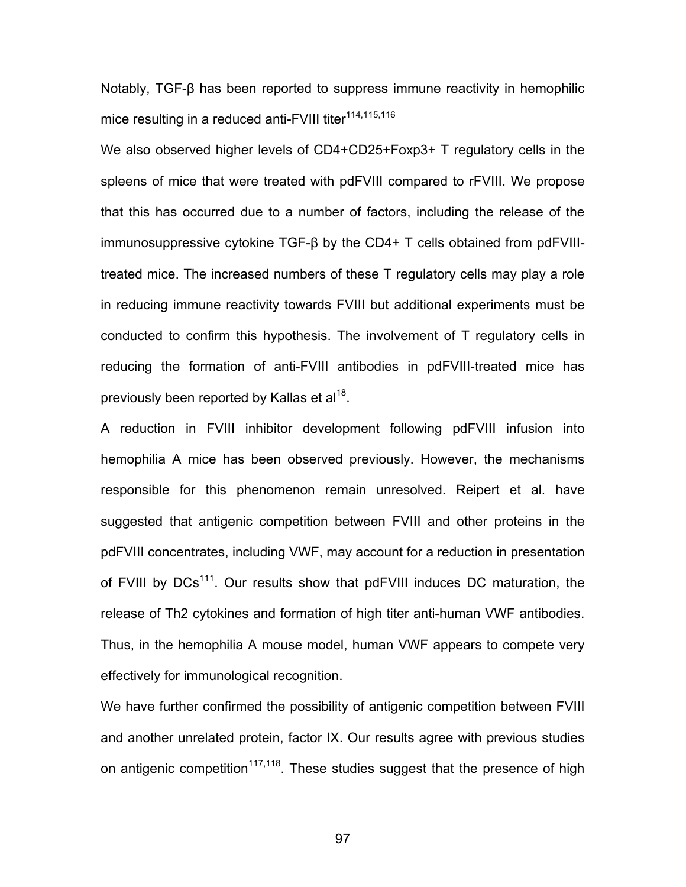Notably, TGF-β has been reported to suppress immune reactivity in hemophilic mice resulting in a reduced anti-FVIII titer[114,115,116]

We also observed higher levels of CD4+CD25+Foxp3+ T regulatory cells in the spleens of mice that were treated with pdFVIII compared to rFVIII. We propose that this has occurred due to a number of factors, including the release of the immunosuppressive cytokine TGF-β by the CD4+ T cells obtained from pdFVIII-treated mice. The increased numbers of these T regulatory cells may play a role in reducing immune reactivity towards FVIII but additional experiments must be conducted to confirm this hypothesis. The involvement of T regulatory cells in reducing the formation of anti-FVIII antibodies in pdFVIII-treated mice has previously been reported by Kallas et al[18].

A reduction in FVIII inhibitor development following pdFVIII infusion into hemophilia A mice has been observed previously. However, the mechanisms responsible for this phenomenon remain unresolved. Reipert et al. have suggested that antigenic competition between FVIII and other proteins in the pdFVIII concentrates, including VWF, may account for a reduction in presentation of FVIII by DCs[111]. Our results show that pdFVIII induces DC maturation, the release of Th2 cytokines and formation of high titer anti-human VWF antibodies. Thus, in the hemophilia A mouse model, human VWF appears to compete very effectively for immunological recognition.

We have further confirmed the possibility of antigenic competition between FVIII and another unrelated protein, factor IX. Our results agree with previous studies on antigenic competition[117,118]. These studies suggest that the presence of high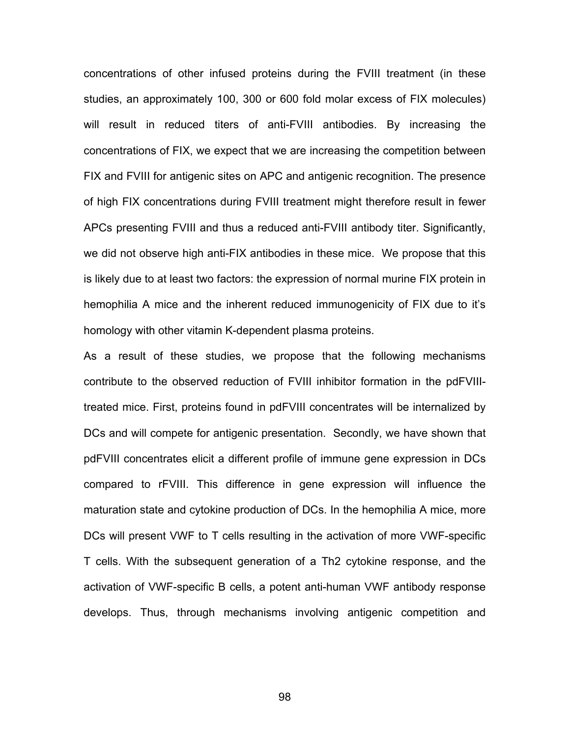concentrations of other infused proteins during the FVIII treatment (in these studies, an approximately 100, 300 or 600 fold molar excess of FIX molecules) will result in reduced titers of anti-FVIII antibodies. By increasing the concentrations of FIX, we expect that we are increasing the competition between FIX and FVIII for antigenic sites on APC and antigenic recognition. The presence of high FIX concentrations during FVIII treatment might therefore result in fewer APCs presenting FVIII and thus a reduced anti-FVIII antibody titer. Significantly, we did not observe high anti-FIX antibodies in these mice. We propose that this is likely due to at least two factors: the expression of normal murine FIX protein in hemophilia A mice and the inherent reduced immunogenicity of FIX due to it's homology with other vitamin K-dependent plasma proteins.

As a result of these studies, we propose that the following mechanisms contribute to the observed reduction of FVIII inhibitor formation in the pdFVIII-treated mice. First, proteins found in pdFVIII concentrates will be internalized by DCs and will compete for antigenic presentation. Secondly, we have shown that pdFVIII concentrates elicit a different profile of immune gene expression in DCs compared to rFVIII. This difference in gene expression will influence the maturation state and cytokine production of DCs. In the hemophilia A mice, more DCs will present VWF to T cells resulting in the activation of more VWF-specific T cells. With the subsequent generation of a Th2 cytokine response, and the activation of VWF-specific B cells, a potent anti-human VWF antibody response develops. Thus, through mechanisms involving antigenic competition and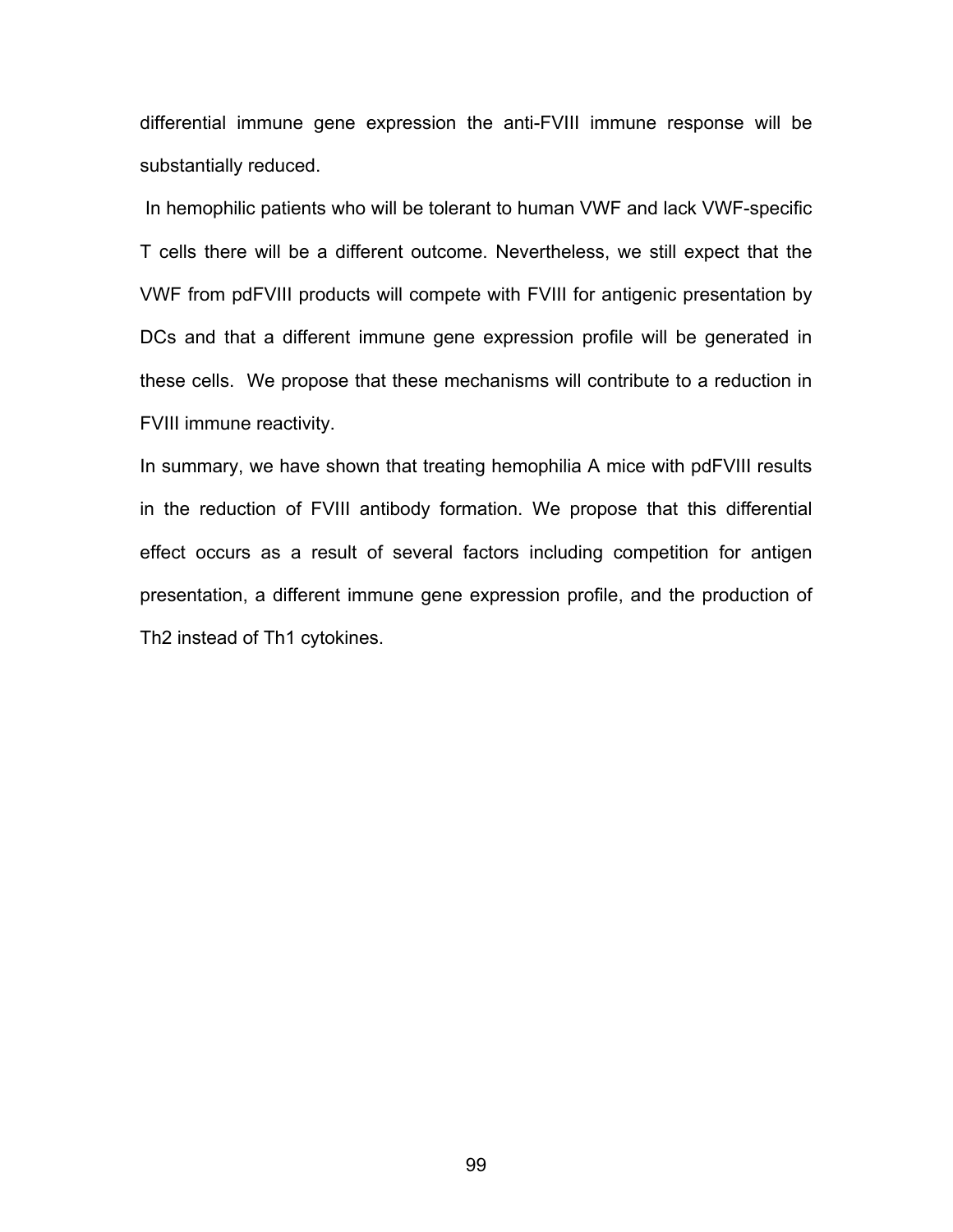differential immune gene expression the anti-FVIII immune response will be substantially reduced.

In hemophilic patients who will be tolerant to human VWF and lack VWF-specific T cells there will be a different outcome. Nevertheless, we still expect that the VWF from pdFVIII products will compete with FVIII for antigenic presentation by DCs and that a different immune gene expression profile will be generated in these cells. We propose that these mechanisms will contribute to a reduction in FVIII immune reactivity.

In summary, we have shown that treating hemophilia A mice with pdFVIII results in the reduction of FVIII antibody formation. We propose that this differential effect occurs as a result of several factors including competition for antigen presentation, a different immune gene expression profile, and the production of Th2 instead of Th1 cytokines.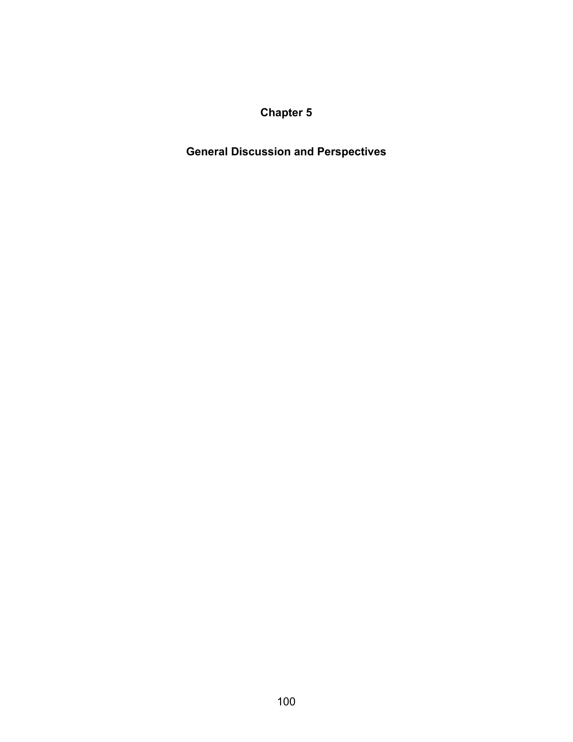# Chapter 5

## General Discussion and Perspectives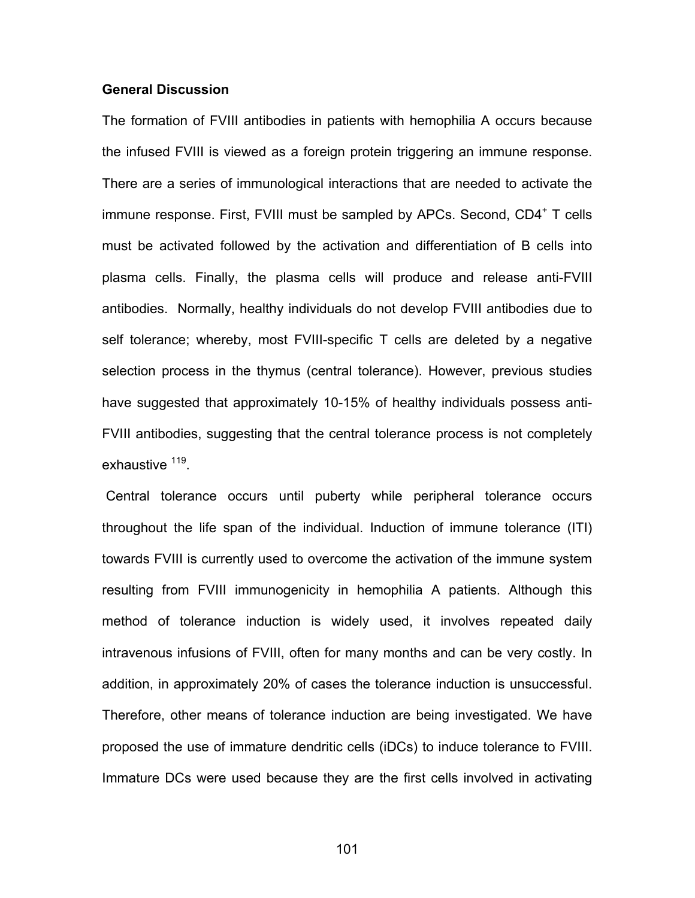### General Discussion

The formation of FVIII antibodies in patients with hemophilia A occurs because the infused FVIII is viewed as a foreign protein triggering an immune response. There are a series of immunological interactions that are needed to activate the immune response. First, FVIII must be sampled by APCs. Second, $CD4^+$ T cells must be activated followed by the activation and differentiation of B cells into plasma cells. Finally, the plasma cells will produce and release anti-FVIII antibodies. Normally, healthy individuals do not develop FVIII antibodies due to self tolerance; whereby, most FVIII-specific T cells are deleted by a negative selection process in the thymus (central tolerance). However, previous studies have suggested that approximately 10-15% of healthy individuals possess anti-FVIII antibodies, suggesting that the central tolerance process is not completely exhaustive [119].

Central tolerance occurs until puberty while peripheral tolerance occurs throughout the life span of the individual. Induction of immune tolerance (ITI) towards FVIII is currently used to overcome the activation of the immune system resulting from FVIII immunogenicity in hemophilia A patients. Although this method of tolerance induction is widely used, it involves repeated daily intravenous infusions of FVIII, often for many months and can be very costly. In addition, in approximately 20% of cases the tolerance induction is unsuccessful. Therefore, other means of tolerance induction are being investigated. We have proposed the use of immature dendritic cells (iDCs) to induce tolerance to FVIII. Immature DCs were used because they are the first cells involved in activating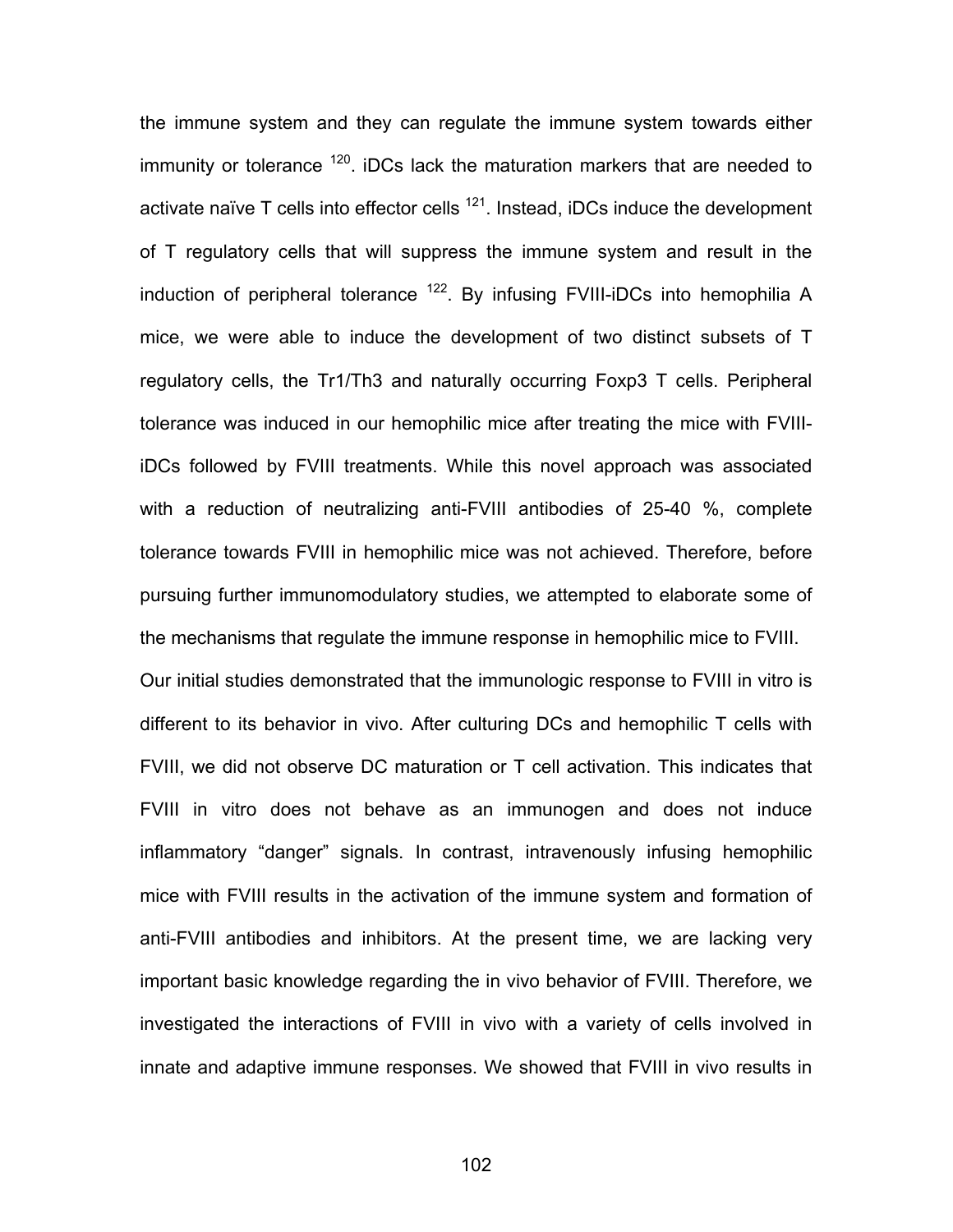the immune system and they can regulate the immune system towards either immunity or tolerance [120]. iDCs lack the maturation markers that are needed to activate naïve T cells into effector cells [121]. Instead, iDCs induce the development of T regulatory cells that will suppress the immune system and result in the induction of peripheral tolerance [122]. By infusing FVIII-iDCs into hemophilia A mice, we were able to induce the development of two distinct subsets of T regulatory cells, the Tr1/Th3 and naturally occurring Foxp3 T cells. Peripheral tolerance was induced in our hemophilic mice after treating the mice with FVIII-iDCs followed by FVIII treatments. While this novel approach was associated with a reduction of neutralizing anti-FVIII antibodies of 25-40 %, complete tolerance towards FVIII in hemophilic mice was not achieved. Therefore, before pursuing further immunomodulatory studies, we attempted to elaborate some of the mechanisms that regulate the immune response in hemophilic mice to FVIII.

Our initial studies demonstrated that the immunologic response to FVIII in vitro is different to its behavior in vivo. After culturing DCs and hemophilic T cells with FVIII, we did not observe DC maturation or T cell activation. This indicates that FVIII in vitro does not behave as an immunogen and does not induce inflammatory "danger" signals. In contrast, intravenously infusing hemophilic mice with FVIII results in the activation of the immune system and formation of anti-FVIII antibodies and inhibitors. At the present time, we are lacking very important basic knowledge regarding the in vivo behavior of FVIII. Therefore, we investigated the interactions of FVIII in vivo with a variety of cells involved in innate and adaptive immune responses. We showed that FVIII in vivo results in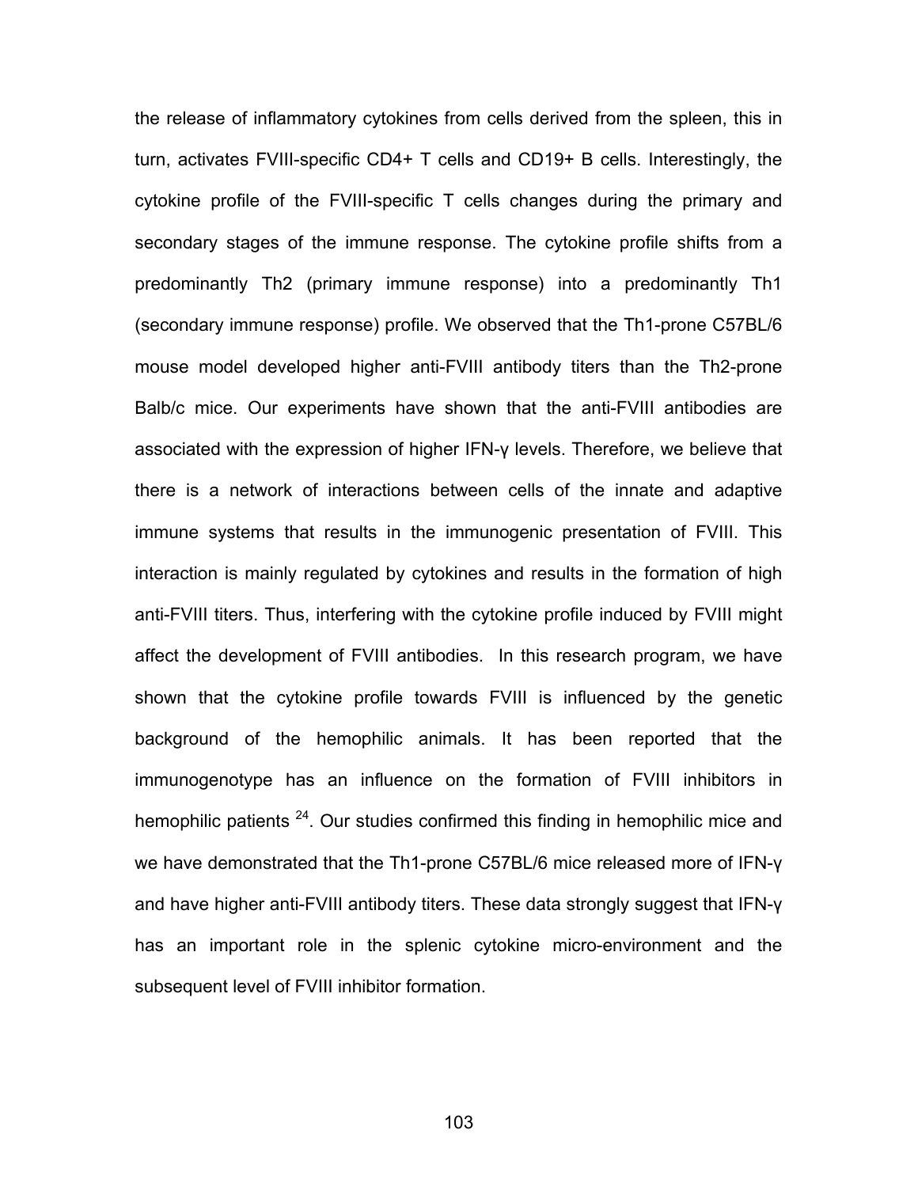the release of inflammatory cytokines from cells derived from the spleen, this in turn, activates FVIII-specific CD4+ T cells and CD19+ B cells. Interestingly, the cytokine profile of the FVIII-specific T cells changes during the primary and secondary stages of the immune response. The cytokine profile shifts from a predominantly Th2 (primary immune response) into a predominantly Th1 (secondary immune response) profile. We observed that the Th1-prone C57BL/6 mouse model developed higher anti-FVIII antibody titers than the Th2-prone Balb/c mice. Our experiments have shown that the anti-FVIII antibodies are associated with the expression of higher IFN-γ levels. Therefore, we believe that there is a network of interactions between cells of the innate and adaptive immune systems that results in the immunogenic presentation of FVIII. This interaction is mainly regulated by cytokines and results in the formation of high anti-FVIII titers. Thus, interfering with the cytokine profile induced by FVIII might affect the development of FVIII antibodies. In this research program, we have shown that the cytokine profile towards FVIII is influenced by the genetic background of the hemophilic animals. It has been reported that the immunogenotype has an influence on the formation of FVIII inhibitors in hemophilic patients [24]. Our studies confirmed this finding in hemophilic mice and we have demonstrated that the Th1-prone C57BL/6 mice released more of IFN-γ and have higher anti-FVIII antibody titers. These data strongly suggest that IFN-γ has an important role in the splenic cytokine micro-environment and the subsequent level of FVIII inhibitor formation.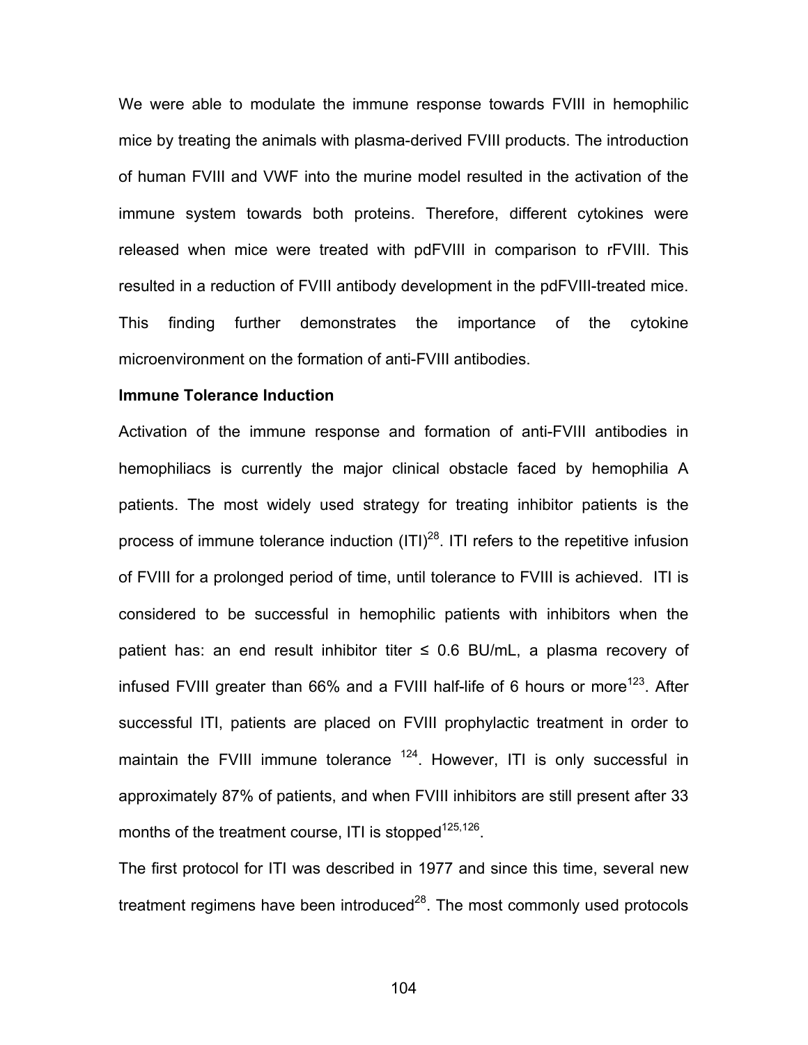We were able to modulate the immune response towards FVIII in hemophilic mice by treating the animals with plasma-derived FVIII products. The introduction of human FVIII and VWF into the murine model resulted in the activation of the immune system towards both proteins. Therefore, different cytokines were released when mice were treated with pdFVIII in comparison to rFVIII. This resulted in a reduction of FVIII antibody development in the pdFVIII-treated mice. This finding further demonstrates the importance of the cytokine microenvironment on the formation of anti-FVIII antibodies.

**Immune Tolerance Induction**

Activation of the immune response and formation of anti-FVIII antibodies in hemophiliacs is currently the major clinical obstacle faced by hemophilia A patients. The most widely used strategy for treating inhibitor patients is the process of immune tolerance induction (ITI)[28]. ITI refers to the repetitive infusion of FVIII for a prolonged period of time, until tolerance to FVIII is achieved. ITI is considered to be successful in hemophilic patients with inhibitors when the patient has: an end result inhibitor titer ≤ 0.6 BU/mL, a plasma recovery of infused FVIII greater than 66% and a FVIII half-life of 6 hours or more[123]. After successful ITI, patients are placed on FVIII prophylactic treatment in order to maintain the FVIII immune tolerance [124]. However, ITI is only successful in approximately 87% of patients, and when FVIII inhibitors are still present after 33 months of the treatment course, ITI is stopped[125,126].

The first protocol for ITI was described in 1977 and since this time, several new treatment regimens have been introduced[28]. The most commonly used protocols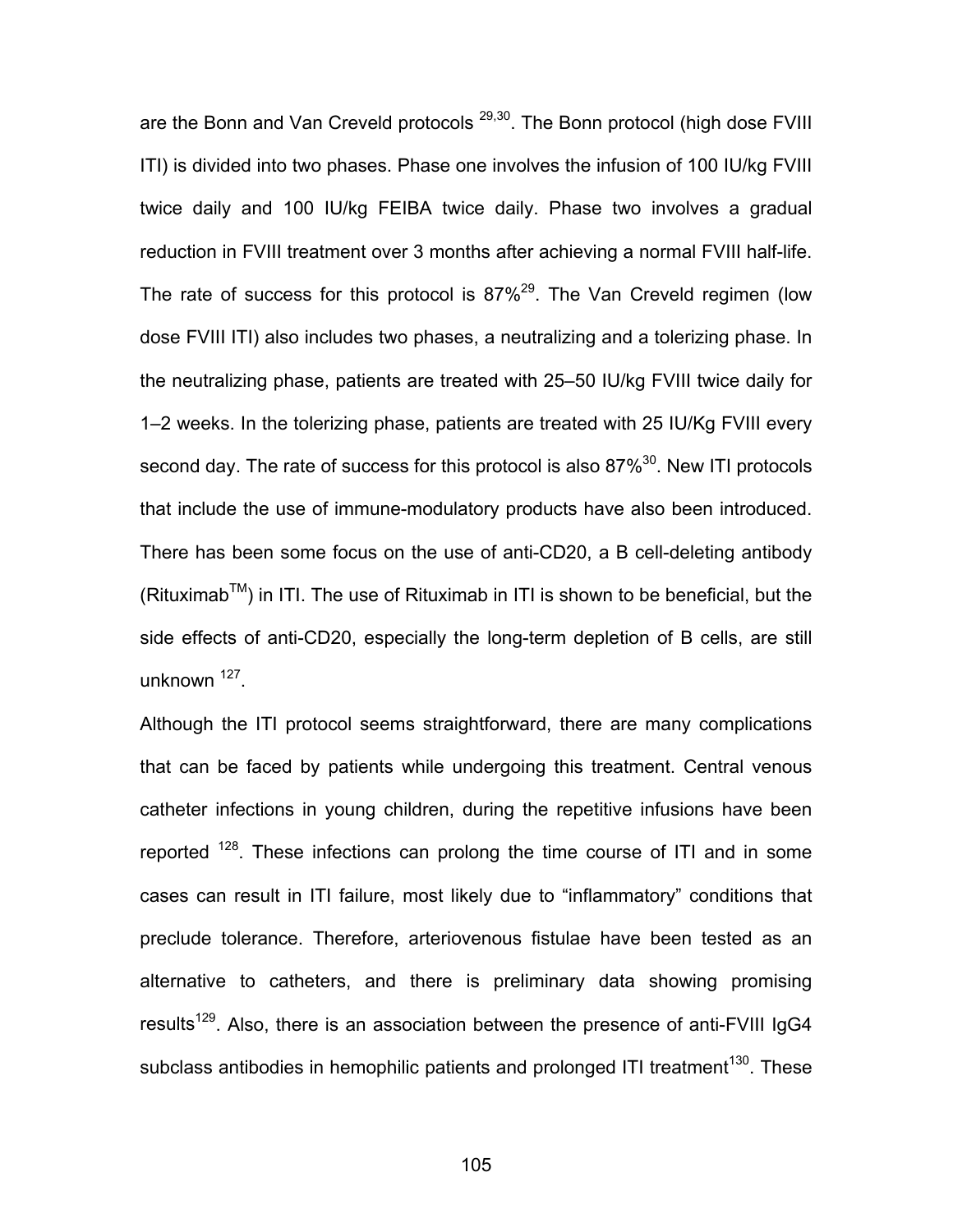are the Bonn and Van Creveld protocols [29,30]. The Bonn protocol (high dose FVIII ITI) is divided into two phases. Phase one involves the infusion of 100 IU/kg FVIII twice daily and 100 IU/kg FEIBA twice daily. Phase two involves a gradual reduction in FVIII treatment over 3 months after achieving a normal FVIII half-life. The rate of success for this protocol is 87%[29]. The Van Creveld regimen (low dose FVIII ITI) also includes two phases, a neutralizing and a tolerizing phase. In the neutralizing phase, patients are treated with 25–50 IU/kg FVIII twice daily for 1–2 weeks. In the tolerizing phase, patients are treated with 25 IU/Kg FVIII every second day. The rate of success for this protocol is also 87%[30]. New ITI protocols that include the use of immune-modulatory products have also been introduced. There has been some focus on the use of anti-CD20, a B cell-deleting antibody (Rituximab™) in ITI. The use of Rituximab in ITI is shown to be beneficial, but the side effects of anti-CD20, especially the long-term depletion of B cells, are still unknown [127].

Although the ITI protocol seems straightforward, there are many complications that can be faced by patients while undergoing this treatment. Central venous catheter infections in young children, during the repetitive infusions have been reported [128]. These infections can prolong the time course of ITI and in some cases can result in ITI failure, most likely due to "inflammatory" conditions that preclude tolerance. Therefore, arteriovenous fistulae have been tested as an alternative to catheters, and there is preliminary data showing promising results[129]. Also, there is an association between the presence of anti-FVIII IgG4 subclass antibodies in hemophilic patients and prolonged ITI treatment[130]. These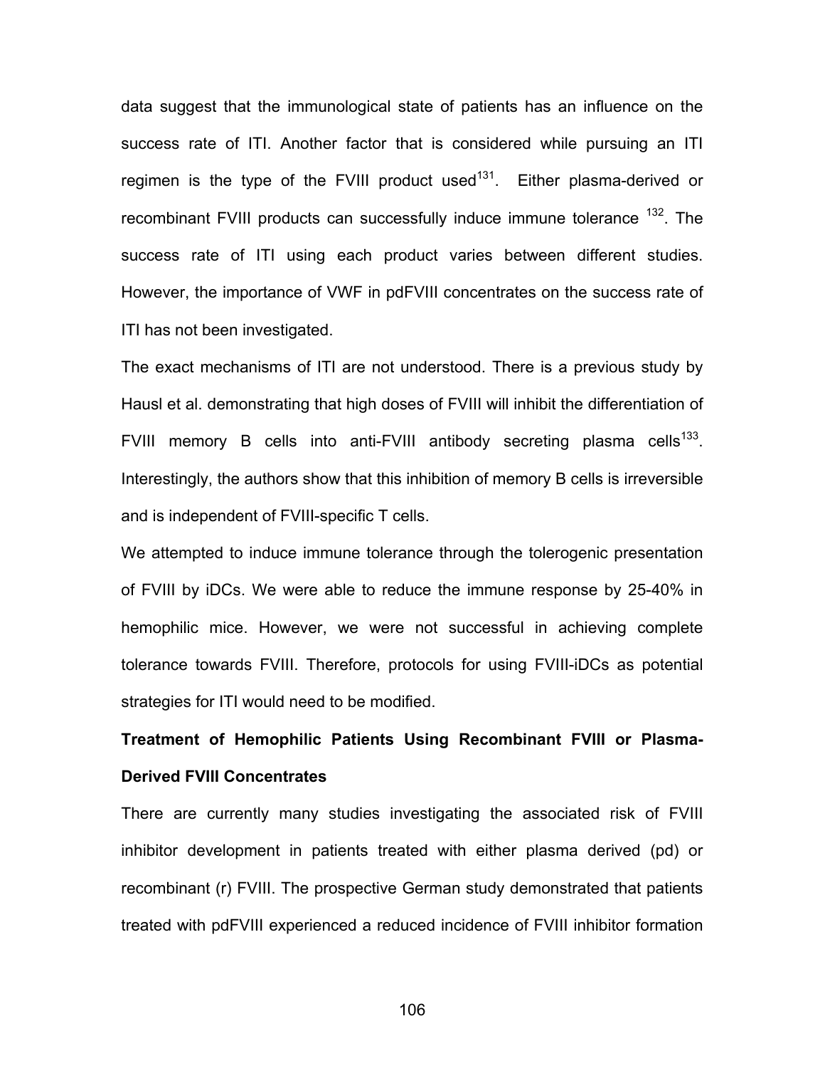data suggest that the immunological state of patients has an influence on the success rate of ITI. Another factor that is considered while pursuing an ITI regimen is the type of the FVIII product used[131]. Either plasma-derived or recombinant FVIII products can successfully induce immune tolerance [132]. The success rate of ITI using each product varies between different studies. However, the importance of VWF in pdFVIII concentrates on the success rate of ITI has not been investigated.

The exact mechanisms of ITI are not understood. There is a previous study by Hausl et al. demonstrating that high doses of FVIII will inhibit the differentiation of FVIII memory B cells into anti-FVIII antibody secreting plasma cells[133]. Interestingly, the authors show that this inhibition of memory B cells is irreversible and is independent of FVIII-specific T cells.

We attempted to induce immune tolerance through the tolerogenic presentation of FVIII by iDCs. We were able to reduce the immune response by 25-40% in hemophilic mice. However, we were not successful in achieving complete tolerance towards FVIII. Therefore, protocols for using FVIII-iDCs as potential strategies for ITI would need to be modified.

**Treatment of Hemophilic Patients Using Recombinant FVIII or Plasma-Derived FVIII Concentrates**

There are currently many studies investigating the associated risk of FVIII inhibitor development in patients treated with either plasma derived (pd) or recombinant (r) FVIII. The prospective German study demonstrated that patients treated with pdFVIII experienced a reduced incidence of FVIII inhibitor formation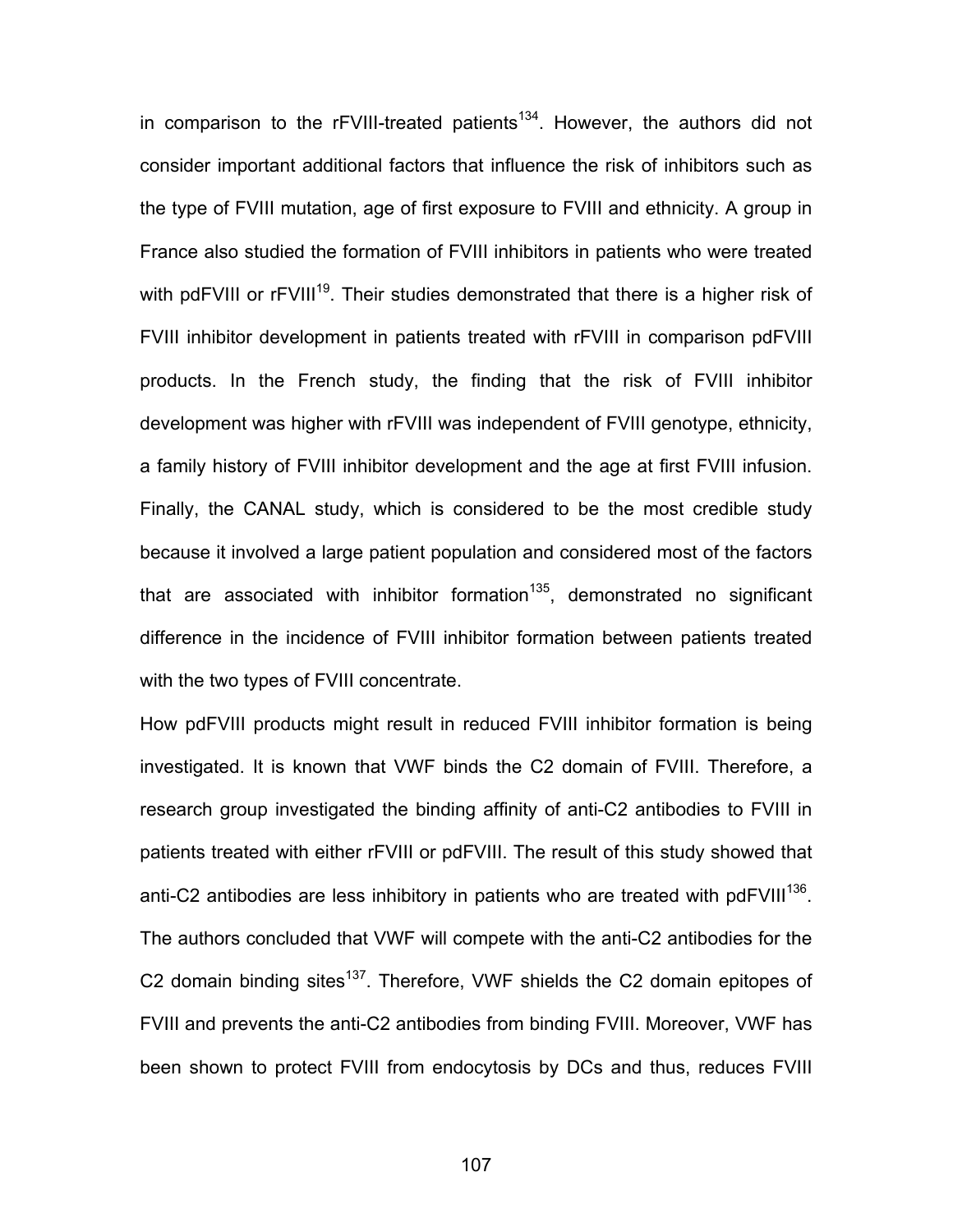in comparison to the rFVIII-treated patients[134]. However, the authors did not consider important additional factors that influence the risk of inhibitors such as the type of FVIII mutation, age of first exposure to FVIII and ethnicity. A group in France also studied the formation of FVIII inhibitors in patients who were treated with pdFVIII or rFVIII[19]. Their studies demonstrated that there is a higher risk of FVIII inhibitor development in patients treated with rFVIII in comparison pdFVIII products. In the French study, the finding that the risk of FVIII inhibitor development was higher with rFVIII was independent of FVIII genotype, ethnicity, a family history of FVIII inhibitor development and the age at first FVIII infusion. Finally, the CANAL study, which is considered to be the most credible study because it involved a large patient population and considered most of the factors that are associated with inhibitor formation[135], demonstrated no significant difference in the incidence of FVIII inhibitor formation between patients treated with the two types of FVIII concentrate.

How pdFVIII products might result in reduced FVIII inhibitor formation is being investigated. It is known that VWF binds the C2 domain of FVIII. Therefore, a research group investigated the binding affinity of anti-C2 antibodies to FVIII in patients treated with either rFVIII or pdFVIII. The result of this study showed that anti-C2 antibodies are less inhibitory in patients who are treated with pdFVIII[136]. The authors concluded that VWF will compete with the anti-C2 antibodies for the C2 domain binding sites[137]. Therefore, VWF shields the C2 domain epitopes of FVIII and prevents the anti-C2 antibodies from binding FVIII. Moreover, VWF has been shown to protect FVIII from endocytosis by DCs and thus, reduces FVIII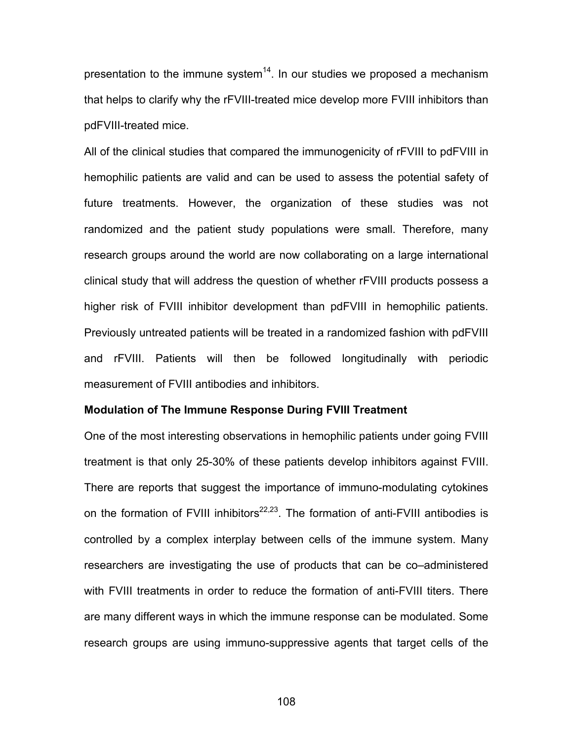presentation to the immune system[14]. In our studies we proposed a mechanism that helps to clarify why the rFVIII-treated mice develop more FVIII inhibitors than pdFVIII-treated mice.

All of the clinical studies that compared the immunogenicity of rFVIII to pdFVIII in hemophilic patients are valid and can be used to assess the potential safety of future treatments. However, the organization of these studies was not randomized and the patient study populations were small. Therefore, many research groups around the world are now collaborating on a large international clinical study that will address the question of whether rFVIII products possess a higher risk of FVIII inhibitor development than pdFVIII in hemophilic patients. Previously untreated patients will be treated in a randomized fashion with pdFVIII and rFVIII. Patients will then be followed longitudinally with periodic measurement of FVIII antibodies and inhibitors.

**Modulation of The Immune Response During FVIII Treatment**

One of the most interesting observations in hemophilic patients under going FVIII treatment is that only 25-30% of these patients develop inhibitors against FVIII. There are reports that suggest the importance of immuno-modulating cytokines on the formation of FVIII inhibitors[22,23]. The formation of anti-FVIII antibodies is controlled by a complex interplay between cells of the immune system. Many researchers are investigating the use of products that can be co–administered with FVIII treatments in order to reduce the formation of anti-FVIII titers. There are many different ways in which the immune response can be modulated. Some research groups are using immuno-suppressive agents that target cells of the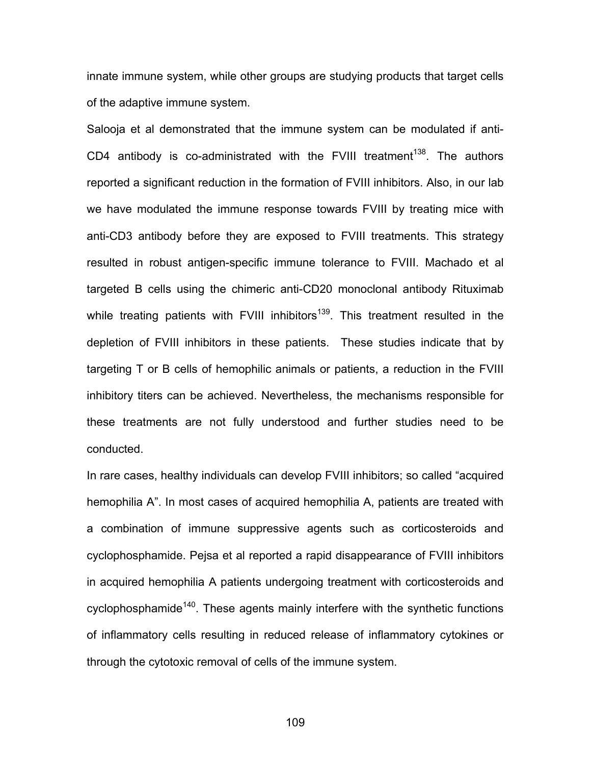innate immune system, while other groups are studying products that target cells of the adaptive immune system.

Salooja et al demonstrated that the immune system can be modulated if anti-CD4 antibody is co-administrated with the FVIII treatment[138]. The authors reported a significant reduction in the formation of FVIII inhibitors. Also, in our lab we have modulated the immune response towards FVIII by treating mice with anti-CD3 antibody before they are exposed to FVIII treatments. This strategy resulted in robust antigen-specific immune tolerance to FVIII. Machado et al targeted B cells using the chimeric anti-CD20 monoclonal antibody Rituximab while treating patients with FVIII inhibitors[139]. This treatment resulted in the depletion of FVIII inhibitors in these patients. These studies indicate that by targeting T or B cells of hemophilic animals or patients, a reduction in the FVIII inhibitory titers can be achieved. Nevertheless, the mechanisms responsible for these treatments are not fully understood and further studies need to be conducted.

In rare cases, healthy individuals can develop FVIII inhibitors; so called "acquired hemophilia A". In most cases of acquired hemophilia A, patients are treated with a combination of immune suppressive agents such as corticosteroids and cyclophosphamide. Pejsa et al reported a rapid disappearance of FVIII inhibitors in acquired hemophilia A patients undergoing treatment with corticosteroids and cyclophosphamide[140]. These agents mainly interfere with the synthetic functions of inflammatory cells resulting in reduced release of inflammatory cytokines or through the cytotoxic removal of cells of the immune system.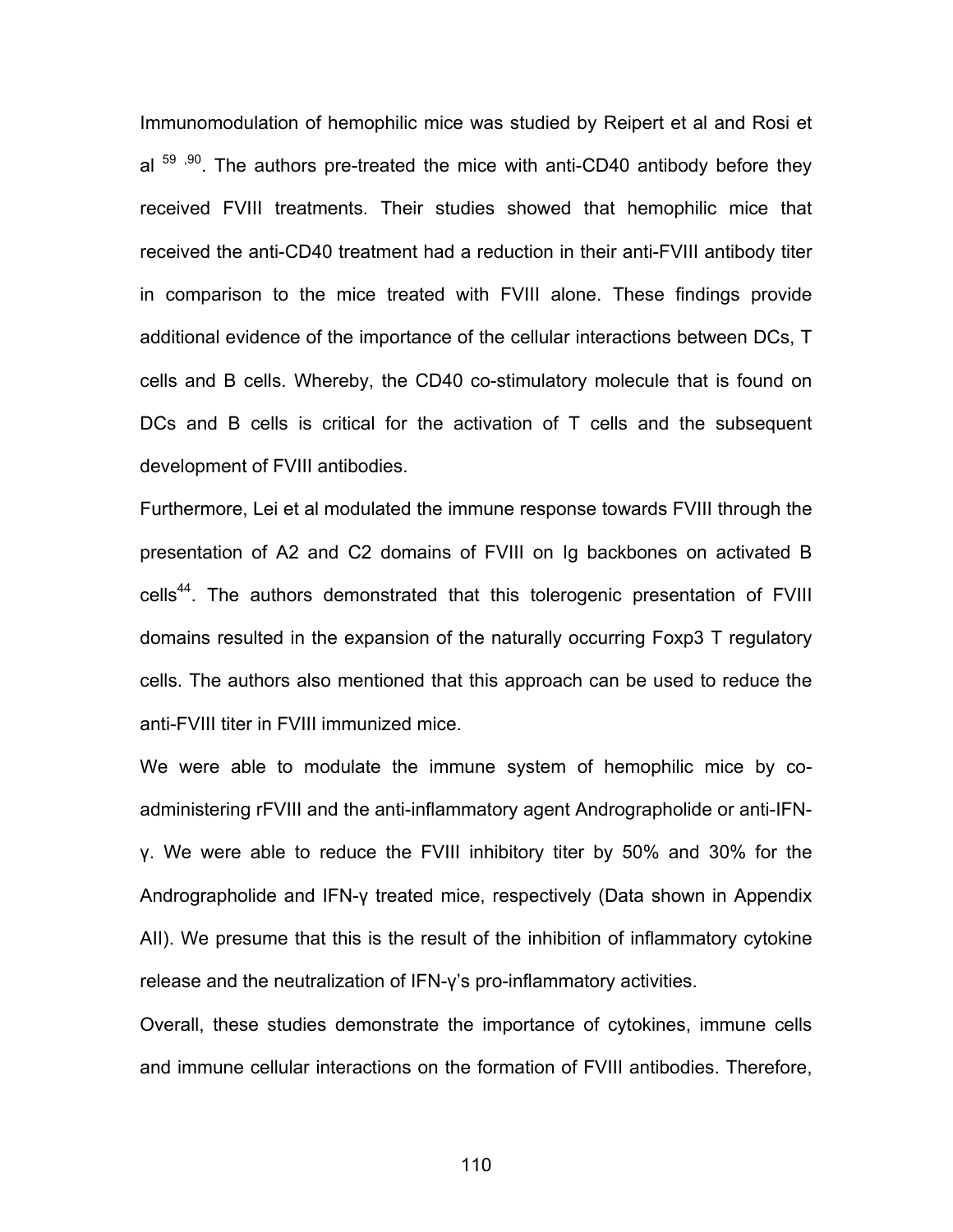Immunomodulation of hemophilic mice was studied by Reipert et al and Rosi et al [59,90]. The authors pre-treated the mice with anti-CD40 antibody before they received FVIII treatments. Their studies showed that hemophilic mice that received the anti-CD40 treatment had a reduction in their anti-FVIII antibody titer in comparison to the mice treated with FVIII alone. These findings provide additional evidence of the importance of the cellular interactions between DCs, T cells and B cells. Whereby, the CD40 co-stimulatory molecule that is found on DCs and B cells is critical for the activation of T cells and the subsequent development of FVIII antibodies.

Furthermore, Lei et al modulated the immune response towards FVIII through the presentation of A2 and C2 domains of FVIII on Ig backbones on activated B cells[44]. The authors demonstrated that this tolerogenic presentation of FVIII domains resulted in the expansion of the naturally occurring Foxp3 T regulatory cells. The authors also mentioned that this approach can be used to reduce the anti-FVIII titer in FVIII immunized mice.

We were able to modulate the immune system of hemophilic mice by co-administering rFVIII and the anti-inflammatory agent Andrographolide or anti-IFN-γ. We were able to reduce the FVIII inhibitory titer by 50% and 30% for the Andrographolide and IFN-γ treated mice, respectively (Data shown in Appendix AII). We presume that this is the result of the inhibition of inflammatory cytokine release and the neutralization of IFN-γ's pro-inflammatory activities.

Overall, these studies demonstrate the importance of cytokines, immune cells and immune cellular interactions on the formation of FVIII antibodies. Therefore,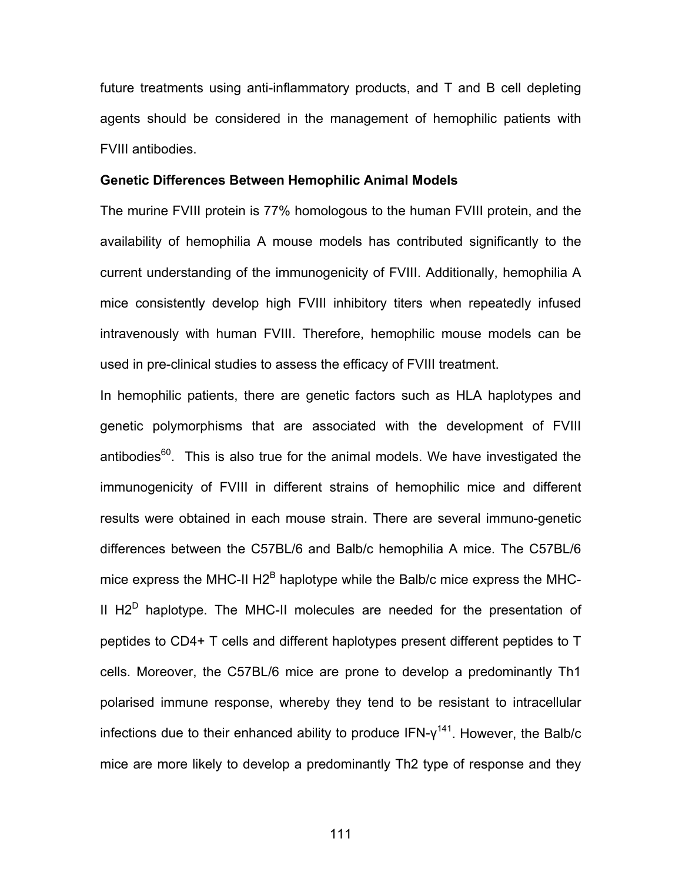future treatments using anti-inflammatory products, and T and B cell depleting agents should be considered in the management of hemophilic patients with FVIII antibodies.

**Genetic Differences Between Hemophilic Animal Models**

The murine FVIII protein is 77% homologous to the human FVIII protein, and the availability of hemophilia A mouse models has contributed significantly to the current understanding of the immunogenicity of FVIII. Additionally, hemophilia A mice consistently develop high FVIII inhibitory titers when repeatedly infused intravenously with human FVIII. Therefore, hemophilic mouse models can be used in pre-clinical studies to assess the efficacy of FVIII treatment.

In hemophilic patients, there are genetic factors such as HLA haplotypes and genetic polymorphisms that are associated with the development of FVIII antibodies[60]. This is also true for the animal models. We have investigated the immunogenicity of FVIII in different strains of hemophilic mice and different results were obtained in each mouse strain. There are several immuno-genetic differences between the C57BL/6 and Balb/c hemophilia A mice. The C57BL/6 mice express the MHC-II $H2^B$ haplotype while the Balb/c mice express the MHC-II $H2^D$ haplotype. The MHC-II molecules are needed for the presentation of peptides to CD4+ T cells and different haplotypes present different peptides to T cells. Moreover, the C57BL/6 mice are prone to develop a predominantly Th1 polarised immune response, whereby they tend to be resistant to intracellular infections due to their enhanced ability to produce IFN-γ[141]. However, the Balb/c mice are more likely to develop a predominantly Th2 type of response and they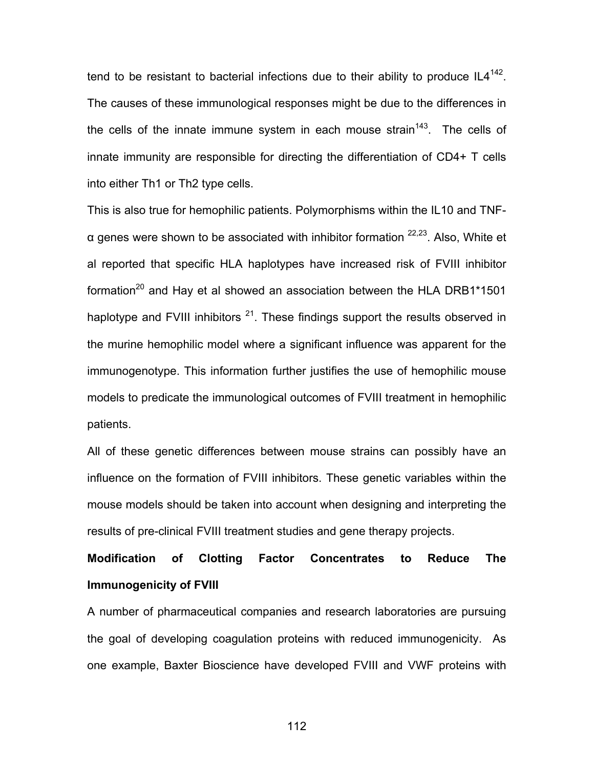tend to be resistant to bacterial infections due to their ability to produce IL4[142]. The causes of these immunological responses might be due to the differences in the cells of the innate immune system in each mouse strain[143]. The cells of innate immunity are responsible for directing the differentiation of CD4+ T cells into either Th1 or Th2 type cells.

This is also true for hemophilic patients. Polymorphisms within the IL10 and TNF-α genes were shown to be associated with inhibitor formation [22,23]. Also, White et al reported that specific HLA haplotypes have increased risk of FVIII inhibitor formation[20] and Hay et al showed an association between the HLA DRB1*1501 haplotype and FVIII inhibitors [21]. These findings support the results observed in the murine hemophilic model where a significant influence was apparent for the immunogenotype. This information further justifies the use of hemophilic mouse models to predicate the immunological outcomes of FVIII treatment in hemophilic patients.

All of these genetic differences between mouse strains can possibly have an influence on the formation of FVIII inhibitors. These genetic variables within the mouse models should be taken into account when designing and interpreting the results of pre-clinical FVIII treatment studies and gene therapy projects.

**Modification of Clotting Factor Concentrates to Reduce The Immunogenicity of FVIII**

A number of pharmaceutical companies and research laboratories are pursuing the goal of developing coagulation proteins with reduced immunogenicity. As one example, Baxter Bioscience have developed FVIII and VWF proteins with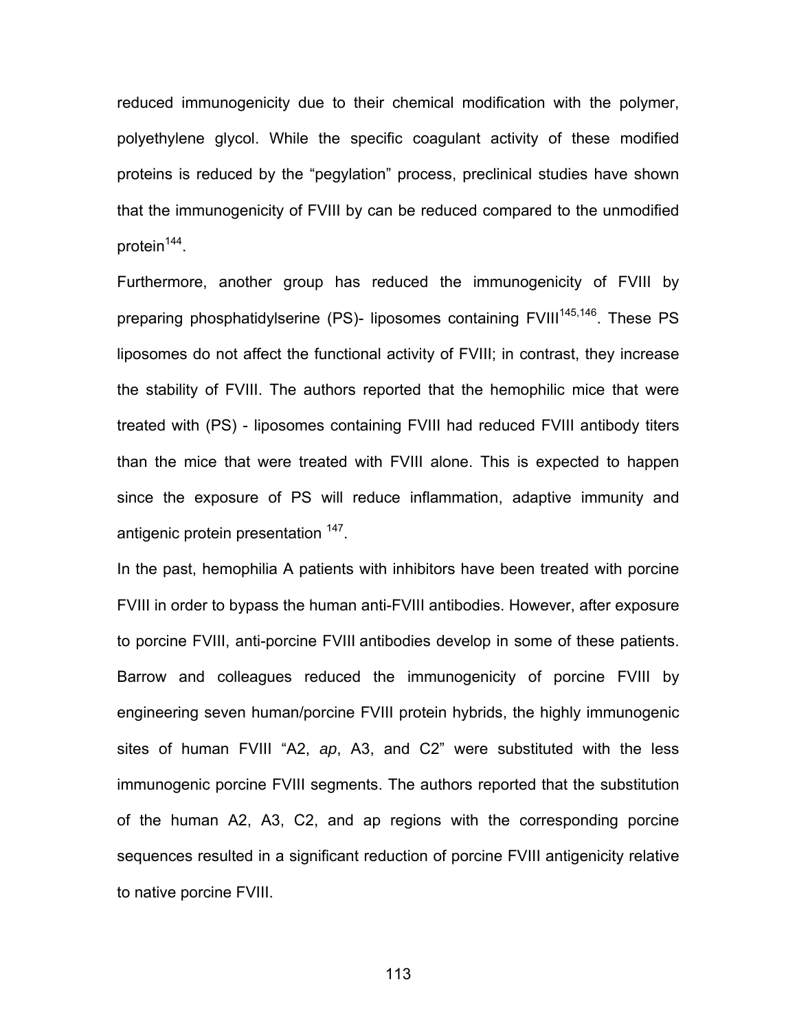reduced immunogenicity due to their chemical modification with the polymer, polyethylene glycol. While the specific coagulant activity of these modified proteins is reduced by the "pegylation" process, preclinical studies have shown that the immunogenicity of FVIII by can be reduced compared to the unmodified protein[144].

Furthermore, another group has reduced the immunogenicity of FVIII by preparing phosphatidylserine (PS)- liposomes containing FVIII[145,146]. These PS liposomes do not affect the functional activity of FVIII; in contrast, they increase the stability of FVIII. The authors reported that the hemophilic mice that were treated with (PS) - liposomes containing FVIII had reduced FVIII antibody titers than the mice that were treated with FVIII alone. This is expected to happen since the exposure of PS will reduce inflammation, adaptive immunity and antigenic protein presentation [147].

In the past, hemophilia A patients with inhibitors have been treated with porcine FVIII in order to bypass the human anti-FVIII antibodies. However, after exposure to porcine FVIII, anti-porcine FVIII antibodies develop in some of these patients. Barrow and colleagues reduced the immunogenicity of porcine FVIII by engineering seven human/porcine FVIII protein hybrids, the highly immunogenic sites of human FVIII "A2, *ap*, A3, and C2" were substituted with the less immunogenic porcine FVIII segments. The authors reported that the substitution of the human A2, A3, C2, and ap regions with the corresponding porcine sequences resulted in a significant reduction of porcine FVIII antigenicity relative to native porcine FVIII.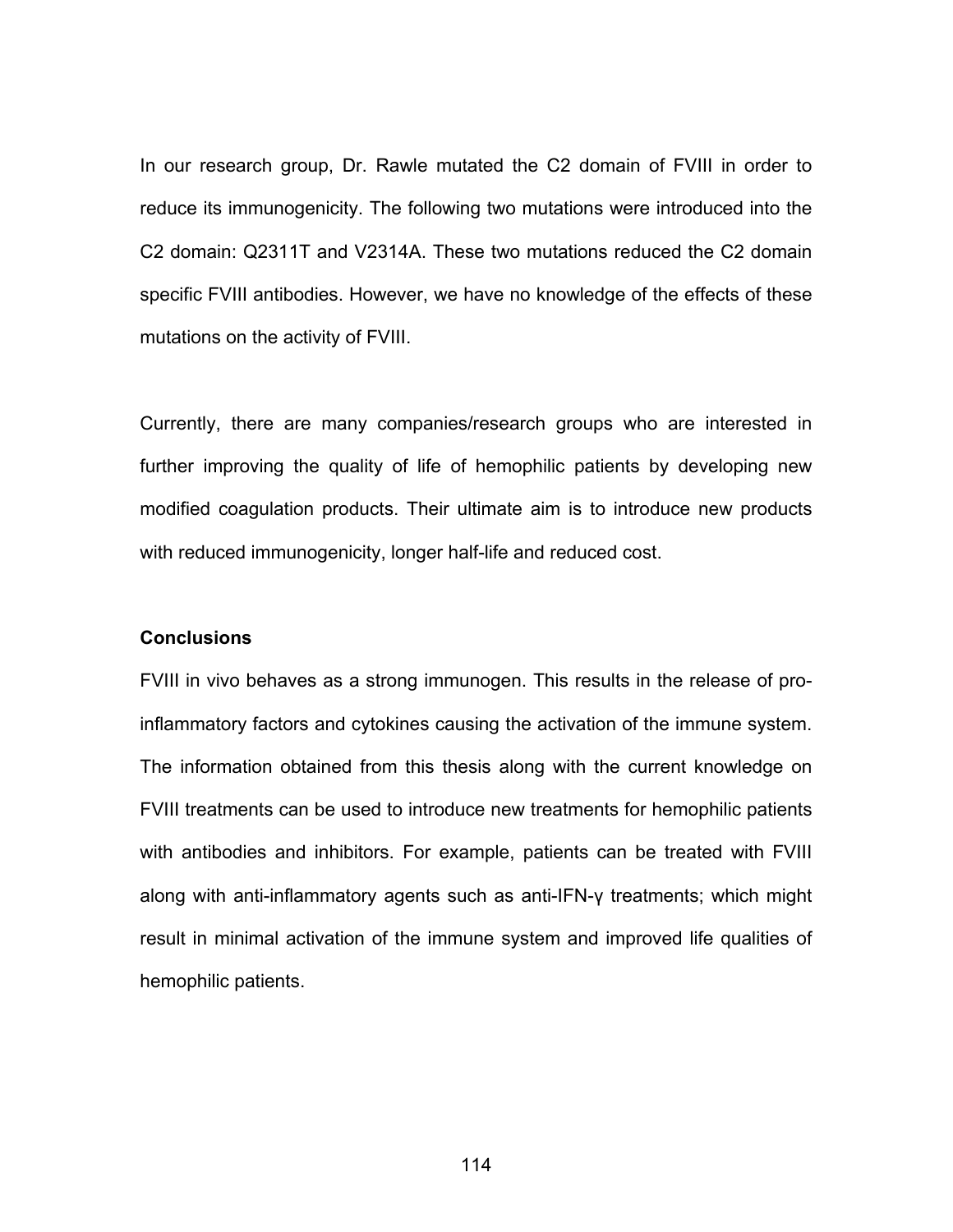In our research group, Dr. Rawle mutated the C2 domain of FVIII in order to reduce its immunogenicity. The following two mutations were introduced into the C2 domain: Q2311T and V2314A. These two mutations reduced the C2 domain specific FVIII antibodies. However, we have no knowledge of the effects of these mutations on the activity of FVIII.

Currently, there are many companies/research groups who are interested in further improving the quality of life of hemophilic patients by developing new modified coagulation products. Their ultimate aim is to introduce new products with reduced immunogenicity, longer half-life and reduced cost.

**Conclusions**

FVIII in vivo behaves as a strong immunogen. This results in the release of pro-inflammatory factors and cytokines causing the activation of the immune system. The information obtained from this thesis along with the current knowledge on FVIII treatments can be used to introduce new treatments for hemophilic patients with antibodies and inhibitors. For example, patients can be treated with FVIII along with anti-inflammatory agents such as anti-IFN-γ treatments; which might result in minimal activation of the immune system and improved life qualities of hemophilic patients.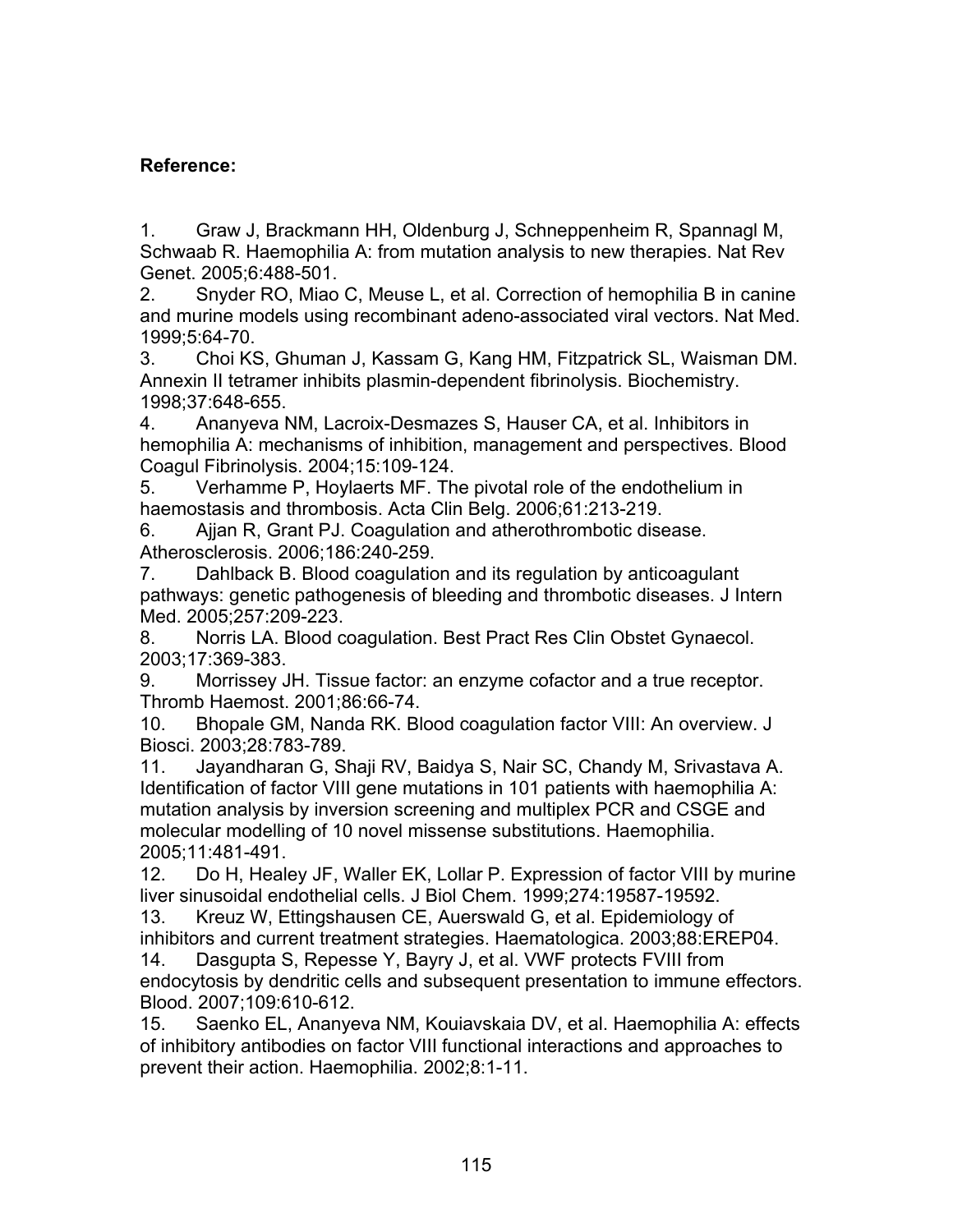**Reference:**

1. Graw J, Brackmann HH, Oldenburg J, Schneppenheim R, Spannagl M, Schwaab R. Haemophilia A: from mutation analysis to new therapies. Nat Rev Genet. 2005;6:488-501.
2. Snyder RO, Miao C, Meuse L, et al. Correction of hemophilia B in canine and murine models using recombinant adeno-associated viral vectors. Nat Med. 1999;5:64-70.
3. Choi KS, Ghuman J, Kassam G, Kang HM, Fitzpatrick SL, Waisman DM. Annexin II tetramer inhibits plasmin-dependent fibrinolysis. Biochemistry. 1998;37:648-655.
4. Ananyeva NM, Lacroix-Desmazes S, Hauser CA, et al. Inhibitors in hemophilia A: mechanisms of inhibition, management and perspectives. Blood Coagul Fibrinolysis. 2004;15:109-124.
5. Verhamme P, Hoylaerts MF. The pivotal role of the endothelium in haemostasis and thrombosis. Acta Clin Belg. 2006;61:213-219.
6. Ajjan R, Grant PJ. Coagulation and atherothrombotic disease. Atherosclerosis. 2006;186:240-259.
7. Dahlback B. Blood coagulation and its regulation by anticoagulant pathways: genetic pathogenesis of bleeding and thrombotic diseases. J Intern Med. 2005;257:209-223.
8. Norris LA. Blood coagulation. Best Pract Res Clin Obstet Gynaecol. 2003;17:369-383.
9. Morrissey JH. Tissue factor: an enzyme cofactor and a true receptor. Thromb Haemost. 2001;86:66-74.
10. Bhopale GM, Nanda RK. Blood coagulation factor VIII: An overview. J Biosci. 2003;28:783-789.
11. Jayandharan G, Shaji RV, Baidya S, Nair SC, Chandy M, Srivastava A. Identification of factor VIII gene mutations in 101 patients with haemophilia A: mutation analysis by inversion screening and multiplex PCR and CSGE and molecular modelling of 10 novel missense substitutions. Haemophilia. 2005;11:481-491.
12. Do H, Healey JF, Waller EK, Lollar P. Expression of factor VIII by murine liver sinusoidal endothelial cells. J Biol Chem. 1999;274:19587-19592.
13. Kreuz W, Ettingshausen CE, Auerswald G, et al. Epidemiology of inhibitors and current treatment strategies. Haematologica. 2003;88:EREP04.
14. Dasgupta S, Repesse Y, Bayry J, et al. VWF protects FVIII from endocytosis by dendritic cells and subsequent presentation to immune effectors. Blood. 2007;109:610-612.
15. Saenko EL, Ananyeva NM, Kouiavskaia DV, et al. Haemophilia A: effects of inhibitory antibodies on factor VIII functional interactions and approaches to prevent their action. Haemophilia. 2002;8:1-11.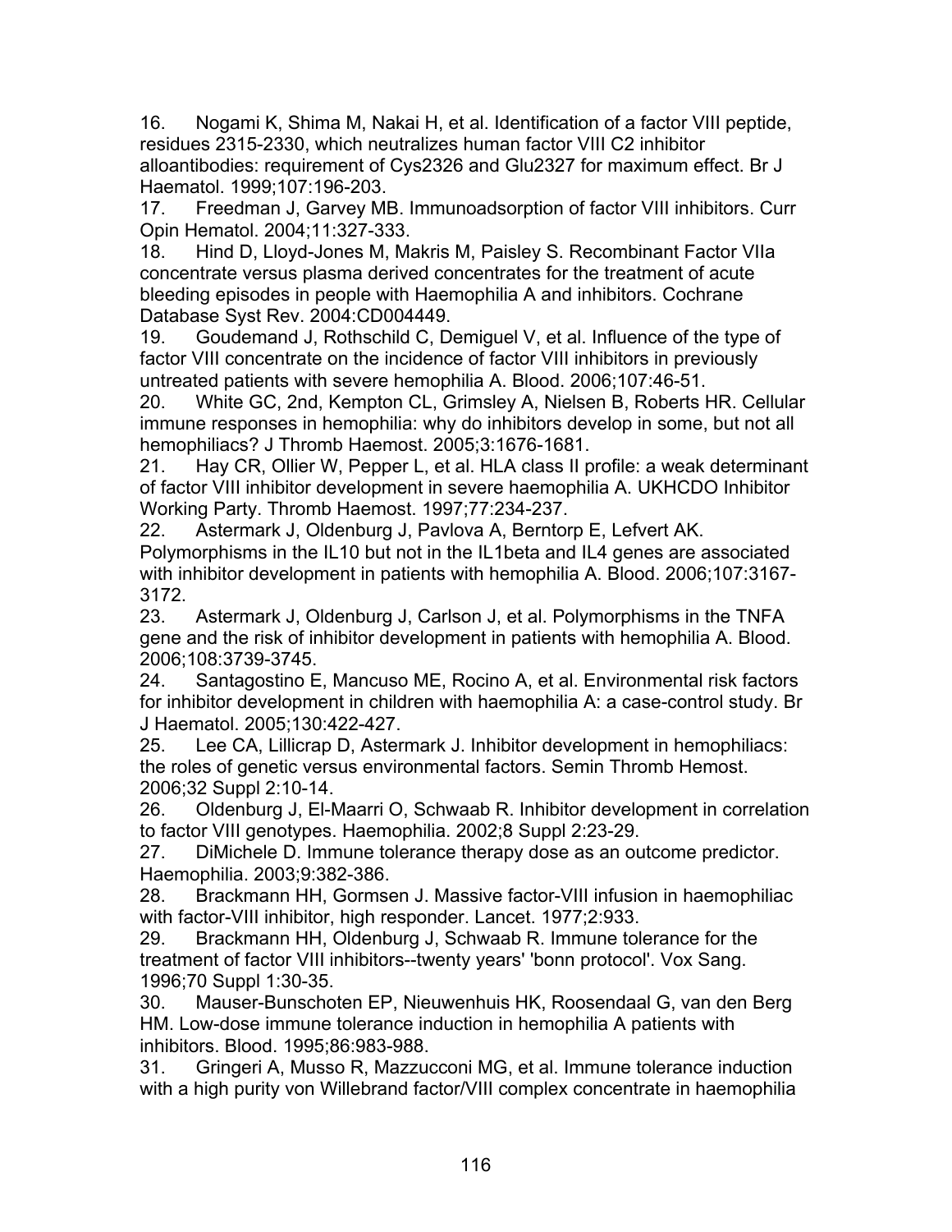16. Nogami K, Shima M, Nakai H, et al. Identification of a factor VIII peptide, residues 2315-2330, which neutralizes human factor VIII C2 inhibitor alloantibodies: requirement of Cys2326 and Glu2327 for maximum effect. Br J Haematol. 1999;107:196-203.
17. Freedman J, Garvey MB. Immunoadsorption of factor VIII inhibitors. Curr Opin Hematol. 2004;11:327-333.
18. Hind D, Lloyd-Jones M, Makris M, Paisley S. Recombinant Factor VIIa concentrate versus plasma derived concentrates for the treatment of acute bleeding episodes in people with Haemophilia A and inhibitors. Cochrane Database Syst Rev. 2004:CD004449.
19. Goudemand J, Rothschild C, Demiguel V, et al. Influence of the type of factor VIII concentrate on the incidence of factor VIII inhibitors in previously untreated patients with severe hemophilia A. Blood. 2006;107:46-51.
20. White GC, 2nd, Kempton CL, Grimsley A, Nielsen B, Roberts HR. Cellular immune responses in hemophilia: why do inhibitors develop in some, but not all hemophiliacs? J Thromb Haemost. 2005;3:1676-1681.
21. Hay CR, Ollier W, Pepper L, et al. HLA class II profile: a weak determinant of factor VIII inhibitor development in severe haemophilia A. UKHCDO Inhibitor Working Party. Thromb Haemost. 1997;77:234-237.
22. Astermark J, Oldenburg J, Pavlova A, Berntorp E, Lefvert AK. Polymorphisms in the IL10 but not in the IL1beta and IL4 genes are associated with inhibitor development in patients with hemophilia A. Blood. 2006;107:3167-3172.
23. Astermark J, Oldenburg J, Carlson J, et al. Polymorphisms in the TNFA gene and the risk of inhibitor development in patients with hemophilia A. Blood. 2006;108:3739-3745.
24. Santagostino E, Mancuso ME, Rocino A, et al. Environmental risk factors for inhibitor development in children with haemophilia A: a case-control study. Br J Haematol. 2005;130:422-427.
25. Lee CA, Lillicrap D, Astermark J. Inhibitor development in hemophiliacs: the roles of genetic versus environmental factors. Semin Thromb Hemost. 2006;32 Suppl 2:10-14.
26. Oldenburg J, El-Maarri O, Schwaab R. Inhibitor development in correlation to factor VIII genotypes. Haemophilia. 2002;8 Suppl 2:23-29.
27. DiMichele D. Immune tolerance therapy dose as an outcome predictor. Haemophilia. 2003;9:382-386.
28. Brackmann HH, Gormsen J. Massive factor-VIII infusion in haemophiliac with factor-VIII inhibitor, high responder. Lancet. 1977;2:933.
29. Brackmann HH, Oldenburg J, Schwaab R. Immune tolerance for the treatment of factor VIII inhibitors--twenty years' 'bonn protocol'. Vox Sang. 1996;70 Suppl 1:30-35.
30. Mauser-Bunschoten EP, Nieuwenhuis HK, Roosendaal G, van den Berg HM. Low-dose immune tolerance induction in hemophilia A patients with inhibitors. Blood. 1995;86:983-988.
31. Gringeri A, Musso R, Mazzucconi MG, et al. Immune tolerance induction with a high purity von Willebrand factor/VIII complex concentrate in haemophilia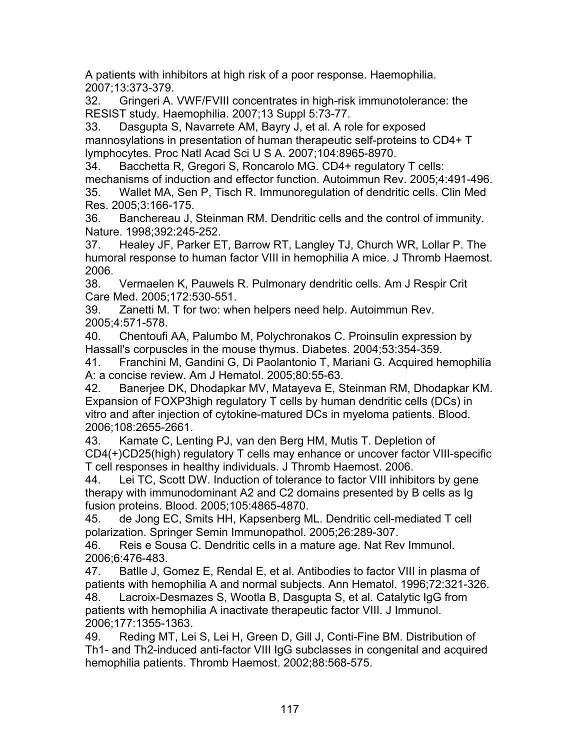A patients with inhibitors at high risk of a poor response. Haemophilia. 2007;13:373-379.

32. Gringeri A. VWF/FVIII concentrates in high-risk immunotolerance: the RESIST study. Haemophilia. 2007;13 Suppl 5:73-77.

33. Dasgupta S, Navarrete AM, Bayry J, et al. A role for exposed mannosylations in presentation of human therapeutic self-proteins to CD4+ T lymphocytes. Proc Natl Acad Sci U S A. 2007;104:8965-8970.

34. Bacchetta R, Gregori S, Roncarolo MG. CD4+ regulatory T cells: mechanisms of induction and effector function. Autoimmun Rev. 2005;4:491-496.

35. Wallet MA, Sen P, Tisch R. Immunoregulation of dendritic cells. Clin Med Res. 2005;3:166-175.

36. Banchereau J, Steinman RM. Dendritic cells and the control of immunity. Nature. 1998;392:245-252.

37. Healey JF, Parker ET, Barrow RT, Langley TJ, Church WR, Lollar P. The humoral response to human factor VIII in hemophilia A mice. J Thromb Haemost. 2006.

38. Vermaelen K, Pauwels R. Pulmonary dendritic cells. Am J Respir Crit Care Med. 2005;172:530-551.

39. Zanetti M. T for two: when helpers need help. Autoimmun Rev. 2005;4:571-578.

40. Chentoufi AA, Palumbo M, Polychronakos C. Proinsulin expression by Hassall's corpuscles in the mouse thymus. Diabetes. 2004;53:354-359.

41. Franchini M, Gandini G, Di Paolantonio T, Mariani G. Acquired hemophilia A: a concise review. Am J Hematol. 2005;80:55-63.

42. Banerjee DK, Dhodapkar MV, Matayeva E, Steinman RM, Dhodapkar KM. Expansion of FOXP3high regulatory T cells by human dendritic cells (DCs) in vitro and after injection of cytokine-matured DCs in myeloma patients. Blood. 2006;108:2655-2661.

43. Kamate C, Lenting PJ, van den Berg HM, Mutis T. Depletion of CD4(+)CD25(high) regulatory T cells may enhance or uncover factor VIII-specific T cell responses in healthy individuals. J Thromb Haemost. 2006.

44. Lei TC, Scott DW. Induction of tolerance to factor VIII inhibitors by gene therapy with immunodominant A2 and C2 domains presented by B cells as Ig fusion proteins. Blood. 2005;105:4865-4870.

45. de Jong EC, Smits HH, Kapsenberg ML. Dendritic cell-mediated T cell polarization. Springer Semin Immunopathol. 2005;26:289-307.

46. Reis e Sousa C. Dendritic cells in a mature age. Nat Rev Immunol. 2006;6:476-483.

47. Batlle J, Gomez E, Rendal E, et al. Antibodies to factor VIII in plasma of patients with hemophilia A and normal subjects. Ann Hematol. 1996;72:321-326.

48. Lacroix-Desmazes S, Wootla B, Dasgupta S, et al. Catalytic IgG from patients with hemophilia A inactivate therapeutic factor VIII. J Immunol. 2006;177:1355-1363.

49. Reding MT, Lei S, Lei H, Green D, Gill J, Conti-Fine BM. Distribution of Th1- and Th2-induced anti-factor VIII IgG subclasses in congenital and acquired hemophilia patients. Thromb Haemost. 2002;88:568-575.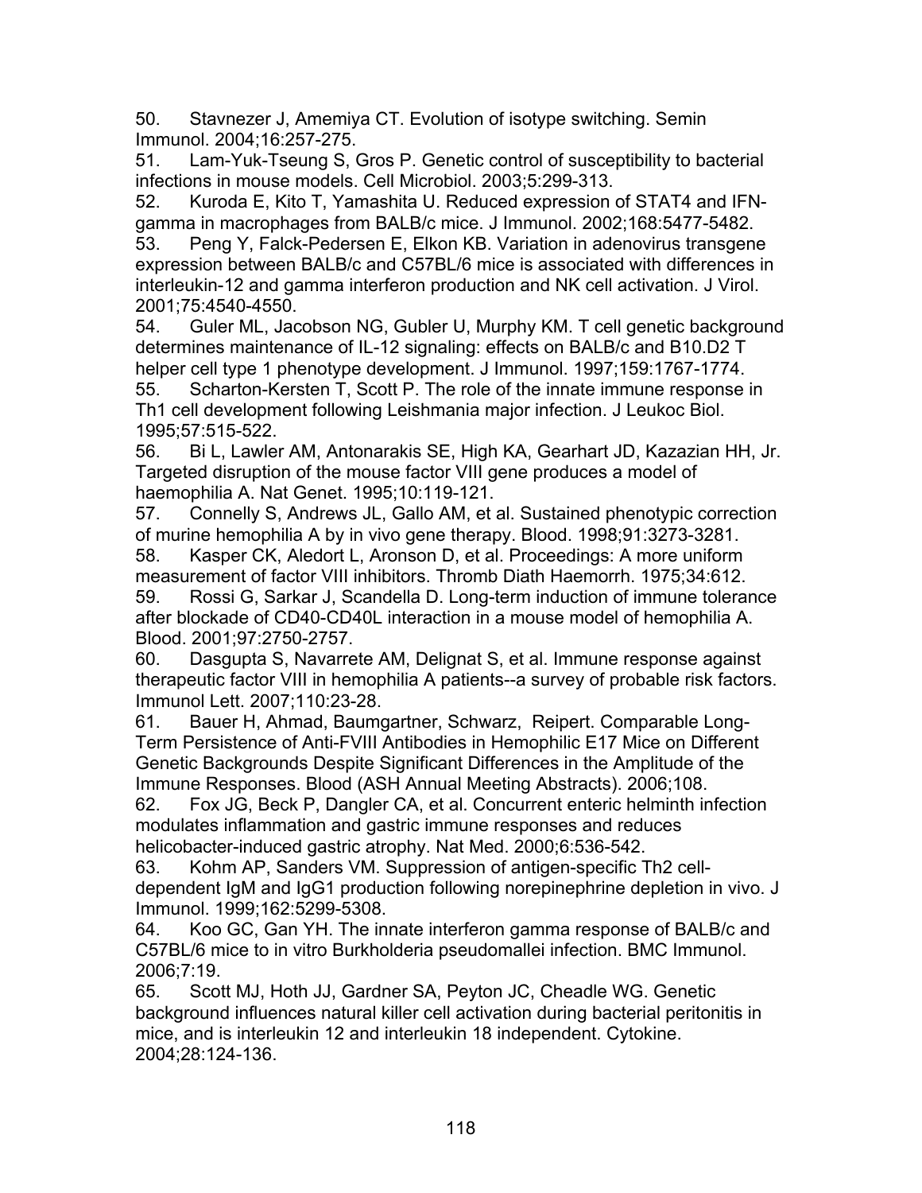50. Stavnezer J, Amemiya CT. Evolution of isotype switching. Semin Immunol. 2004;16:257-275.

51. Lam-Yuk-Tseung S, Gros P. Genetic control of susceptibility to bacterial infections in mouse models. Cell Microbiol. 2003;5:299-313.

52. Kuroda E, Kito T, Yamashita U. Reduced expression of STAT4 and IFN-gamma in macrophages from BALB/c mice. J Immunol. 2002;168:5477-5482.

53. Peng Y, Falck-Pedersen E, Elkon KB. Variation in adenovirus transgene expression between BALB/c and C57BL/6 mice is associated with differences in interleukin-12 and gamma interferon production and NK cell activation. J Virol. 2001;75:4540-4550.

54. Guler ML, Jacobson NG, Gubler U, Murphy KM. T cell genetic background determines maintenance of IL-12 signaling: effects on BALB/c and B10.D2 T helper cell type 1 phenotype development. J Immunol. 1997;159:1767-1774.

55. Scharton-Kersten T, Scott P. The role of the innate immune response in Th1 cell development following Leishmania major infection. J Leukoc Biol. 1995;57:515-522.

56. Bi L, Lawler AM, Antonarakis SE, High KA, Gearhart JD, Kazazian HH, Jr. Targeted disruption of the mouse factor VIII gene produces a model of haemophilia A. Nat Genet. 1995;10:119-121.

57. Connelly S, Andrews JL, Gallo AM, et al. Sustained phenotypic correction of murine hemophilia A by in vivo gene therapy. Blood. 1998;91:3273-3281.

58. Kasper CK, Aledort L, Aronson D, et al. Proceedings: A more uniform measurement of factor VIII inhibitors. Thromb Diath Haemorrh. 1975;34:612.

59. Rossi G, Sarkar J, Scandella D. Long-term induction of immune tolerance after blockade of CD40-CD40L interaction in a mouse model of hemophilia A. Blood. 2001;97:2750-2757.

60. Dasgupta S, Navarrete AM, Delignat S, et al. Immune response against therapeutic factor VIII in hemophilia A patients--a survey of probable risk factors. Immunol Lett. 2007;110:23-28.

61. Bauer H, Ahmad, Baumgartner, Schwarz, Reipert. Comparable Long-Term Persistence of Anti-FVIII Antibodies in Hemophilic E17 Mice on Different Genetic Backgrounds Despite Significant Differences in the Amplitude of the Immune Responses. Blood (ASH Annual Meeting Abstracts). 2006;108.

62. Fox JG, Beck P, Dangler CA, et al. Concurrent enteric helminth infection modulates inflammation and gastric immune responses and reduces helicobacter-induced gastric atrophy. Nat Med. 2000;6:536-542.

63. Kohm AP, Sanders VM. Suppression of antigen-specific Th2 cell-dependent IgM and IgG1 production following norepinephrine depletion in vivo. J Immunol. 1999;162:5299-5308.

64. Koo GC, Gan YH. The innate interferon gamma response of BALB/c and C57BL/6 mice to in vitro Burkholderia pseudomallei infection. BMC Immunol. 2006;7:19.

65. Scott MJ, Hoth JJ, Gardner SA, Peyton JC, Cheadle WG. Genetic background influences natural killer cell activation during bacterial peritonitis in mice, and is interleukin 12 and interleukin 18 independent. Cytokine. 2004;28:124-136.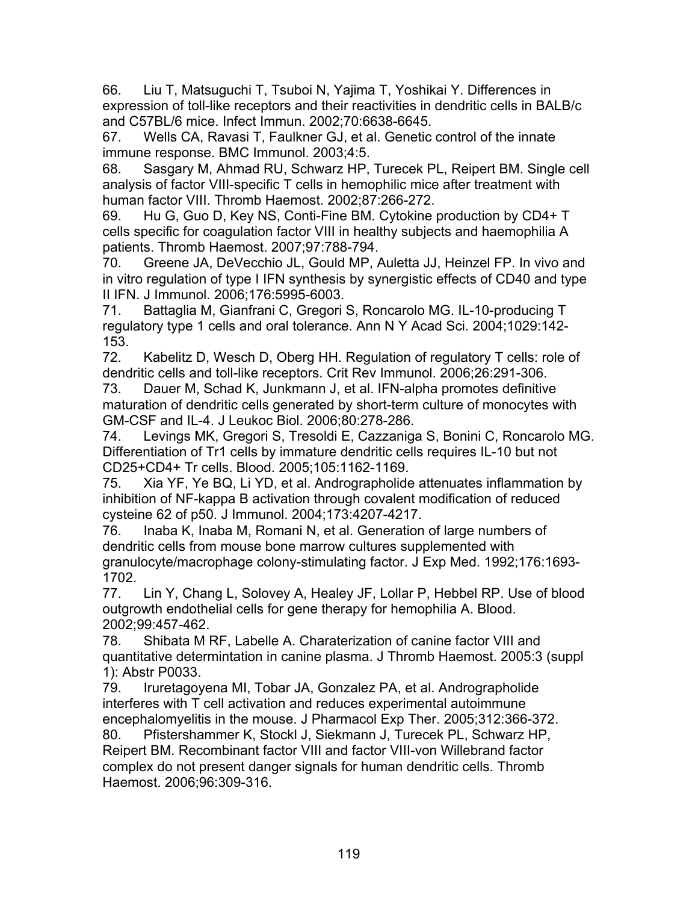66. Liu T, Matsuguchi T, Tsuboi N, Yajima T, Yoshikai Y. Differences in expression of toll-like receptors and their reactivities in dendritic cells in BALB/c and C57BL/6 mice. Infect Immun. 2002;70:6638-6645.

67. Wells CA, Ravasi T, Faulkner GJ, et al. Genetic control of the innate immune response. BMC Immunol. 2003;4:5.

68. Sasgary M, Ahmad RU, Schwarz HP, Turecek PL, Reipert BM. Single cell analysis of factor VIII-specific T cells in hemophilic mice after treatment with human factor VIII. Thromb Haemost. 2002;87:266-272.

69. Hu G, Guo D, Key NS, Conti-Fine BM. Cytokine production by CD4+ T cells specific for coagulation factor VIII in healthy subjects and haemophilia A patients. Thromb Haemost. 2007;97:788-794.

70. Greene JA, DeVecchio JL, Gould MP, Auletta JJ, Heinzel FP. In vivo and in vitro regulation of type I IFN synthesis by synergistic effects of CD40 and type II IFN. J Immunol. 2006;176:5995-6003.

71. Battaglia M, Gianfrani C, Gregori S, Roncarolo MG. IL-10-producing T regulatory type 1 cells and oral tolerance. Ann N Y Acad Sci. 2004;1029:142-153.

72. Kabelitz D, Wesch D, Oberg HH. Regulation of regulatory T cells: role of dendritic cells and toll-like receptors. Crit Rev Immunol. 2006;26:291-306.

73. Dauer M, Schad K, Junkmann J, et al. IFN-alpha promotes definitive maturation of dendritic cells generated by short-term culture of monocytes with GM-CSF and IL-4. J Leukoc Biol. 2006;80:278-286.

74. Levings MK, Gregori S, Tresoldi E, Cazzaniga S, Bonini C, Roncarolo MG. Differentiation of Tr1 cells by immature dendritic cells requires IL-10 but not CD25+CD4+ Tr cells. Blood. 2005;105:1162-1169.

75. Xia YF, Ye BQ, Li YD, et al. Andrographolide attenuates inflammation by inhibition of NF-kappa B activation through covalent modification of reduced cysteine 62 of p50. J Immunol. 2004;173:4207-4217.

76. Inaba K, Inaba M, Romani N, et al. Generation of large numbers of dendritic cells from mouse bone marrow cultures supplemented with granulocyte/macrophage colony-stimulating factor. J Exp Med. 1992;176:1693-1702.

77. Lin Y, Chang L, Solovey A, Healey JF, Lollar P, Hebbel RP. Use of blood outgrowth endothelial cells for gene therapy for hemophilia A. Blood. 2002;99:457-462.

78. Shibata M RF, Labelle A. Charaterization of canine factor VIII and quantitative determintation in canine plasma. J Thromb Haemost. 2005:3 (suppl 1): Abstr P0033.

79. Iruretagoyena MI, Tobar JA, Gonzalez PA, et al. Andrographolide interferes with T cell activation and reduces experimental autoimmune encephalomyelitis in the mouse. J Pharmacol Exp Ther. 2005;312:366-372.

80. Pfistershammer K, Stockl J, Siekmann J, Turecek PL, Schwarz HP, Reipert BM. Recombinant factor VIII and factor VIII-von Willebrand factor complex do not present danger signals for human dendritic cells. Thromb Haemost. 2006;96:309-316.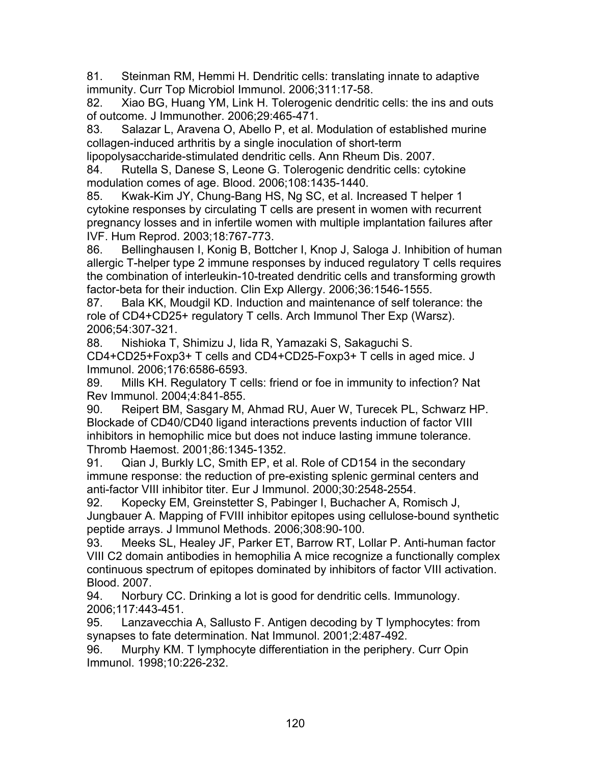81. Steinman RM, Hemmi H. Dendritic cells: translating innate to adaptive immunity. Curr Top Microbiol Immunol. 2006;311:17-58.

82. Xiao BG, Huang YM, Link H. Tolerogenic dendritic cells: the ins and outs of outcome. J Immunother. 2006;29:465-471.

83. Salazar L, Aravena O, Abello P, et al. Modulation of established murine collagen-induced arthritis by a single inoculation of short-term lipopolysaccharide-stimulated dendritic cells. Ann Rheum Dis. 2007.

84. Rutella S, Danese S, Leone G. Tolerogenic dendritic cells: cytokine modulation comes of age. Blood. 2006;108:1435-1440.

85. Kwak-Kim JY, Chung-Bang HS, Ng SC, et al. Increased T helper 1 cytokine responses by circulating T cells are present in women with recurrent pregnancy losses and in infertile women with multiple implantation failures after IVF. Hum Reprod. 2003;18:767-773.

86. Bellinghausen I, Konig B, Bottcher I, Knop J, Saloga J. Inhibition of human allergic T-helper type 2 immune responses by induced regulatory T cells requires the combination of interleukin-10-treated dendritic cells and transforming growth factor-beta for their induction. Clin Exp Allergy. 2006;36:1546-1555.

87. Bala KK, Moudgil KD. Induction and maintenance of self tolerance: the role of CD4+CD25+ regulatory T cells. Arch Immunol Ther Exp (Warsz). 2006;54:307-321.

88. Nishioka T, Shimizu J, Iida R, Yamazaki S, Sakaguchi S. CD4+CD25+Foxp3+ T cells and CD4+CD25-Foxp3+ T cells in aged mice. J Immunol. 2006;176:6586-6593.

89. Mills KH. Regulatory T cells: friend or foe in immunity to infection? Nat Rev Immunol. 2004;4:841-855.

90. Reipert BM, Sasgary M, Ahmad RU, Auer W, Turecek PL, Schwarz HP. Blockade of CD40/CD40 ligand interactions prevents induction of factor VIII inhibitors in hemophilic mice but does not induce lasting immune tolerance. Thromb Haemost. 2001;86:1345-1352.

91. Qian J, Burkly LC, Smith EP, et al. Role of CD154 in the secondary immune response: the reduction of pre-existing splenic germinal centers and anti-factor VIII inhibitor titer. Eur J Immunol. 2000;30:2548-2554.

92. Kopecky EM, Greinstetter S, Pabinger I, Buchacher A, Romisch J, Jungbauer A. Mapping of FVIII inhibitor epitopes using cellulose-bound synthetic peptide arrays. J Immunol Methods. 2006;308:90-100.

93. Meeks SL, Healey JF, Parker ET, Barrow RT, Lollar P. Anti-human factor VIII C2 domain antibodies in hemophilia A mice recognize a functionally complex continuous spectrum of epitopes dominated by inhibitors of factor VIII activation. Blood. 2007.

94. Norbury CC. Drinking a lot is good for dendritic cells. Immunology. 2006;117:443-451.

95. Lanzavecchia A, Sallusto F. Antigen decoding by T lymphocytes: from synapses to fate determination. Nat Immunol. 2001;2:487-492.

96. Murphy KM. T lymphocyte differentiation in the periphery. Curr Opin Immunol. 1998;10:226-232.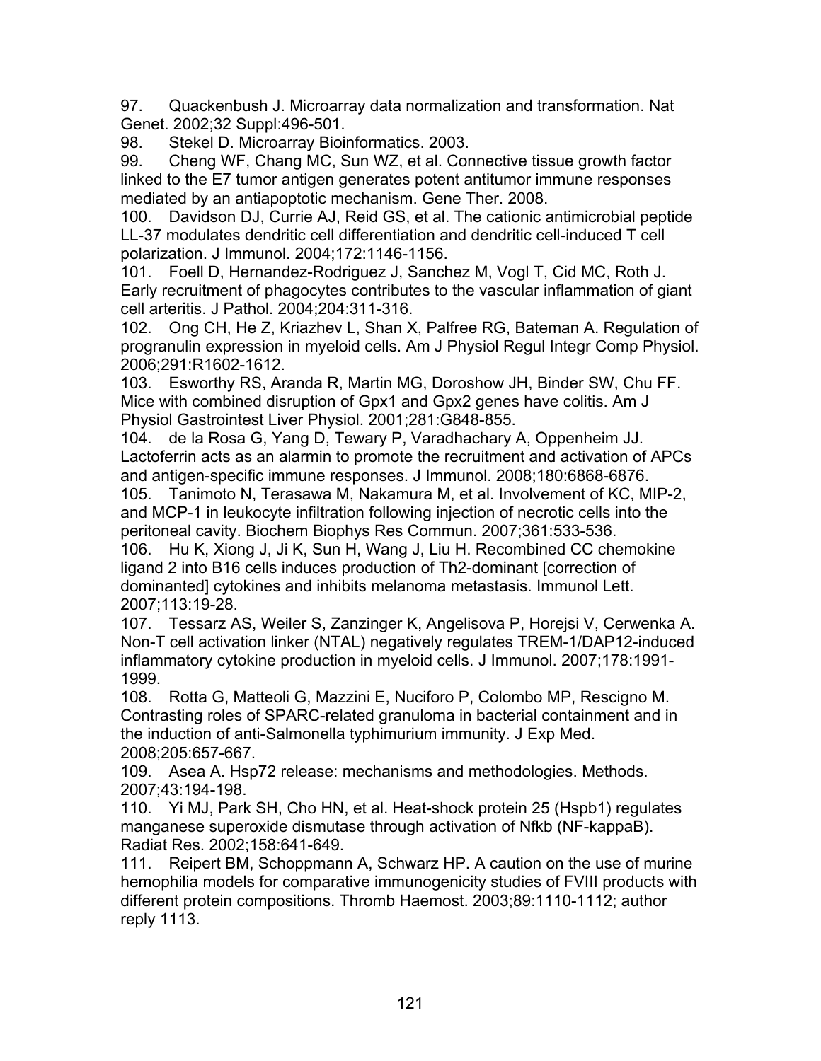97. Quackenbush J. Microarray data normalization and transformation. Nat Genet. 2002;32 Suppl:496-501.

98. Stekel D. Microarray Bioinformatics. 2003.

99. Cheng WF, Chang MC, Sun WZ, et al. Connective tissue growth factor linked to the E7 tumor antigen generates potent antitumor immune responses mediated by an antiapoptotic mechanism. Gene Ther. 2008.

100. Davidson DJ, Currie AJ, Reid GS, et al. The cationic antimicrobial peptide LL-37 modulates dendritic cell differentiation and dendritic cell-induced T cell polarization. J Immunol. 2004;172:1146-1156.

101. Foell D, Hernandez-Rodriguez J, Sanchez M, Vogl T, Cid MC, Roth J. Early recruitment of phagocytes contributes to the vascular inflammation of giant cell arteritis. J Pathol. 2004;204:311-316.

102. Ong CH, He Z, Kriazhev L, Shan X, Palfree RG, Bateman A. Regulation of progranulin expression in myeloid cells. Am J Physiol Regul Integr Comp Physiol. 2006;291:R1602-1612.

103. Esworthy RS, Aranda R, Martin MG, Doroshow JH, Binder SW, Chu FF. Mice with combined disruption of Gpx1 and Gpx2 genes have colitis. Am J Physiol Gastrointest Liver Physiol. 2001;281:G848-855.

104. de la Rosa G, Yang D, Tewary P, Varadhachary A, Oppenheim JJ. Lactoferrin acts as an alarmin to promote the recruitment and activation of APCs and antigen-specific immune responses. J Immunol. 2008;180:6868-6876.

105. Tanimoto N, Terasawa M, Nakamura M, et al. Involvement of KC, MIP-2, and MCP-1 in leukocyte infiltration following injection of necrotic cells into the peritoneal cavity. Biochem Biophys Res Commun. 2007;361:533-536.

106. Hu K, Xiong J, Ji K, Sun H, Wang J, Liu H. Recombined CC chemokine ligand 2 into B16 cells induces production of Th2-dominant [correction of dominanted] cytokines and inhibits melanoma metastasis. Immunol Lett. 2007;113:19-28.

107. Tessarz AS, Weiler S, Zanzinger K, Angelisova P, Horejsi V, Cerwenka A. Non-T cell activation linker (NTAL) negatively regulates TREM-1/DAP12-induced inflammatory cytokine production in myeloid cells. J Immunol. 2007;178:1991-1999.

108. Rotta G, Matteoli G, Mazzini E, Nuciforo P, Colombo MP, Rescigno M. Contrasting roles of SPARC-related granuloma in bacterial containment and in the induction of anti-Salmonella typhimurium immunity. J Exp Med. 2008;205:657-667.

109. Asea A. Hsp72 release: mechanisms and methodologies. Methods. 2007;43:194-198.

110. Yi MJ, Park SH, Cho HN, et al. Heat-shock protein 25 (Hspb1) regulates manganese superoxide dismutase through activation of Nfkb (NF-kappaB). Radiat Res. 2002;158:641-649.

111. Reipert BM, Schoppmann A, Schwarz HP. A caution on the use of murine hemophilia models for comparative immunogenicity studies of FVIII products with different protein compositions. Thromb Haemost. 2003;89:1110-1112; author reply 1113.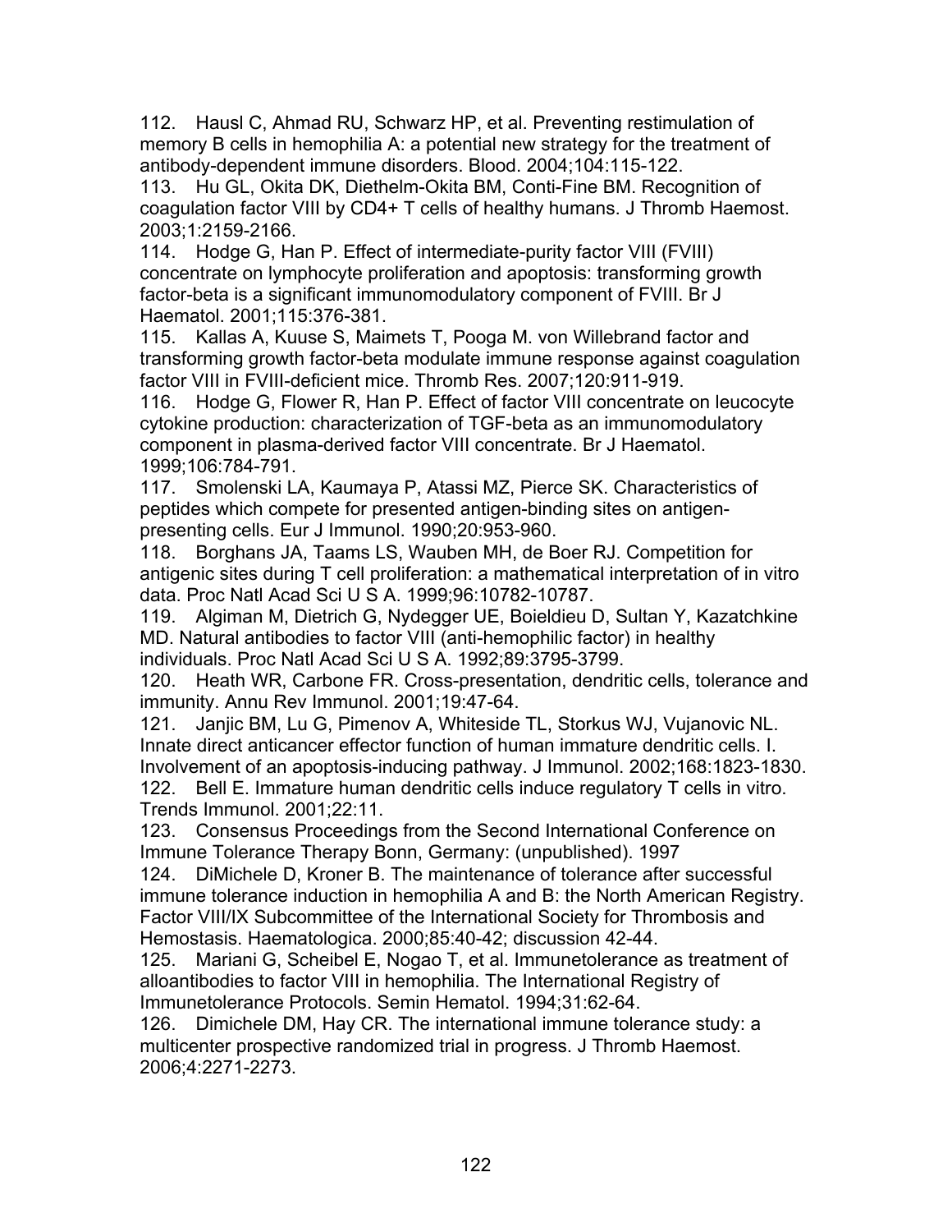112. Hausl C, Ahmad RU, Schwarz HP, et al. Preventing restimulation of memory B cells in hemophilia A: a potential new strategy for the treatment of antibody-dependent immune disorders. Blood. 2004;104:115-122.

113. Hu GL, Okita DK, Diethelm-Okita BM, Conti-Fine BM. Recognition of coagulation factor VIII by CD4+ T cells of healthy humans. J Thromb Haemost. 2003;1:2159-2166.

114. Hodge G, Han P. Effect of intermediate-purity factor VIII (FVIII) concentrate on lymphocyte proliferation and apoptosis: transforming growth factor-beta is a significant immunomodulatory component of FVIII. Br J Haematol. 2001;115:376-381.

115. Kallas A, Kuuse S, Maimets T, Pooga M. von Willebrand factor and transforming growth factor-beta modulate immune response against coagulation factor VIII in FVIII-deficient mice. Thromb Res. 2007;120:911-919.

116. Hodge G, Flower R, Han P. Effect of factor VIII concentrate on leucocyte cytokine production: characterization of TGF-beta as an immunomodulatory component in plasma-derived factor VIII concentrate. Br J Haematol. 1999;106:784-791.

117. Smolenski LA, Kaumaya P, Atassi MZ, Pierce SK. Characteristics of peptides which compete for presented antigen-binding sites on antigen-presenting cells. Eur J Immunol. 1990;20:953-960.

118. Borghans JA, Taams LS, Wauben MH, de Boer RJ. Competition for antigenic sites during T cell proliferation: a mathematical interpretation of in vitro data. Proc Natl Acad Sci U S A. 1999;96:10782-10787.

119. Algiman M, Dietrich G, Nydegger UE, Boieldieu D, Sultan Y, Kazatchkine MD. Natural antibodies to factor VIII (anti-hemophilic factor) in healthy individuals. Proc Natl Acad Sci U S A. 1992;89:3795-3799.

120. Heath WR, Carbone FR. Cross-presentation, dendritic cells, tolerance and immunity. Annu Rev Immunol. 2001;19:47-64.

121. Janjic BM, Lu G, Pimenov A, Whiteside TL, Storkus WJ, Vujanovic NL. Innate direct anticancer effector function of human immature dendritic cells. I. Involvement of an apoptosis-inducing pathway. J Immunol. 2002;168:1823-1830.

122. Bell E. Immature human dendritic cells induce regulatory T cells in vitro. Trends Immunol. 2001;22:11.

123. Consensus Proceedings from the Second International Conference on Immune Tolerance Therapy Bonn, Germany: (unpublished). 1997

124. DiMichele D, Kroner B. The maintenance of tolerance after successful immune tolerance induction in hemophilia A and B: the North American Registry. Factor VIII/IX Subcommittee of the International Society for Thrombosis and Hemostasis. Haematologica. 2000;85:40-42; discussion 42-44.

125. Mariani G, Scheibel E, Nogao T, et al. Immunetolerance as treatment of alloantibodies to factor VIII in hemophilia. The International Registry of Immunetolerance Protocols. Semin Hematol. 1994;31:62-64.

126. Dimichele DM, Hay CR. The international immune tolerance study: a multicenter prospective randomized trial in progress. J Thromb Haemost. 2006;4:2271-2273.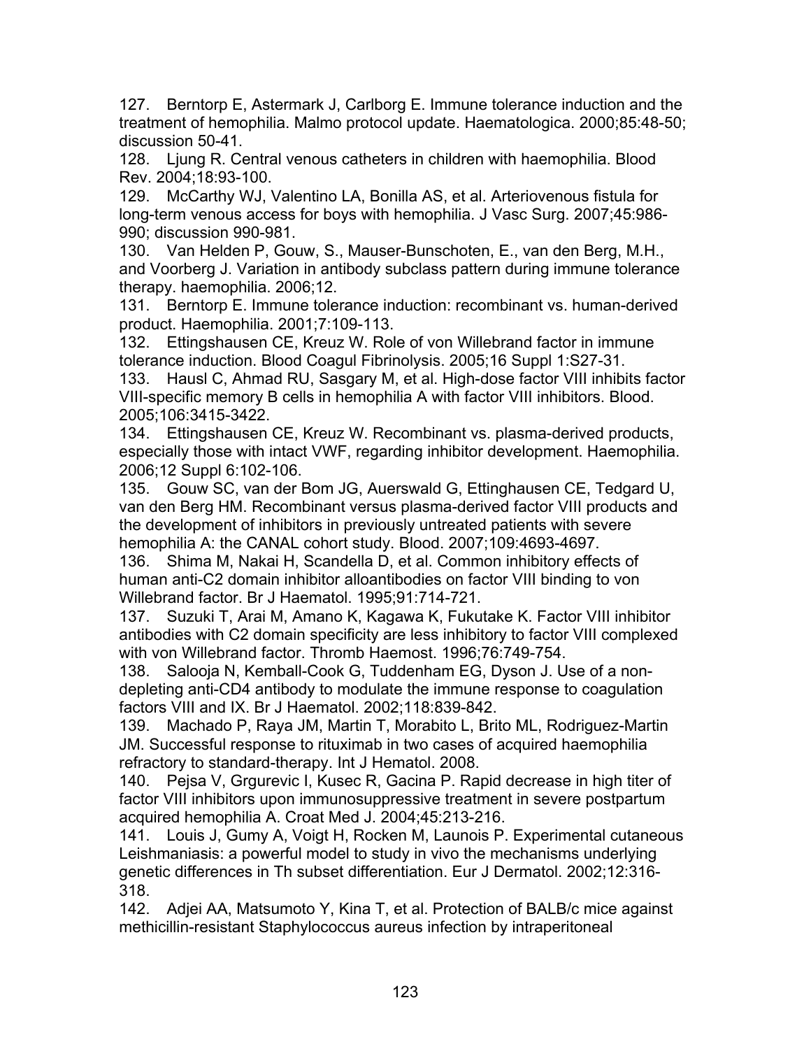127. Berntorp E, Astermark J, Carlborg E. Immune tolerance induction and the treatment of hemophilia. Malmo protocol update. Haematologica. 2000;85:48-50; discussion 50-41.

128. Ljung R. Central venous catheters in children with haemophilia. Blood Rev. 2004;18:93-100.

129. McCarthy WJ, Valentino LA, Bonilla AS, et al. Arteriovenous fistula for long-term venous access for boys with hemophilia. J Vasc Surg. 2007;45:986-990; discussion 990-981.

130. Van Helden P, Gouw, S., Mauser-Bunschoten, E., van den Berg, M.H., and Voorberg J. Variation in antibody subclass pattern during immune tolerance therapy. haemophilia. 2006;12.

131. Berntorp E. Immune tolerance induction: recombinant vs. human-derived product. Haemophilia. 2001;7:109-113.

132. Ettingshausen CE, Kreuz W. Role of von Willebrand factor in immune tolerance induction. Blood Coagul Fibrinolysis. 2005;16 Suppl 1:S27-31.

133. Hausl C, Ahmad RU, Sasgary M, et al. High-dose factor VIII inhibits factor VIII-specific memory B cells in hemophilia A with factor VIII inhibitors. Blood. 2005;106:3415-3422.

134. Ettingshausen CE, Kreuz W. Recombinant vs. plasma-derived products, especially those with intact VWF, regarding inhibitor development. Haemophilia. 2006;12 Suppl 6:102-106.

135. Gouw SC, van der Bom JG, Auerswald G, Ettinghausen CE, Tedgard U, van den Berg HM. Recombinant versus plasma-derived factor VIII products and the development of inhibitors in previously untreated patients with severe hemophilia A: the CANAL cohort study. Blood. 2007;109:4693-4697.

136. Shima M, Nakai H, Scandella D, et al. Common inhibitory effects of human anti-C2 domain inhibitor alloantibodies on factor VIII binding to von Willebrand factor. Br J Haematol. 1995;91:714-721.

137. Suzuki T, Arai M, Amano K, Kagawa K, Fukutake K. Factor VIII inhibitor antibodies with C2 domain specificity are less inhibitory to factor VIII complexed with von Willebrand factor. Thromb Haemost. 1996;76:749-754.

138. Salooja N, Kemball-Cook G, Tuddenham EG, Dyson J. Use of a non-depleting anti-CD4 antibody to modulate the immune response to coagulation factors VIII and IX. Br J Haematol. 2002;118:839-842.

139. Machado P, Raya JM, Martin T, Morabito L, Brito ML, Rodriguez-Martin JM. Successful response to rituximab in two cases of acquired haemophilia refractory to standard-therapy. Int J Hematol. 2008.

140. Pejsa V, Grgurevic I, Kusec R, Gacina P. Rapid decrease in high titer of factor VIII inhibitors upon immunosuppressive treatment in severe postpartum acquired hemophilia A. Croat Med J. 2004;45:213-216.

141. Louis J, Gumy A, Voigt H, Rocken M, Launois P. Experimental cutaneous Leishmaniasis: a powerful model to study in vivo the mechanisms underlying genetic differences in Th subset differentiation. Eur J Dermatol. 2002;12:316-318.

142. Adjei AA, Matsumoto Y, Kina T, et al. Protection of BALB/c mice against methicillin-resistant Staphylococcus aureus infection by intraperitoneal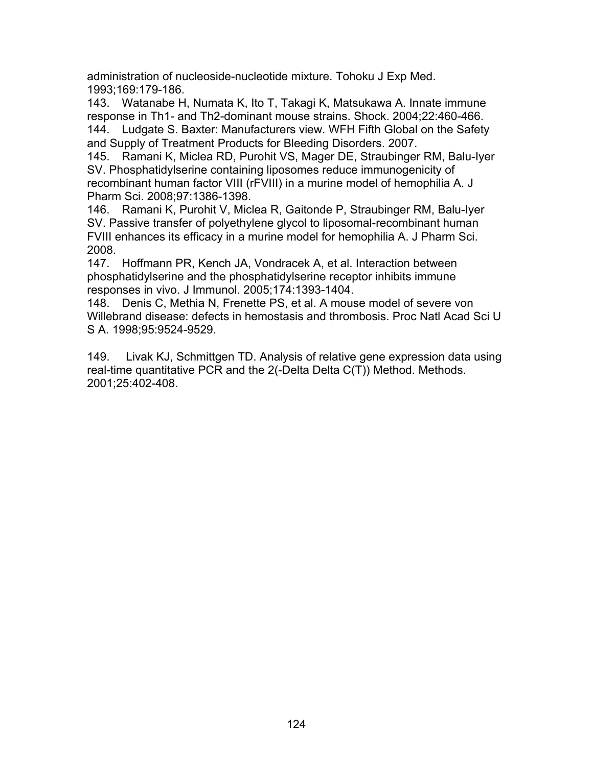administration of nucleoside-nucleotide mixture. Tohoku J Exp Med. 1993;169:179-186.

143. Watanabe H, Numata K, Ito T, Takagi K, Matsukawa A. Innate immune response in Th1- and Th2-dominant mouse strains. Shock. 2004;22:460-466.

144. Ludgate S. Baxter: Manufacturers view. WFH Fifth Global on the Safety and Supply of Treatment Products for Bleeding Disorders. 2007.

145. Ramani K, Miclea RD, Purohit VS, Mager DE, Straubinger RM, Balu-Iyer SV. Phosphatidylserine containing liposomes reduce immunogenicity of recombinant human factor VIII (rFVIII) in a murine model of hemophilia A. J Pharm Sci. 2008;97:1386-1398.

146. Ramani K, Purohit V, Miclea R, Gaitonde P, Straubinger RM, Balu-Iyer SV. Passive transfer of polyethylene glycol to liposomal-recombinant human FVIII enhances its efficacy in a murine model for hemophilia A. J Pharm Sci. 2008.

147. Hoffmann PR, Kench JA, Vondracek A, et al. Interaction between phosphatidylserine and the phosphatidylserine receptor inhibits immune responses in vivo. J Immunol. 2005;174:1393-1404.

148. Denis C, Methia N, Frenette PS, et al. A mouse model of severe von Willebrand disease: defects in hemostasis and thrombosis. Proc Natl Acad Sci U S A. 1998;95:9524-9529.

149. Livak KJ, Schmittgen TD. Analysis of relative gene expression data using real-time quantitative PCR and the 2(-Delta Delta C(T)) Method. Methods. 2001;25:402-408.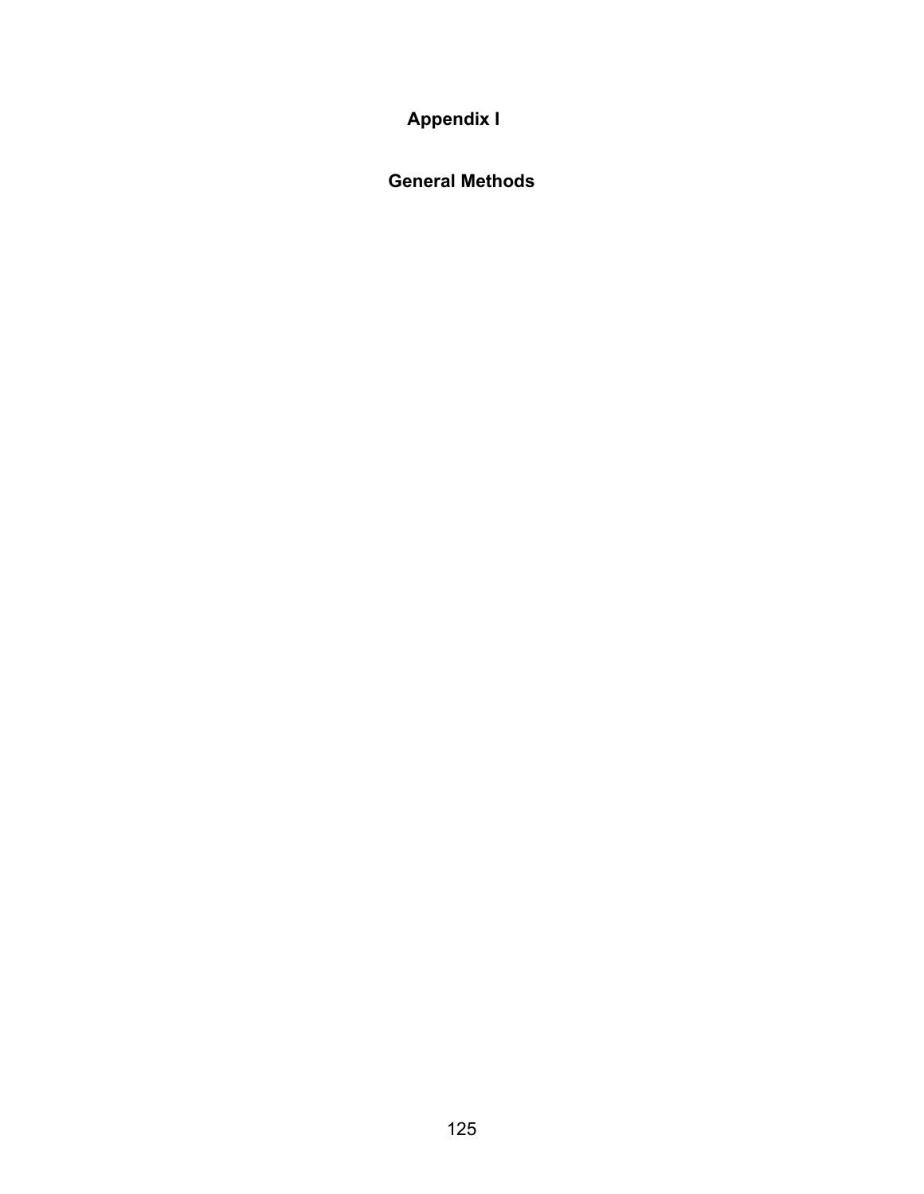# Appendix I

## General Methods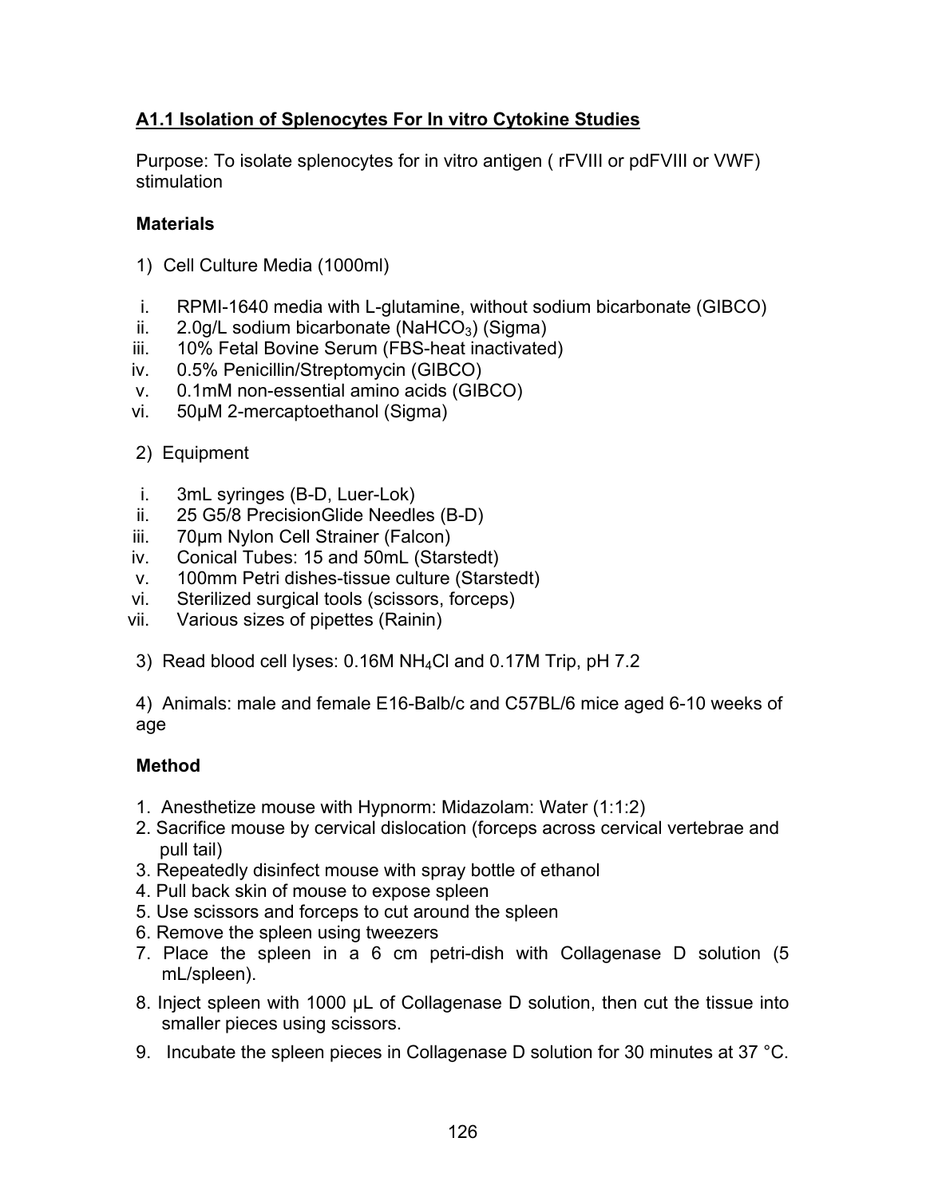## A1.1 Isolation of Splenocytes For In vitro Cytokine Studies

Purpose: To isolate splenocytes for in vitro antigen ( rFVIII or pdFVIII or VWF) stimulation

**Materials**

1) Cell Culture Media (1000ml)

i. RPMI-1640 media with L-glutamine, without sodium bicarbonate (GIBCO)
ii. 2.0g/L sodium bicarbonate ($NaHCO_3$) (Sigma)
iii. 10% Fetal Bovine Serum (FBS-heat inactivated)
iv. 0.5% Penicillin/Streptomycin (GIBCO)
v. 0.1mM non-essential amino acids (GIBCO)
vi. 50μM 2-mercaptoethanol (Sigma)

2) Equipment

i. 3mL syringes (B-D, Luer-Lok)
ii. 25 G5/8 PrecisionGlide Needles (B-D)
iii. 70μm Nylon Cell Strainer (Falcon)
iv. Conical Tubes: 15 and 50mL (Starstedt)
v. 100mm Petri dishes-tissue culture (Starstedt)
vi. Sterilized surgical tools (scissors, forceps)
vii. Various sizes of pipettes (Rainin)

3) Read blood cell lyses: 0.16M $NH_4Cl$ and 0.17M Trip, pH 7.2

4) Animals: male and female E16-Balb/c and C57BL/6 mice aged 6-10 weeks of age

**Method**

1. Anesthetize mouse with Hypnorm: Midazolam: Water (1:1:2)
2. Sacrifice mouse by cervical dislocation (forceps across cervical vertebrae and pull tail)
3. Repeatedly disinfect mouse with spray bottle of ethanol
4. Pull back skin of mouse to expose spleen
5. Use scissors and forceps to cut around the spleen
6. Remove the spleen using tweezers
7. Place the spleen in a 6 cm petri-dish with Collagenase D solution (5 mL/spleen).
8. Inject spleen with 1000 μL of Collagenase D solution, then cut the tissue into smaller pieces using scissors.
9. Incubate the spleen pieces in Collagenase D solution for 30 minutes at 37 °C.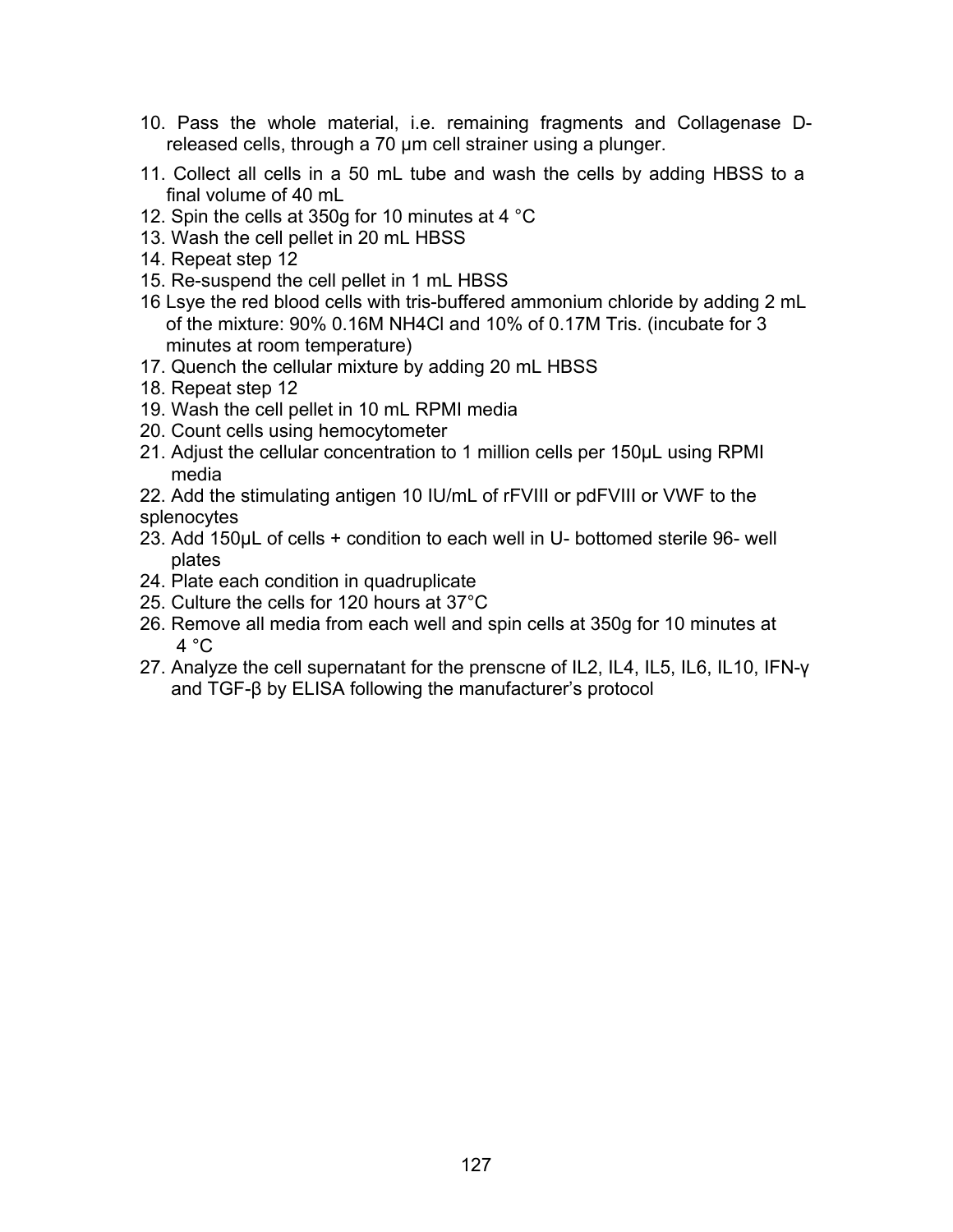10. Pass the whole material, i.e. remaining fragments and Collagenase D-released cells, through a 70 µm cell strainer using a plunger.
11. Collect all cells in a 50 mL tube and wash the cells by adding HBSS to a final volume of 40 mL
12. Spin the cells at 350g for 10 minutes at 4 °C
13. Wash the cell pellet in 20 mL HBSS
14. Repeat step 12
15. Re-suspend the cell pellet in 1 mL HBSS
16 Lsye the red blood cells with tris-buffered ammonium chloride by adding 2 mL of the mixture: 90% 0.16M $NH_4Cl$ and 10% of 0.17M Tris. (incubate for 3 minutes at room temperature)
17. Quench the cellular mixture by adding 20 mL HBSS
18. Repeat step 12
19. Wash the cell pellet in 10 mL RPMI media
20. Count cells using hemocytometer
21. Adjust the cellular concentration to 1 million cells per 150µL using RPMI media
22. Add the stimulating antigen 10 IU/mL of rFVIII or pdFVIII or VWF to the splenocytes
23. Add 150µL of cells + condition to each well in U- bottomed sterile 96- well plates
24. Plate each condition in quadruplicate
25. Culture the cells for 120 hours at 37°C
26. Remove all media from each well and spin cells at 350g for 10 minutes at 4 °C
27. Analyze the cell supernatant for the prenscne of IL2, IL4, IL5, IL6, IL10, IFN-γ and TGF-β by ELISA following the manufacturer's protocol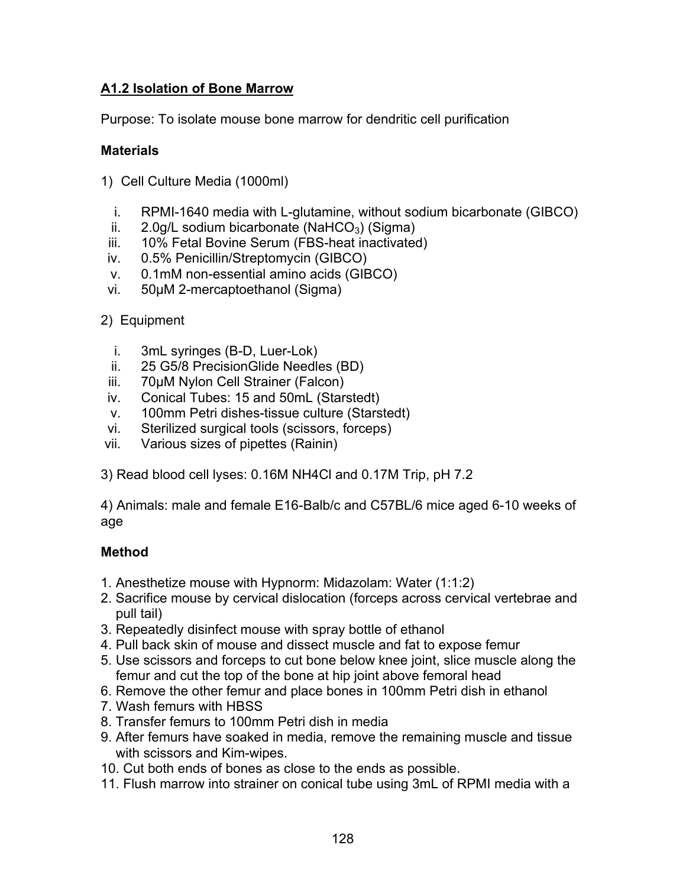## A1.2 Isolation of Bone Marrow

Purpose: To isolate mouse bone marrow for dendritic cell purification

### Materials

1) Cell Culture Media (1000ml)

   i. RPMI-1640 media with L-glutamine, without sodium bicarbonate (GIBCO)
   ii. 2.0g/L sodium bicarbonate ($NaHCO_3$) (Sigma)
   iii. 10% Fetal Bovine Serum (FBS-heat inactivated)
   iv. 0.5% Penicillin/Streptomycin (GIBCO)
   v. 0.1mM non-essential amino acids (GIBCO)
   vi. 50µM 2-mercaptoethanol (Sigma)

2) Equipment

   i. 3mL syringes (B-D, Luer-Lok)
   ii. 25 G5/8 PrecisionGlide Needles (BD)
   iii. 70µM Nylon Cell Strainer (Falcon)
   iv. Conical Tubes: 15 and 50mL (Starstedt)
   v. 100mm Petri dishes-tissue culture (Starstedt)
   vi. Sterilized surgical tools (scissors, forceps)
   vii. Various sizes of pipettes (Rainin)

3) Read blood cell lyses: 0.16M NH4Cl and 0.17M Trip, pH 7.2

4) Animals: male and female E16-Balb/c and C57BL/6 mice aged 6-10 weeks of age

### Method

1. Anesthetize mouse with Hypnorm: Midazolam: Water (1:1:2)
2. Sacrifice mouse by cervical dislocation (forceps across cervical vertebrae and pull tail)
3. Repeatedly disinfect mouse with spray bottle of ethanol
4. Pull back skin of mouse and dissect muscle and fat to expose femur
5. Use scissors and forceps to cut bone below knee joint, slice muscle along the femur and cut the top of the bone at hip joint above femoral head
6. Remove the other femur and place bones in 100mm Petri dish in ethanol
7. Wash femurs with HBSS
8. Transfer femurs to 100mm Petri dish in media
9. After femurs have soaked in media, remove the remaining muscle and tissue with scissors and Kim-wipes.
10. Cut both ends of bones as close to the ends as possible.
11. Flush marrow into strainer on conical tube using 3mL of RPMI media with a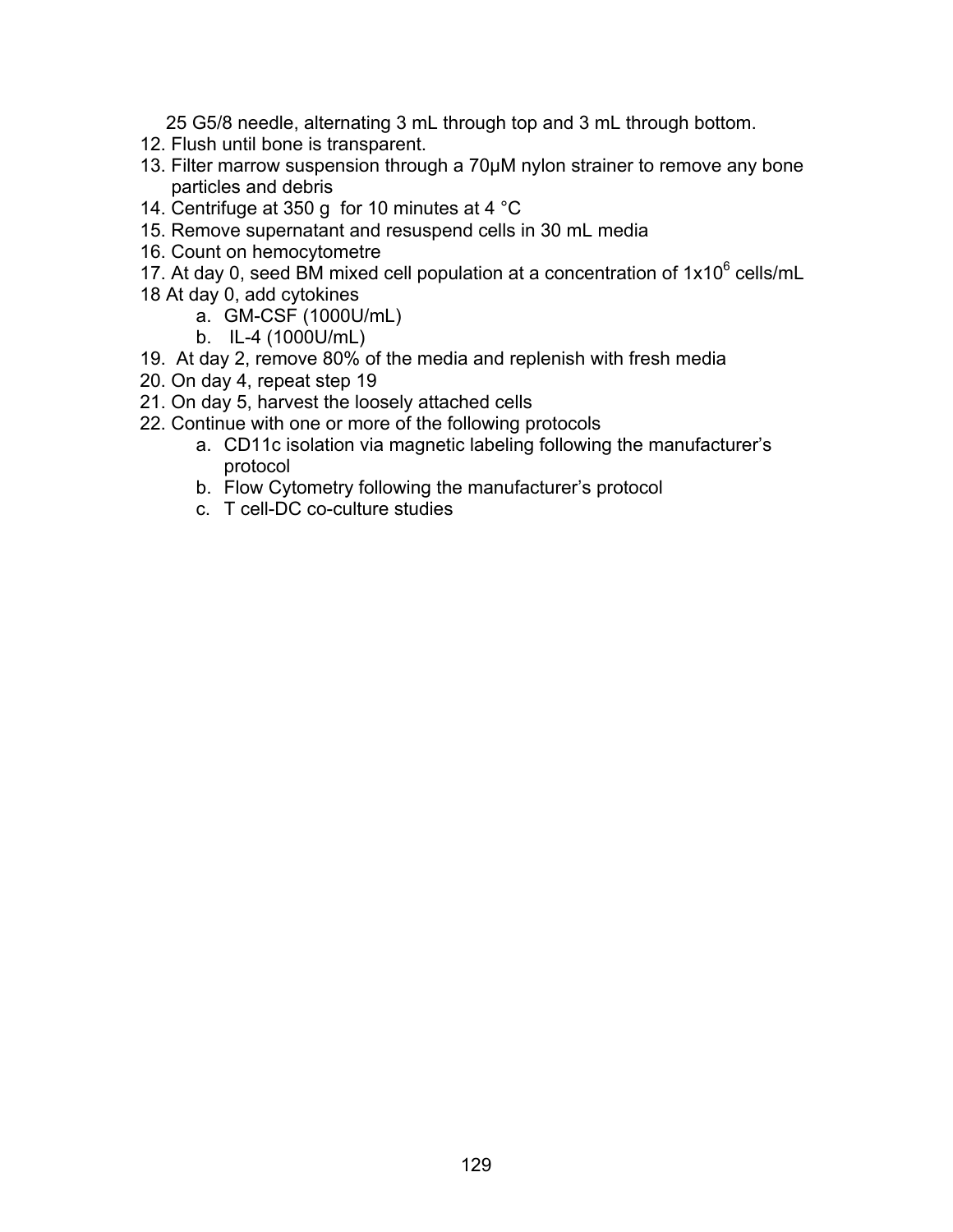25 G5/8 needle, alternating 3 mL through top and 3 mL through bottom.

12. Flush until bone is transparent.
13. Filter marrow suspension through a 70μM nylon strainer to remove any bone particles and debris
14. Centrifuge at 350 g for 10 minutes at 4 °C
15. Remove supernatant and resuspend cells in 30 mL media
16. Count on hemocytometre
17. At day 0, seed BM mixed cell population at a concentration of $1x10^6$ cells/mL
18 At day 0, add cytokines
    a. GM-CSF (1000U/mL)
    b. IL-4 (1000U/mL)
19. At day 2, remove 80% of the media and replenish with fresh media
20. On day 4, repeat step 19
21. On day 5, harvest the loosely attached cells
22. Continue with one or more of the following protocols
    a. CD11c isolation via magnetic labeling following the manufacturer's protocol
    b. Flow Cytometry following the manufacturer's protocol
    c. T cell-DC co-culture studies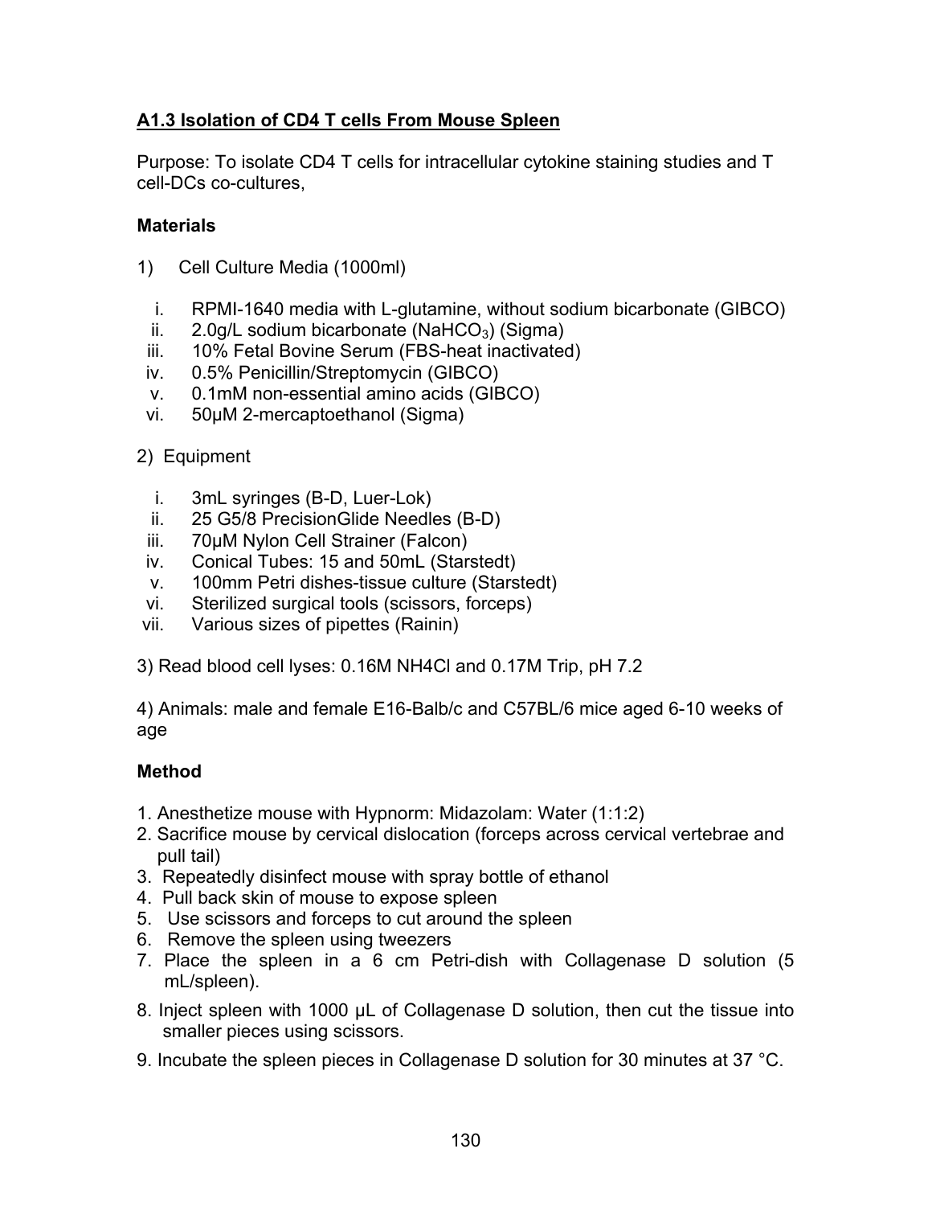**A1.3 Isolation of CD4 T cells From Mouse Spleen**

Purpose: To isolate CD4 T cells for intracellular cytokine staining studies and T cell-DCs co-cultures,

**Materials**

1) Cell Culture Media (1000ml)

   i. RPMI-1640 media with L-glutamine, without sodium bicarbonate (GIBCO)
   ii. 2.0g/L sodium bicarbonate ($NaHCO_3$) (Sigma)
   iii. 10% Fetal Bovine Serum (FBS-heat inactivated)
   iv. 0.5% Penicillin/Streptomycin (GIBCO)
   v. 0.1mM non-essential amino acids (GIBCO)
   vi. 50μM 2-mercaptoethanol (Sigma)

2) Equipment

   i. 3mL syringes (B-D, Luer-Lok)
   ii. 25 G5/8 PrecisionGlide Needles (B-D)
   iii. 70μM Nylon Cell Strainer (Falcon)
   iv. Conical Tubes: 15 and 50mL (Starstedt)
   v. 100mm Petri dishes-tissue culture (Starstedt)
   vi. Sterilized surgical tools (scissors, forceps)
   vii. Various sizes of pipettes (Rainin)

3) Read blood cell lyses: 0.16M NH4Cl and 0.17M Trip, pH 7.2

4) Animals: male and female E16-Balb/c and C57BL/6 mice aged 6-10 weeks of age

**Method**

1. Anesthetize mouse with Hypnorm: Midazolam: Water (1:1:2)
2. Sacrifice mouse by cervical dislocation (forceps across cervical vertebrae and pull tail)
3. Repeatedly disinfect mouse with spray bottle of ethanol
4. Pull back skin of mouse to expose spleen
5. Use scissors and forceps to cut around the spleen
6. Remove the spleen using tweezers
7. Place the spleen in a 6 cm Petri-dish with Collagenase D solution (5 mL/spleen).
8. Inject spleen with 1000 μL of Collagenase D solution, then cut the tissue into smaller pieces using scissors.
9. Incubate the spleen pieces in Collagenase D solution for 30 minutes at 37 °C.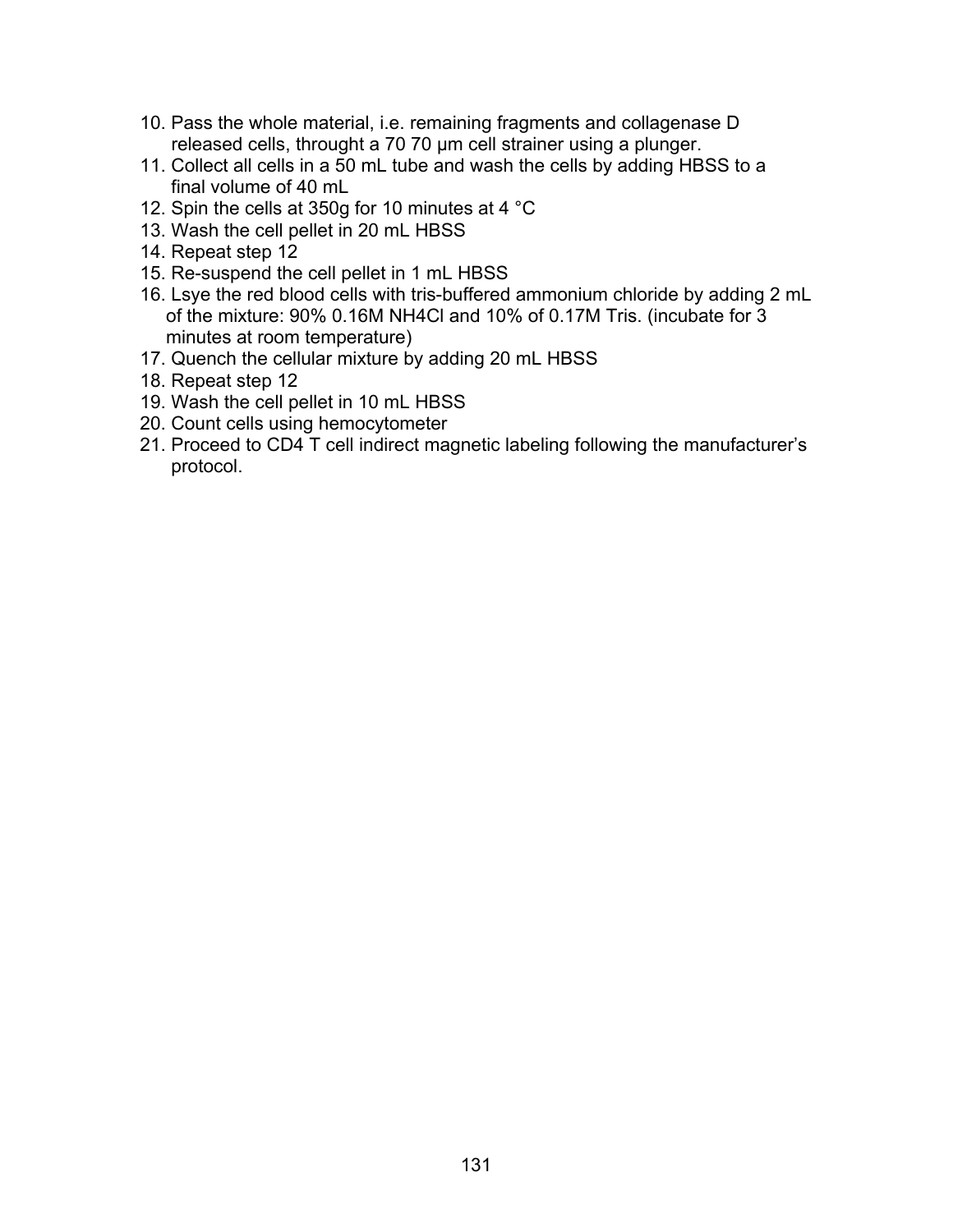10. Pass the whole material, i.e. remaining fragments and collagenase D released cells, throught a 70 70 μm cell strainer using a plunger.
11. Collect all cells in a 50 mL tube and wash the cells by adding HBSS to a final volume of 40 mL
12. Spin the cells at 350g for 10 minutes at 4 °C
13. Wash the cell pellet in 20 mL HBSS
14. Repeat step 12
15. Re-suspend the cell pellet in 1 mL HBSS
16. Lsye the red blood cells with tris-buffered ammonium chloride by adding 2 mL of the mixture: 90% 0.16M $NH_4Cl$ and 10% of 0.17M Tris. (incubate for 3 minutes at room temperature)
17. Quench the cellular mixture by adding 20 mL HBSS
18. Repeat step 12
19. Wash the cell pellet in 10 mL HBSS
20. Count cells using hemocytometer
21. Proceed to CD4 T cell indirect magnetic labeling following the manufacturer's protocol.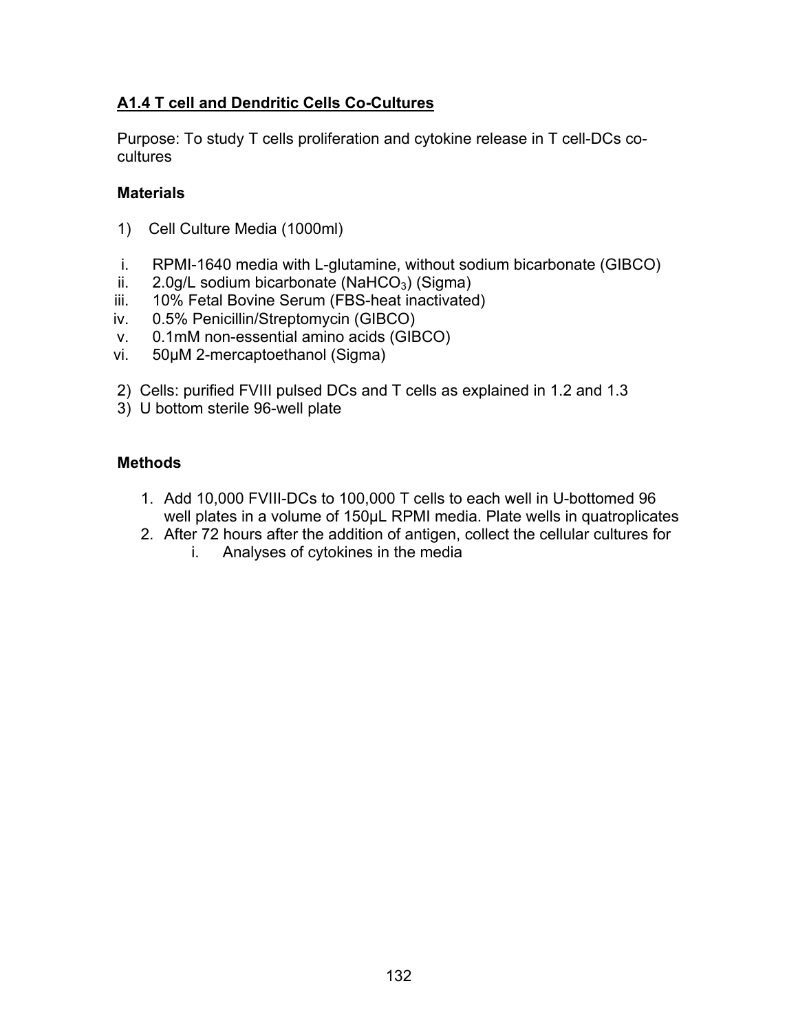## A1.4 T cell and Dendritic Cells Co-Cultures

Purpose: To study T cells proliferation and cytokine release in T cell-DCs co-cultures

### Materials

1) Cell Culture Media (1000ml)

  i. RPMI-1640 media with L-glutamine, without sodium bicarbonate (GIBCO)
  ii. 2.0g/L sodium bicarbonate ($NaHCO_3$) (Sigma)
  iii. 10% Fetal Bovine Serum (FBS-heat inactivated)
  iv. 0.5% Penicillin/Streptomycin (GIBCO)
  v. 0.1mM non-essential amino acids (GIBCO)
  vi. 50μM 2-mercaptoethanol (Sigma)

2) Cells: purified FVIII pulsed DCs and T cells as explained in 1.2 and 1.3
3) U bottom sterile 96-well plate

### Methods

1. Add 10,000 FVIII-DCs to 100,000 T cells to each well in U-bottomed 96 well plates in a volume of 150μL RPMI media. Plate wells in quatroplicates
2. After 72 hours after the addition of antigen, collect the cellular cultures for
   i. Analyses of cytokines in the media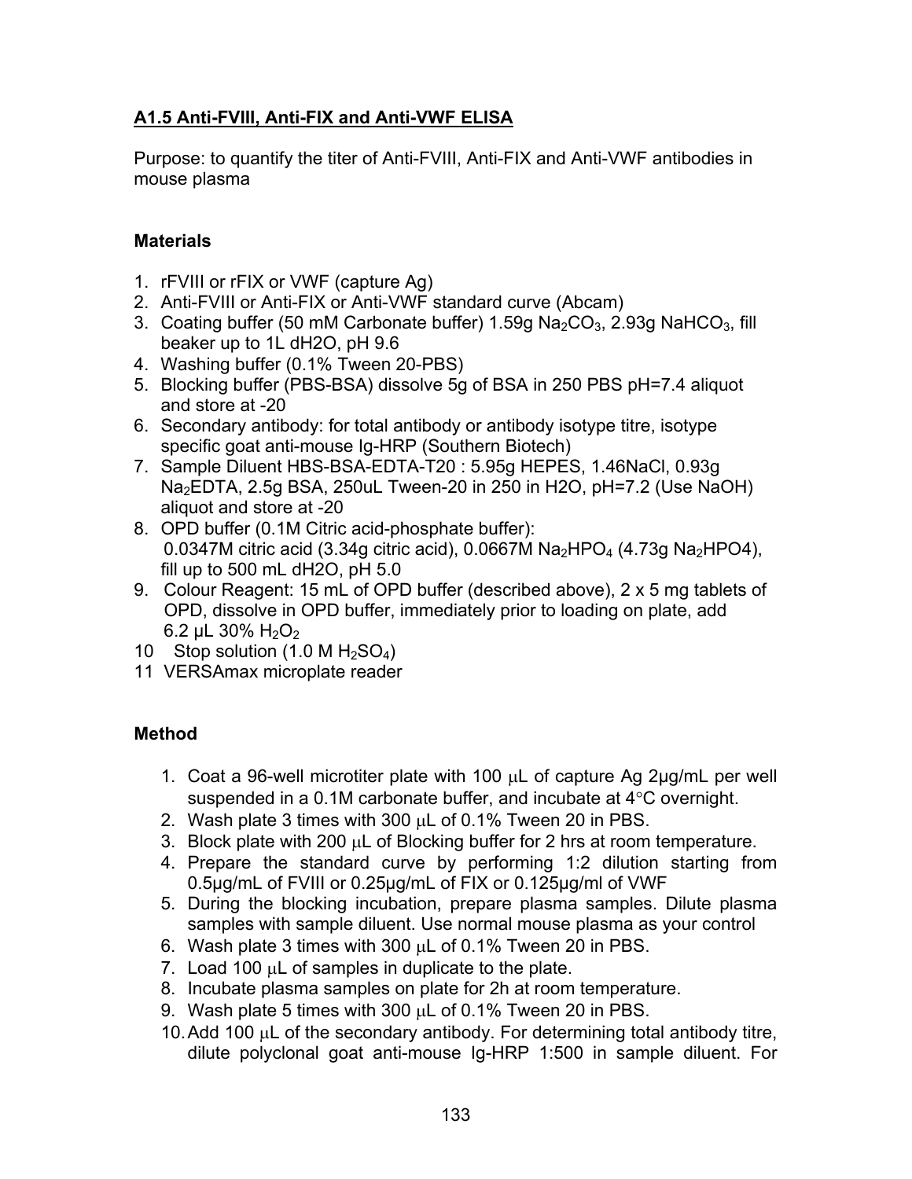**A1.5 Anti-FVIII, Anti-FIX and Anti-VWF ELISA**

Purpose: to quantify the titer of Anti-FVIII, Anti-FIX and Anti-VWF antibodies in mouse plasma

**Materials**

1. rFVIII or rFIX or VWF (capture Ag)
2. Anti-FVIII or Anti-FIX or Anti-VWF standard curve (Abcam)
3. Coating buffer (50 mM Carbonate buffer) 1.59g $Na_2CO_3$, 2.93g $NaHCO_3$, fill beaker up to 1L dH2O, pH 9.6
4. Washing buffer (0.1% Tween 20-PBS)
5. Blocking buffer (PBS-BSA) dissolve 5g of BSA in 250 PBS pH=7.4 aliquot and store at -20
6. Secondary antibody: for total antibody or antibody isotype titre, isotype specific goat anti-mouse Ig-HRP (Southern Biotech)
7. Sample Diluent HBS-BSA-EDTA-T20 : 5.95g HEPES, 1.46NaCl, 0.93g $Na_2EDTA$, 2.5g BSA, 250uL Tween-20 in 250 in H2O, pH=7.2 (Use NaOH) aliquot and store at -20
8. OPD buffer (0.1M Citric acid-phosphate buffer):
   0.0347M citric acid (3.34g citric acid), 0.0667M $Na_2HPO_4$ (4.73g Na2HPO4), fill up to 500 mL dH2O, pH 5.0
9. Colour Reagent: 15 mL of OPD buffer (described above), 2 x 5 mg tablets of OPD, dissolve in OPD buffer, immediately prior to loading on plate, add 6.2 µL 30% $H_2O_2$
10. Stop solution (1.0 M $H_2SO_4$)
11. VERSAmax microplate reader

**Method**

1. Coat a 96-well microtiter plate with 100 µL of capture Ag 2µg/mL per well suspended in a 0.1M carbonate buffer, and incubate at 4°C overnight.
2. Wash plate 3 times with 300 µL of 0.1% Tween 20 in PBS.
3. Block plate with 200 µL of Blocking buffer for 2 hrs at room temperature.
4. Prepare the standard curve by performing 1:2 dilution starting from 0.5µg/mL of FVIII or 0.25µg/mL of FIX or 0.125µg/ml of VWF
5. During the blocking incubation, prepare plasma samples. Dilute plasma samples with sample diluent. Use normal mouse plasma as your control
6. Wash plate 3 times with 300 µL of 0.1% Tween 20 in PBS.
7. Load 100 µL of samples in duplicate to the plate.
8. Incubate plasma samples on plate for 2h at room temperature.
9. Wash plate 5 times with 300 µL of 0.1% Tween 20 in PBS.
10. Add 100 µL of the secondary antibody. For determining total antibody titre, dilute polyclonal goat anti-mouse Ig-HRP 1:500 in sample diluent. For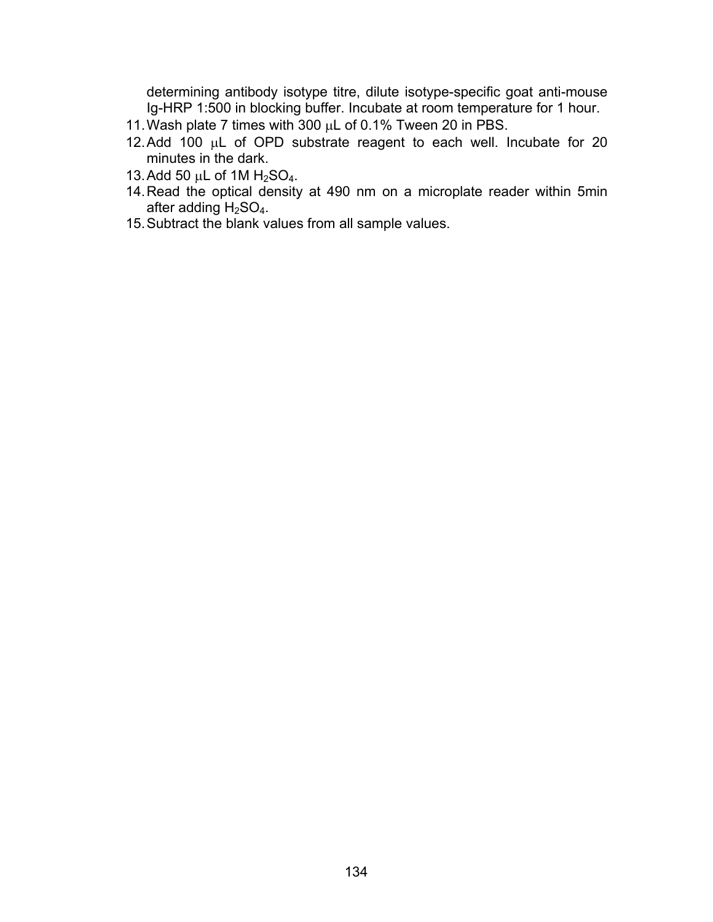determining antibody isotype titre, dilute isotype-specific goat anti-mouse Ig-HRP 1:500 in blocking buffer. Incubate at room temperature for 1 hour.

11. Wash plate 7 times with 300 μL of 0.1% Tween 20 in PBS.
12. Add 100 μL of OPD substrate reagent to each well. Incubate for 20 minutes in the dark.
13. Add 50 μL of 1M $H_2SO_4$.
14. Read the optical density at 490 nm on a microplate reader within 5min after adding $H_2SO_4$.
15. Subtract the blank values from all sample values.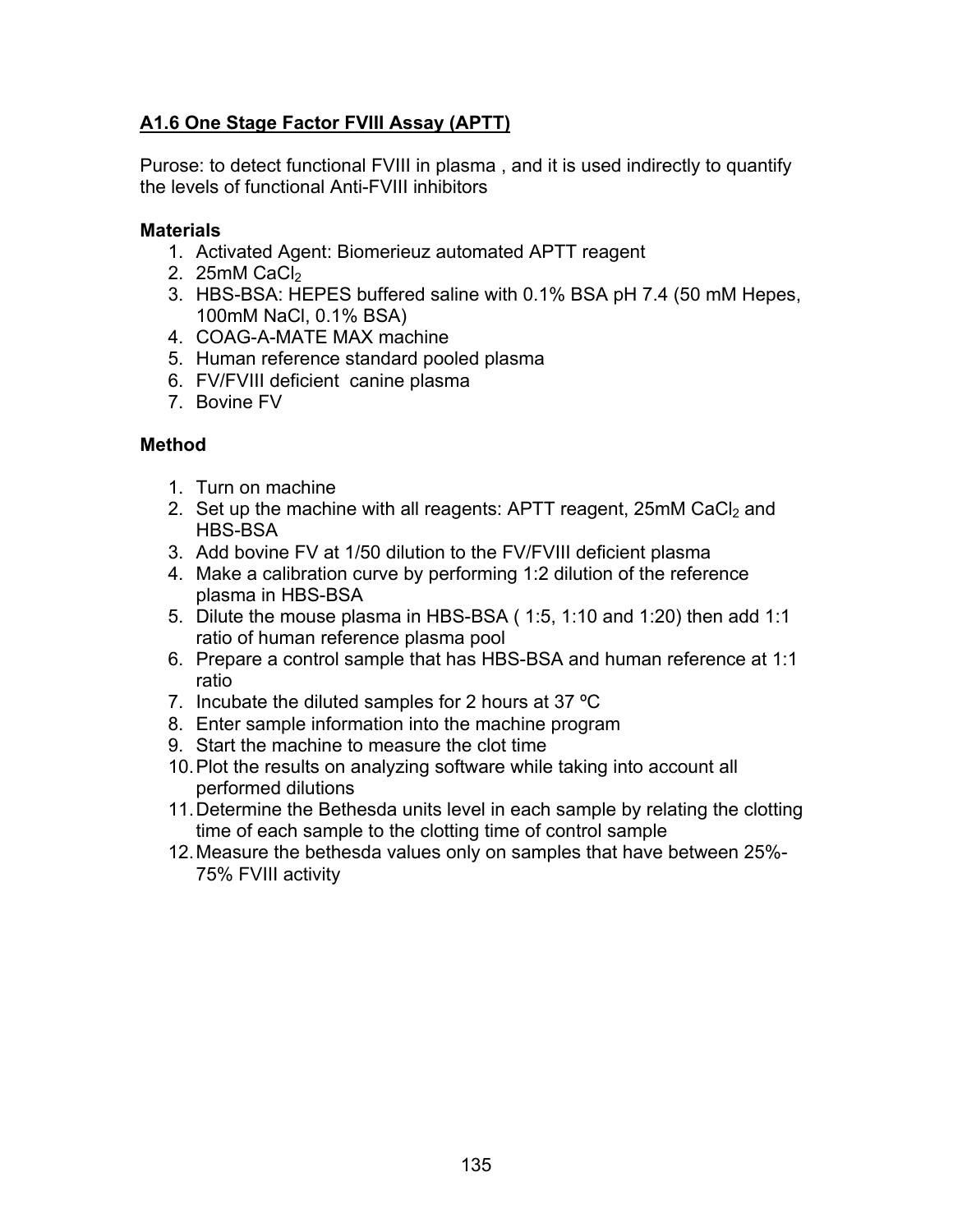## A1.6 One Stage Factor FVIII Assay (APTT)

Purose: to detect functional FVIII in plasma , and it is used indirectly to quantify the levels of functional Anti-FVIII inhibitors

**Materials**

1. Activated Agent: Biomerieuz automated APTT reagent
2. 25mM $CaCl_2$
3. HBS-BSA: HEPES buffered saline with 0.1% BSA pH 7.4 (50 mM Hepes, 100mM NaCl, 0.1% BSA)
4. COAG-A-MATE MAX machine
5. Human reference standard pooled plasma
6. FV/FVIII deficient canine plasma
7. Bovine FV

**Method**

1. Turn on machine
2. Set up the machine with all reagents: APTT reagent, 25mM $CaCl_2$ and HBS-BSA
3. Add bovine FV at 1/50 dilution to the FV/FVIII deficient plasma
4. Make a calibration curve by performing 1:2 dilution of the reference plasma in HBS-BSA
5. Dilute the mouse plasma in HBS-BSA ( 1:5, 1:10 and 1:20) then add 1:1 ratio of human reference plasma pool
6. Prepare a control sample that has HBS-BSA and human reference at 1:1 ratio
7. Incubate the diluted samples for 2 hours at 37 ºC
8. Enter sample information into the machine program
9. Start the machine to measure the clot time
10. Plot the results on analyzing software while taking into account all performed dilutions
11. Determine the Bethesda units level in each sample by relating the clotting time of each sample to the clotting time of control sample
12. Measure the bethesda values only on samples that have between 25%-75% FVIII activity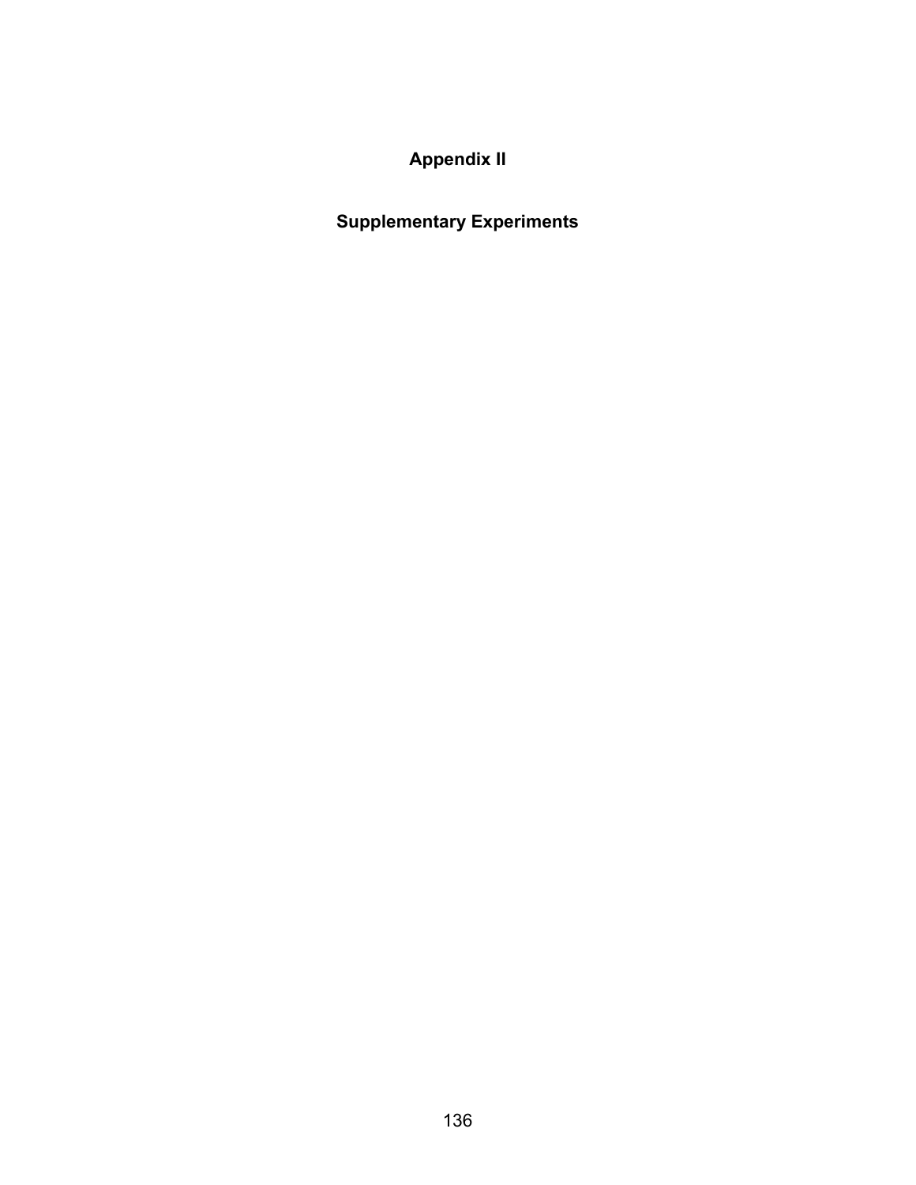# Appendix II

# Supplementary Experiments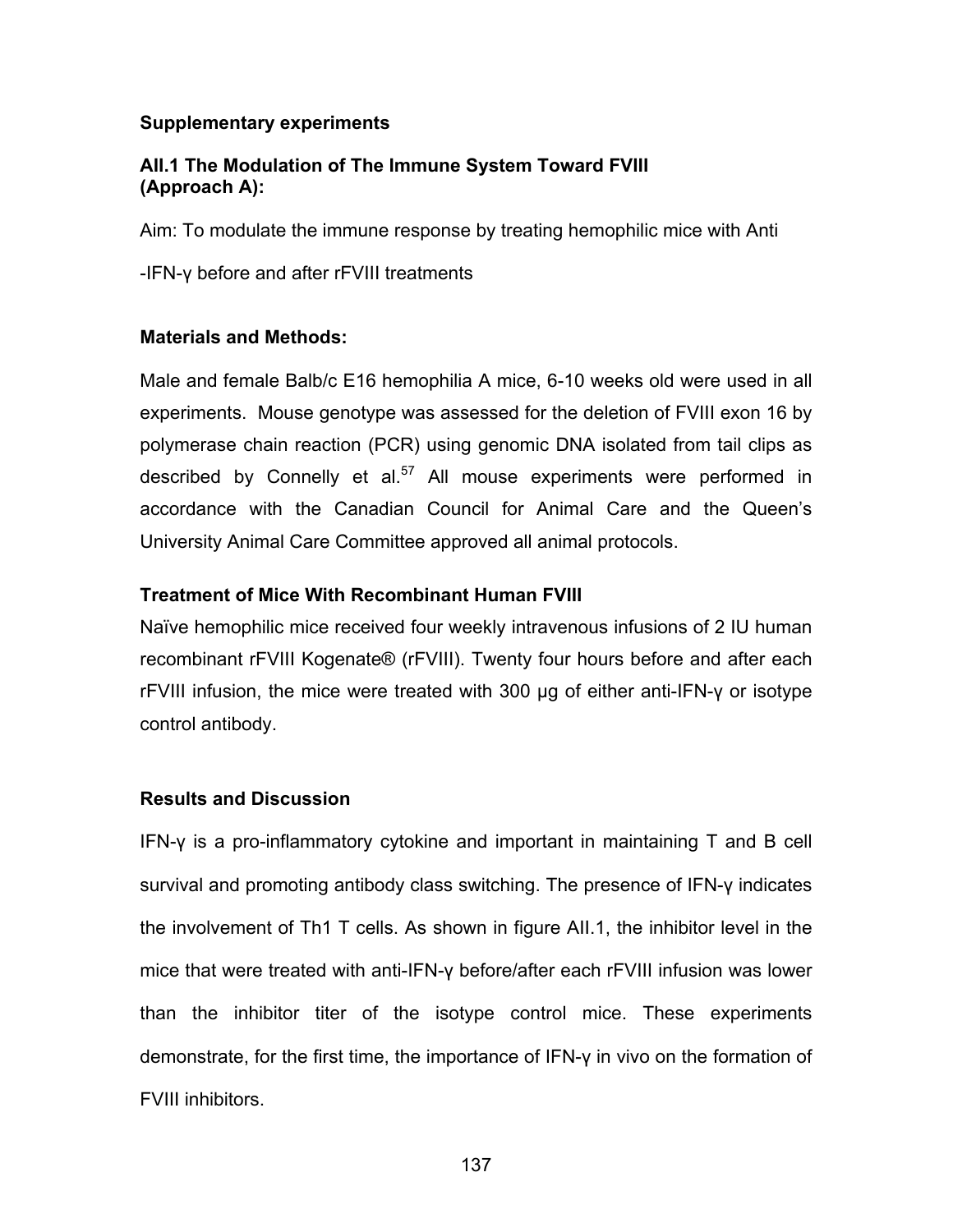### Supplementary experiments

### AII.1 The Modulation of The Immune System Toward FVIII (Approach A):

Aim: To modulate the immune response by treating hemophilic mice with Anti -IFN-γ before and after rFVIII treatments

### Materials and Methods:

Male and female Balb/c E16 hemophilia A mice, 6-10 weeks old were used in all experiments. Mouse genotype was assessed for the deletion of FVIII exon 16 by polymerase chain reaction (PCR) using genomic DNA isolated from tail clips as described by Connelly et al.[57] All mouse experiments were performed in accordance with the Canadian Council for Animal Care and the Queen's University Animal Care Committee approved all animal protocols.

### Treatment of Mice With Recombinant Human FVIII

Naïve hemophilic mice received four weekly intravenous infusions of 2 IU human recombinant rFVIII Kogenate® (rFVIII). Twenty four hours before and after each rFVIII infusion, the mice were treated with 300 μg of either anti-IFN-γ or isotype control antibody.

### Results and Discussion

IFN-γ is a pro-inflammatory cytokine and important in maintaining T and B cell survival and promoting antibody class switching. The presence of IFN-γ indicates the involvement of Th1 T cells. As shown in figure AII.1, the inhibitor level in the mice that were treated with anti-IFN-γ before/after each rFVIII infusion was lower than the inhibitor titer of the isotype control mice. These experiments demonstrate, for the first time, the importance of IFN-γ in vivo on the formation of FVIII inhibitors.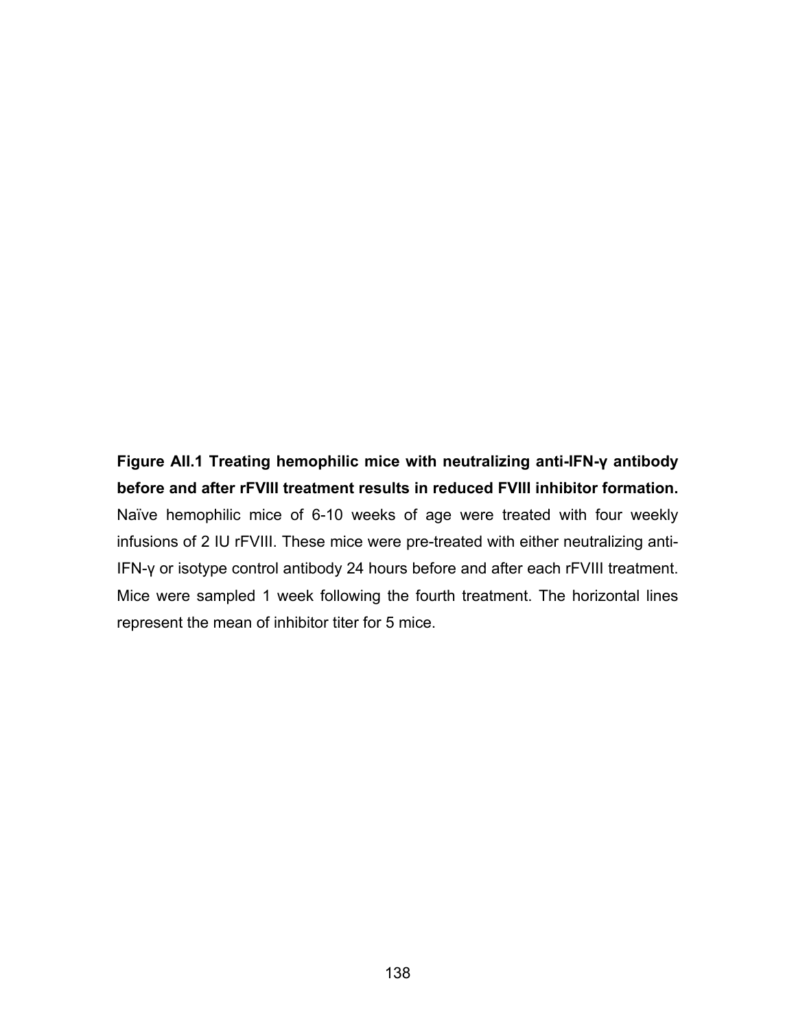**Figure AII.1 Treating hemophilic mice with neutralizing anti-IFN-γ antibody before and after rFVIII treatment results in reduced FVIII inhibitor formation.** Naïve hemophilic mice of 6-10 weeks of age were treated with four weekly infusions of 2 IU rFVIII. These mice were pre-treated with either neutralizing anti-IFN-γ or isotype control antibody 24 hours before and after each rFVIII treatment. Mice were sampled 1 week following the fourth treatment. The horizontal lines represent the mean of inhibitor titer for 5 mice.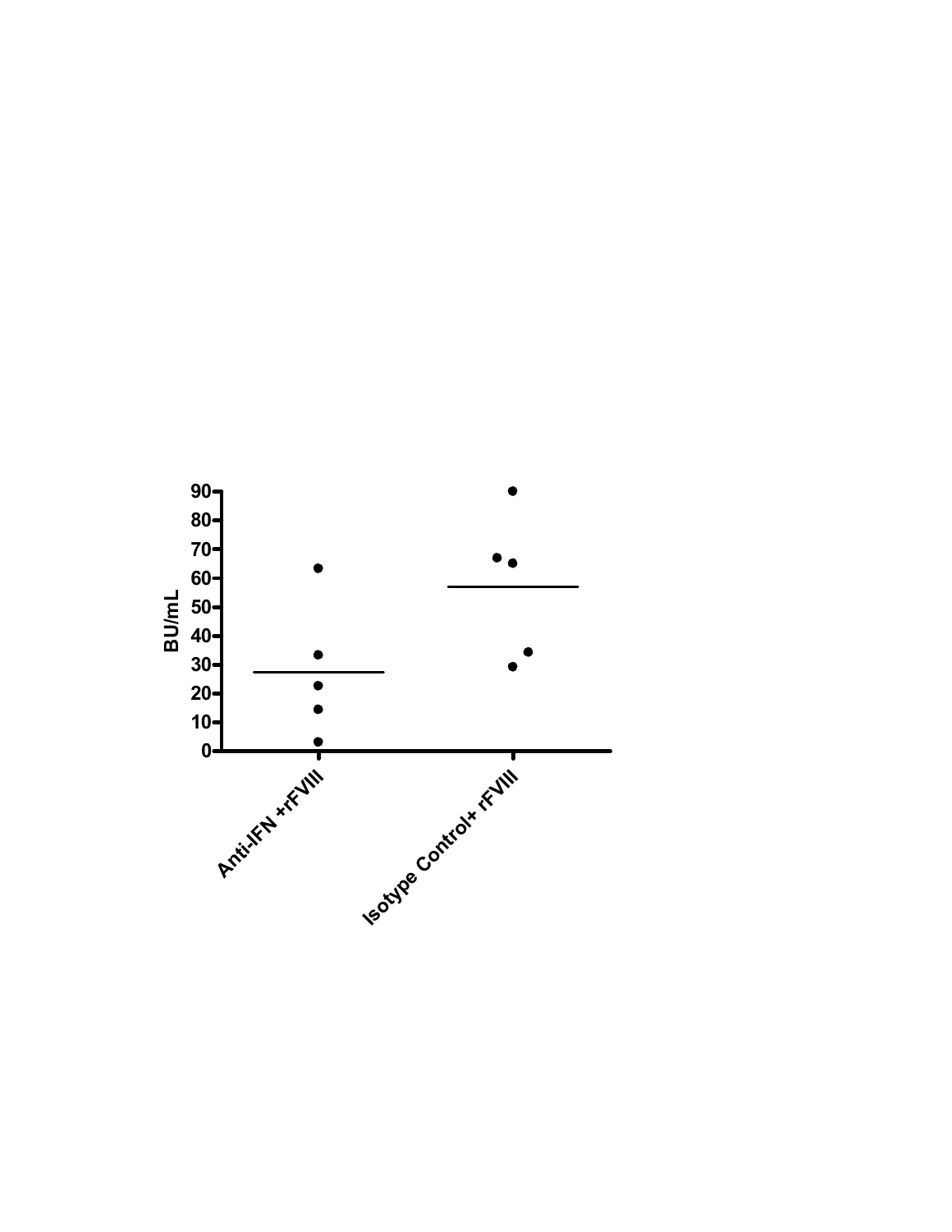BU/mL

90
80
70
60
50
40
30
20
10
0

Anti-IFN +rFVIII

Isotype Control+ rFVIII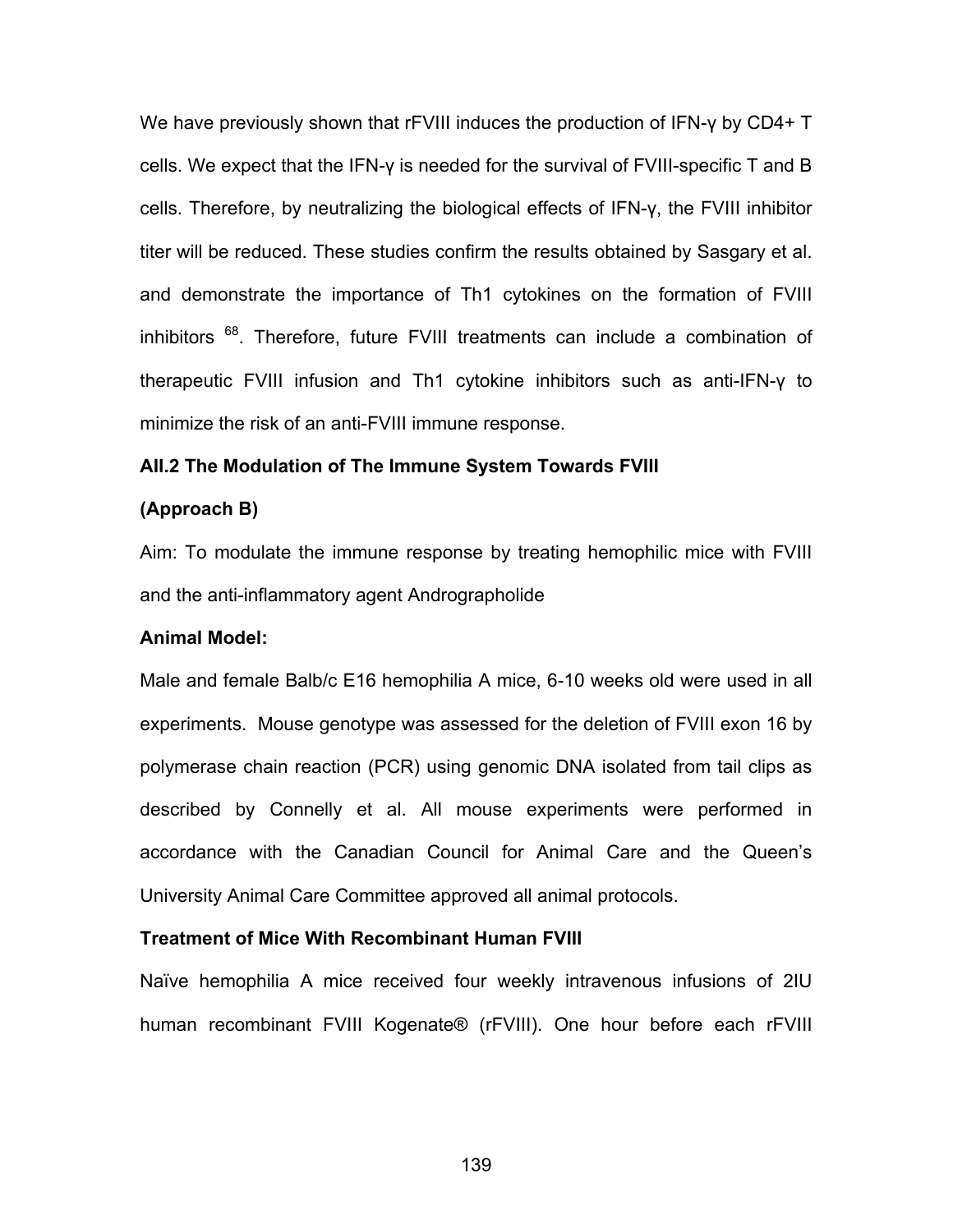We have previously shown that rFVIII induces the production of IFN-γ by CD4+ T cells. We expect that the IFN-γ is needed for the survival of FVIII-specific T and B cells. Therefore, by neutralizing the biological effects of IFN-γ, the FVIII inhibitor titer will be reduced. These studies confirm the results obtained by Sasgary et al. and demonstrate the importance of Th1 cytokines on the formation of FVIII inhibitors [68]. Therefore, future FVIII treatments can include a combination of therapeutic FVIII infusion and Th1 cytokine inhibitors such as anti-IFN-γ to minimize the risk of an anti-FVIII immune response.

### AII.2 The Modulation of The Immune System Towards FVIII

### (Approach B)

Aim: To modulate the immune response by treating hemophilic mice with FVIII and the anti-inflammatory agent Andrographolide

**Animal Model:**

Male and female Balb/c E16 hemophilia A mice, 6-10 weeks old were used in all experiments. Mouse genotype was assessed for the deletion of FVIII exon 16 by polymerase chain reaction (PCR) using genomic DNA isolated from tail clips as described by Connelly et al. All mouse experiments were performed in accordance with the Canadian Council for Animal Care and the Queen's University Animal Care Committee approved all animal protocols.

**Treatment of Mice With Recombinant Human FVIII**

Naïve hemophilia A mice received four weekly intravenous infusions of 2IU human recombinant FVIII Kogenate® (rFVIII). One hour before each rFVIII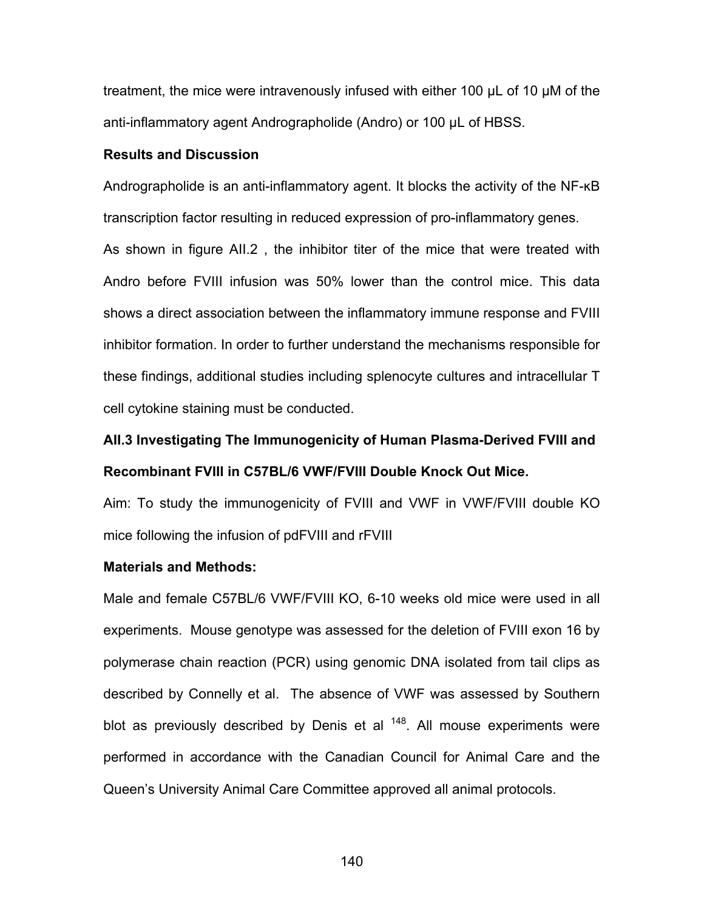treatment, the mice were intravenously infused with either 100 μL of 10 μM of the anti-inflammatory agent Andrographolide (Andro) or 100 μL of HBSS.

**Results and Discussion**

Andrographolide is an anti-inflammatory agent. It blocks the activity of the NF-κB transcription factor resulting in reduced expression of pro-inflammatory genes.

As shown in figure AII.2 , the inhibitor titer of the mice that were treated with Andro before FVIII infusion was 50% lower than the control mice. This data shows a direct association between the inflammatory immune response and FVIII inhibitor formation. In order to further understand the mechanisms responsible for these findings, additional studies including splenocyte cultures and intracellular T cell cytokine staining must be conducted.

### AII.3 Investigating The Immunogenicity of Human Plasma-Derived FVIII and Recombinant FVIII in C57BL/6 VWF/FVIII Double Knock Out Mice.

Aim: To study the immunogenicity of FVIII and VWF in VWF/FVIII double KO mice following the infusion of pdFVIII and rFVIII

**Materials and Methods:**

Male and female C57BL/6 VWF/FVIII KO, 6-10 weeks old mice were used in all experiments. Mouse genotype was assessed for the deletion of FVIII exon 16 by polymerase chain reaction (PCR) using genomic DNA isolated from tail clips as described by Connelly et al. The absence of VWF was assessed by Southern blot as previously described by Denis et al [148]. All mouse experiments were performed in accordance with the Canadian Council for Animal Care and the Queen's University Animal Care Committee approved all animal protocols.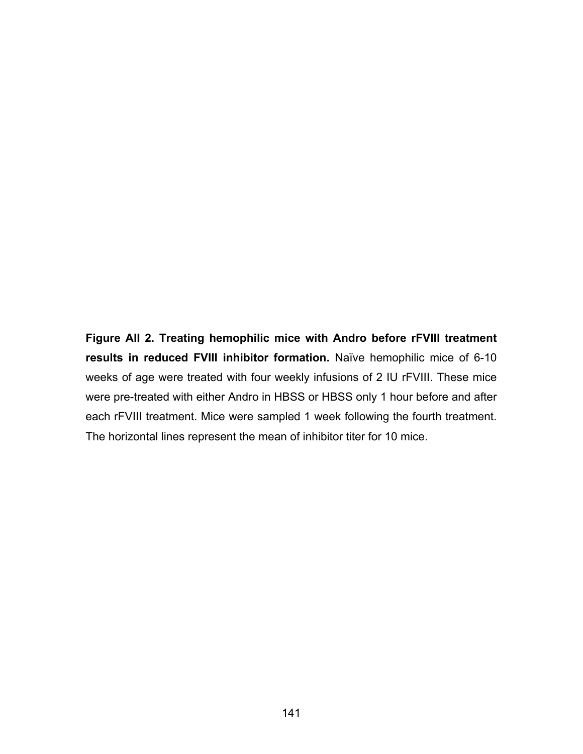**Figure AII 2. Treating hemophilic mice with Andro before rFVIII treatment results in reduced FVIII inhibitor formation.** Naïve hemophilic mice of 6-10 weeks of age were treated with four weekly infusions of 2 IU rFVIII. These mice were pre-treated with either Andro in HBSS or HBSS only 1 hour before and after each rFVIII treatment. Mice were sampled 1 week following the fourth treatment. The horizontal lines represent the mean of inhibitor titer for 10 mice.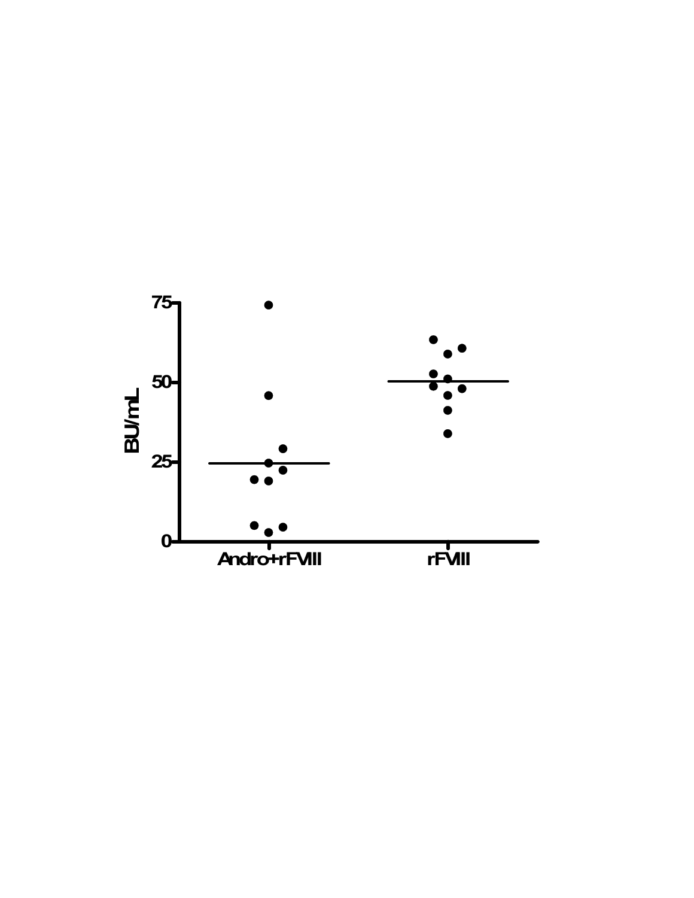BU/mL

75

50

25

0

Andro+rFVIII

rFVIII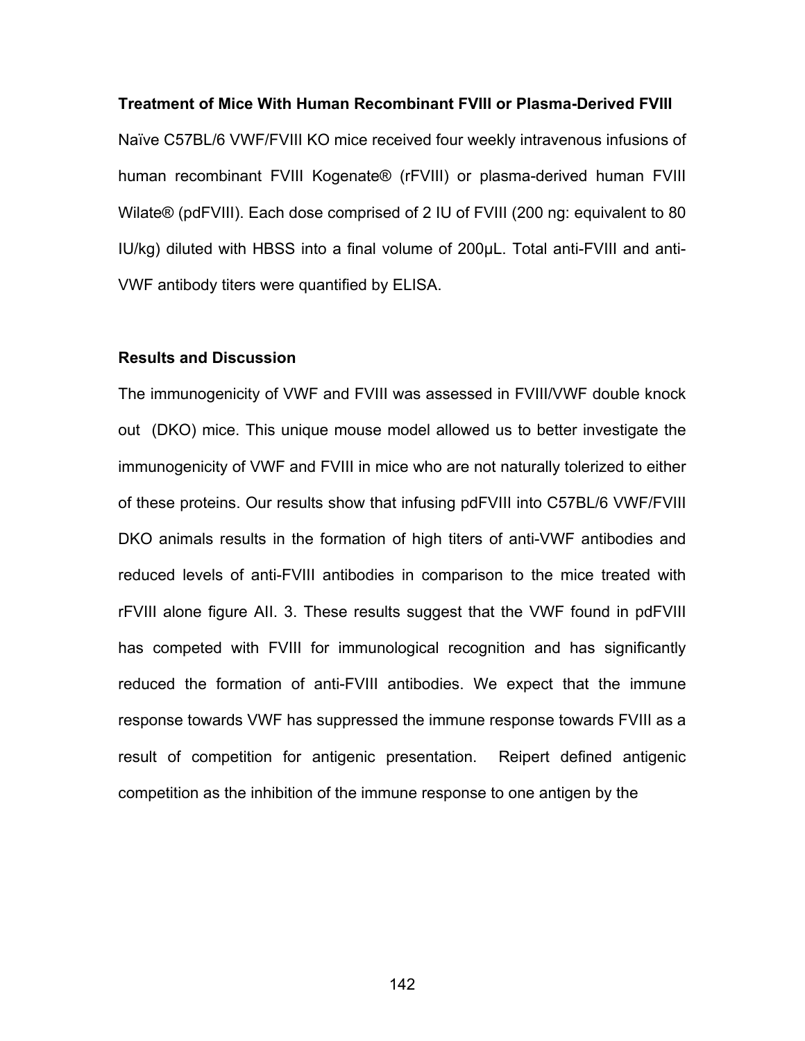**Treatment of Mice With Human Recombinant FVIII or Plasma-Derived FVIII**

Naïve C57BL/6 VWF/FVIII KO mice received four weekly intravenous infusions of human recombinant FVIII Kogenate® (rFVIII) or plasma-derived human FVIII Wilate® (pdFVIII). Each dose comprised of 2 IU of FVIII (200 ng: equivalent to 80 IU/kg) diluted with HBSS into a final volume of 200μL. Total anti-FVIII and anti-VWF antibody titers were quantified by ELISA.

**Results and Discussion**

The immunogenicity of VWF and FVIII was assessed in FVIII/VWF double knock out (DKO) mice. This unique mouse model allowed us to better investigate the immunogenicity of VWF and FVIII in mice who are not naturally tolerized to either of these proteins. Our results show that infusing pdFVIII into C57BL/6 VWF/FVIII DKO animals results in the formation of high titers of anti-VWF antibodies and reduced levels of anti-FVIII antibodies in comparison to the mice treated with rFVIII alone figure AII. 3. These results suggest that the VWF found in pdFVIII has competed with FVIII for immunological recognition and has significantly reduced the formation of anti-FVIII antibodies. We expect that the immune response towards VWF has suppressed the immune response towards FVIII as a result of competition for antigenic presentation. Reipert defined antigenic competition as the inhibition of the immune response to one antigen by the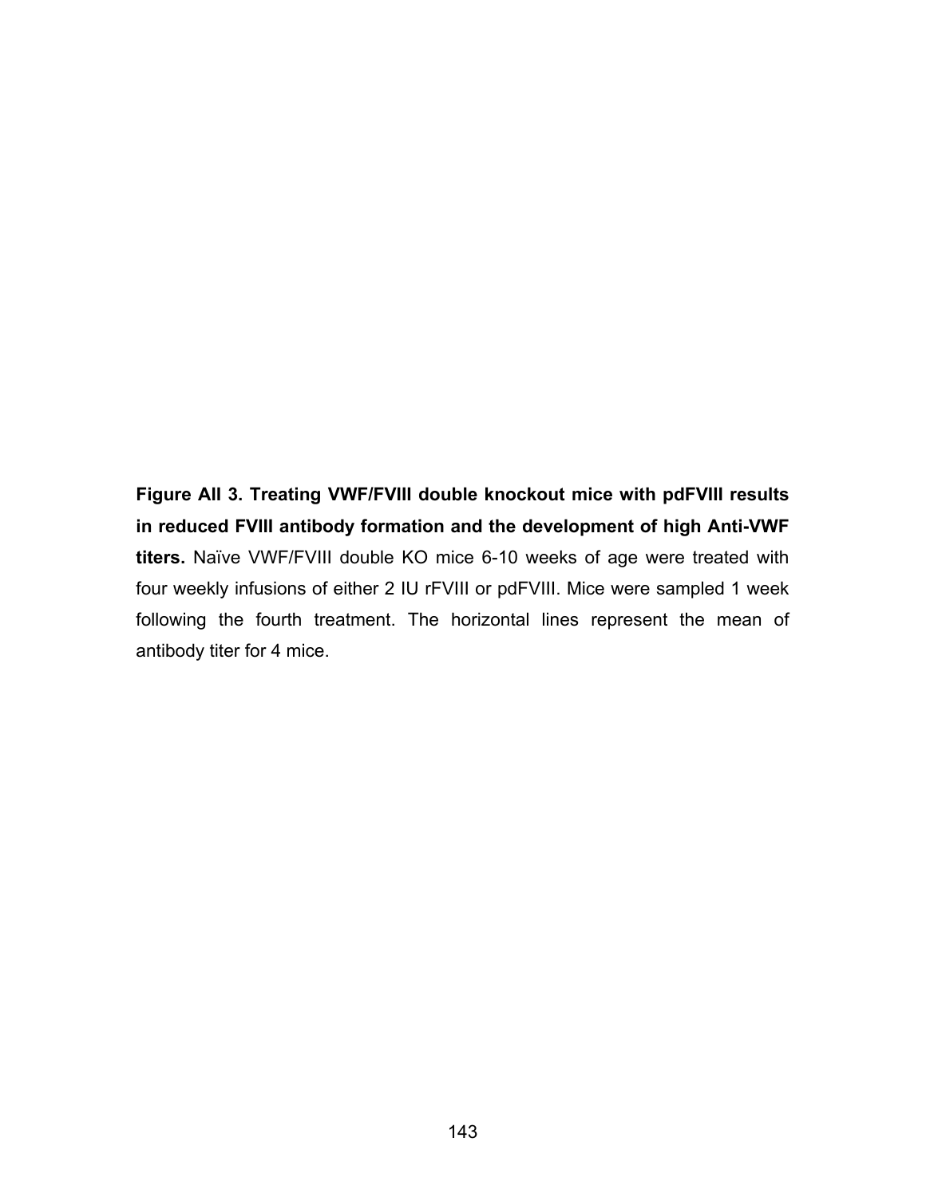**Figure AII 3. Treating VWF/FVIII double knockout mice with pdFVIII results in reduced FVIII antibody formation and the development of high Anti-VWF titers.** Naïve VWF/FVIII double KO mice 6-10 weeks of age were treated with four weekly infusions of either 2 IU rFVIII or pdFVIII. Mice were sampled 1 week following the fourth treatment. The horizontal lines represent the mean of antibody titer for 4 mice.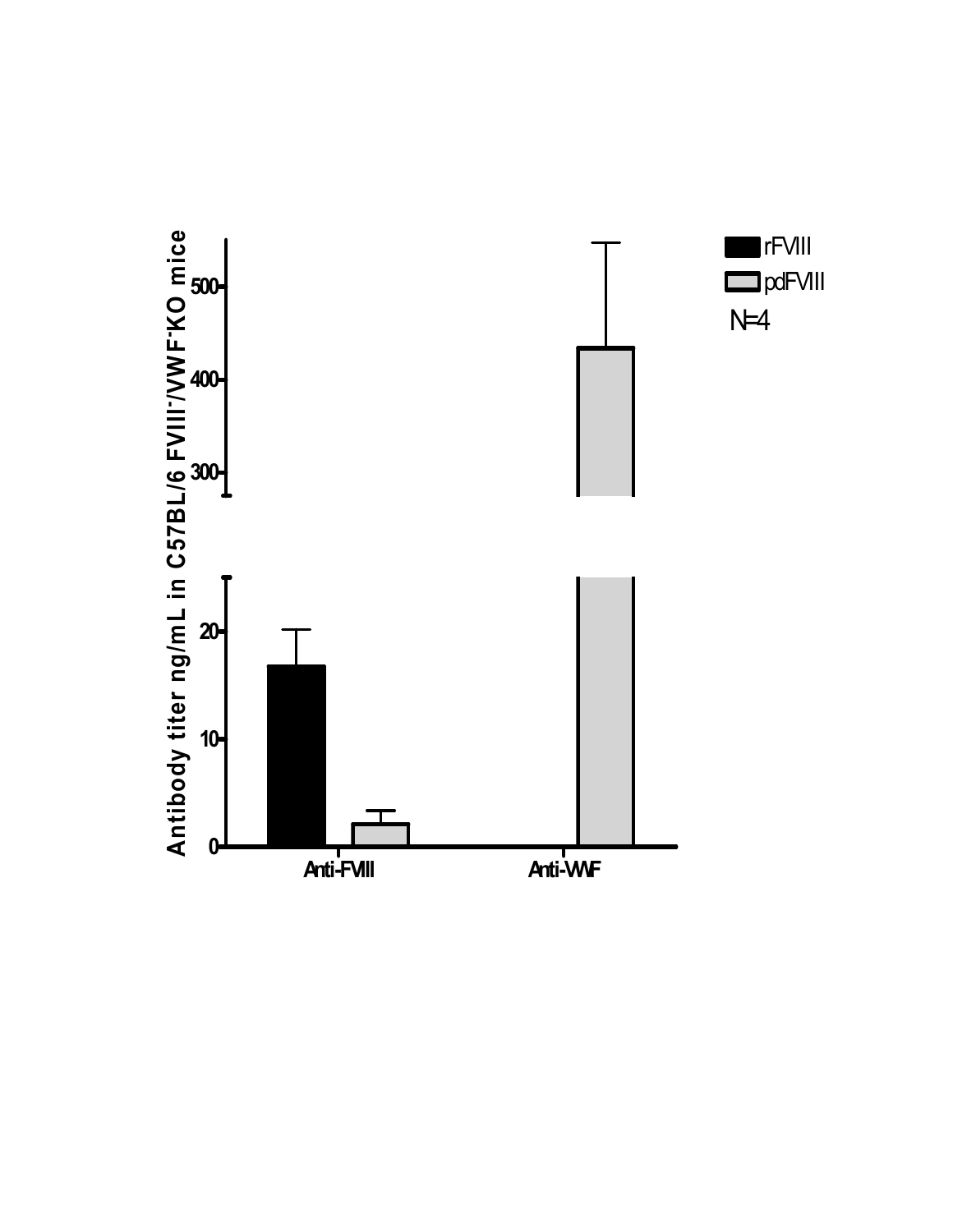Antibody titer ng/mL in C57BL/6 FVIII⁻/VWF⁻KO mice

rFVIII

pdFVIII

N=4

Anti-FVIII

Anti-VWF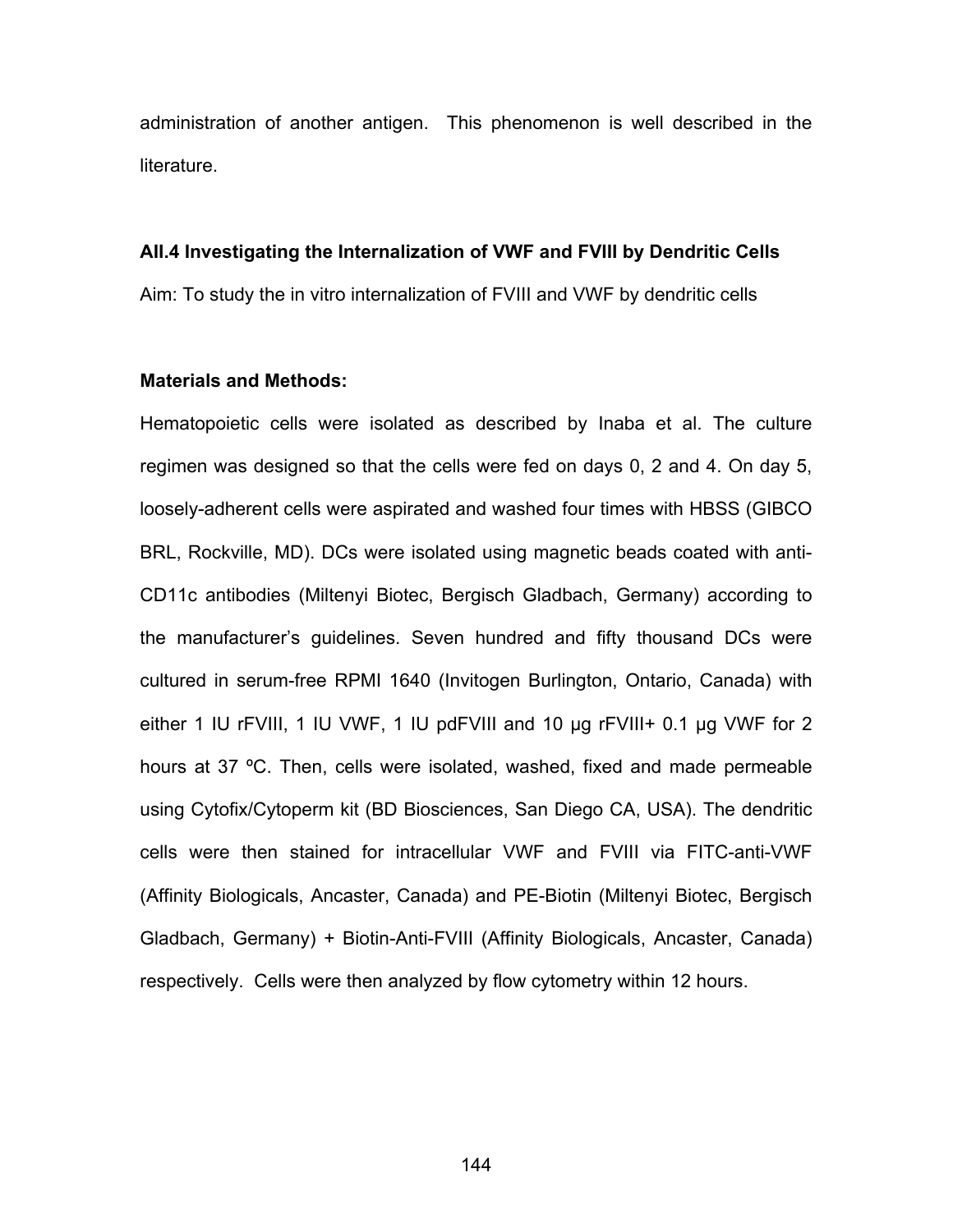administration of another antigen. This phenomenon is well described in the literature.

### AII.4 Investigating the Internalization of VWF and FVIII by Dendritic Cells

Aim: To study the in vitro internalization of FVIII and VWF by dendritic cells

**Materials and Methods:**

Hematopoietic cells were isolated as described by Inaba et al. The culture regimen was designed so that the cells were fed on days 0, 2 and 4. On day 5, loosely-adherent cells were aspirated and washed four times with HBSS (GIBCO BRL, Rockville, MD). DCs were isolated using magnetic beads coated with anti-CD11c antibodies (Miltenyi Biotec, Bergisch Gladbach, Germany) according to the manufacturer's guidelines. Seven hundred and fifty thousand DCs were cultured in serum-free RPMI 1640 (Invitogen Burlington, Ontario, Canada) with either 1 IU rFVIII, 1 IU VWF, 1 IU pdFVIII and 10 µg rFVIII+ 0.1 µg VWF for 2 hours at 37 ºC. Then, cells were isolated, washed, fixed and made permeable using Cytofix/Cytoperm kit (BD Biosciences, San Diego CA, USA). The dendritic cells were then stained for intracellular VWF and FVIII via FITC-anti-VWF (Affinity Biologicals, Ancaster, Canada) and PE-Biotin (Miltenyi Biotec, Bergisch Gladbach, Germany) + Biotin-Anti-FVIII (Affinity Biologicals, Ancaster, Canada) respectively. Cells were then analyzed by flow cytometry within 12 hours.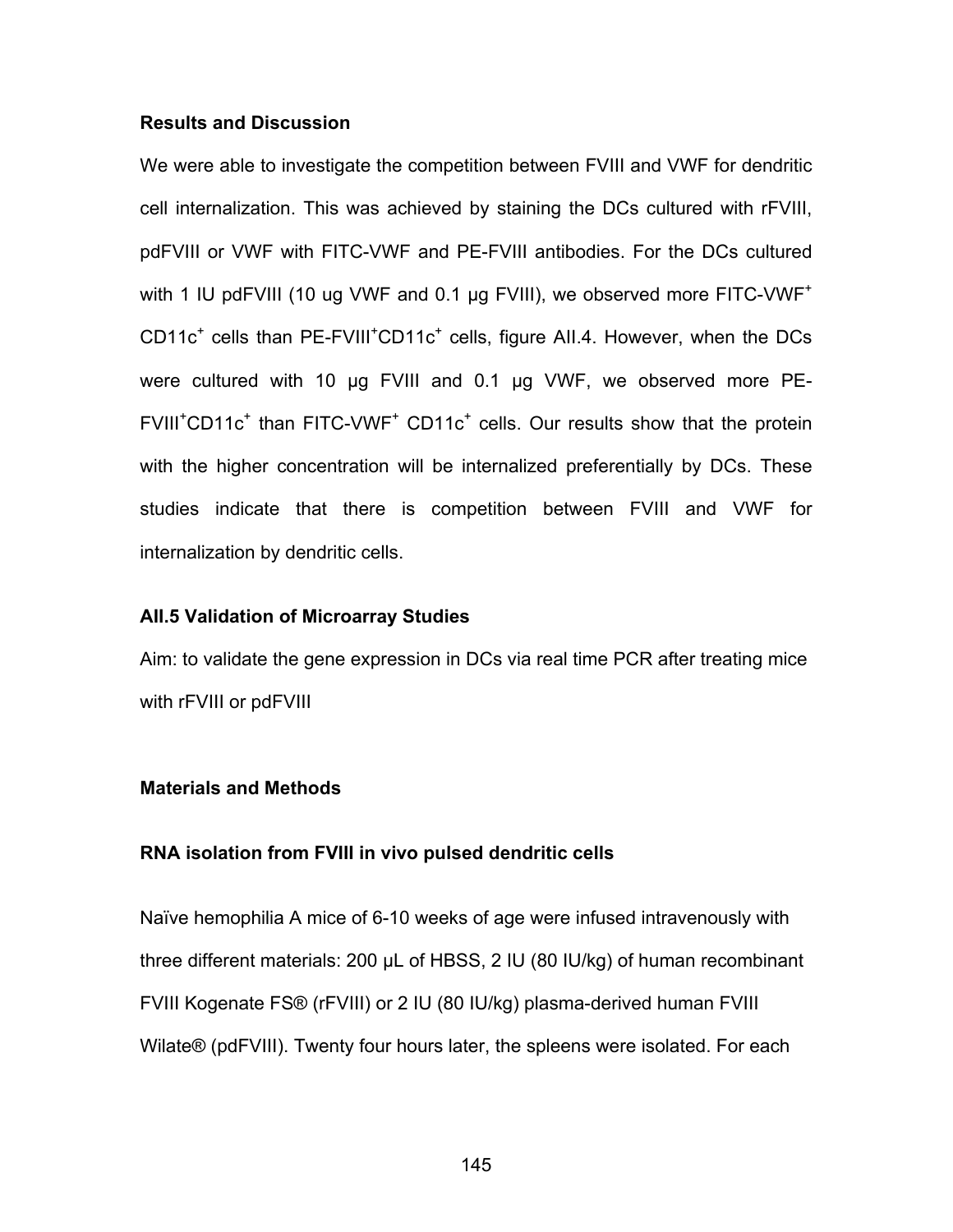**Results and Discussion**

We were able to investigate the competition between FVIII and VWF for dendritic cell internalization. This was achieved by staining the DCs cultured with rFVIII, pdFVIII or VWF with FITC-VWF and PE-FVIII antibodies. For the DCs cultured with 1 IU pdFVIII (10 ug VWF and 0.1 µg FVIII), we observed more FITC-VWF$^+$ CD11c$^+$ cells than PE-FVIII$^+$CD11c$^+$ cells, figure AII.4. However, when the DCs were cultured with 10 µg FVIII and 0.1 µg VWF, we observed more PE-FVIII$^+$CD11c$^+$ than FITC-VWF$^+$ CD11c$^+$ cells. Our results show that the protein with the higher concentration will be internalized preferentially by DCs. These studies indicate that there is competition between FVIII and VWF for internalization by dendritic cells.

**AII.5 Validation of Microarray Studies**

Aim: to validate the gene expression in DCs via real time PCR after treating mice with rFVIII or pdFVIII

**Materials and Methods**

**RNA isolation from FVIII in vivo pulsed dendritic cells**

Naïve hemophilia A mice of 6-10 weeks of age were infused intravenously with three different materials: 200 µL of HBSS, 2 IU (80 IU/kg) of human recombinant FVIII Kogenate FS® (rFVIII) or 2 IU (80 IU/kg) plasma-derived human FVIII Wilate® (pdFVIII). Twenty four hours later, the spleens were isolated. For each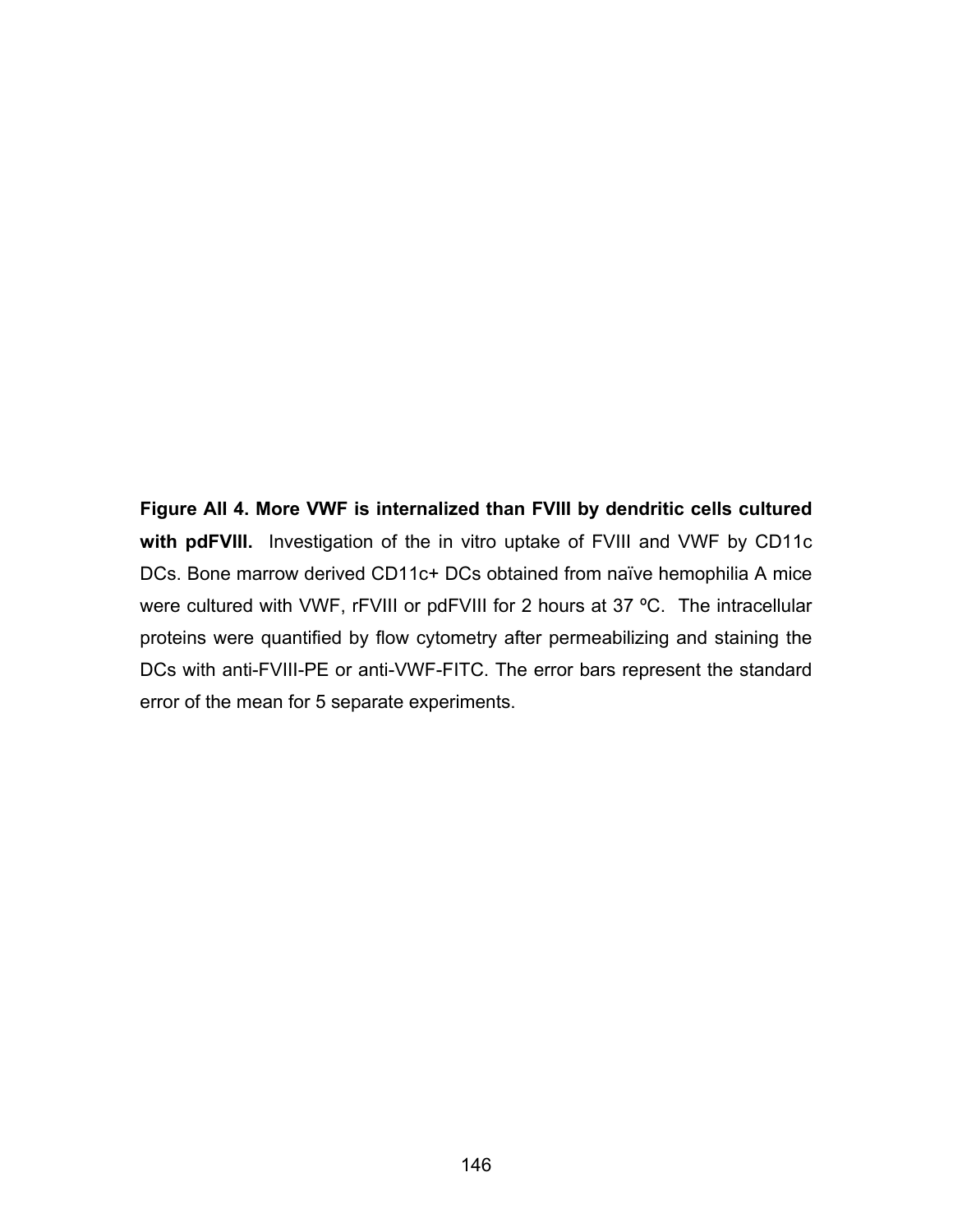**Figure AII 4. More VWF is internalized than FVIII by dendritic cells cultured with pdFVIII.** Investigation of the in vitro uptake of FVIII and VWF by CD11c DCs. Bone marrow derived CD11c+ DCs obtained from naïve hemophilia A mice were cultured with VWF, rFVIII or pdFVIII for 2 hours at 37 ºC. The intracellular proteins were quantified by flow cytometry after permeabilizing and staining the DCs with anti-FVIII-PE or anti-VWF-FITC. The error bars represent the standard error of the mean for 5 separate experiments.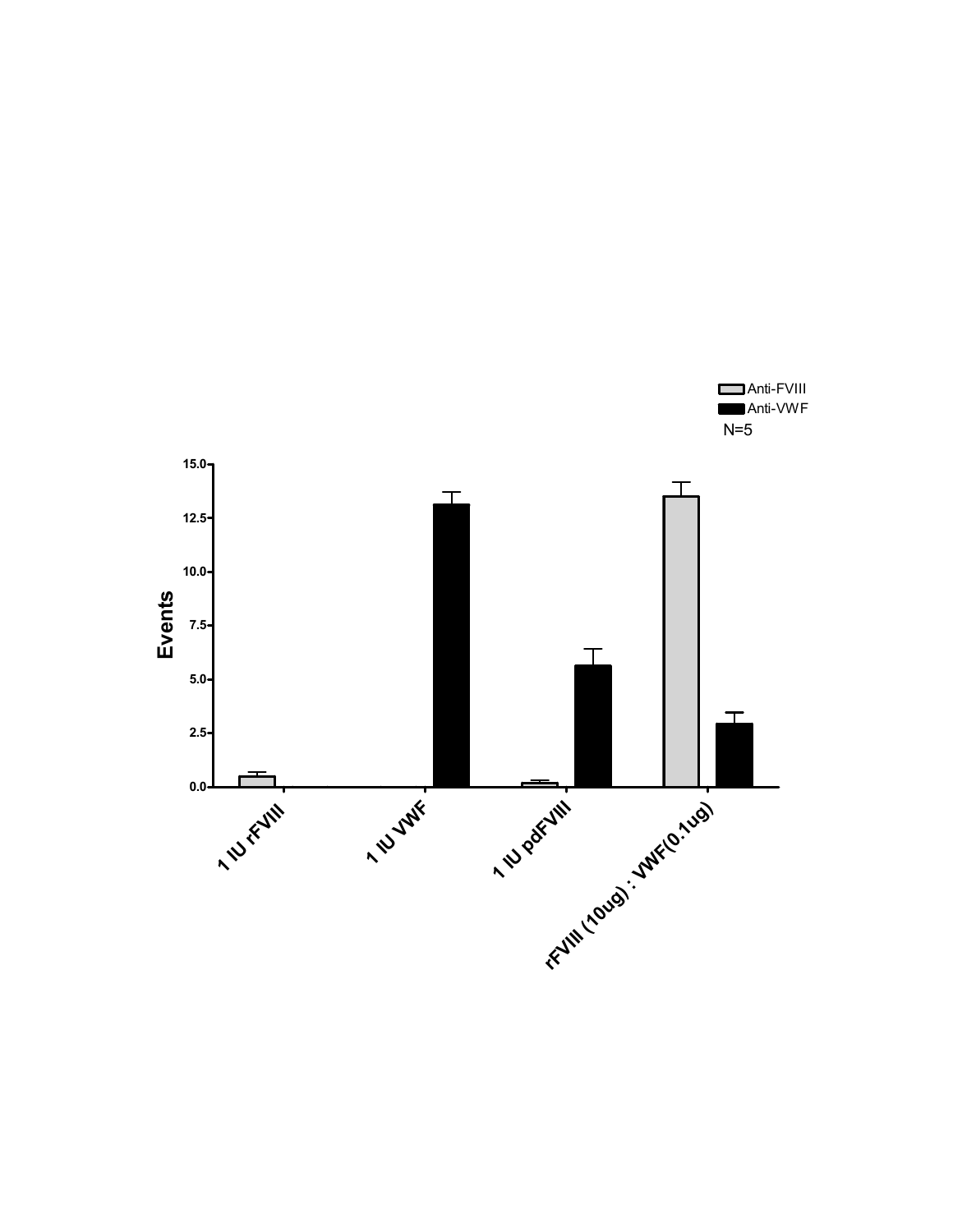Anti-FVIII
Anti-VWF
N=5

Events

15.0
12.5
10.0
7.5
5.0
2.5
0.0

1 IU rFVIII
1 IU VWF
1 IU pdFVIII
rFVIII (10ug) : VWF(0.1ug)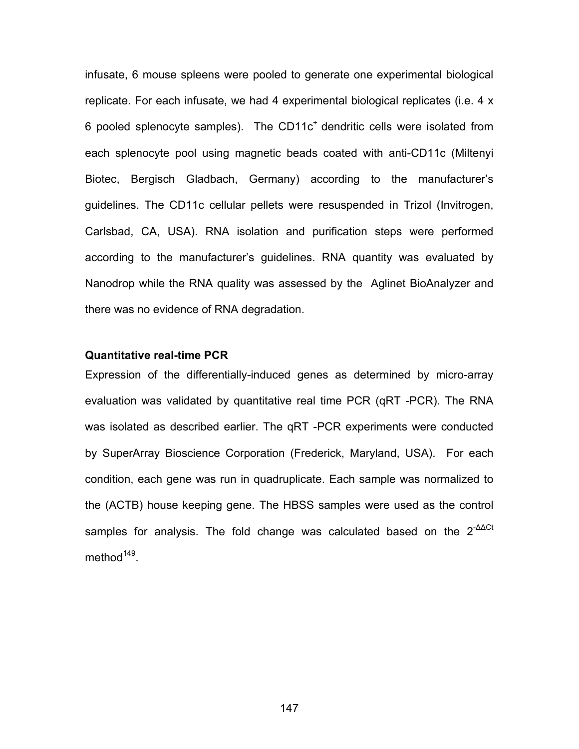infusate, 6 mouse spleens were pooled to generate one experimental biological replicate. For each infusate, we had 4 experimental biological replicates (i.e. 4 x 6 pooled splenocyte samples). The $CD11c^+$ dendritic cells were isolated from each splenocyte pool using magnetic beads coated with anti-CD11c (Miltenyi Biotec, Bergisch Gladbach, Germany) according to the manufacturer's guidelines. The CD11c cellular pellets were resuspended in Trizol (Invitrogen, Carlsbad, CA, USA). RNA isolation and purification steps were performed according to the manufacturer's guidelines. RNA quantity was evaluated by Nanodrop while the RNA quality was assessed by the Aglinet BioAnalyzer and there was no evidence of RNA degradation.

**Quantitative real-time PCR**

Expression of the differentially-induced genes as determined by micro-array evaluation was validated by quantitative real time PCR (qRT -PCR). The RNA was isolated as described earlier. The qRT -PCR experiments were conducted by SuperArray Bioscience Corporation (Frederick, Maryland, USA). For each condition, each gene was run in quadruplicate. Each sample was normalized to the (ACTB) house keeping gene. The HBSS samples were used as the control samples for analysis. The fold change was calculated based on the $2^{-\Delta\Delta Ct}$ method[149].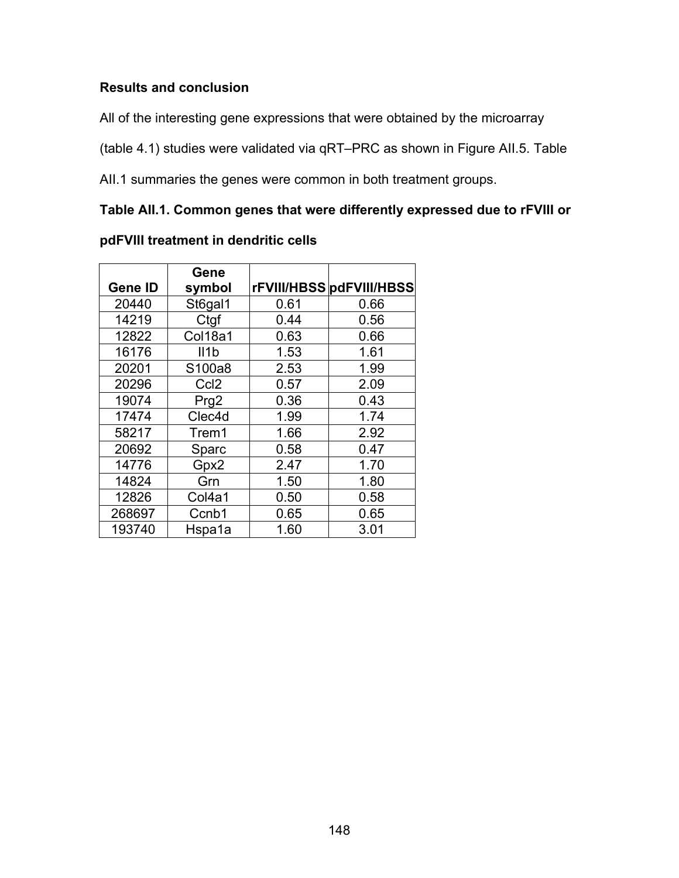**Results and conclusion**

All of the interesting gene expressions that were obtained by the microarray (table 4.1) studies were validated via qRT–PRC as shown in Figure AII.5. Table AII.1 summaries the genes were common in both treatment groups.

**Table AII.1. Common genes that were differently expressed due to rFVIII or pdFVIII treatment in dendritic cells**

| Gene ID | Gene symbol | rFVIII/HBSS | pdFVIII/HBSS |
|---|---|---|---|
| 20440 | St6gal1 | 0.61 | 0.66 |
| 14219 | Ctgf | 0.44 | 0.56 |
| 12822 | Col18a1 | 0.63 | 0.66 |
| 16176 | Il1b | 1.53 | 1.61 |
| 20201 | S100a8 | 2.53 | 1.99 |
| 20296 | Ccl2 | 0.57 | 2.09 |
| 19074 | Prg2 | 0.36 | 0.43 |
| 17474 | Clec4d | 1.99 | 1.74 |
| 58217 | Trem1 | 1.66 | 2.92 |
| 20692 | Sparc | 0.58 | 0.47 |
| 14776 | Gpx2 | 2.47 | 1.70 |
| 14824 | Grn | 1.50 | 1.80 |
| 12826 | Col4a1 | 0.50 | 0.58 |
| 268697 | Ccnb1 | 0.65 | 0.65 |
| 193740 | Hspa1a | 1.60 | 3.01 |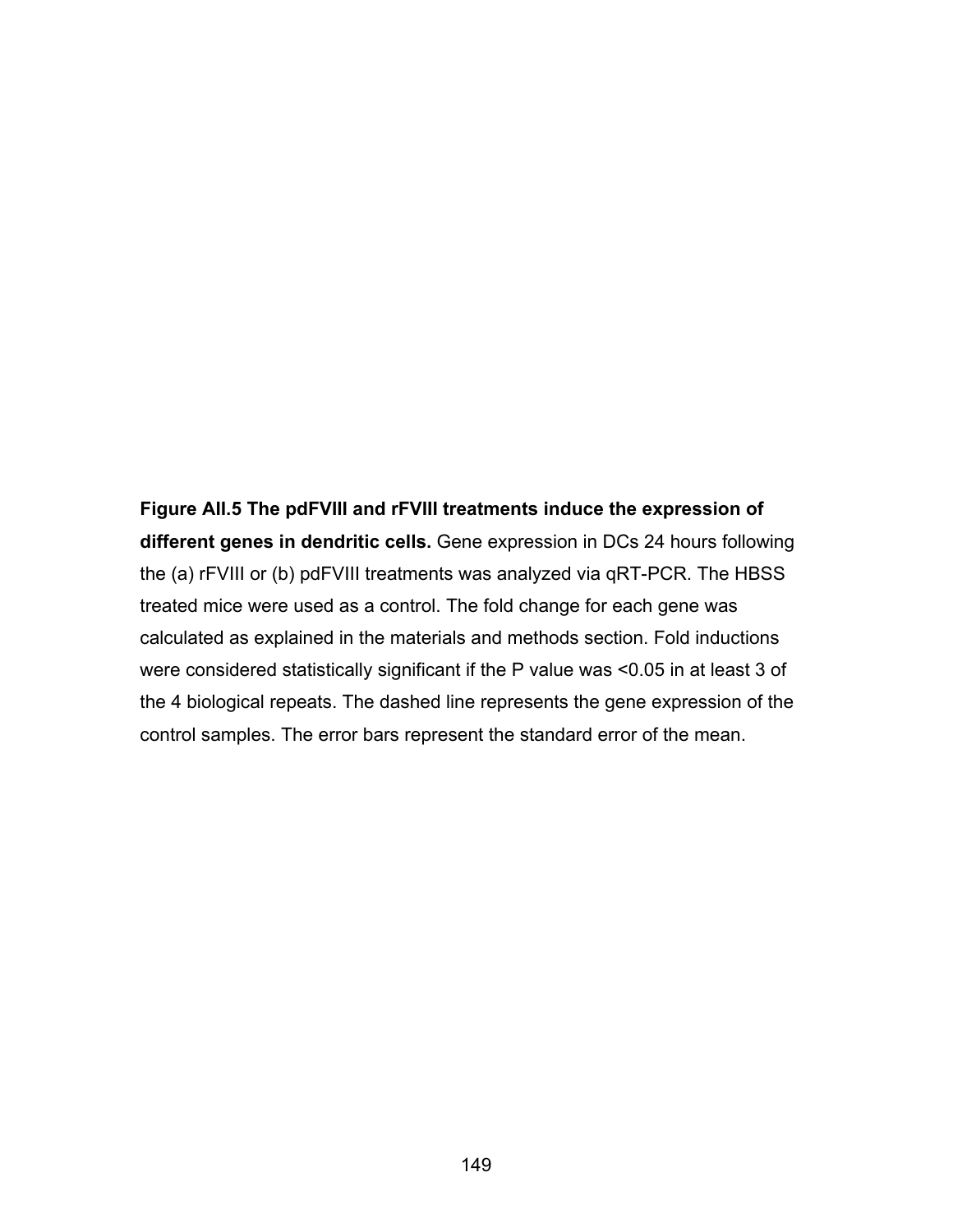**Figure AII.5 The pdFVIII and rFVIII treatments induce the expression of different genes in dendritic cells.** Gene expression in DCs 24 hours following the (a) rFVIII or (b) pdFVIII treatments was analyzed via qRT-PCR. The HBSS treated mice were used as a control. The fold change for each gene was calculated as explained in the materials and methods section. Fold inductions were considered statistically significant if the P value was <0.05 in at least 3 of the 4 biological repeats. The dashed line represents the gene expression of the control samples. The error bars represent the standard error of the mean.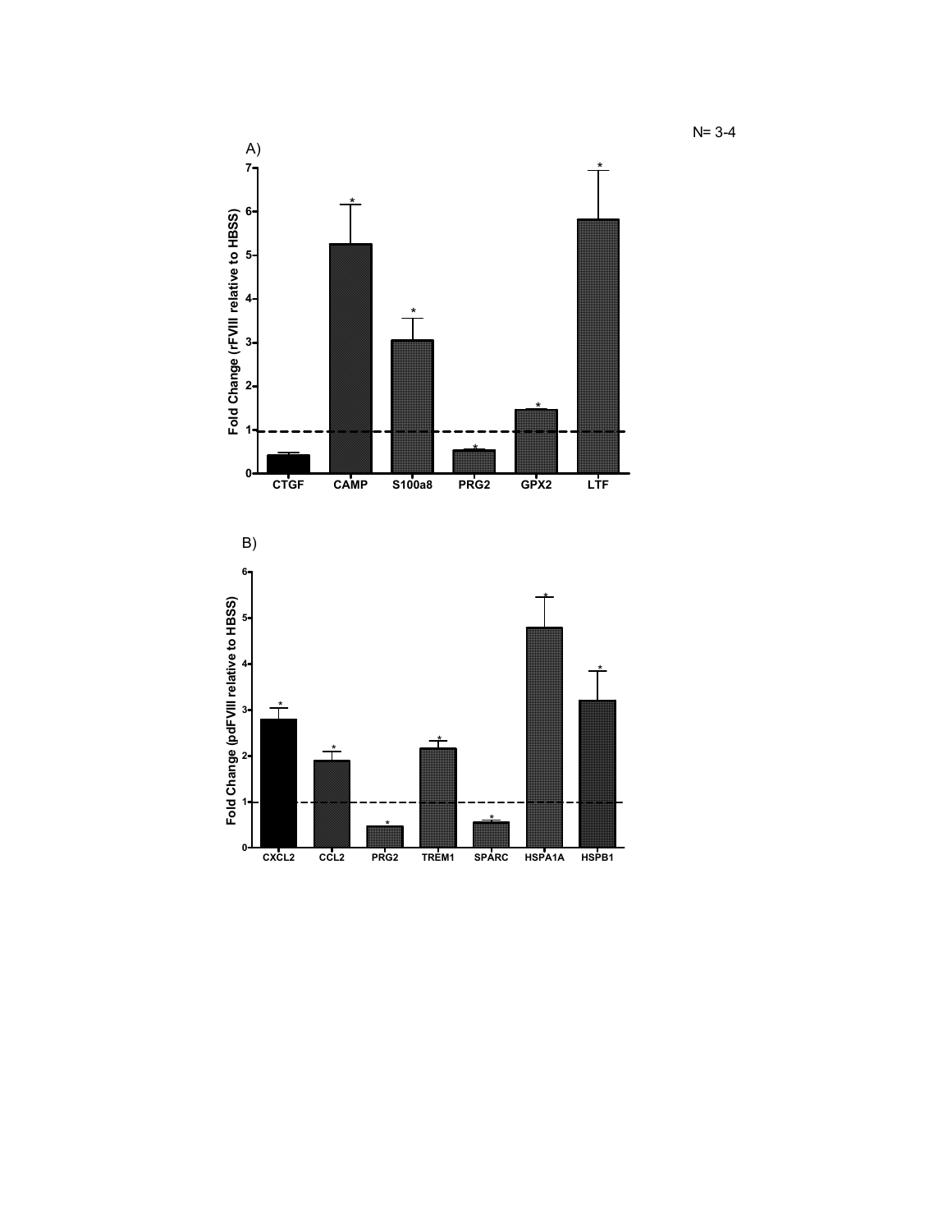N= 3-4

A)

Fold Change (rFVIII relative to HBSS)

0
1
2
3
4
5
6
7

*
*
*
*
*

CTGF
CAMP
S100a8
PRG2
GPX2
LTF

B)

Fold Change (pdFVIII relative to HBSS)

0
1
2
3
4
5
6

*
*
*
*
*
*
*

CXCL2
CCL2
PRG2
TREM1
SPARC
HSPA1A
HSPB1